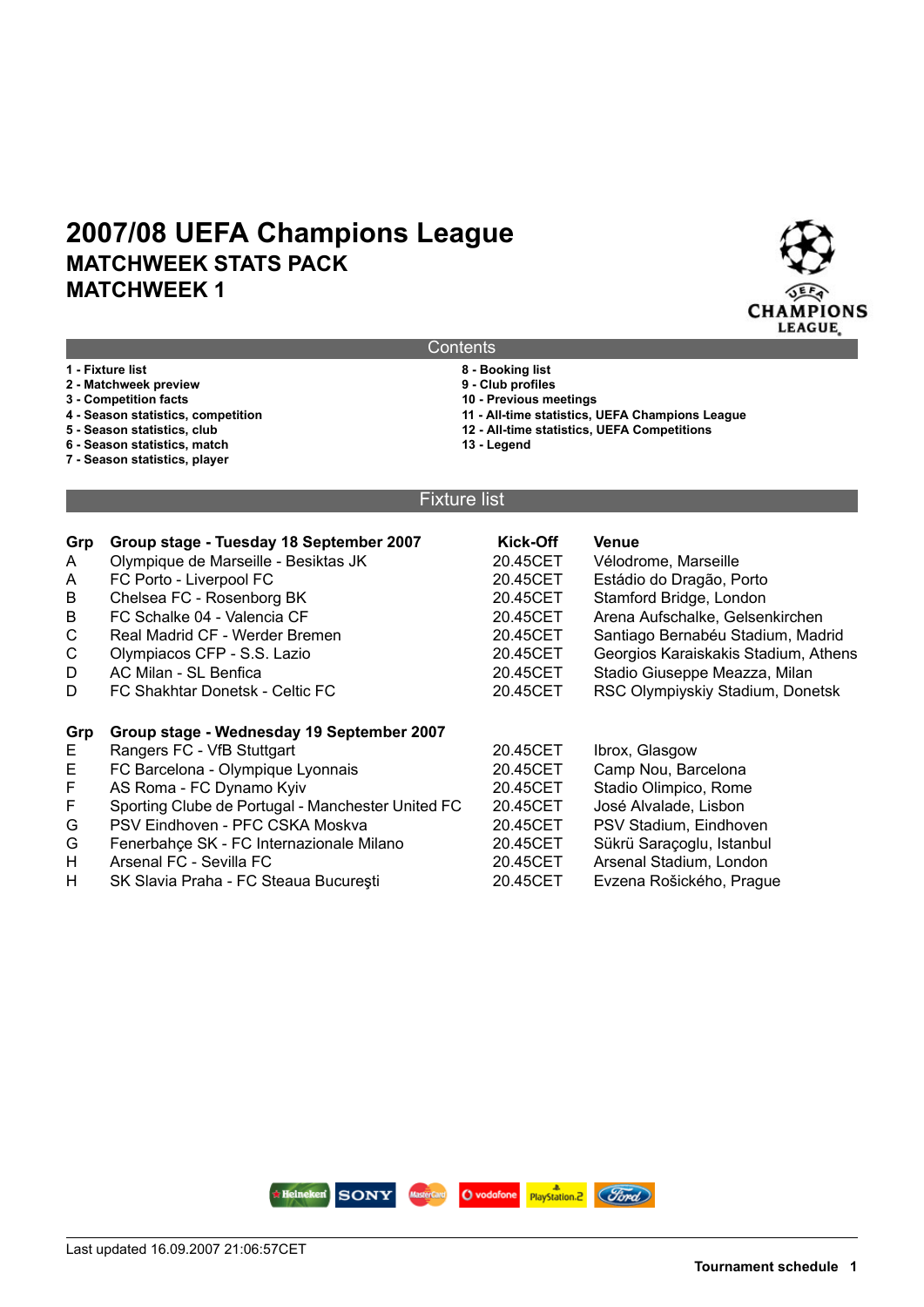# 2007/08 UEFA Champions League

## MATCHWEEK STATS PACK

## MATCHWEEK 1

### Contents

**1 - Fixture list**
**2 - Matchweek preview**
**3 - Competition facts**
**4 - Season statistics, competition**
**5 - Season statistics, club**
**6 - Season statistics, match**
**7 - Season statistics, player**
**8 - Booking list**
**9 - Club profiles**
**10 - Previous meetings**
**11 - All-time statistics, UEFA Champions League**
**12 - All-time statistics, UEFA Competitions**
**13 - Legend**

### Fixture list

| Grp | Group stage - Tuesday 18 September 2007 | Kick-Off | Venue |
|---|---|---|---|
| A | Olympique de Marseille - Besiktas JK | 20.45CET | Vélodrome, Marseille |
| A | FC Porto - Liverpool FC | 20.45CET | Estádio do Dragão, Porto |
| B | Chelsea FC - Rosenborg BK | 20.45CET | Stamford Bridge, London |
| B | FC Schalke 04 - Valencia CF | 20.45CET | Arena Aufschalke, Gelsenkirchen |
| C | Real Madrid CF - Werder Bremen | 20.45CET | Santiago Bernabéu Stadium, Madrid |
| C | Olympiacos CFP - S.S. Lazio | 20.45CET | Georgios Karaiskakis Stadium, Athens |
| D | AC Milan - SL Benfica | 20.45CET | Stadio Giuseppe Meazza, Milan |
| D | FC Shakhtar Donetsk - Celtic FC | 20.45CET | RSC Olympiyskiy Stadium, Donetsk |

| Grp | Group stage - Wednesday 19 September 2007 | Kick-Off | Venue |
|---|---|---|---|
| E | Rangers FC - VfB Stuttgart | 20.45CET | Ibrox, Glasgow |
| E | FC Barcelona - Olympique Lyonnais | 20.45CET | Camp Nou, Barcelona |
| F | AS Roma - FC Dynamo Kyiv | 20.45CET | Stadio Olimpico, Rome |
| F | Sporting Clube de Portugal - Manchester United FC | 20.45CET | José Alvalade, Lisbon |
| G | PSV Eindhoven - PFC CSKA Moskva | 20.45CET | PSV Stadium, Eindhoven |
| G | Fenerbahçe SK - FC Internazionale Milano | 20.45CET | Sükrü Saraçoglu, Istanbul |
| H | Arsenal FC - Sevilla FC | 20.45CET | Arsenal Stadium, London |
| H | SK Slavia Praha - FC Steaua Bucureşti | 20.45CET | Evzena Rošického, Prague |

Last updated 16.09.2007 21:06:57CET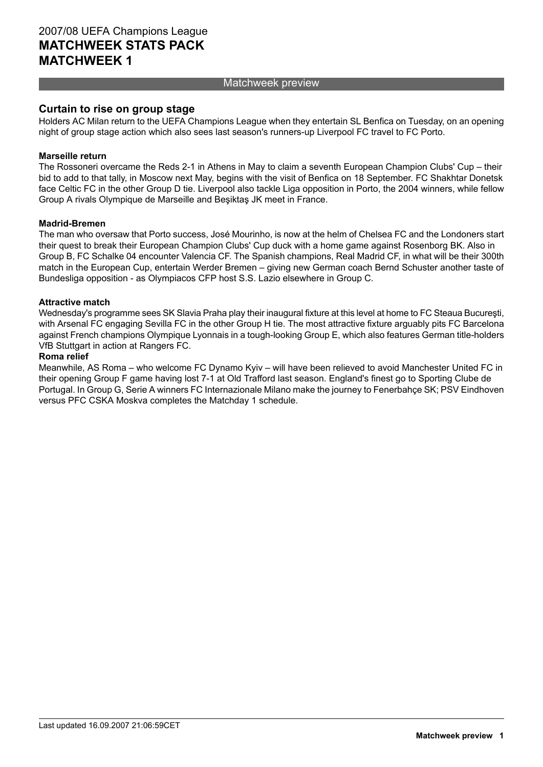# 2007/08 UEFA Champions League
# MATCHWEEK STATS PACK
# MATCHWEEK 1

## Matchweek preview

### Curtain to rise on group stage

Holders AC Milan return to the UEFA Champions League when they entertain SL Benfica on Tuesday, on an opening night of group stage action which also sees last season's runners-up Liverpool FC travel to FC Porto.

**Marseille return**

The Rossoneri overcame the Reds 2-1 in Athens in May to claim a seventh European Champion Clubs' Cup – their bid to add to that tally, in Moscow next May, begins with the visit of Benfica on 18 September. FC Shakhtar Donetsk face Celtic FC in the other Group D tie. Liverpool also tackle Liga opposition in Porto, the 2004 winners, while fellow Group A rivals Olympique de Marseille and Beşiktaş JK meet in France.

**Madrid-Bremen**

The man who oversaw that Porto success, José Mourinho, is now at the helm of Chelsea FC and the Londoners start their quest to break their European Champion Clubs' Cup duck with a home game against Rosenborg BK. Also in Group B, FC Schalke 04 encounter Valencia CF. The Spanish champions, Real Madrid CF, in what will be their 300th match in the European Cup, entertain Werder Bremen – giving new German coach Bernd Schuster another taste of Bundesliga opposition - as Olympiacos CFP host S.S. Lazio elsewhere in Group C.

**Attractive match**

Wednesday's programme sees SK Slavia Praha play their inaugural fixture at this level at home to FC Steaua Bucureşti, with Arsenal FC engaging Sevilla FC in the other Group H tie. The most attractive fixture arguably pits FC Barcelona against French champions Olympique Lyonnais in a tough-looking Group E, which also features German title-holders VfB Stuttgart in action at Rangers FC.

**Roma relief**

Meanwhile, AS Roma – who welcome FC Dynamo Kyiv – will have been relieved to avoid Manchester United FC in their opening Group F game having lost 7-1 at Old Trafford last season. England's finest go to Sporting Clube de Portugal. In Group G, Serie A winners FC Internazionale Milano make the journey to Fenerbahçe SK; PSV Eindhoven versus PFC CSKA Moskva completes the Matchday 1 schedule.

Last updated 16.09.2007 21:06:59CET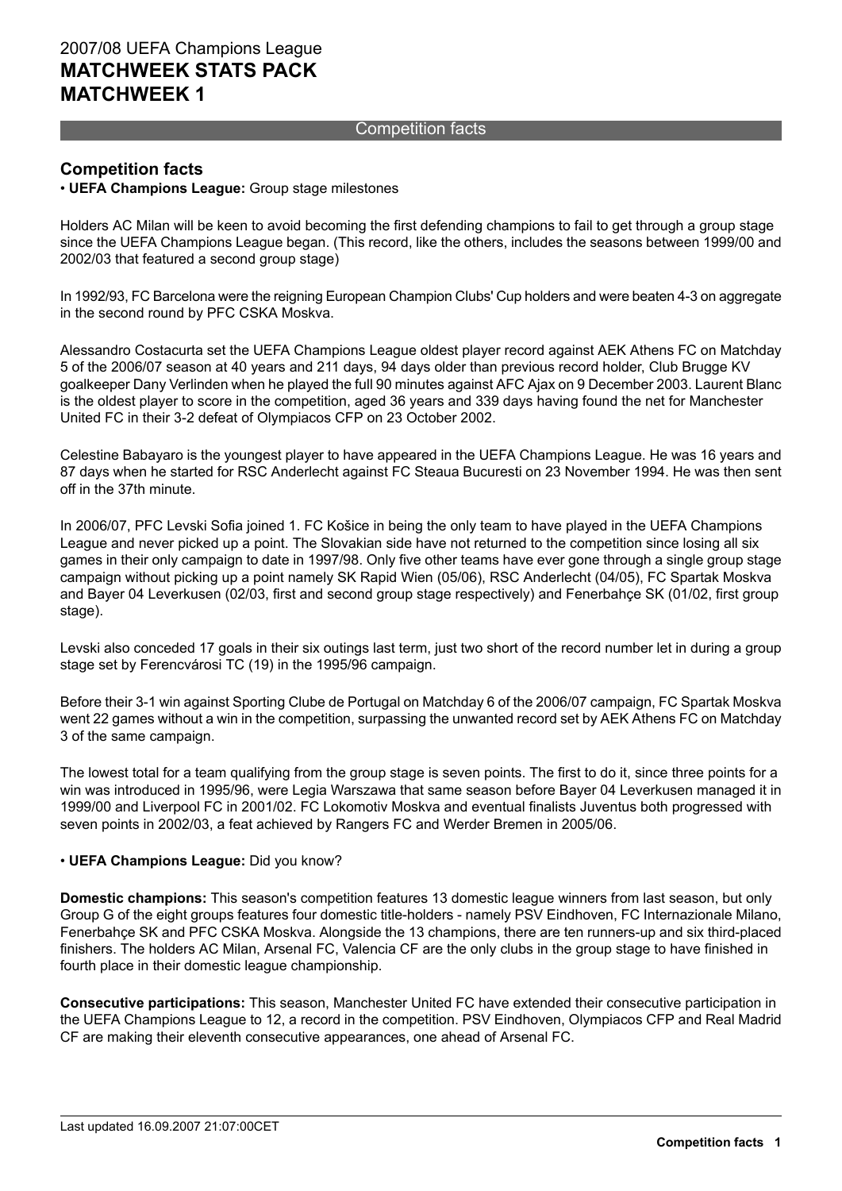# 2007/08 UEFA Champions League
# MATCHWEEK STATS PACK
# MATCHWEEK 1

Competition facts

## Competition facts

• **UEFA Champions League:** Group stage milestones

Holders AC Milan will be keen to avoid becoming the first defending champions to fail to get through a group stage since the UEFA Champions League began. (This record, like the others, includes the seasons between 1999/00 and 2002/03 that featured a second group stage)

In 1992/93, FC Barcelona were the reigning European Champion Clubs' Cup holders and were beaten 4-3 on aggregate in the second round by PFC CSKA Moskva.

Alessandro Costacurta set the UEFA Champions League oldest player record against AEK Athens FC on Matchday 5 of the 2006/07 season at 40 years and 211 days, 94 days older than previous record holder, Club Brugge KV goalkeeper Dany Verlinden when he played the full 90 minutes against AFC Ajax on 9 December 2003. Laurent Blanc is the oldest player to score in the competition, aged 36 years and 339 days having found the net for Manchester United FC in their 3-2 defeat of Olympiacos CFP on 23 October 2002.

Celestine Babayaro is the youngest player to have appeared in the UEFA Champions League. He was 16 years and 87 days when he started for RSC Anderlecht against FC Steaua Bucuresti on 23 November 1994. He was then sent off in the 37th minute.

In 2006/07, PFC Levski Sofia joined 1. FC Košice in being the only team to have played in the UEFA Champions League and never picked up a point. The Slovakian side have not returned to the competition since losing all six games in their only campaign to date in 1997/98. Only five other teams have ever gone through a single group stage campaign without picking up a point namely SK Rapid Wien (05/06), RSC Anderlecht (04/05), FC Spartak Moskva and Bayer 04 Leverkusen (02/03, first and second group stage respectively) and Fenerbahçe SK (01/02, first group stage).

Levski also conceded 17 goals in their six outings last term, just two short of the record number let in during a group stage set by Ferencvárosi TC (19) in the 1995/96 campaign.

Before their 3-1 win against Sporting Clube de Portugal on Matchday 6 of the 2006/07 campaign, FC Spartak Moskva went 22 games without a win in the competition, surpassing the unwanted record set by AEK Athens FC on Matchday 3 of the same campaign.

The lowest total for a team qualifying from the group stage is seven points. The first to do it, since three points for a win was introduced in 1995/96, were Legia Warszawa that same season before Bayer 04 Leverkusen managed it in 1999/00 and Liverpool FC in 2001/02. FC Lokomotiv Moskva and eventual finalists Juventus both progressed with seven points in 2002/03, a feat achieved by Rangers FC and Werder Bremen in 2005/06.

• **UEFA Champions League:** Did you know?

**Domestic champions:** This season's competition features 13 domestic league winners from last season, but only Group G of the eight groups features four domestic title-holders - namely PSV Eindhoven, FC Internazionale Milano, Fenerbahçe SK and PFC CSKA Moskva. Alongside the 13 champions, there are ten runners-up and six third-placed finishers. The holders AC Milan, Arsenal FC, Valencia CF are the only clubs in the group stage to have finished in fourth place in their domestic league championship.

**Consecutive participations:** This season, Manchester United FC have extended their consecutive participation in the UEFA Champions League to 12, a record in the competition. PSV Eindhoven, Olympiacos CFP and Real Madrid CF are making their eleventh consecutive appearances, one ahead of Arsenal FC.

Last updated 16.09.2007 21:07:00CET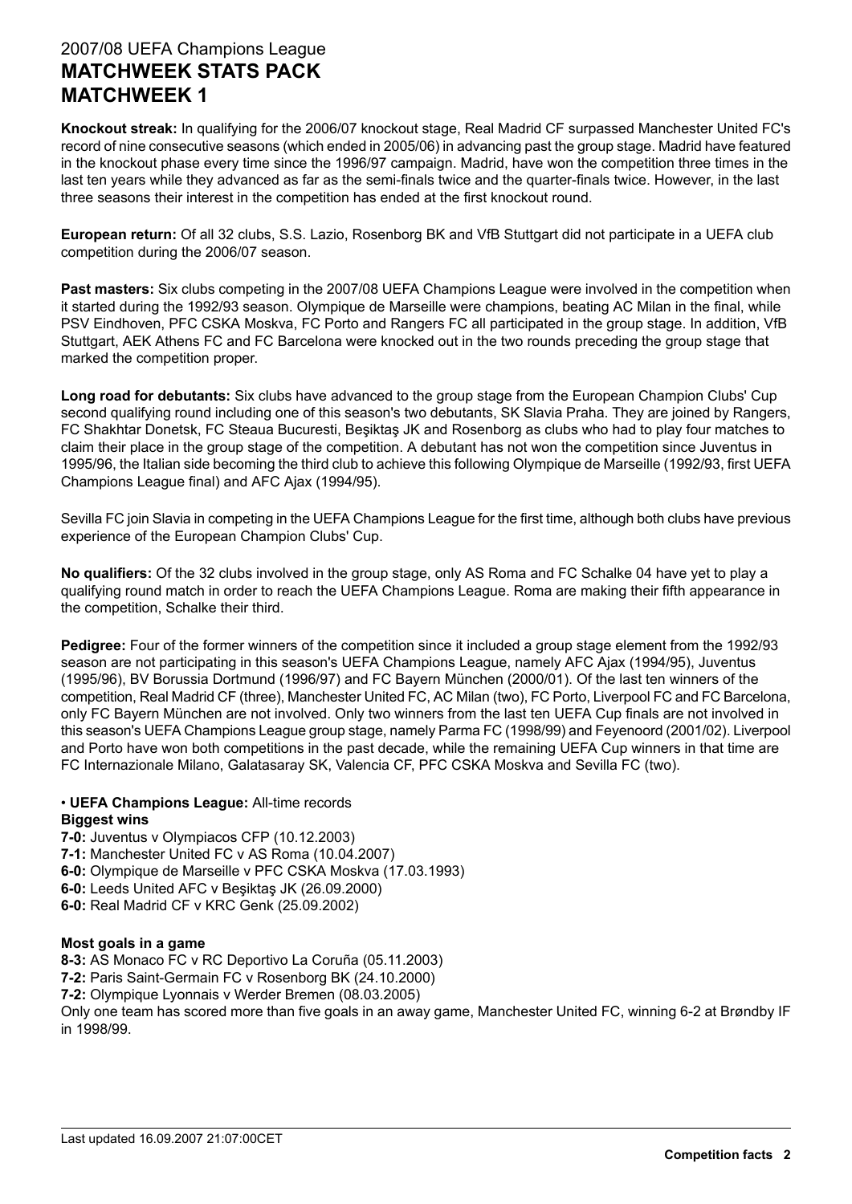# 2007/08 UEFA Champions League
# MATCHWEEK STATS PACK
# MATCHWEEK 1

**Knockout streak:** In qualifying for the 2006/07 knockout stage, Real Madrid CF surpassed Manchester United FC's record of nine consecutive seasons (which ended in 2005/06) in advancing past the group stage. Madrid have featured in the knockout phase every time since the 1996/97 campaign. Madrid, have won the competition three times in the last ten years while they advanced as far as the semi-finals twice and the quarter-finals twice. However, in the last three seasons their interest in the competition has ended at the first knockout round.

**European return:** Of all 32 clubs, S.S. Lazio, Rosenborg BK and VfB Stuttgart did not participate in a UEFA club competition during the 2006/07 season.

**Past masters:** Six clubs competing in the 2007/08 UEFA Champions League were involved in the competition when it started during the 1992/93 season. Olympique de Marseille were champions, beating AC Milan in the final, while PSV Eindhoven, PFC CSKA Moskva, FC Porto and Rangers FC all participated in the group stage. In addition, VfB Stuttgart, AEK Athens FC and FC Barcelona were knocked out in the two rounds preceding the group stage that marked the competition proper.

**Long road for debutants:** Six clubs have advanced to the group stage from the European Champion Clubs' Cup second qualifying round including one of this season's two debutants, SK Slavia Praha. They are joined by Rangers, FC Shakhtar Donetsk, FC Steaua Bucuresti, Beşiktaş JK and Rosenborg as clubs who had to play four matches to claim their place in the group stage of the competition. A debutant has not won the competition since Juventus in 1995/96, the Italian side becoming the third club to achieve this following Olympique de Marseille (1992/93, first UEFA Champions League final) and AFC Ajax (1994/95).

Sevilla FC join Slavia in competing in the UEFA Champions League for the first time, although both clubs have previous experience of the European Champion Clubs' Cup.

**No qualifiers:** Of the 32 clubs involved in the group stage, only AS Roma and FC Schalke 04 have yet to play a qualifying round match in order to reach the UEFA Champions League. Roma are making their fifth appearance in the competition, Schalke their third.

**Pedigree:** Four of the former winners of the competition since it included a group stage element from the 1992/93 season are not participating in this season's UEFA Champions League, namely AFC Ajax (1994/95), Juventus (1995/96), BV Borussia Dortmund (1996/97) and FC Bayern München (2000/01). Of the last ten winners of the competition, Real Madrid CF (three), Manchester United FC, AC Milan (two), FC Porto, Liverpool FC and FC Barcelona, only FC Bayern München are not involved. Only two winners from the last ten UEFA Cup finals are not involved in this season's UEFA Champions League group stage, namely Parma FC (1998/99) and Feyenoord (2001/02). Liverpool and Porto have won both competitions in the past decade, while the remaining UEFA Cup winners in that time are FC Internazionale Milano, Galatasaray SK, Valencia CF, PFC CSKA Moskva and Sevilla FC (two).

• **UEFA Champions League:** All-time records

**Biggest wins**

**7-0:** Juventus v Olympiacos CFP (10.12.2003)
**7-1:** Manchester United FC v AS Roma (10.04.2007)
**6-0:** Olympique de Marseille v PFC CSKA Moskva (17.03.1993)
**6-0:** Leeds United AFC v Beşiktaş JK (26.09.2000)
**6-0:** Real Madrid CF v KRC Genk (25.09.2002)

**Most goals in a game**

**8-3:** AS Monaco FC v RC Deportivo La Coruña (05.11.2003)
**7-2:** Paris Saint-Germain FC v Rosenborg BK (24.10.2000)
**7-2:** Olympique Lyonnais v Werder Bremen (08.03.2005)
Only one team has scored more than five goals in an away game, Manchester United FC, winning 6-2 at Brøndby IF in 1998/99.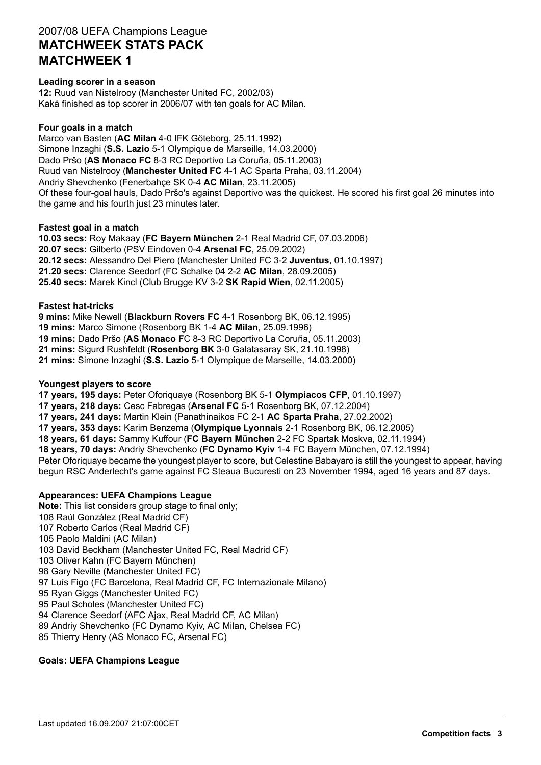# 2007/08 UEFA Champions League
# MATCHWEEK STATS PACK
# MATCHWEEK 1

**Leading scorer in a season**

**12:** Ruud van Nistelrooy (Manchester United FC, 2002/03)
Kaká finished as top scorer in 2006/07 with ten goals for AC Milan.

**Four goals in a match**

Marco van Basten (**AC Milan** 4-0 IFK Göteborg, 25.11.1992)
Simone Inzaghi (**S.S. Lazio** 5-1 Olympique de Marseille, 14.03.2000)
Dado Pršo (**AS Monaco FC** 8-3 RC Deportivo La Coruña, 05.11.2003)
Ruud van Nistelrooy (**Manchester United FC** 4-1 AC Sparta Praha, 03.11.2004)
Andriy Shevchenko (Fenerbahçe SK 0-4 **AC Milan**, 23.11.2005)
Of these four-goal hauls, Dado Pršo's against Deportivo was the quickest. He scored his first goal 26 minutes into the game and his fourth just 23 minutes later.

**Fastest goal in a match**

**10.03 secs:** Roy Makaay (**FC Bayern München** 2-1 Real Madrid CF, 07.03.2006)
**20.07 secs:** Gilberto (PSV Eindoven 0-4 **Arsenal FC**, 25.09.2002)
**20.12 secs:** Alessandro Del Piero (Manchester United FC 3-2 **Juventus**, 01.10.1997)
**21.20 secs:** Clarence Seedorf (FC Schalke 04 2-2 **AC Milan**, 28.09.2005)
**25.40 secs:** Marek Kincl (Club Brugge KV 3-2 **SK Rapid Wien**, 02.11.2005)

**Fastest hat-tricks**

**9 mins:** Mike Newell (**Blackburn Rovers FC** 4-1 Rosenborg BK, 06.12.1995)
**19 mins:** Marco Simone (Rosenborg BK 1-4 **AC Milan**, 25.09.1996)
**19 mins:** Dado Pršo (**AS Monaco F**C 8-3 RC Deportivo La Coruña, 05.11.2003)
**21 mins:** Sigurd Rushfeldt (**Rosenborg BK** 3-0 Galatasaray SK, 21.10.1998)
**21 mins:** Simone Inzaghi (**S.S. Lazio** 5-1 Olympique de Marseille, 14.03.2000)

**Youngest players to score**

**17 years, 195 days:** Peter Oforiquaye (Rosenborg BK 5-1 **Olympiacos CFP**, 01.10.1997)
**17 years, 218 days:** Cesc Fabregas (**Arsenal FC** 5-1 Rosenborg BK, 07.12.2004)
**17 years, 241 days:** Martin Klein (Panathinaikos FC 2-1 **AC Sparta Praha**, 27.02.2002)
**17 years, 353 days:** Karim Benzema (**Olympique Lyonnais** 2-1 Rosenborg BK, 06.12.2005)
**18 years, 61 days:** Sammy Kuffour (**FC Bayern München** 2-2 FC Spartak Moskva, 02.11.1994)
**18 years, 70 days:** Andriy Shevchenko (**FC Dynamo Kyiv** 1-4 FC Bayern München, 07.12.1994)
Peter Oforiquaye became the youngest player to score, but Celestine Babayaro is still the youngest to appear, having begun RSC Anderlecht's game against FC Steaua Bucuresti on 23 November 1994, aged 16 years and 87 days.

**Appearances: UEFA Champions League**

**Note:** This list considers group stage to final only;
108 Raúl González (Real Madrid CF)
107 Roberto Carlos (Real Madrid CF)
105 Paolo Maldini (AC Milan)
103 David Beckham (Manchester United FC, Real Madrid CF)
103 Oliver Kahn (FC Bayern München)
98 Gary Neville (Manchester United FC)
97 Luís Figo (FC Barcelona, Real Madrid CF, FC Internazionale Milano)
95 Ryan Giggs (Manchester United FC)
95 Paul Scholes (Manchester United FC)
94 Clarence Seedorf (AFC Ajax, Real Madrid CF, AC Milan)
89 Andriy Shevchenko (FC Dynamo Kyiv, AC Milan, Chelsea FC)
85 Thierry Henry (AS Monaco FC, Arsenal FC)

**Goals: UEFA Champions League**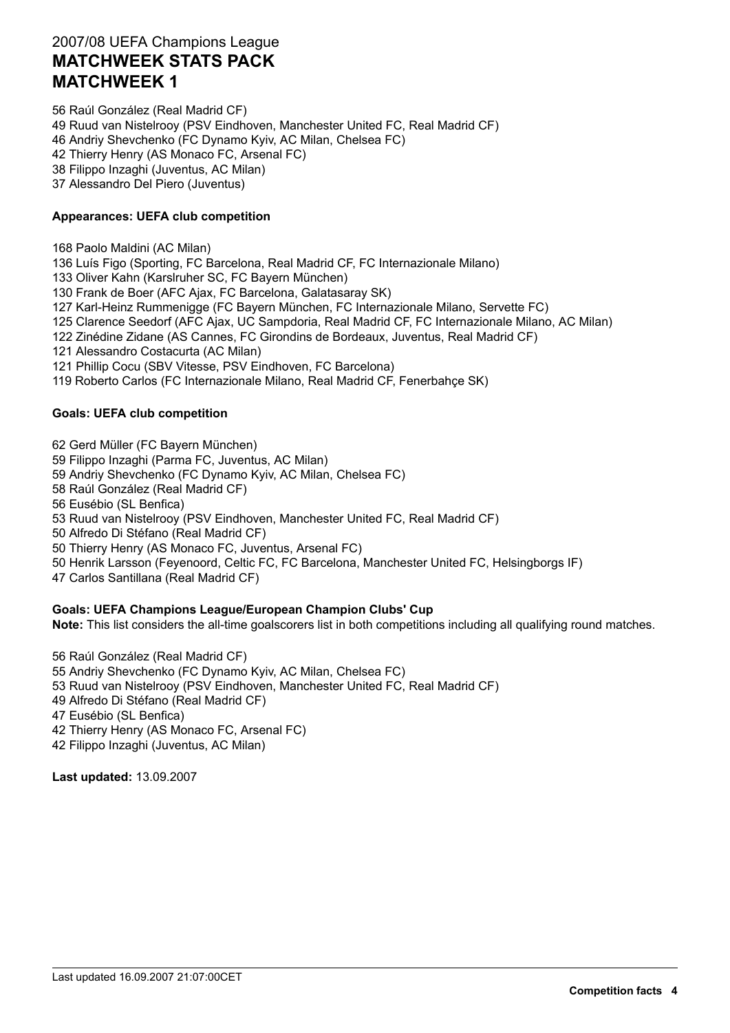# 2007/08 UEFA Champions League
# MATCHWEEK STATS PACK
# MATCHWEEK 1

56 Raúl González (Real Madrid CF)
49 Ruud van Nistelrooy (PSV Eindhoven, Manchester United FC, Real Madrid CF)
46 Andriy Shevchenko (FC Dynamo Kyiv, AC Milan, Chelsea FC)
42 Thierry Henry (AS Monaco FC, Arsenal FC)
38 Filippo Inzaghi (Juventus, AC Milan)
37 Alessandro Del Piero (Juventus)

**Appearances: UEFA club competition**

168 Paolo Maldini (AC Milan)
136 Luís Figo (Sporting, FC Barcelona, Real Madrid CF, FC Internazionale Milano)
133 Oliver Kahn (Karslruher SC, FC Bayern München)
130 Frank de Boer (AFC Ajax, FC Barcelona, Galatasaray SK)
127 Karl-Heinz Rummenigge (FC Bayern München, FC Internazionale Milano, Servette FC)
125 Clarence Seedorf (AFC Ajax, UC Sampdoria, Real Madrid CF, FC Internazionale Milano, AC Milan)
122 Zinédine Zidane (AS Cannes, FC Girondins de Bordeaux, Juventus, Real Madrid CF)
121 Alessandro Costacurta (AC Milan)
121 Phillip Cocu (SBV Vitesse, PSV Eindhoven, FC Barcelona)
119 Roberto Carlos (FC Internazionale Milano, Real Madrid CF, Fenerbahçe SK)

**Goals: UEFA club competition**

62 Gerd Müller (FC Bayern München)
59 Filippo Inzaghi (Parma FC, Juventus, AC Milan)
59 Andriy Shevchenko (FC Dynamo Kyiv, AC Milan, Chelsea FC)
58 Raúl González (Real Madrid CF)
56 Eusébio (SL Benfica)
53 Ruud van Nistelrooy (PSV Eindhoven, Manchester United FC, Real Madrid CF)
50 Alfredo Di Stéfano (Real Madrid CF)
50 Thierry Henry (AS Monaco FC, Juventus, Arsenal FC)
50 Henrik Larsson (Feyenoord, Celtic FC, FC Barcelona, Manchester United FC, Helsingborgs IF)
47 Carlos Santillana (Real Madrid CF)

**Goals: UEFA Champions League/European Champion Clubs' Cup**
**Note:** This list considers the all-time goalscorers list in both competitions including all qualifying round matches.

56 Raúl González (Real Madrid CF)
55 Andriy Shevchenko (FC Dynamo Kyiv, AC Milan, Chelsea FC)
53 Ruud van Nistelrooy (PSV Eindhoven, Manchester United FC, Real Madrid CF)
49 Alfredo Di Stéfano (Real Madrid CF)
47 Eusébio (SL Benfica)
42 Thierry Henry (AS Monaco FC, Arsenal FC)
42 Filippo Inzaghi (Juventus, AC Milan)

**Last updated:** 13.09.2007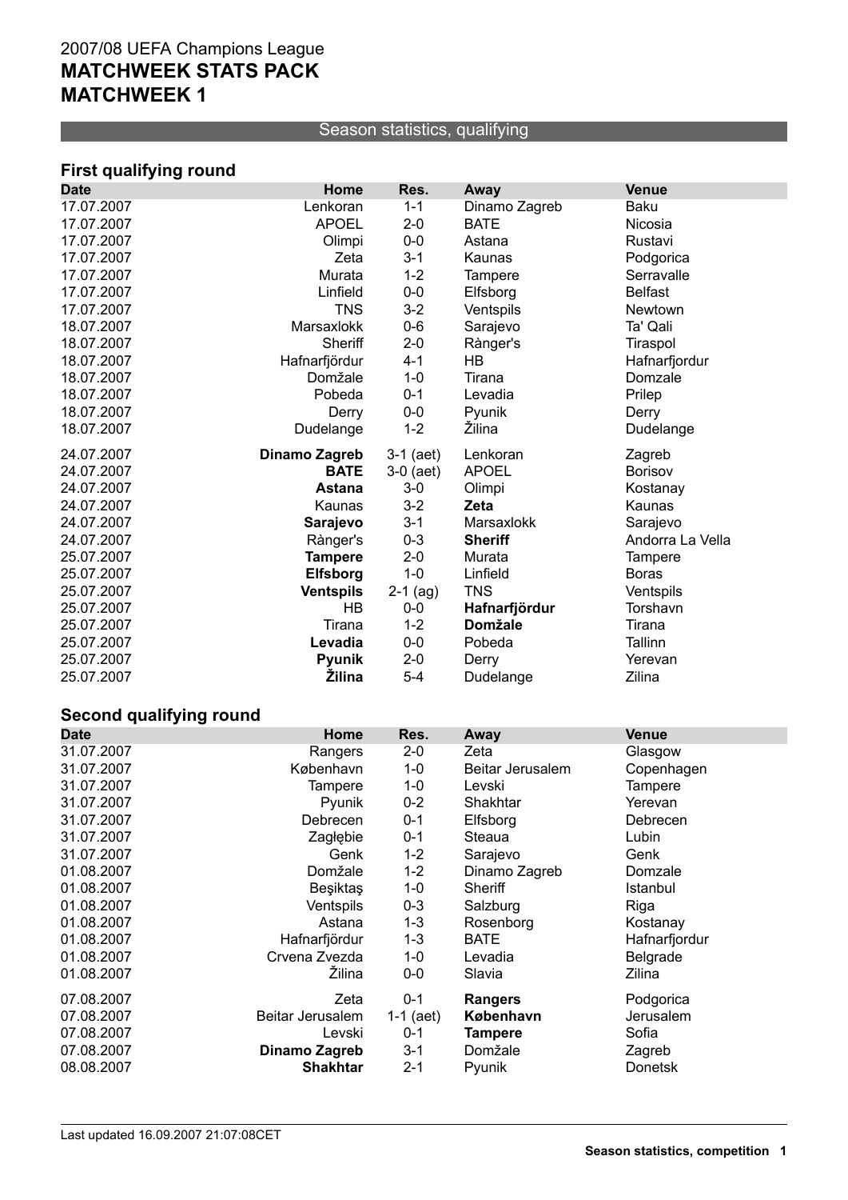# 2007/08 UEFA Champions League
# MATCHWEEK STATS PACK
# MATCHWEEK 1

## Season statistics, qualifying

### First qualifying round

| Date | Home | Res. | Away | Venue |
|---|---|---|---|---|
| 17.07.2007 | Lenkoran | 1-1 | Dinamo Zagreb | Baku |
| 17.07.2007 | APOEL | 2-0 | BATE | Nicosia |
| 17.07.2007 | Olimpi | 0-0 | Astana | Rustavi |
| 17.07.2007 | Zeta | 3-1 | Kaunas | Podgorica |
| 17.07.2007 | Murata | 1-2 | Tampere | Serravalle |
| 17.07.2007 | Linfield | 0-0 | Elfsborg | Belfast |
| 17.07.2007 | TNS | 3-2 | Ventspils | Newtown |
| 18.07.2007 | Marsaxlokk | 0-6 | Sarajevo | Ta' Qali |
| 18.07.2007 | Sheriff | 2-0 | Rànger's | Tiraspol |
| 18.07.2007 | Hafnarfjördur | 4-1 | HB | Hafnarfjordur |
| 18.07.2007 | Domžale | 1-0 | Tirana | Domzale |
| 18.07.2007 | Pobeda | 0-1 | Levadia | Prilep |
| 18.07.2007 | Derry | 0-0 | Pyunik | Derry |
| 18.07.2007 | Dudelange | 1-2 | Žilina | Dudelange |
| 24.07.2007 | **Dinamo Zagreb** | 3-1 (aet) | Lenkoran | Zagreb |
| 24.07.2007 | **BATE** | 3-0 (aet) | APOEL | Borisov |
| 24.07.2007 | **Astana** | 3-0 | Olimpi | Kostanay |
| 24.07.2007 | Kaunas | 3-2 | **Zeta** | Kaunas |
| 24.07.2007 | **Sarajevo** | 3-1 | Marsaxlokk | Sarajevo |
| 24.07.2007 | Rànger's | 0-3 | **Sheriff** | Andorra La Vella |
| 25.07.2007 | **Tampere** | 2-0 | Murata | Tampere |
| 25.07.2007 | **Elfsborg** | 1-0 | Linfield | Boras |
| 25.07.2007 | **Ventspils** | 2-1 (ag) | TNS | Ventspils |
| 25.07.2007 | HB | 0-0 | **Hafnarfjördur** | Torshavn |
| 25.07.2007 | Tirana | 1-2 | **Domžale** | Tirana |
| 25.07.2007 | **Levadia** | 0-0 | Pobeda | Tallinn |
| 25.07.2007 | **Pyunik** | 2-0 | Derry | Yerevan |
| 25.07.2007 | **Žilina** | 5-4 | Dudelange | Zilina |

### Second qualifying round

| Date | Home | Res. | Away | Venue |
|---|---|---|---|---|
| 31.07.2007 | Rangers | 2-0 | Zeta | Glasgow |
| 31.07.2007 | København | 1-0 | Beitar Jerusalem | Copenhagen |
| 31.07.2007 | Tampere | 1-0 | Levski | Tampere |
| 31.07.2007 | Pyunik | 0-2 | Shakhtar | Yerevan |
| 31.07.2007 | Debrecen | 0-1 | Elfsborg | Debrecen |
| 31.07.2007 | Zagłębie | 0-1 | Steaua | Lubin |
| 31.07.2007 | Genk | 1-2 | Sarajevo | Genk |
| 01.08.2007 | Domžale | 1-2 | Dinamo Zagreb | Domzale |
| 01.08.2007 | Beşiktaş | 1-0 | Sheriff | Istanbul |
| 01.08.2007 | Ventspils | 0-3 | Salzburg | Riga |
| 01.08.2007 | Astana | 1-3 | Rosenborg | Kostanay |
| 01.08.2007 | Hafnarfjördur | 1-3 | BATE | Hafnarfjordur |
| 01.08.2007 | Crvena Zvezda | 1-0 | Levadia | Belgrade |
| 01.08.2007 | Žilina | 0-0 | Slavia | Zilina |
| 07.08.2007 | Zeta | 0-1 | **Rangers** | Podgorica |
| 07.08.2007 | Beitar Jerusalem | 1-1 (aet) | **København** | Jerusalem |
| 07.08.2007 | Levski | 0-1 | **Tampere** | Sofia |
| 07.08.2007 | **Dinamo Zagreb** | 3-1 | Domžale | Zagreb |
| 08.08.2007 | **Shakhtar** | 2-1 | Pyunik | Donetsk |

Last updated 16.09.2007 21:07:08CET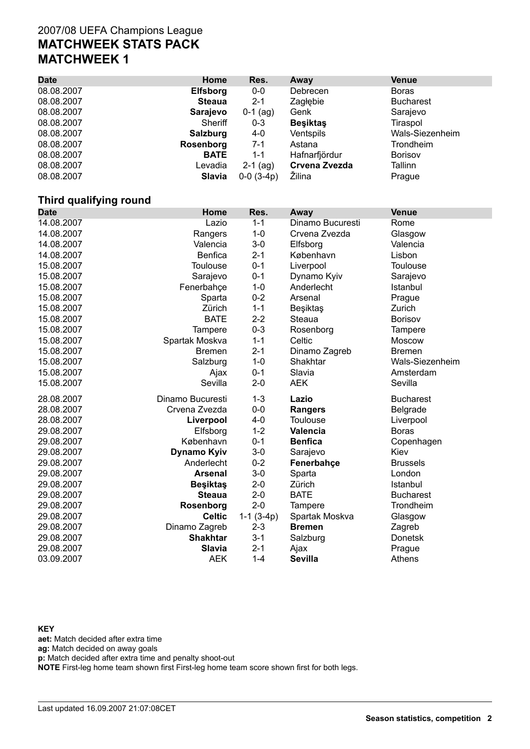2007/08 UEFA Champions League

# MATCHWEEK STATS PACK

# MATCHWEEK 1

| Date | Home | Res. | Away | Venue |
|---|---|---|---|---|
| 08.08.2007 | **Elfsborg** | 0-0 | Debrecen | Boras |
| 08.08.2007 | **Steaua** | 2-1 | Zagłębie | Bucharest |
| 08.08.2007 | **Sarajevo** | 0-1 (ag) | Genk | Sarajevo |
| 08.08.2007 | Sheriff | 0-3 | **Beşiktaş** | Tiraspol |
| 08.08.2007 | **Salzburg** | 4-0 | Ventspils | Wals-Siezenheim |
| 08.08.2007 | **Rosenborg** | 7-1 | Astana | Trondheim |
| 08.08.2007 | **BATE** | 1-1 | Hafnarfjördur | Borisov |
| 08.08.2007 | Levadia | 2-1 (ag) | **Crvena Zvezda** | Tallinn |
| 08.08.2007 | **Slavia** | 0-0 (3-4p) | Žilina | Prague |

## Third qualifying round

| Date | Home | Res. | Away | Venue |
|---|---|---|---|---|
| 14.08.2007 | Lazio | 1-1 | Dinamo Bucuresti | Rome |
| 14.08.2007 | Rangers | 1-0 | Crvena Zvezda | Glasgow |
| 14.08.2007 | Valencia | 3-0 | Elfsborg | Valencia |
| 14.08.2007 | Benfica | 2-1 | København | Lisbon |
| 15.08.2007 | Toulouse | 0-1 | Liverpool | Toulouse |
| 15.08.2007 | Sarajevo | 0-1 | Dynamo Kyiv | Sarajevo |
| 15.08.2007 | Fenerbahçe | 1-0 | Anderlecht | Istanbul |
| 15.08.2007 | Sparta | 0-2 | Arsenal | Prague |
| 15.08.2007 | Zürich | 1-1 | Beşiktaş | Zurich |
| 15.08.2007 | BATE | 2-2 | Steaua | Borisov |
| 15.08.2007 | Tampere | 0-3 | Rosenborg | Tampere |
| 15.08.2007 | Spartak Moskva | 1-1 | Celtic | Moscow |
| 15.08.2007 | Bremen | 2-1 | Dinamo Zagreb | Bremen |
| 15.08.2007 | Salzburg | 1-0 | Shakhtar | Wals-Siezenheim |
| 15.08.2007 | Ajax | 0-1 | Slavia | Amsterdam |
| 15.08.2007 | Sevilla | 2-0 | AEK | Sevilla |
| 28.08.2007 | Dinamo Bucuresti | 1-3 | **Lazio** | Bucharest |
| 28.08.2007 | Crvena Zvezda | 0-0 | **Rangers** | Belgrade |
| 28.08.2007 | **Liverpool** | 4-0 | Toulouse | Liverpool |
| 29.08.2007 | Elfsborg | 1-2 | **Valencia** | Boras |
| 29.08.2007 | København | 0-1 | **Benfica** | Copenhagen |
| 29.08.2007 | **Dynamo Kyiv** | 3-0 | Sarajevo | Kiev |
| 29.08.2007 | Anderlecht | 0-2 | **Fenerbahçe** | Brussels |
| 29.08.2007 | **Arsenal** | 3-0 | Sparta | London |
| 29.08.2007 | **Beşiktaş** | 2-0 | Zürich | Istanbul |
| 29.08.2007 | **Steaua** | 2-0 | BATE | Bucharest |
| 29.08.2007 | **Rosenborg** | 2-0 | Tampere | Trondheim |
| 29.08.2007 | **Celtic** | 1-1 (3-4p) | Spartak Moskva | Glasgow |
| 29.08.2007 | Dinamo Zagreb | 2-3 | **Bremen** | Zagreb |
| 29.08.2007 | **Shakhtar** | 3-1 | Salzburg | Donetsk |
| 29.08.2007 | **Slavia** | 2-1 | Ajax | Prague |
| 03.09.2007 | AEK | 1-4 | **Sevilla** | Athens |

**KEY**

**aet:** Match decided after extra time

**ag:** Match decided on away goals

**p:** Match decided after extra time and penalty shoot-out

**NOTE** First-leg home team shown first First-leg home team score shown first for both legs.

Last updated 16.09.2007 21:07:08CET

**Season statistics, competition**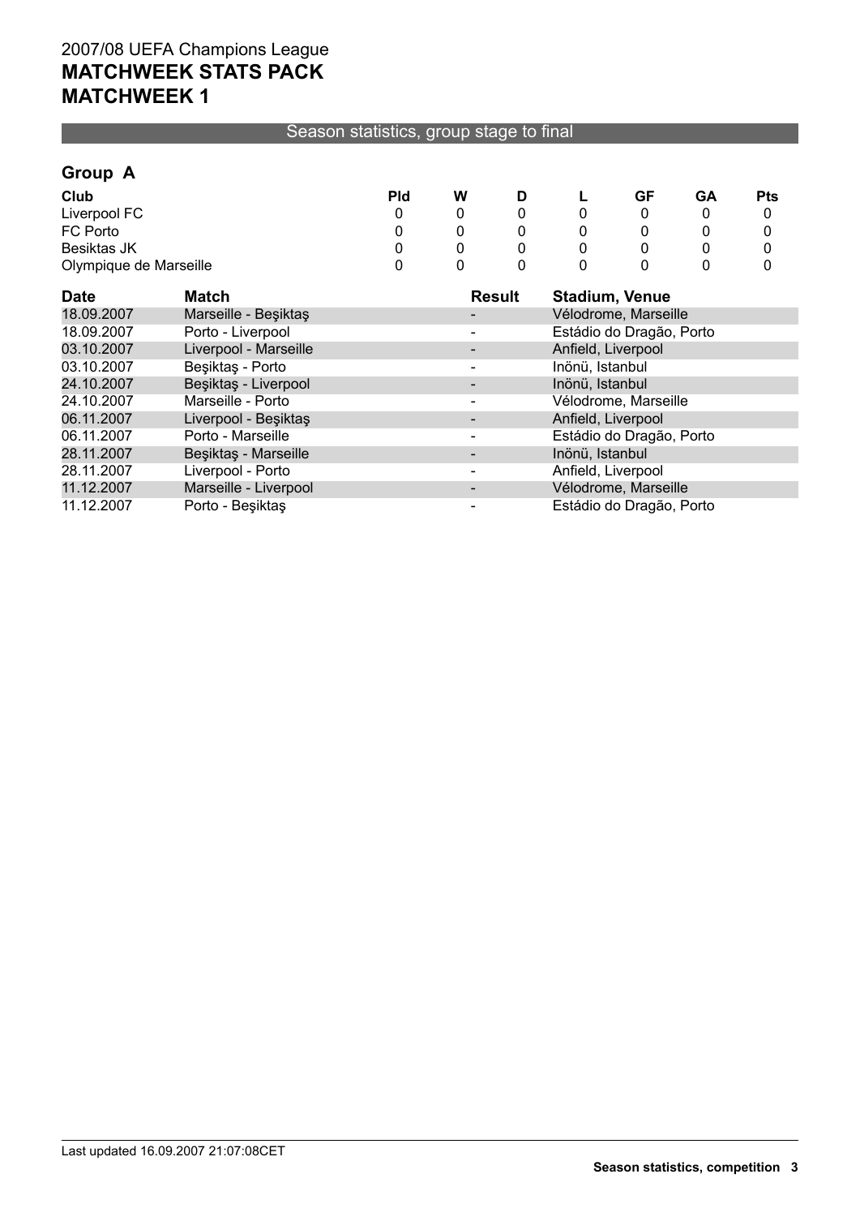2007/08 UEFA Champions League
**MATCHWEEK STATS PACK**
**MATCHWEEK 1**

Season statistics, group stage to final

## Group A

| Club | Pld | W | D | L | GF | GA | Pts |
|---|---|---|---|---|---|---|---|
| Liverpool FC | 0 | 0 | 0 | 0 | 0 | 0 | 0 |
| FC Porto | 0 | 0 | 0 | 0 | 0 | 0 | 0 |
| Besiktas JK | 0 | 0 | 0 | 0 | 0 | 0 | 0 |
| Olympique de Marseille | 0 | 0 | 0 | 0 | 0 | 0 | 0 |

| Date | Match | Result | Stadium, Venue |
|---|---|---|---|
| 18.09.2007 | Marseille - Beşiktaş | - | Vélodrome, Marseille |
| 18.09.2007 | Porto - Liverpool | - | Estádio do Dragão, Porto |
| 03.10.2007 | Liverpool - Marseille | - | Anfield, Liverpool |
| 03.10.2007 | Beşiktaş - Porto | - | Inönü, Istanbul |
| 24.10.2007 | Beşiktaş - Liverpool | - | Inönü, Istanbul |
| 24.10.2007 | Marseille - Porto | - | Vélodrome, Marseille |
| 06.11.2007 | Liverpool - Beşiktaş | - | Anfield, Liverpool |
| 06.11.2007 | Porto - Marseille | - | Estádio do Dragão, Porto |
| 28.11.2007 | Beşiktaş - Marseille | - | Inönü, Istanbul |
| 28.11.2007 | Liverpool - Porto | - | Anfield, Liverpool |
| 11.12.2007 | Marseille - Liverpool | - | Vélodrome, Marseille |
| 11.12.2007 | Porto - Beşiktaş | - | Estádio do Dragão, Porto |

Last updated 16.09.2007 21:07:08CET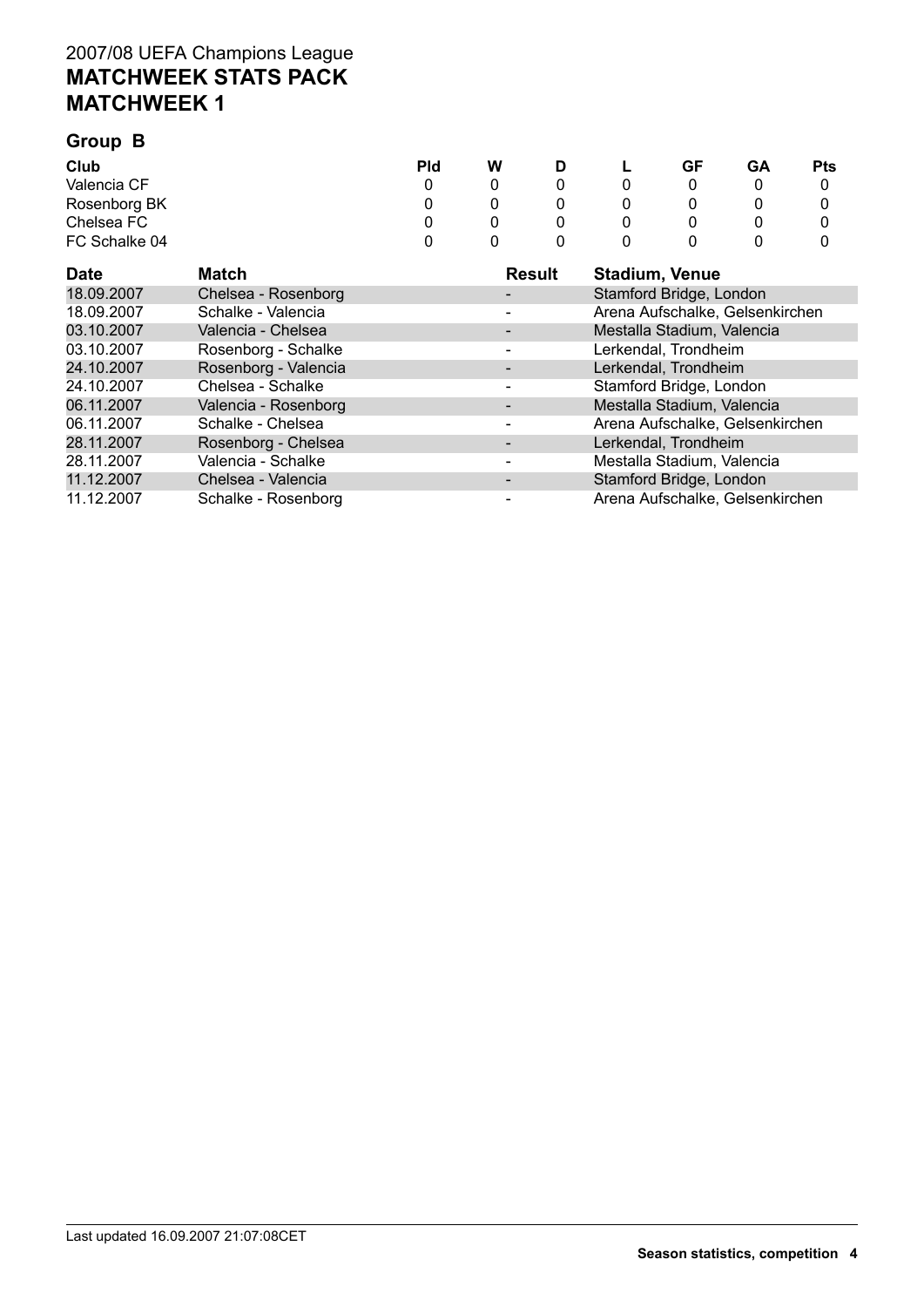2007/08 UEFA Champions League

# MATCHWEEK STATS PACK
# MATCHWEEK 1

## Group B

| Club | Pld | W | D | L | GF | GA | Pts |
|---|---|---|---|---|---|---|---|
| Valencia CF | 0 | 0 | 0 | 0 | 0 | 0 | 0 |
| Rosenborg BK | 0 | 0 | 0 | 0 | 0 | 0 | 0 |
| Chelsea FC | 0 | 0 | 0 | 0 | 0 | 0 | 0 |
| FC Schalke 04 | 0 | 0 | 0 | 0 | 0 | 0 | 0 |

| Date | Match | Result | Stadium, Venue |
|---|---|---|---|
| 18.09.2007 | Chelsea - Rosenborg | - | Stamford Bridge, London |
| 18.09.2007 | Schalke - Valencia | - | Arena Aufschalke, Gelsenkirchen |
| 03.10.2007 | Valencia - Chelsea | - | Mestalla Stadium, Valencia |
| 03.10.2007 | Rosenborg - Schalke | - | Lerkendal, Trondheim |
| 24.10.2007 | Rosenborg - Valencia | - | Lerkendal, Trondheim |
| 24.10.2007 | Chelsea - Schalke | - | Stamford Bridge, London |
| 06.11.2007 | Valencia - Rosenborg | - | Mestalla Stadium, Valencia |
| 06.11.2007 | Schalke - Chelsea | - | Arena Aufschalke, Gelsenkirchen |
| 28.11.2007 | Rosenborg - Chelsea | - | Lerkendal, Trondheim |
| 28.11.2007 | Valencia - Schalke | - | Mestalla Stadium, Valencia |
| 11.12.2007 | Chelsea - Valencia | - | Stamford Bridge, London |
| 11.12.2007 | Schalke - Rosenborg | - | Arena Aufschalke, Gelsenkirchen |

Last updated 16.09.2007 21:07:08CET

**Season statistics, competition**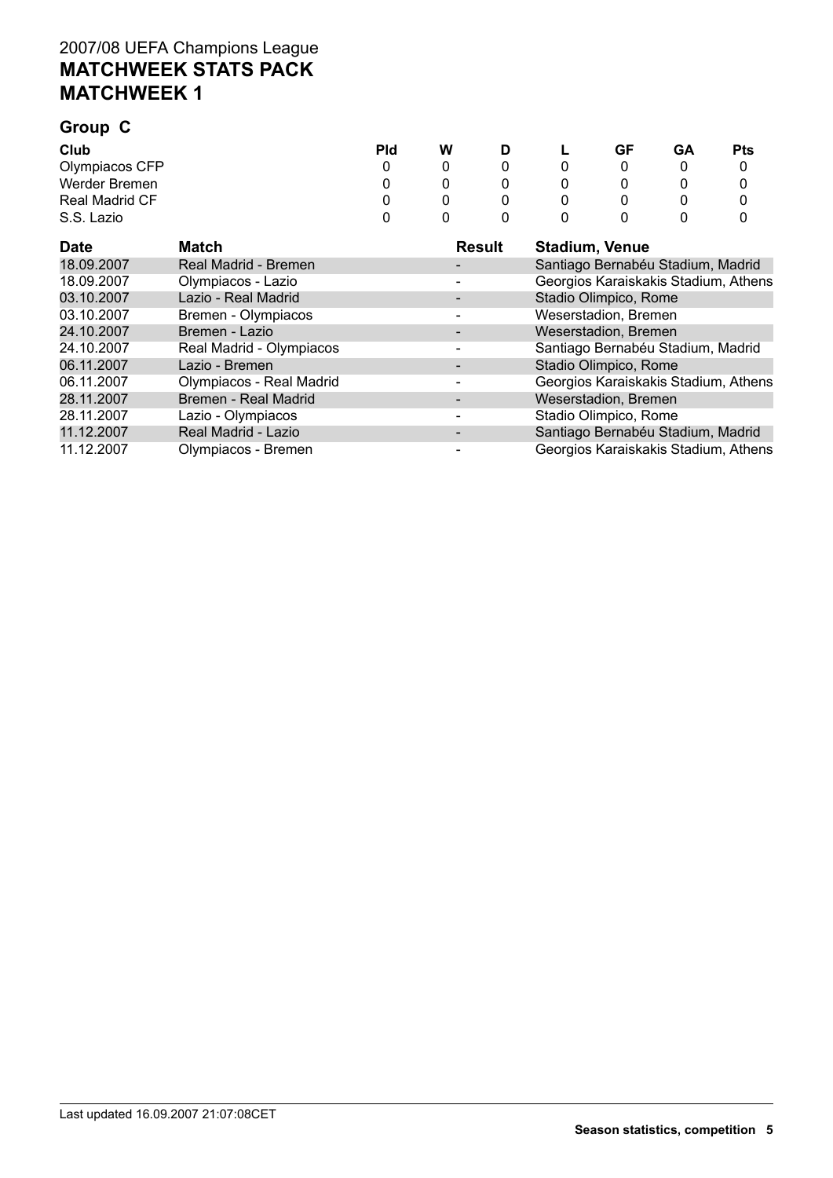2007/08 UEFA Champions League
**MATCHWEEK STATS PACK**
**MATCHWEEK 1**

## Group C

| Club | Pld | W | D | L | GF | GA | Pts |
|---|---|---|---|---|---|---|---|
| Olympiacos CFP | 0 | 0 | 0 | 0 | 0 | 0 | 0 |
| Werder Bremen | 0 | 0 | 0 | 0 | 0 | 0 | 0 |
| Real Madrid CF | 0 | 0 | 0 | 0 | 0 | 0 | 0 |
| S.S. Lazio | 0 | 0 | 0 | 0 | 0 | 0 | 0 |

| Date | Match | Result | Stadium, Venue |
|---|---|---|---|
| 18.09.2007 | Real Madrid - Bremen | - | Santiago Bernabéu Stadium, Madrid |
| 18.09.2007 | Olympiacos - Lazio | - | Georgios Karaiskakis Stadium, Athens |
| 03.10.2007 | Lazio - Real Madrid | - | Stadio Olimpico, Rome |
| 03.10.2007 | Bremen - Olympiacos | - | Weserstadion, Bremen |
| 24.10.2007 | Bremen - Lazio | - | Weserstadion, Bremen |
| 24.10.2007 | Real Madrid - Olympiacos | - | Santiago Bernabéu Stadium, Madrid |
| 06.11.2007 | Lazio - Bremen | - | Stadio Olimpico, Rome |
| 06.11.2007 | Olympiacos - Real Madrid | - | Georgios Karaiskakis Stadium, Athens |
| 28.11.2007 | Bremen - Real Madrid | - | Weserstadion, Bremen |
| 28.11.2007 | Lazio - Olympiacos | - | Stadio Olimpico, Rome |
| 11.12.2007 | Real Madrid - Lazio | - | Santiago Bernabéu Stadium, Madrid |
| 11.12.2007 | Olympiacos - Bremen | - | Georgios Karaiskakis Stadium, Athens |

Last updated 16.09.2007 21:07:08CET

**Season statistics, competition**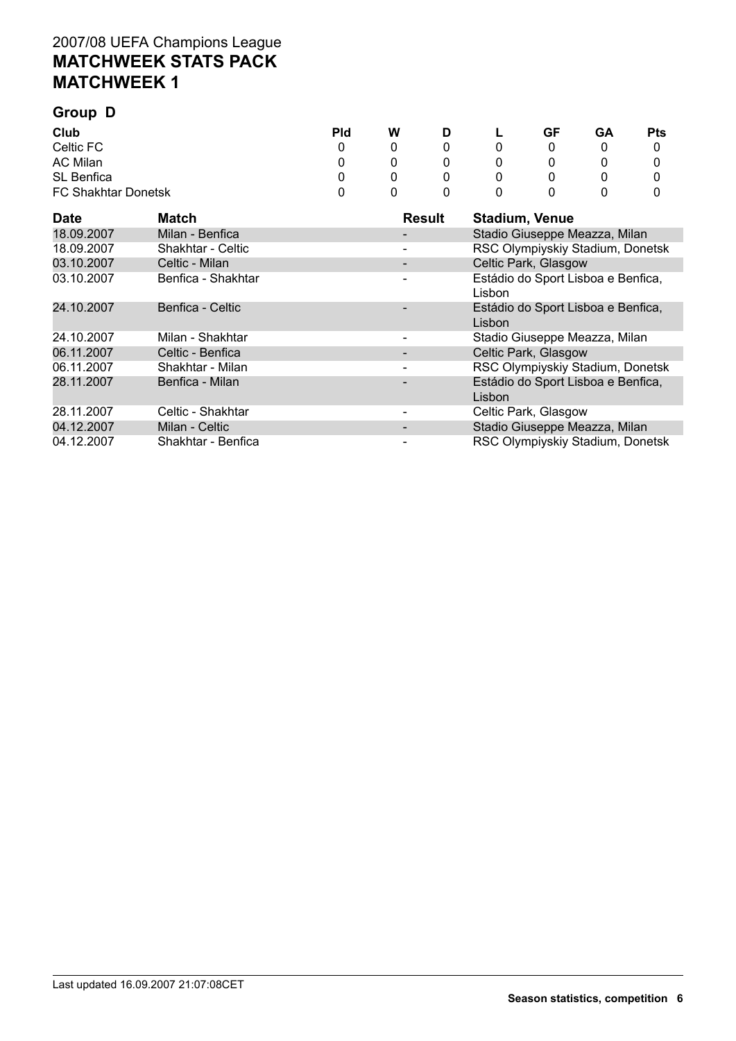2007/08 UEFA Champions League

# MATCHWEEK STATS PACK
# MATCHWEEK 1

## Group D

| Club | Pld | W | D | L | GF | GA | Pts |
|---|---|---|---|---|---|---|---|
| Celtic FC | 0 | 0 | 0 | 0 | 0 | 0 | 0 |
| AC Milan | 0 | 0 | 0 | 0 | 0 | 0 | 0 |
| SL Benfica | 0 | 0 | 0 | 0 | 0 | 0 | 0 |
| FC Shakhtar Donetsk | 0 | 0 | 0 | 0 | 0 | 0 | 0 |

| Date | Match | Result | Stadium, Venue |
|---|---|---|---|
| 18.09.2007 | Milan - Benfica | - | Stadio Giuseppe Meazza, Milan |
| 18.09.2007 | Shakhtar - Celtic | - | RSC Olympiyskiy Stadium, Donetsk |
| 03.10.2007 | Celtic - Milan | - | Celtic Park, Glasgow |
| 03.10.2007 | Benfica - Shakhtar | - | Estádio do Sport Lisboa e Benfica, Lisbon |
| 24.10.2007 | Benfica - Celtic | - | Estádio do Sport Lisboa e Benfica, Lisbon |
| 24.10.2007 | Milan - Shakhtar | - | Stadio Giuseppe Meazza, Milan |
| 06.11.2007 | Celtic - Benfica | - | Celtic Park, Glasgow |
| 06.11.2007 | Shakhtar - Milan | - | RSC Olympiyskiy Stadium, Donetsk |
| 28.11.2007 | Benfica - Milan | - | Estádio do Sport Lisboa e Benfica, Lisbon |
| 28.11.2007 | Celtic - Shakhtar | - | Celtic Park, Glasgow |
| 04.12.2007 | Milan - Celtic | - | Stadio Giuseppe Meazza, Milan |
| 04.12.2007 | Shakhtar - Benfica | - | RSC Olympiyskiy Stadium, Donetsk |

Last updated 16.09.2007 21:07:08CET

Season statistics, competition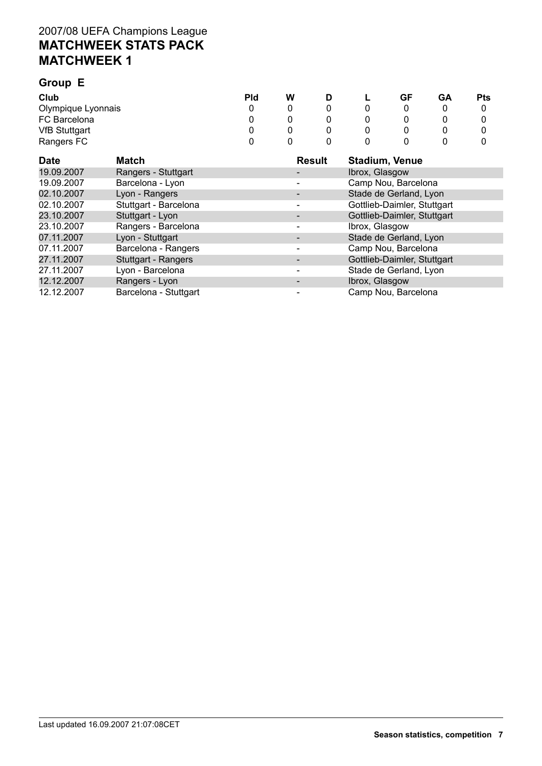2007/08 UEFA Champions League

**MATCHWEEK STATS PACK**

**MATCHWEEK 1**

## Group E

| Club | Pld | W | D | L | GF | GA | Pts |
|---|---|---|---|---|---|---|---|
| Olympique Lyonnais | 0 | 0 | 0 | 0 | 0 | 0 | 0 |
| FC Barcelona | 0 | 0 | 0 | 0 | 0 | 0 | 0 |
| VfB Stuttgart | 0 | 0 | 0 | 0 | 0 | 0 | 0 |
| Rangers FC | 0 | 0 | 0 | 0 | 0 | 0 | 0 |

| Date | Match | Result | Stadium, Venue |
|---|---|---|---|
| 19.09.2007 | Rangers - Stuttgart | - | Ibrox, Glasgow |
| 19.09.2007 | Barcelona - Lyon | - | Camp Nou, Barcelona |
| 02.10.2007 | Lyon - Rangers | - | Stade de Gerland, Lyon |
| 02.10.2007 | Stuttgart - Barcelona | - | Gottlieb-Daimler, Stuttgart |
| 23.10.2007 | Stuttgart - Lyon | - | Gottlieb-Daimler, Stuttgart |
| 23.10.2007 | Rangers - Barcelona | - | Ibrox, Glasgow |
| 07.11.2007 | Lyon - Stuttgart | - | Stade de Gerland, Lyon |
| 07.11.2007 | Barcelona - Rangers | - | Camp Nou, Barcelona |
| 27.11.2007 | Stuttgart - Rangers | - | Gottlieb-Daimler, Stuttgart |
| 27.11.2007 | Lyon - Barcelona | - | Stade de Gerland, Lyon |
| 12.12.2007 | Rangers - Lyon | - | Ibrox, Glasgow |
| 12.12.2007 | Barcelona - Stuttgart | - | Camp Nou, Barcelona |

Last updated 16.09.2007 21:07:08CET

Season statistics, competition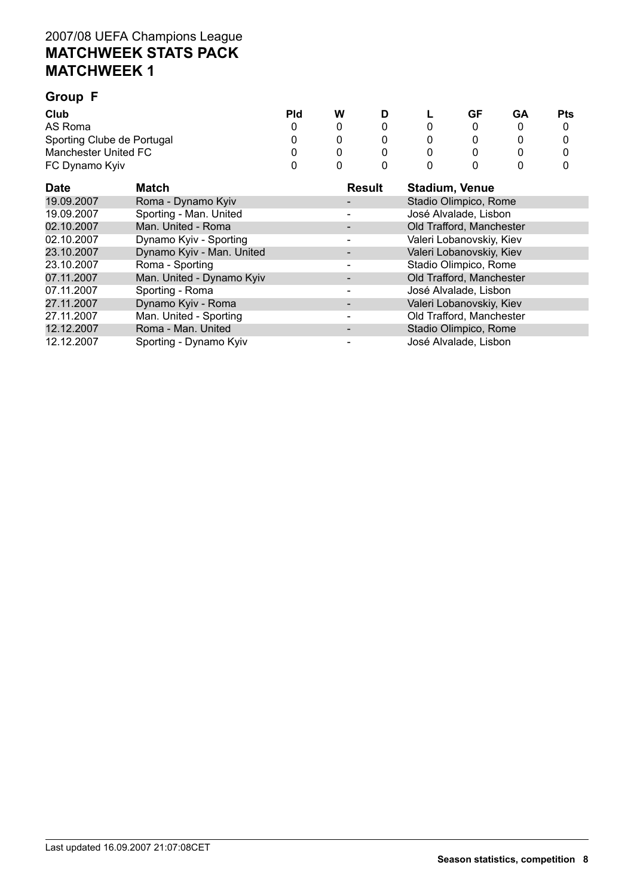# 2007/08 UEFA Champions League
# MATCHWEEK STATS PACK
# MATCHWEEK 1

## Group F

| Club | Pld | W | D | L | GF | GA | Pts |
|---|---|---|---|---|---|---|---|
| AS Roma | 0 | 0 | 0 | 0 | 0 | 0 | 0 |
| Sporting Clube de Portugal | 0 | 0 | 0 | 0 | 0 | 0 | 0 |
| Manchester United FC | 0 | 0 | 0 | 0 | 0 | 0 | 0 |
| FC Dynamo Kyiv | 0 | 0 | 0 | 0 | 0 | 0 | 0 |

| Date | Match | Result | Stadium, Venue |
|---|---|---|---|
| 19.09.2007 | Roma - Dynamo Kyiv | - | Stadio Olimpico, Rome |
| 19.09.2007 | Sporting - Man. United | - | José Alvalade, Lisbon |
| 02.10.2007 | Man. United - Roma | - | Old Trafford, Manchester |
| 02.10.2007 | Dynamo Kyiv - Sporting | - | Valeri Lobanovskiy, Kiev |
| 23.10.2007 | Dynamo Kyiv - Man. United | - | Valeri Lobanovskiy, Kiev |
| 23.10.2007 | Roma - Sporting | - | Stadio Olimpico, Rome |
| 07.11.2007 | Man. United - Dynamo Kyiv | - | Old Trafford, Manchester |
| 07.11.2007 | Sporting - Roma | - | José Alvalade, Lisbon |
| 27.11.2007 | Dynamo Kyiv - Roma | - | Valeri Lobanovskiy, Kiev |
| 27.11.2007 | Man. United - Sporting | - | Old Trafford, Manchester |
| 12.12.2007 | Roma - Man. United | - | Stadio Olimpico, Rome |
| 12.12.2007 | Sporting - Dynamo Kyiv | - | José Alvalade, Lisbon |

Last updated 16.09.2007 21:07:08CET

**Season statistics, competition**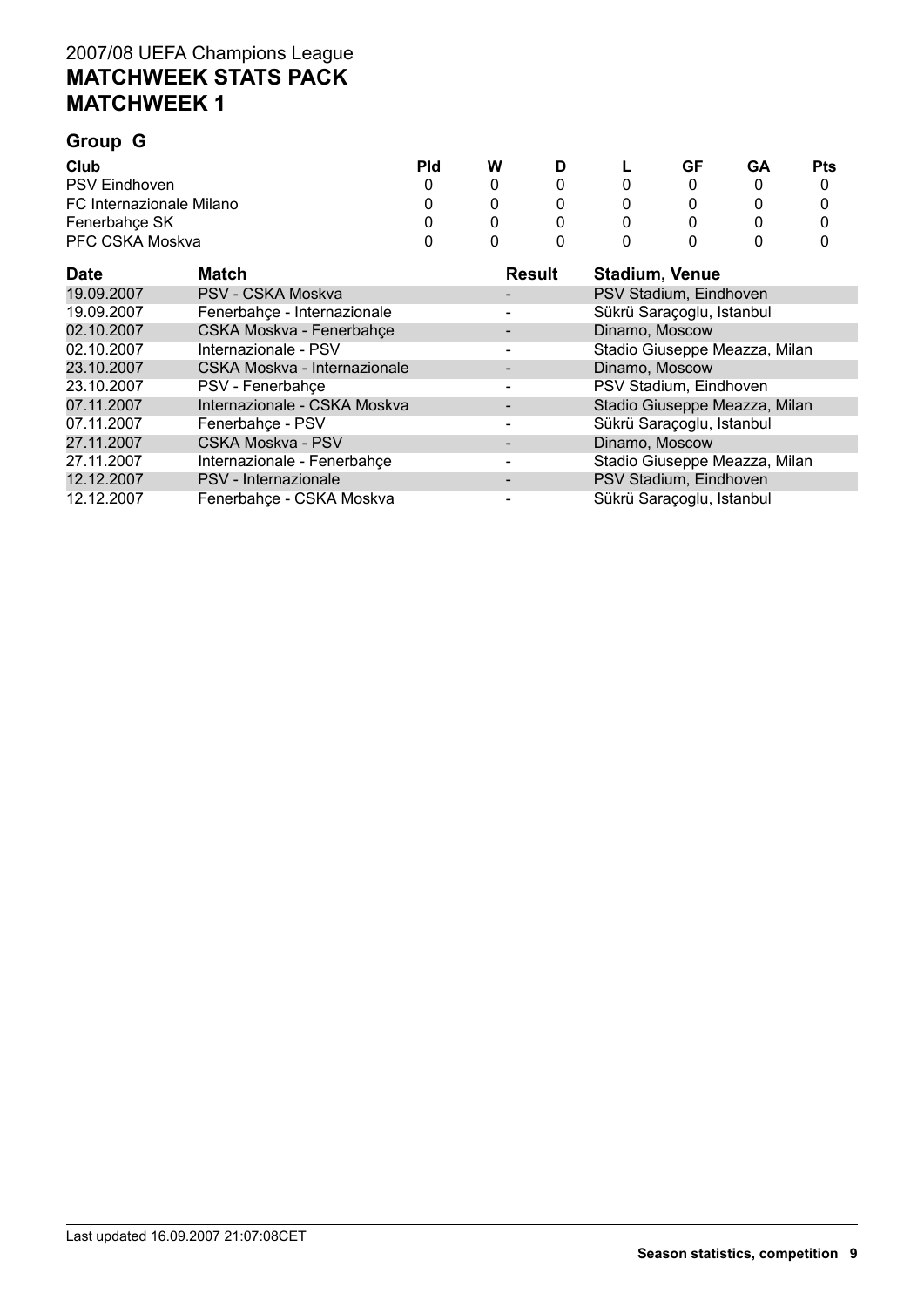2007/08 UEFA Champions League

# MATCHWEEK STATS PACK
# MATCHWEEK 1

## Group G

| Club | Pld | W | D | L | GF | GA | Pts |
|---|---|---|---|---|---|---|---|
| PSV Eindhoven | 0 | 0 | 0 | 0 | 0 | 0 | 0 |
| FC Internazionale Milano | 0 | 0 | 0 | 0 | 0 | 0 | 0 |
| Fenerbahçe SK | 0 | 0 | 0 | 0 | 0 | 0 | 0 |
| PFC CSKA Moskva | 0 | 0 | 0 | 0 | 0 | 0 | 0 |

| Date | Match | Result | Stadium, Venue |
|---|---|---|---|
| 19.09.2007 | PSV - CSKA Moskva | - | PSV Stadium, Eindhoven |
| 19.09.2007 | Fenerbahçe - Internazionale | - | Sükrü Saraçoglu, Istanbul |
| 02.10.2007 | CSKA Moskva - Fenerbahçe | - | Dinamo, Moscow |
| 02.10.2007 | Internazionale - PSV | - | Stadio Giuseppe Meazza, Milan |
| 23.10.2007 | CSKA Moskva - Internazionale | - | Dinamo, Moscow |
| 23.10.2007 | PSV - Fenerbahçe | - | PSV Stadium, Eindhoven |
| 07.11.2007 | Internazionale - CSKA Moskva | - | Stadio Giuseppe Meazza, Milan |
| 07.11.2007 | Fenerbahçe - PSV | - | Sükrü Saraçoglu, Istanbul |
| 27.11.2007 | CSKA Moskva - PSV | - | Dinamo, Moscow |
| 27.11.2007 | Internazionale - Fenerbahçe | - | Stadio Giuseppe Meazza, Milan |
| 12.12.2007 | PSV - Internazionale | - | PSV Stadium, Eindhoven |
| 12.12.2007 | Fenerbahçe - CSKA Moskva | - | Sükrü Saraçoglu, Istanbul |

Last updated 16.09.2007 21:07:08CET

**Season statistics, competition**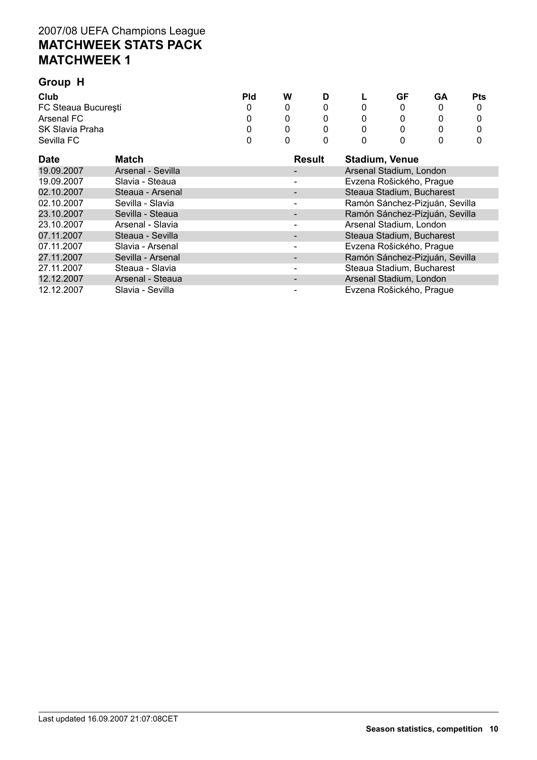2007/08 UEFA Champions League

# MATCHWEEK STATS PACK

# MATCHWEEK 1

## Group H

| Club | Pld | W | D | L | GF | GA | Pts |
|---|---|---|---|---|---|---|---|
| FC Steaua Bucureşti | 0 | 0 | 0 | 0 | 0 | 0 | 0 |
| Arsenal FC | 0 | 0 | 0 | 0 | 0 | 0 | 0 |
| SK Slavia Praha | 0 | 0 | 0 | 0 | 0 | 0 | 0 |
| Sevilla FC | 0 | 0 | 0 | 0 | 0 | 0 | 0 |

| Date | Match | Result | Stadium, Venue |
|---|---|---|---|
| 19.09.2007 | Arsenal - Sevilla | - | Arsenal Stadium, London |
| 19.09.2007 | Slavia - Steaua | - | Evzena Rošického, Prague |
| 02.10.2007 | Steaua - Arsenal | - | Steaua Stadium, Bucharest |
| 02.10.2007 | Sevilla - Slavia | - | Ramón Sánchez-Pizjuán, Sevilla |
| 23.10.2007 | Sevilla - Steaua | - | Ramón Sánchez-Pizjuán, Sevilla |
| 23.10.2007 | Arsenal - Slavia | - | Arsenal Stadium, London |
| 07.11.2007 | Steaua - Sevilla | - | Steaua Stadium, Bucharest |
| 07.11.2007 | Slavia - Arsenal | - | Evzena Rošického, Prague |
| 27.11.2007 | Sevilla - Arsenal | - | Ramón Sánchez-Pizjuán, Sevilla |
| 27.11.2007 | Steaua - Slavia | - | Steaua Stadium, Bucharest |
| 12.12.2007 | Arsenal - Steaua | - | Arsenal Stadium, London |
| 12.12.2007 | Slavia - Sevilla | - | Evzena Rošického, Prague |

Last updated 16.09.2007 21:07:08CET

Season statistics, competition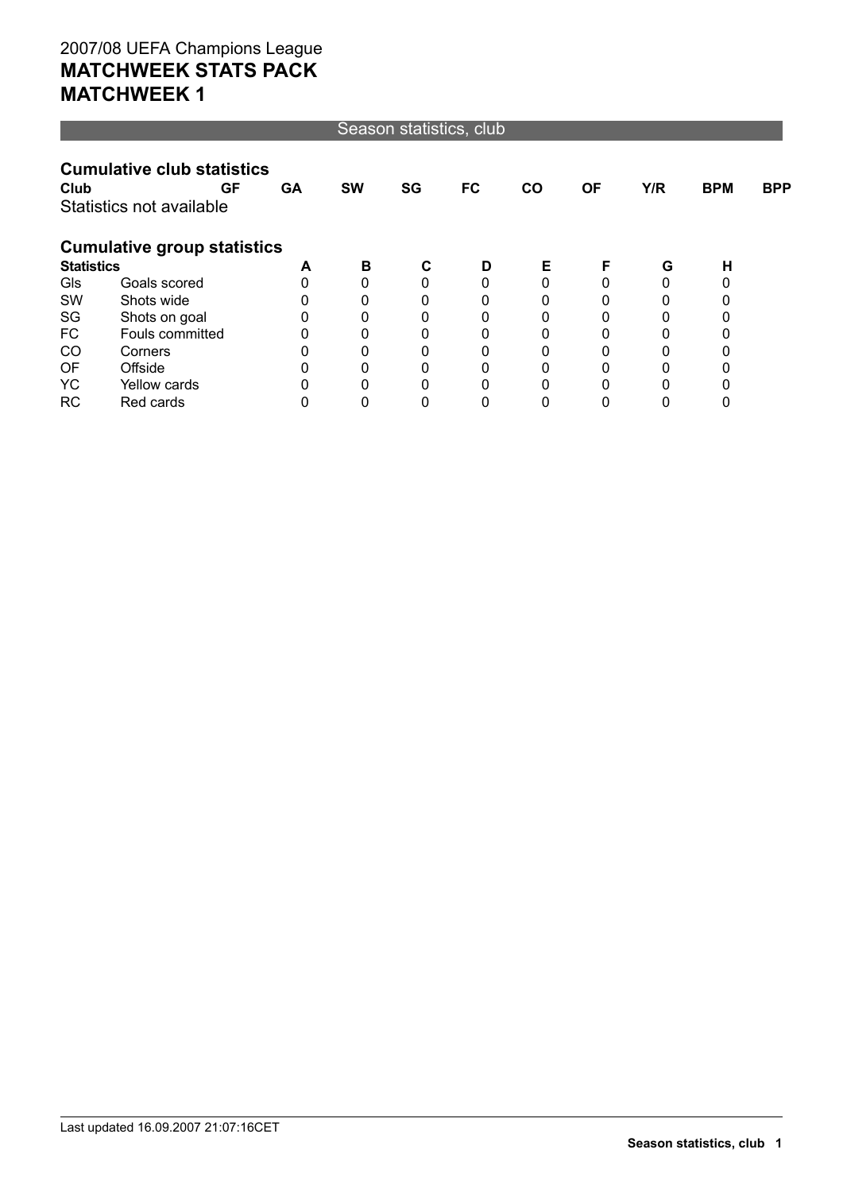2007/08 UEFA Champions League

# MATCHWEEK STATS PACK

# MATCHWEEK 1

## Season statistics, club

### Cumulative club statistics

| Club | GF | GA | SW | SG | FC | CO | OF | Y/R | BPM | BPP |
|---|---|---|---|---|---|---|---|---|---|---|

Statistics not available

### Cumulative group statistics

| Statistics | | A | B | C | D | E | F | G | H |
|---|---|---|---|---|---|---|---|---|---|
| Gls | Goals scored | 0 | 0 | 0 | 0 | 0 | 0 | 0 | 0 |
| SW | Shots wide | 0 | 0 | 0 | 0 | 0 | 0 | 0 | 0 |
| SG | Shots on goal | 0 | 0 | 0 | 0 | 0 | 0 | 0 | 0 |
| FC | Fouls committed | 0 | 0 | 0 | 0 | 0 | 0 | 0 | 0 |
| CO | Corners | 0 | 0 | 0 | 0 | 0 | 0 | 0 | 0 |
| OF | Offside | 0 | 0 | 0 | 0 | 0 | 0 | 0 | 0 |
| YC | Yellow cards | 0 | 0 | 0 | 0 | 0 | 0 | 0 | 0 |
| RC | Red cards | 0 | 0 | 0 | 0 | 0 | 0 | 0 | 0 |

Last updated 16.09.2007 21:07:16CET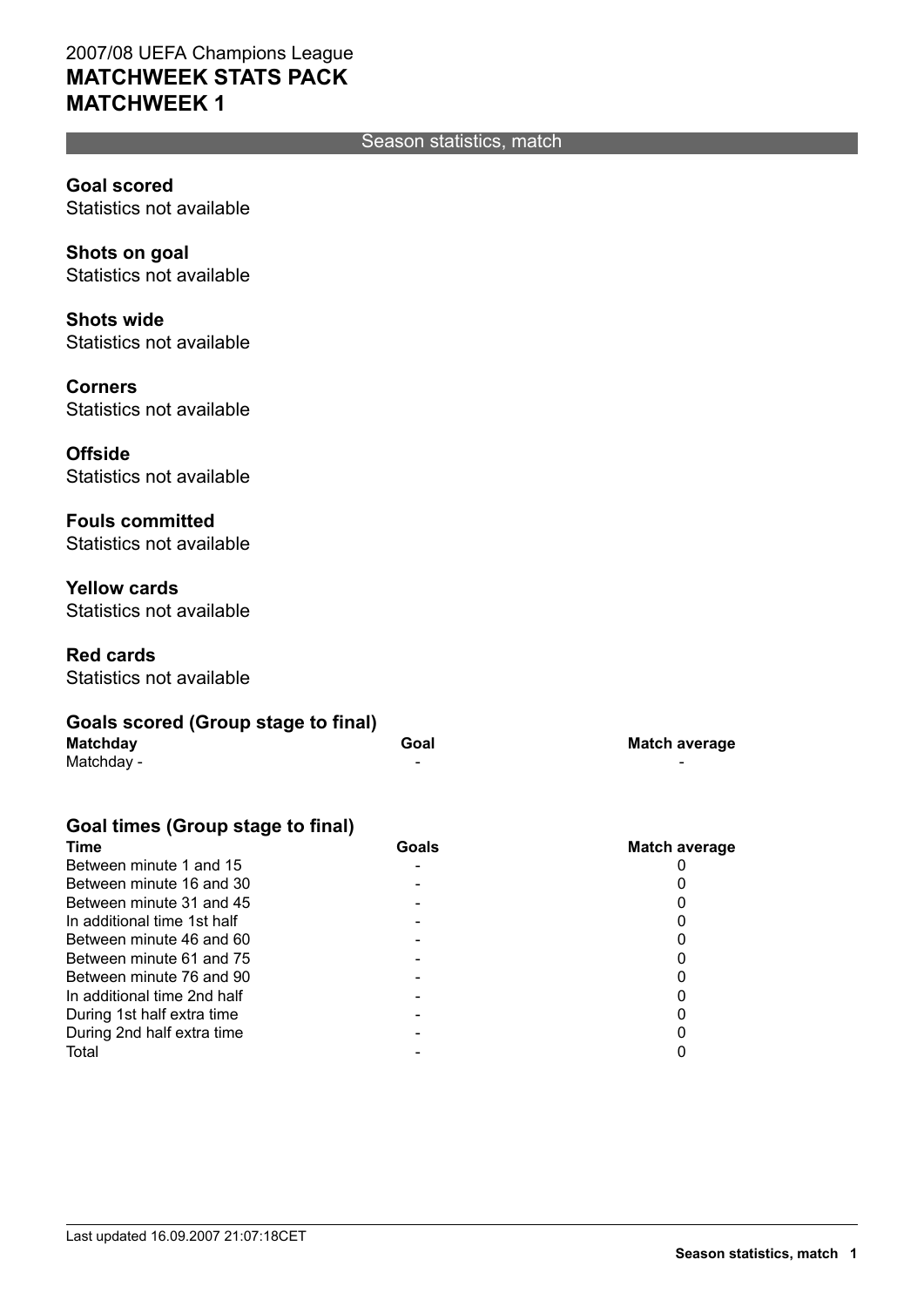2007/08 UEFA Champions League

# MATCHWEEK STATS PACK
# MATCHWEEK 1

## Season statistics, match

**Goal scored**
Statistics not available

**Shots on goal**
Statistics not available

**Shots wide**
Statistics not available

**Corners**
Statistics not available

**Offside**
Statistics not available

**Fouls committed**
Statistics not available

**Yellow cards**
Statistics not available

**Red cards**
Statistics not available

### Goals scored (Group stage to final)

| Matchday | Goal | Match average |
|---|---|---|
| Matchday - | - | - |

### Goal times (Group stage to final)

| Time | Goals | Match average |
|---|---|---|
| Between minute 1 and 15 | - | 0 |
| Between minute 16 and 30 | - | 0 |
| Between minute 31 and 45 | - | 0 |
| In additional time 1st half | - | 0 |
| Between minute 46 and 60 | - | 0 |
| Between minute 61 and 75 | - | 0 |
| Between minute 76 and 90 | - | 0 |
| In additional time 2nd half | - | 0 |
| During 1st half extra time | - | 0 |
| During 2nd half extra time | - | 0 |
| Total | - | 0 |

Last updated 16.09.2007 21:07:18CET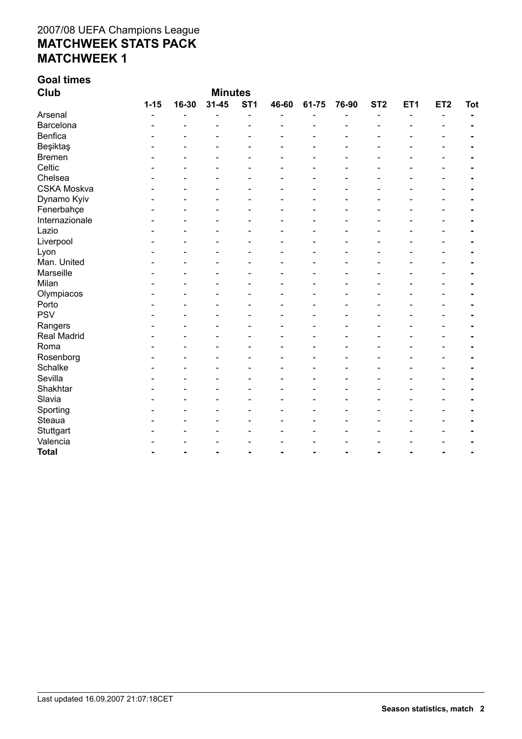2007/08 UEFA Champions League

# MATCHWEEK STATS PACK

# MATCHWEEK 1

## Goal times

| Club | Minutes | | | | | | | | | | |
|---|---|---|---|---|---|---|---|---|---|---|---|
| | 1-15 | 16-30 | 31-45 | ST1 | 46-60 | 61-75 | 76-90 | ST2 | ET1 | ET2 | Tot |
| Arsenal | - | - | - | - | - | - | - | - | - | - | - |
| Barcelona | - | - | - | - | - | - | - | - | - | - | - |
| Benfica | - | - | - | - | - | - | - | - | - | - | - |
| Beşiktaş | - | - | - | - | - | - | - | - | - | - | - |
| Bremen | - | - | - | - | - | - | - | - | - | - | - |
| Celtic | - | - | - | - | - | - | - | - | - | - | - |
| Chelsea | - | - | - | - | - | - | - | - | - | - | - |
| CSKA Moskva | - | - | - | - | - | - | - | - | - | - | - |
| Dynamo Kyiv | - | - | - | - | - | - | - | - | - | - | - |
| Fenerbahçe | - | - | - | - | - | - | - | - | - | - | - |
| Internazionale | - | - | - | - | - | - | - | - | - | - | - |
| Lazio | - | - | - | - | - | - | - | - | - | - | - |
| Liverpool | - | - | - | - | - | - | - | - | - | - | - |
| Lyon | - | - | - | - | - | - | - | - | - | - | - |
| Man. United | - | - | - | - | - | - | - | - | - | - | - |
| Marseille | - | - | - | - | - | - | - | - | - | - | - |
| Milan | - | - | - | - | - | - | - | - | - | - | - |
| Olympiacos | - | - | - | - | - | - | - | - | - | - | - |
| Porto | - | - | - | - | - | - | - | - | - | - | - |
| PSV | - | - | - | - | - | - | - | - | - | - | - |
| Rangers | - | - | - | - | - | - | - | - | - | - | - |
| Real Madrid | - | - | - | - | - | - | - | - | - | - | - |
| Roma | - | - | - | - | - | - | - | - | - | - | - |
| Rosenborg | - | - | - | - | - | - | - | - | - | - | - |
| Schalke | - | - | - | - | - | - | - | - | - | - | - |
| Sevilla | - | - | - | - | - | - | - | - | - | - | - |
| Shakhtar | - | - | - | - | - | - | - | - | - | - | - |
| Slavia | - | - | - | - | - | - | - | - | - | - | - |
| Sporting | - | - | - | - | - | - | - | - | - | - | - |
| Steaua | - | - | - | - | - | - | - | - | - | - | - |
| Stuttgart | - | - | - | - | - | - | - | - | - | - | - |
| Valencia | - | - | - | - | - | - | - | - | - | - | - |
| **Total** | **-** | **-** | **-** | **-** | **-** | **-** | **-** | **-** | **-** | **-** | **-** |

Last updated 16.09.2007 21:07:18CET

**Season statistics, match**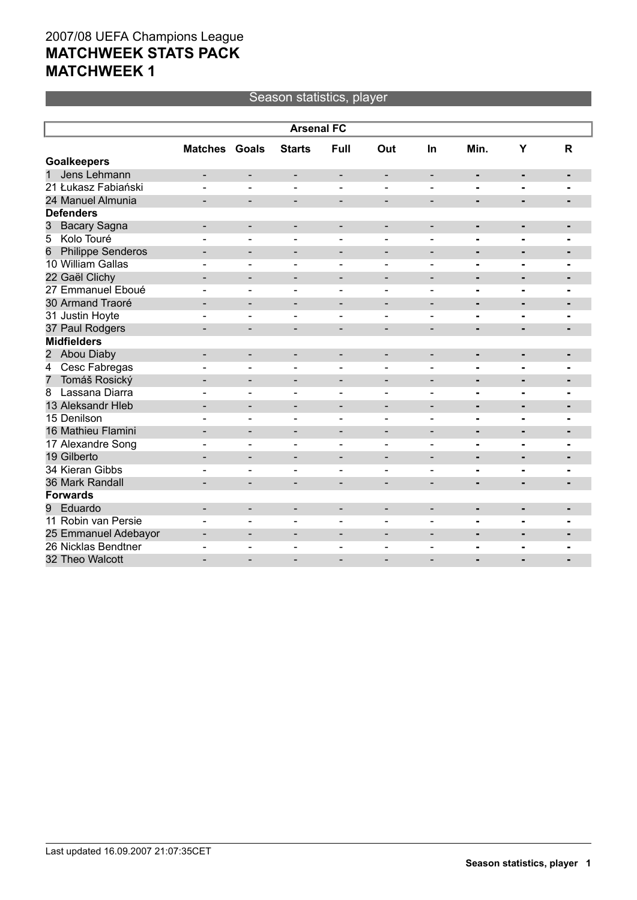2007/08 UEFA Champions League
**MATCHWEEK STATS PACK**
**MATCHWEEK 1**

## Season statistics, player

| Arsenal FC | | | | | | | | | |
|---|---|---|---|---|---|---|---|---|---|
| | Matches | Goals | Starts | Full | Out | In | Min. | Y | R |
| **Goalkeepers** | | | | | | | | | |
| 1 Jens Lehmann | - | - | - | - | - | - | - | - | - |
| 21 Łukasz Fabiański | - | - | - | - | - | - | - | - | - |
| 24 Manuel Almunia | - | - | - | - | - | - | - | - | - |
| **Defenders** | | | | | | | | | |
| 3 Bacary Sagna | - | - | - | - | - | - | - | - | - |
| 5 Kolo Touré | - | - | - | - | - | - | - | - | - |
| 6 Philippe Senderos | - | - | - | - | - | - | - | - | - |
| 10 William Gallas | - | - | - | - | - | - | - | - | - |
| 22 Gaël Clichy | - | - | - | - | - | - | - | - | - |
| 27 Emmanuel Eboué | - | - | - | - | - | - | - | - | - |
| 30 Armand Traoré | - | - | - | - | - | - | - | - | - |
| 31 Justin Hoyte | - | - | - | - | - | - | - | - | - |
| 37 Paul Rodgers | - | - | - | - | - | - | - | - | - |
| **Midfielders** | | | | | | | | | |
| 2 Abou Diaby | - | - | - | - | - | - | - | - | - |
| 4 Cesc Fabregas | - | - | - | - | - | - | - | - | - |
| 7 Tomáš Rosický | - | - | - | - | - | - | - | - | - |
| 8 Lassana Diarra | - | - | - | - | - | - | - | - | - |
| 13 Aleksandr Hleb | - | - | - | - | - | - | - | - | - |
| 15 Denilson | - | - | - | - | - | - | - | - | - |
| 16 Mathieu Flamini | - | - | - | - | - | - | - | - | - |
| 17 Alexandre Song | - | - | - | - | - | - | - | - | - |
| 19 Gilberto | - | - | - | - | - | - | - | - | - |
| 34 Kieran Gibbs | - | - | - | - | - | - | - | - | - |
| 36 Mark Randall | - | - | - | - | - | - | - | - | - |
| **Forwards** | | | | | | | | | |
| 9 Eduardo | - | - | - | - | - | - | - | - | - |
| 11 Robin van Persie | - | - | - | - | - | - | - | - | - |
| 25 Emmanuel Adebayor | - | - | - | - | - | - | - | - | - |
| 26 Nicklas Bendtner | - | - | - | - | - | - | - | - | - |
| 32 Theo Walcott | - | - | - | - | - | - | - | - | - |

Last updated 16.09.2007 21:07:35CET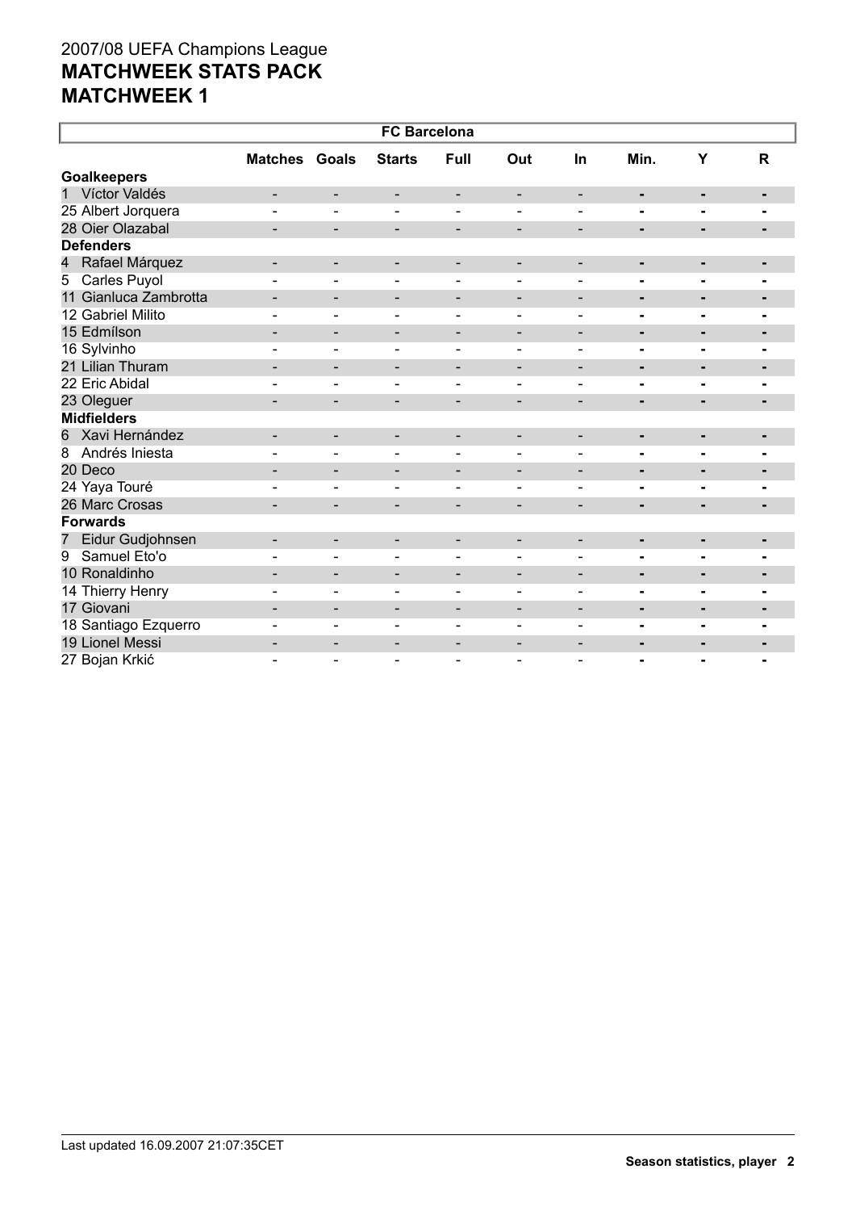2007/08 UEFA Champions League

# MATCHWEEK STATS PACK
# MATCHWEEK 1

| FC Barcelona | | | | | | | | | |
|---|---|---|---|---|---|---|---|---|---|
| | Matches | Goals | Starts | Full | Out | In | Min. | Y | R |
| **Goalkeepers** | | | | | | | | | |
| 1 Víctor Valdés | - | - | - | - | - | - | - | - | - |
| 25 Albert Jorquera | - | - | - | - | - | - | - | - | - |
| 28 Oier Olazabal | - | - | - | - | - | - | - | - | - |
| **Defenders** | | | | | | | | | |
| 4 Rafael Márquez | - | - | - | - | - | - | - | - | - |
| 5 Carles Puyol | - | - | - | - | - | - | - | - | - |
| 11 Gianluca Zambrotta | - | - | - | - | - | - | - | - | - |
| 12 Gabriel Milito | - | - | - | - | - | - | - | - | - |
| 15 Edmílson | - | - | - | - | - | - | - | - | - |
| 16 Sylvinho | - | - | - | - | - | - | - | - | - |
| 21 Lilian Thuram | - | - | - | - | - | - | - | - | - |
| 22 Eric Abidal | - | - | - | - | - | - | - | - | - |
| 23 Oleguer | - | - | - | - | - | - | - | - | - |
| **Midfielders** | | | | | | | | | |
| 6 Xavi Hernández | - | - | - | - | - | - | - | - | - |
| 8 Andrés Iniesta | - | - | - | - | - | - | - | - | - |
| 20 Deco | - | - | - | - | - | - | - | - | - |
| 24 Yaya Touré | - | - | - | - | - | - | - | - | - |
| 26 Marc Crosas | - | - | - | - | - | - | - | - | - |
| **Forwards** | | | | | | | | | |
| 7 Eidur Gudjohnsen | - | - | - | - | - | - | - | - | - |
| 9 Samuel Eto'o | - | - | - | - | - | - | - | - | - |
| 10 Ronaldinho | - | - | - | - | - | - | - | - | - |
| 14 Thierry Henry | - | - | - | - | - | - | - | - | - |
| 17 Giovani | - | - | - | - | - | - | - | - | - |
| 18 Santiago Ezquerro | - | - | - | - | - | - | - | - | - |
| 19 Lionel Messi | - | - | - | - | - | - | - | - | - |
| 27 Bojan Krkić | - | - | - | - | - | - | - | - | - |

Last updated 16.09.2007 21:07:35CET

**Season statistics, player**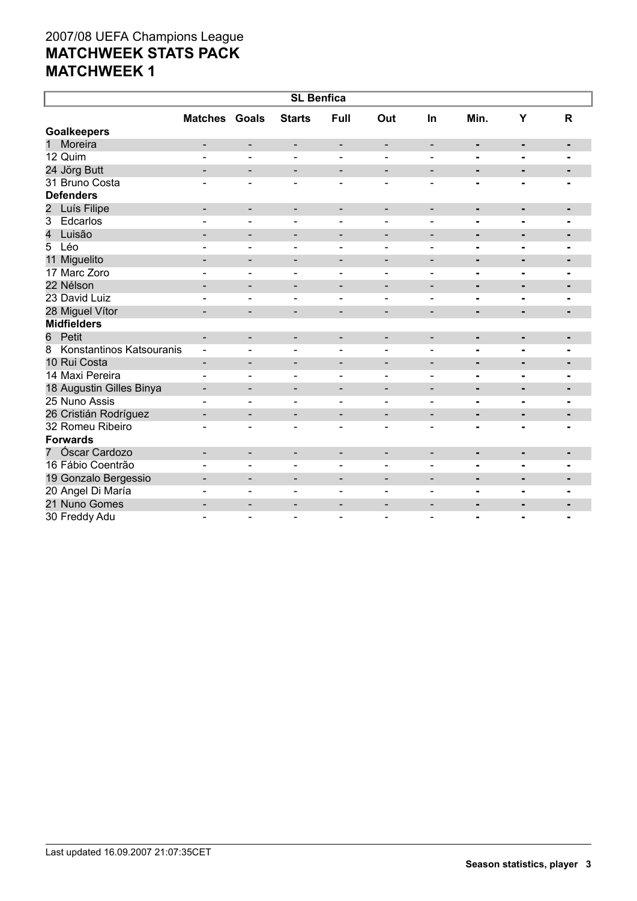2007/08 UEFA Champions League
# MATCHWEEK STATS PACK
# MATCHWEEK 1

| SL Benfica | Matches | Goals | Starts | Full | Out | In | Min. | Y | R |
|---|---|---|---|---|---|---|---|---|---|
| **Goalkeepers** | | | | | | | | | |
| 1 Moreira | - | - | - | - | - | - | - | - | - |
| 12 Quim | - | - | - | - | - | - | - | - | - |
| 24 Jörg Butt | - | - | - | - | - | - | - | - | - |
| 31 Bruno Costa | - | - | - | - | - | - | - | - | - |
| **Defenders** | | | | | | | | | |
| 2 Luís Filipe | - | - | - | - | - | - | - | - | - |
| 3 Edcarlos | - | - | - | - | - | - | - | - | - |
| 4 Luisão | - | - | - | - | - | - | - | - | - |
| 5 Léo | - | - | - | - | - | - | - | - | - |
| 11 Miguelito | - | - | - | - | - | - | - | - | - |
| 17 Marc Zoro | - | - | - | - | - | - | - | - | - |
| 22 Nélson | - | - | - | - | - | - | - | - | - |
| 23 David Luiz | - | - | - | - | - | - | - | - | - |
| 28 Miguel Vítor | - | - | - | - | - | - | - | - | - |
| **Midfielders** | | | | | | | | | |
| 6 Petit | - | - | - | - | - | - | - | - | - |
| 8 Konstantinos Katsouranis | - | - | - | - | - | - | - | - | - |
| 10 Rui Costa | - | - | - | - | - | - | - | - | - |
| 14 Maxi Pereira | - | - | - | - | - | - | - | - | - |
| 18 Augustin Gilles Binya | - | - | - | - | - | - | - | - | - |
| 25 Nuno Assis | - | - | - | - | - | - | - | - | - |
| 26 Cristián Rodríguez | - | - | - | - | - | - | - | - | - |
| 32 Romeu Ribeiro | - | - | - | - | - | - | - | - | - |
| **Forwards** | | | | | | | | | |
| 7 Óscar Cardozo | - | - | - | - | - | - | - | - | - |
| 16 Fábio Coentrão | - | - | - | - | - | - | - | - | - |
| 19 Gonzalo Bergessio | - | - | - | - | - | - | - | - | - |
| 20 Angel Di María | - | - | - | - | - | - | - | - | - |
| 21 Nuno Gomes | - | - | - | - | - | - | - | - | - |
| 30 Freddy Adu | - | - | - | - | - | - | - | - | - |

Last updated 16.09.2007 21:07:35CET

**Season statistics, player**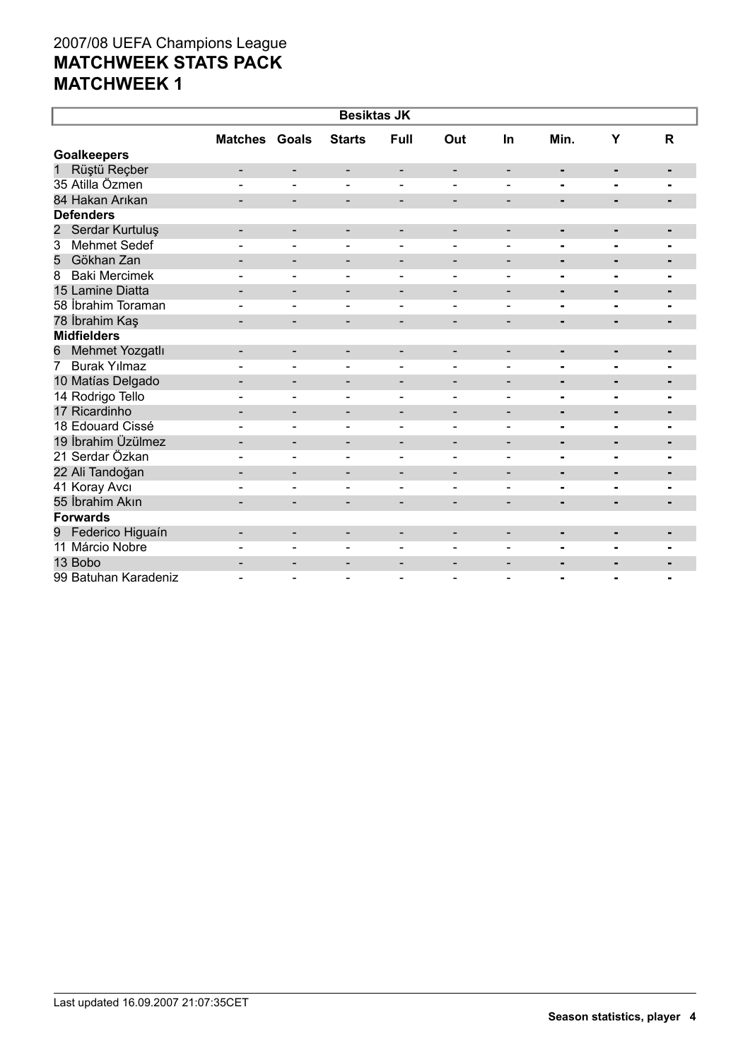# 2007/08 UEFA Champions League
# MATCHWEEK STATS PACK
# MATCHWEEK 1

| Besiktas JK | Matches | Goals | Starts | Full | Out | In | Min. | Y | R |
|---|---|---|---|---|---|---|---|---|---|
| **Goalkeepers** | | | | | | | | | |
| 1 Rüştü Reçber | - | - | - | - | - | - | - | - | - |
| 35 Atilla Özmen | - | - | - | - | - | - | - | - | - |
| 84 Hakan Arıkan | - | - | - | - | - | - | - | - | - |
| **Defenders** | | | | | | | | | |
| 2 Serdar Kurtuluş | - | - | - | - | - | - | - | - | - |
| 3 Mehmet Sedef | - | - | - | - | - | - | - | - | - |
| 5 Gökhan Zan | - | - | - | - | - | - | - | - | - |
| 8 Baki Mercimek | - | - | - | - | - | - | - | - | - |
| 15 Lamine Diatta | - | - | - | - | - | - | - | - | - |
| 58 İbrahim Toraman | - | - | - | - | - | - | - | - | - |
| 78 İbrahim Kaş | - | - | - | - | - | - | - | - | - |
| **Midfielders** | | | | | | | | | |
| 6 Mehmet Yozgatlı | - | - | - | - | - | - | - | - | - |
| 7 Burak Yılmaz | - | - | - | - | - | - | - | - | - |
| 10 Matías Delgado | - | - | - | - | - | - | - | - | - |
| 14 Rodrigo Tello | - | - | - | - | - | - | - | - | - |
| 17 Ricardinho | - | - | - | - | - | - | - | - | - |
| 18 Edouard Cissé | - | - | - | - | - | - | - | - | - |
| 19 İbrahim Üzülmez | - | - | - | - | - | - | - | - | - |
| 21 Serdar Özkan | - | - | - | - | - | - | - | - | - |
| 22 Ali Tandoğan | - | - | - | - | - | - | - | - | - |
| 41 Koray Avcı | - | - | - | - | - | - | - | - | - |
| 55 İbrahim Akın | - | - | - | - | - | - | - | - | - |
| **Forwards** | | | | | | | | | |
| 9 Federico Higuaín | - | - | - | - | - | - | - | - | - |
| 11 Márcio Nobre | - | - | - | - | - | - | - | - | - |
| 13 Bobo | - | - | - | - | - | - | - | - | - |
| 99 Batuhan Karadeniz | - | - | - | - | - | - | - | - | - |

Last updated 16.09.2007 21:07:35CET

**Season statistics, player**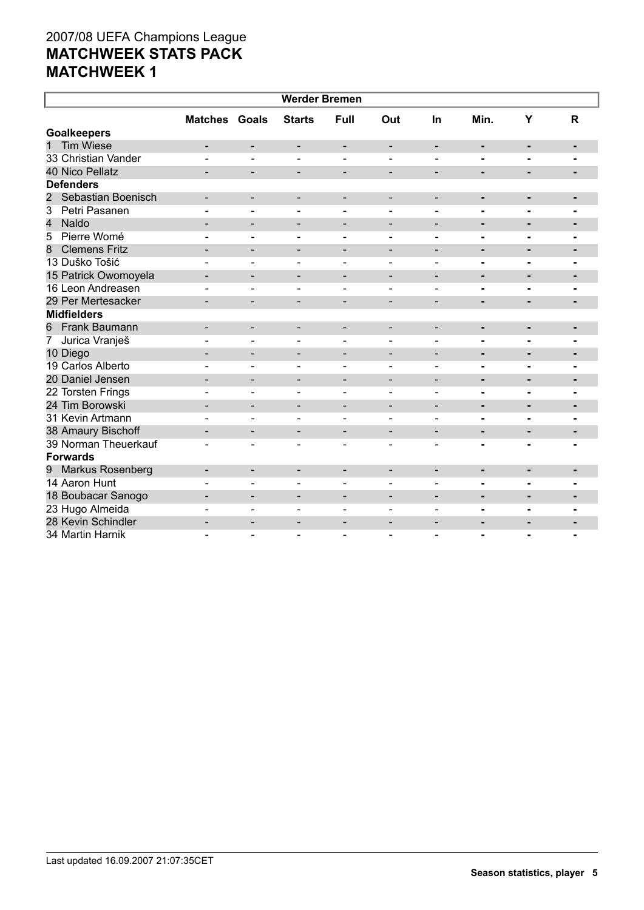2007/08 UEFA Champions League
# MATCHWEEK STATS PACK
# MATCHWEEK 1

| Werder Bremen | | | | | | | | | |
|---|---|---|---|---|---|---|---|---|---|
| | Matches | Goals | Starts | Full | Out | In | Min. | Y | R |
| **Goalkeepers** | | | | | | | | | |
| 1 Tim Wiese | - | - | - | - | - | - | - | - | - |
| 33 Christian Vander | - | - | - | - | - | - | - | - | - |
| 40 Nico Pellatz | - | - | - | - | - | - | - | - | - |
| **Defenders** | | | | | | | | | |
| 2 Sebastian Boenisch | - | - | - | - | - | - | - | - | - |
| 3 Petri Pasanen | - | - | - | - | - | - | - | - | - |
| 4 Naldo | - | - | - | - | - | - | - | - | - |
| 5 Pierre Womé | - | - | - | - | - | - | - | - | - |
| 8 Clemens Fritz | - | - | - | - | - | - | - | - | - |
| 13 Duško Tošić | - | - | - | - | - | - | - | - | - |
| 15 Patrick Owomoyela | - | - | - | - | - | - | - | - | - |
| 16 Leon Andreasen | - | - | - | - | - | - | - | - | - |
| 29 Per Mertesacker | - | - | - | - | - | - | - | - | - |
| **Midfielders** | | | | | | | | | |
| 6 Frank Baumann | - | - | - | - | - | - | - | - | - |
| 7 Jurica Vranješ | - | - | - | - | - | - | - | - | - |
| 10 Diego | - | - | - | - | - | - | - | - | - |
| 19 Carlos Alberto | - | - | - | - | - | - | - | - | - |
| 20 Daniel Jensen | - | - | - | - | - | - | - | - | - |
| 22 Torsten Frings | - | - | - | - | - | - | - | - | - |
| 24 Tim Borowski | - | - | - | - | - | - | - | - | - |
| 31 Kevin Artmann | - | - | - | - | - | - | - | - | - |
| 38 Amaury Bischoff | - | - | - | - | - | - | - | - | - |
| 39 Norman Theuerkauf | - | - | - | - | - | - | - | - | - |
| **Forwards** | | | | | | | | | |
| 9 Markus Rosenberg | - | - | - | - | - | - | - | - | - |
| 14 Aaron Hunt | - | - | - | - | - | - | - | - | - |
| 18 Boubacar Sanogo | - | - | - | - | - | - | - | - | - |
| 23 Hugo Almeida | - | - | - | - | - | - | - | - | - |
| 28 Kevin Schindler | - | - | - | - | - | - | - | - | - |
| 34 Martin Harnik | - | - | - | - | - | - | - | - | - |

Last updated 16.09.2007 21:07:35CET

**Season statistics, player 5**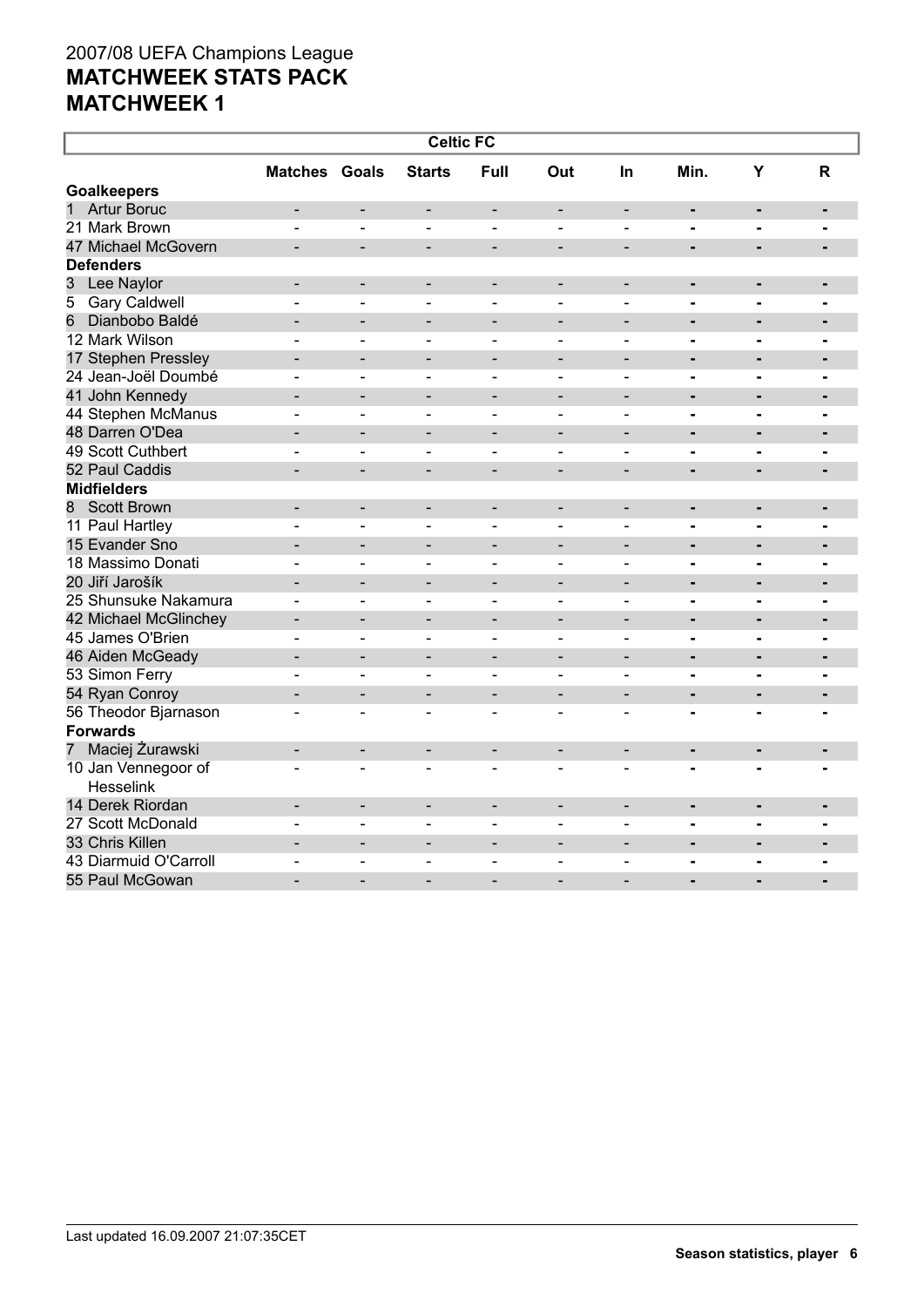2007/08 UEFA Champions League

# MATCHWEEK STATS PACK

# MATCHWEEK 1

| Celtic FC | Matches | Goals | Starts | Full | Out | In | Min. | Y | R |
|---|---|---|---|---|---|---|---|---|---|
| **Goalkeepers** | | | | | | | | | |
| 1 Artur Boruc | - | - | - | - | - | - | - | - | - |
| 21 Mark Brown | - | - | - | - | - | - | - | - | - |
| 47 Michael McGovern | - | - | - | - | - | - | - | - | - |
| **Defenders** | | | | | | | | | |
| 3 Lee Naylor | - | - | - | - | - | - | - | - | - |
| 5 Gary Caldwell | - | - | - | - | - | - | - | - | - |
| 6 Dianbobo Baldé | - | - | - | - | - | - | - | - | - |
| 12 Mark Wilson | - | - | - | - | - | - | - | - | - |
| 17 Stephen Pressley | - | - | - | - | - | - | - | - | - |
| 24 Jean-Joël Doumbé | - | - | - | - | - | - | - | - | - |
| 41 John Kennedy | - | - | - | - | - | - | - | - | - |
| 44 Stephen McManus | - | - | - | - | - | - | - | - | - |
| 48 Darren O'Dea | - | - | - | - | - | - | - | - | - |
| 49 Scott Cuthbert | - | - | - | - | - | - | - | - | - |
| 52 Paul Caddis | - | - | - | - | - | - | - | - | - |
| **Midfielders** | | | | | | | | | |
| 8 Scott Brown | - | - | - | - | - | - | - | - | - |
| 11 Paul Hartley | - | - | - | - | - | - | - | - | - |
| 15 Evander Sno | - | - | - | - | - | - | - | - | - |
| 18 Massimo Donati | - | - | - | - | - | - | - | - | - |
| 20 Jiří Jarošík | - | - | - | - | - | - | - | - | - |
| 25 Shunsuke Nakamura | - | - | - | - | - | - | - | - | - |
| 42 Michael McGlinchey | - | - | - | - | - | - | - | - | - |
| 45 James O'Brien | - | - | - | - | - | - | - | - | - |
| 46 Aiden McGeady | - | - | - | - | - | - | - | - | - |
| 53 Simon Ferry | - | - | - | - | - | - | - | - | - |
| 54 Ryan Conroy | - | - | - | - | - | - | - | - | - |
| 56 Theodor Bjarnason | - | - | - | - | - | - | - | - | - |
| **Forwards** | | | | | | | | | |
| 7 Maciej Żurawski | - | - | - | - | - | - | - | - | - |
| 10 Jan Vennegoor of Hesselink | - | - | - | - | - | - | - | - | - |
| 14 Derek Riordan | - | - | - | - | - | - | - | - | - |
| 27 Scott McDonald | - | - | - | - | - | - | - | - | - |
| 33 Chris Killen | - | - | - | - | - | - | - | - | - |
| 43 Diarmuid O'Carroll | - | - | - | - | - | - | - | - | - |
| 55 Paul McGowan | - | - | - | - | - | - | - | - | - |

Last updated 16.09.2007 21:07:35CET

**Season statistics, player**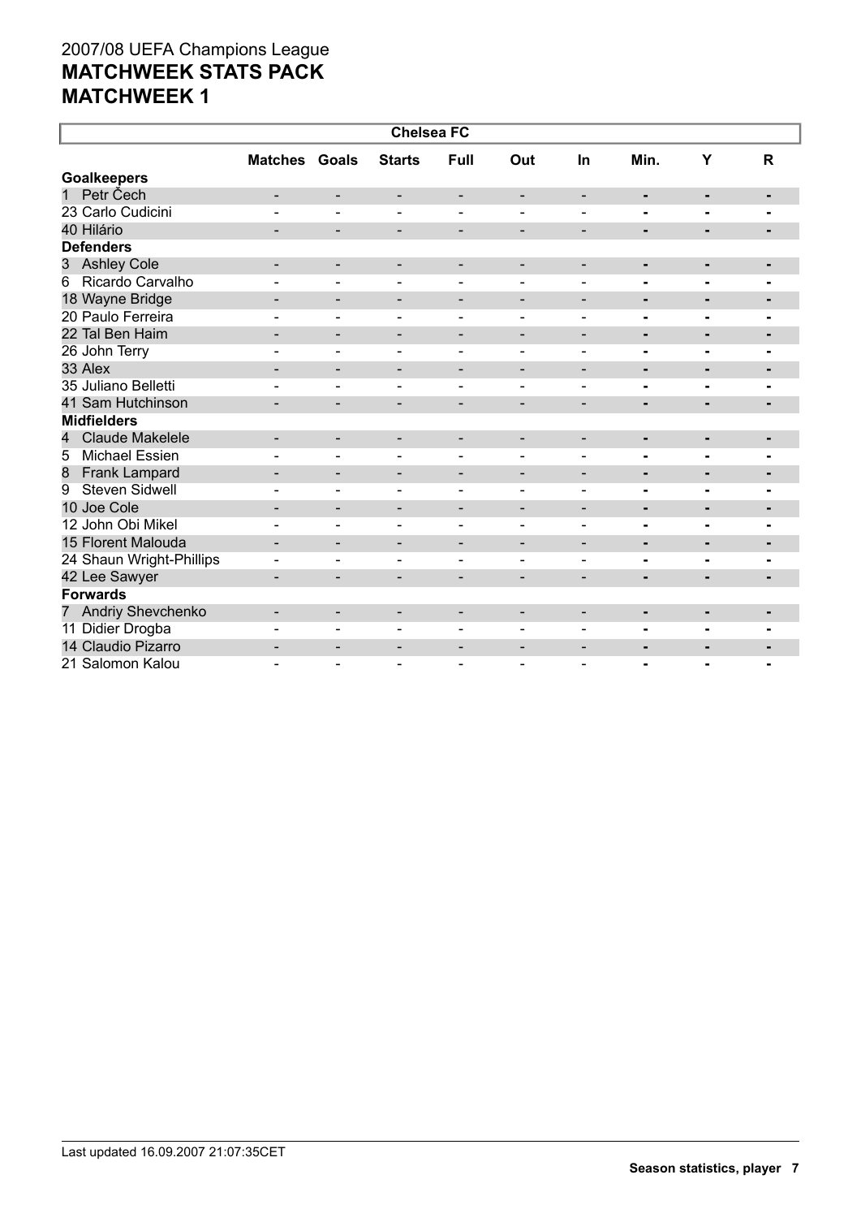2007/08 UEFA Champions League
# MATCHWEEK STATS PACK
# MATCHWEEK 1

| Chelsea FC | Matches | Goals | Starts | Full | Out | In | Min. | Y | R |
|---|---|---|---|---|---|---|---|---|---|
| **Goalkeepers** | | | | | | | | | |
| 1 Petr Čech | - | - | - | - | - | - | - | - | - |
| 23 Carlo Cudicini | - | - | - | - | - | - | - | - | - |
| 40 Hilário | - | - | - | - | - | - | - | - | - |
| **Defenders** | | | | | | | | | |
| 3 Ashley Cole | - | - | - | - | - | - | - | - | - |
| 6 Ricardo Carvalho | - | - | - | - | - | - | - | - | - |
| 18 Wayne Bridge | - | - | - | - | - | - | - | - | - |
| 20 Paulo Ferreira | - | - | - | - | - | - | - | - | - |
| 22 Tal Ben Haim | - | - | - | - | - | - | - | - | - |
| 26 John Terry | - | - | - | - | - | - | - | - | - |
| 33 Alex | - | - | - | - | - | - | - | - | - |
| 35 Juliano Belletti | - | - | - | - | - | - | - | - | - |
| 41 Sam Hutchinson | - | - | - | - | - | - | - | - | - |
| **Midfielders** | | | | | | | | | |
| 4 Claude Makelele | - | - | - | - | - | - | - | - | - |
| 5 Michael Essien | - | - | - | - | - | - | - | - | - |
| 8 Frank Lampard | - | - | - | - | - | - | - | - | - |
| 9 Steven Sidwell | - | - | - | - | - | - | - | - | - |
| 10 Joe Cole | - | - | - | - | - | - | - | - | - |
| 12 John Obi Mikel | - | - | - | - | - | - | - | - | - |
| 15 Florent Malouda | - | - | - | - | - | - | - | - | - |
| 24 Shaun Wright-Phillips | - | - | - | - | - | - | - | - | - |
| 42 Lee Sawyer | - | - | - | - | - | - | - | - | - |
| **Forwards** | | | | | | | | | |
| 7 Andriy Shevchenko | - | - | - | - | - | - | - | - | - |
| 11 Didier Drogba | - | - | - | - | - | - | - | - | - |
| 14 Claudio Pizarro | - | - | - | - | - | - | - | - | - |
| 21 Salomon Kalou | - | - | - | - | - | - | - | - | - |

Last updated 16.09.2007 21:07:35CET

**Season statistics, player**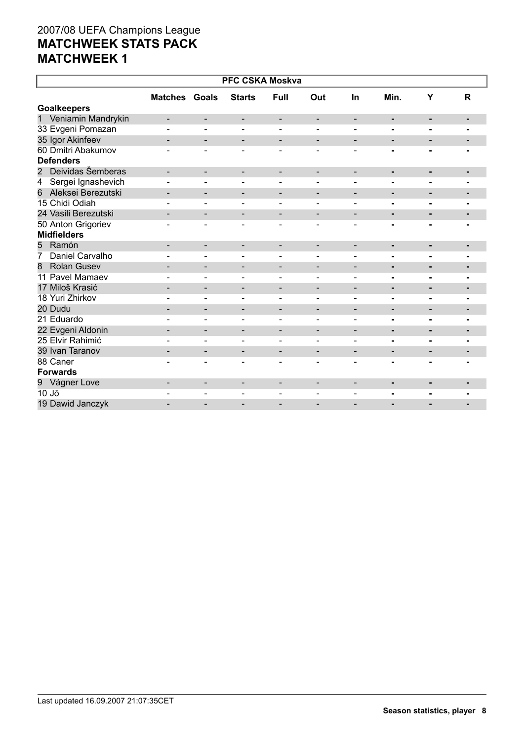# 2007/08 UEFA Champions League
## MATCHWEEK STATS PACK
## MATCHWEEK 1

| PFC CSKA Moskva | Matches | Goals | Starts | Full | Out | In | Min. | Y | R |
|---|---|---|---|---|---|---|---|---|---|
| **Goalkeepers** | | | | | | | | | |
| 1 Veniamin Mandrykin | - | - | - | - | - | - | - | - | - |
| 33 Evgeni Pomazan | - | - | - | - | - | - | - | - | - |
| 35 Igor Akinfeev | - | - | - | - | - | - | - | - | - |
| 60 Dmitri Abakumov | - | - | - | - | - | - | - | - | - |
| **Defenders** | | | | | | | | | |
| 2 Deividas Šemberas | - | - | - | - | - | - | - | - | - |
| 4 Sergei Ignashevich | - | - | - | - | - | - | - | - | - |
| 6 Aleksei Berezutski | - | - | - | - | - | - | - | - | - |
| 15 Chidi Odiah | - | - | - | - | - | - | - | - | - |
| 24 Vasili Berezutski | - | - | - | - | - | - | - | - | - |
| 50 Anton Grigoriev | - | - | - | - | - | - | - | - | - |
| **Midfielders** | | | | | | | | | |
| 5 Ramón | - | - | - | - | - | - | - | - | - |
| 7 Daniel Carvalho | - | - | - | - | - | - | - | - | - |
| 8 Rolan Gusev | - | - | - | - | - | - | - | - | - |
| 11 Pavel Mamaev | - | - | - | - | - | - | - | - | - |
| 17 Miloš Krasić | - | - | - | - | - | - | - | - | - |
| 18 Yuri Zhirkov | - | - | - | - | - | - | - | - | - |
| 20 Dudu | - | - | - | - | - | - | - | - | - |
| 21 Eduardo | - | - | - | - | - | - | - | - | - |
| 22 Evgeni Aldonin | - | - | - | - | - | - | - | - | - |
| 25 Elvir Rahimić | - | - | - | - | - | - | - | - | - |
| 39 Ivan Taranov | - | - | - | - | - | - | - | - | - |
| 88 Caner | - | - | - | - | - | - | - | - | - |
| **Forwards** | | | | | | | | | |
| 9 Vágner Love | - | - | - | - | - | - | - | - | - |
| 10 Jô | - | - | - | - | - | - | - | - | - |
| 19 Dawid Janczyk | - | - | - | - | - | - | - | - | - |

Last updated 16.09.2007 21:07:35CET

**Season statistics, player**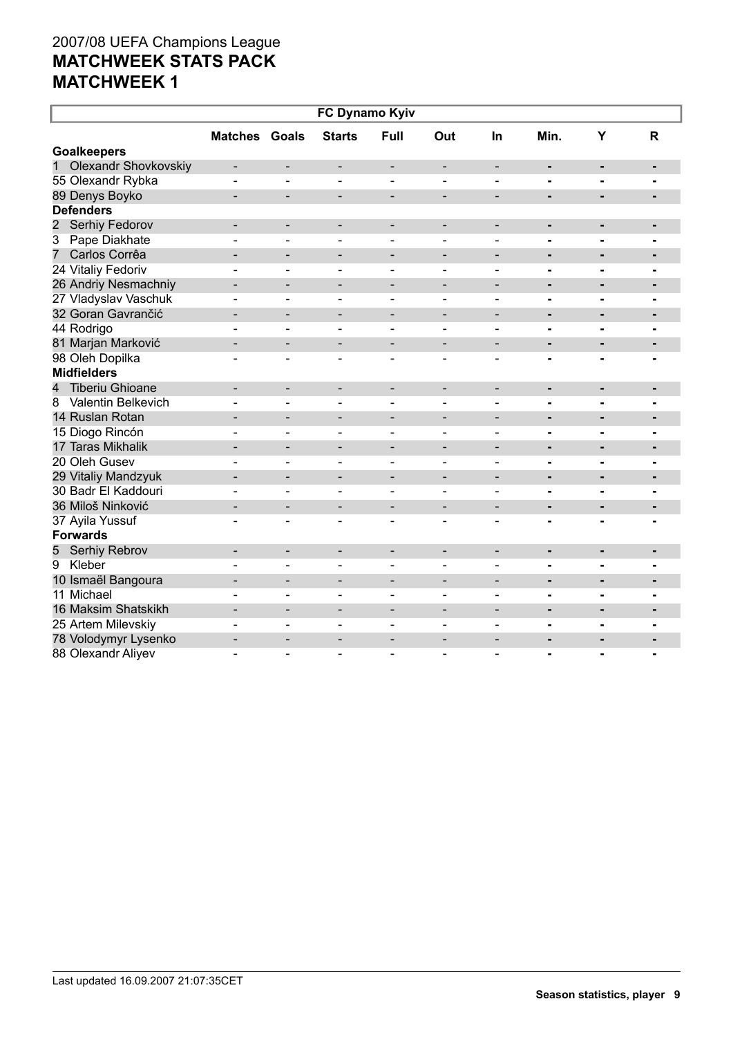2007/08 UEFA Champions League

# MATCHWEEK STATS PACK

# MATCHWEEK 1

| FC Dynamo Kyiv | | | | | | | | | |
|---|---|---|---|---|---|---|---|---|---|
| | Matches | Goals | Starts | Full | Out | In | Min. | Y | R |
| **Goalkeepers** | | | | | | | | | |
| 1 Olexandr Shovkovskiy | - | - | - | - | - | - | - | - | - |
| 55 Olexandr Rybka | - | - | - | - | - | - | - | - | - |
| 89 Denys Boyko | - | - | - | - | - | - | - | - | - |
| **Defenders** | | | | | | | | | |
| 2 Serhiy Fedorov | - | - | - | - | - | - | - | - | - |
| 3 Pape Diakhate | - | - | - | - | - | - | - | - | - |
| 7 Carlos Corrêa | - | - | - | - | - | - | - | - | - |
| 24 Vitaliy Fedoriv | - | - | - | - | - | - | - | - | - |
| 26 Andriy Nesmachniy | - | - | - | - | - | - | - | - | - |
| 27 Vladyslav Vaschuk | - | - | - | - | - | - | - | - | - |
| 32 Goran Gavrančić | - | - | - | - | - | - | - | - | - |
| 44 Rodrigo | - | - | - | - | - | - | - | - | - |
| 81 Marjan Marković | - | - | - | - | - | - | - | - | - |
| 98 Oleh Dopilka | - | - | - | - | - | - | - | - | - |
| **Midfielders** | | | | | | | | | |
| 4 Tiberiu Ghioane | - | - | - | - | - | - | - | - | - |
| 8 Valentin Belkevich | - | - | - | - | - | - | - | - | - |
| 14 Ruslan Rotan | - | - | - | - | - | - | - | - | - |
| 15 Diogo Rincón | - | - | - | - | - | - | - | - | - |
| 17 Taras Mikhalik | - | - | - | - | - | - | - | - | - |
| 20 Oleh Gusev | - | - | - | - | - | - | - | - | - |
| 29 Vitaliy Mandzyuk | - | - | - | - | - | - | - | - | - |
| 30 Badr El Kaddouri | - | - | - | - | - | - | - | - | - |
| 36 Miloš Ninković | - | - | - | - | - | - | - | - | - |
| 37 Ayila Yussuf | - | - | - | - | - | - | - | - | - |
| **Forwards** | | | | | | | | | |
| 5 Serhiy Rebrov | - | - | - | - | - | - | - | - | - |
| 9 Kleber | - | - | - | - | - | - | - | - | - |
| 10 Ismaël Bangoura | - | - | - | - | - | - | - | - | - |
| 11 Michael | - | - | - | - | - | - | - | - | - |
| 16 Maksim Shatskikh | - | - | - | - | - | - | - | - | - |
| 25 Artem Milevskiy | - | - | - | - | - | - | - | - | - |
| 78 Volodymyr Lysenko | - | - | - | - | - | - | - | - | - |
| 88 Olexandr Aliyev | - | - | - | - | - | - | - | - | - |

Last updated 16.09.2007 21:07:35CET

**Season statistics, player**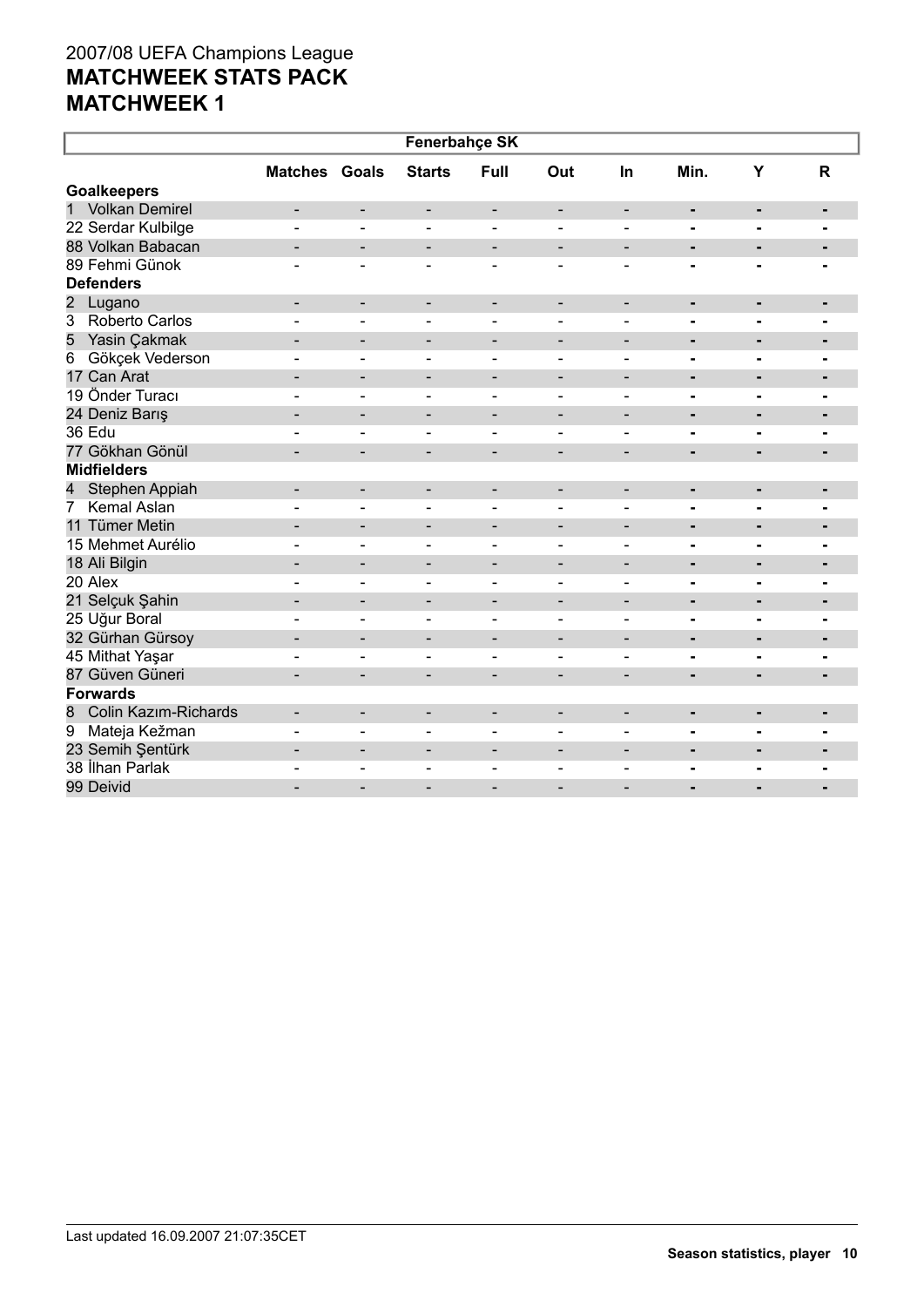2007/08 UEFA Champions League
# MATCHWEEK STATS PACK
# MATCHWEEK 1

| Fenerbahçe SK | | | | | | | | | |
|---|---|---|---|---|---|---|---|---|---|
| | Matches | Goals | Starts | Full | Out | In | Min. | Y | R |
| **Goalkeepers** | | | | | | | | | |
| 1 Volkan Demirel | - | - | - | - | - | - | - | - | - |
| 22 Serdar Kulbilge | - | - | - | - | - | - | - | - | - |
| 88 Volkan Babacan | - | - | - | - | - | - | - | - | - |
| 89 Fehmi Günok | - | - | - | - | - | - | - | - | - |
| **Defenders** | | | | | | | | | |
| 2 Lugano | - | - | - | - | - | - | - | - | - |
| 3 Roberto Carlos | - | - | - | - | - | - | - | - | - |
| 5 Yasin Çakmak | - | - | - | - | - | - | - | - | - |
| 6 Gökçek Vederson | - | - | - | - | - | - | - | - | - |
| 17 Can Arat | - | - | - | - | - | - | - | - | - |
| 19 Önder Turacı | - | - | - | - | - | - | - | - | - |
| 24 Deniz Barış | - | - | - | - | - | - | - | - | - |
| 36 Edu | - | - | - | - | - | - | - | - | - |
| 77 Gökhan Gönül | - | - | - | - | - | - | - | - | - |
| **Midfielders** | | | | | | | | | |
| 4 Stephen Appiah | - | - | - | - | - | - | - | - | - |
| 7 Kemal Aslan | - | - | - | - | - | - | - | - | - |
| 11 Tümer Metin | - | - | - | - | - | - | - | - | - |
| 15 Mehmet Aurélio | - | - | - | - | - | - | - | - | - |
| 18 Ali Bilgin | - | - | - | - | - | - | - | - | - |
| 20 Alex | - | - | - | - | - | - | - | - | - |
| 21 Selçuk Şahin | - | - | - | - | - | - | - | - | - |
| 25 Uğur Boral | - | - | - | - | - | - | - | - | - |
| 32 Gürhan Gürsoy | - | - | - | - | - | - | - | - | - |
| 45 Mithat Yaşar | - | - | - | - | - | - | - | - | - |
| 87 Güven Güneri | - | - | - | - | - | - | - | - | - |
| **Forwards** | | | | | | | | | |
| 8 Colin Kazım-Richards | - | - | - | - | - | - | - | - | - |
| 9 Mateja Kežman | - | - | - | - | - | - | - | - | - |
| 23 Semih Şentürk | - | - | - | - | - | - | - | - | - |
| 38 İlhan Parlak | - | - | - | - | - | - | - | - | - |
| 99 Deivid | - | - | - | - | - | - | - | - | - |

Last updated 16.09.2007 21:07:35CET

**Season statistics, player**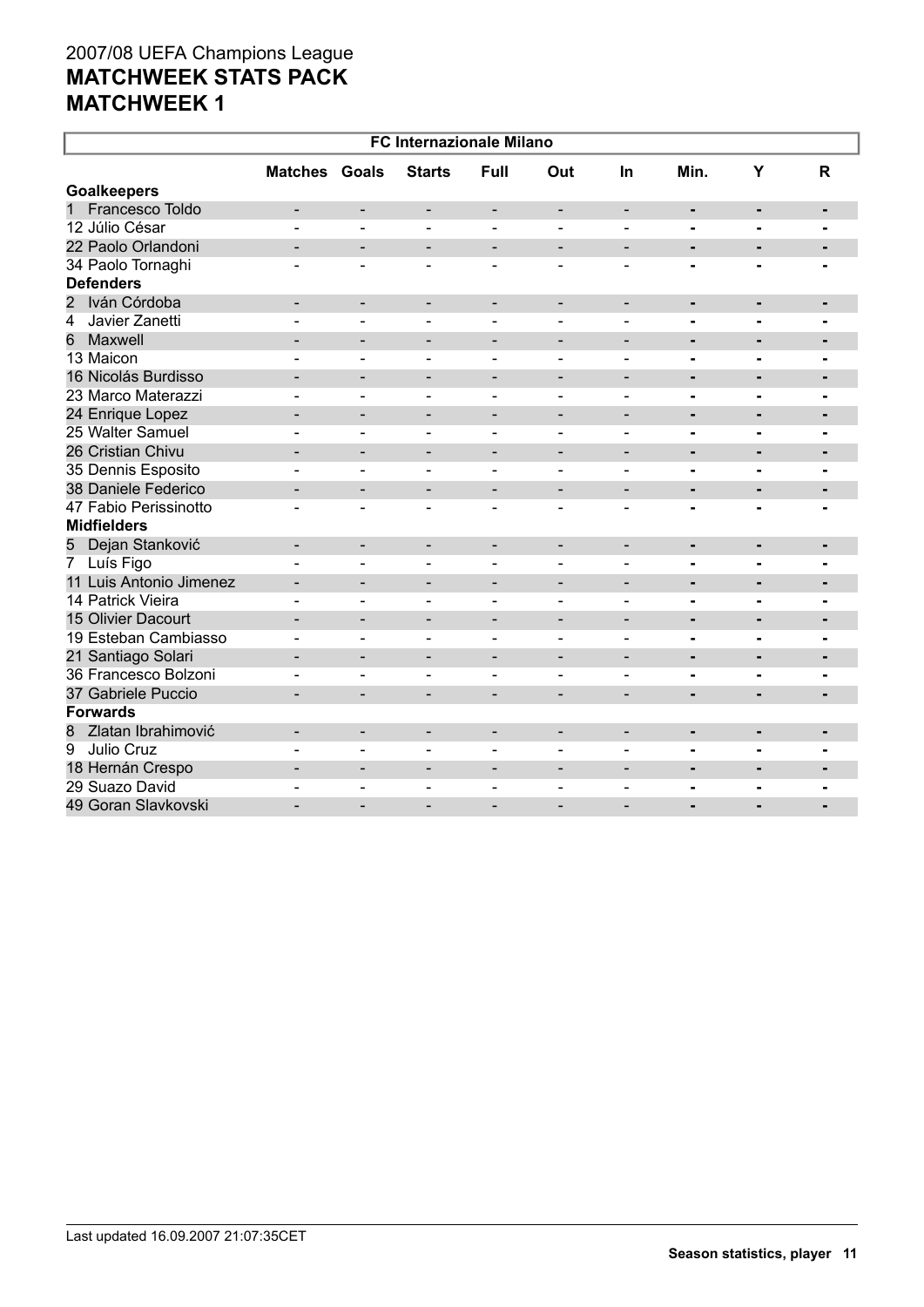2007/08 UEFA Champions League

# MATCHWEEK STATS PACK

# MATCHWEEK 1

| FC Internazionale Milano | | | | | | | | | |
|---|---|---|---|---|---|---|---|---|---|
| | Matches | Goals | Starts | Full | Out | In | Min. | Y | R |
| **Goalkeepers** | | | | | | | | | |
| 1 Francesco Toldo | - | - | - | - | - | - | - | - | - |
| 12 Júlio César | - | - | - | - | - | - | - | - | - |
| 22 Paolo Orlandoni | - | - | - | - | - | - | - | - | - |
| 34 Paolo Tornaghi | - | - | - | - | - | - | - | - | - |
| **Defenders** | | | | | | | | | |
| 2 Iván Córdoba | - | - | - | - | - | - | - | - | - |
| 4 Javier Zanetti | - | - | - | - | - | - | - | - | - |
| 6 Maxwell | - | - | - | - | - | - | - | - | - |
| 13 Maicon | - | - | - | - | - | - | - | - | - |
| 16 Nicolás Burdisso | - | - | - | - | - | - | - | - | - |
| 23 Marco Materazzi | - | - | - | - | - | - | - | - | - |
| 24 Enrique Lopez | - | - | - | - | - | - | - | - | - |
| 25 Walter Samuel | - | - | - | - | - | - | - | - | - |
| 26 Cristian Chivu | - | - | - | - | - | - | - | - | - |
| 35 Dennis Esposito | - | - | - | - | - | - | - | - | - |
| 38 Daniele Federico | - | - | - | - | - | - | - | - | - |
| 47 Fabio Perissinotto | - | - | - | - | - | - | - | - | - |
| **Midfielders** | | | | | | | | | |
| 5 Dejan Stanković | - | - | - | - | - | - | - | - | - |
| 7 Luís Figo | - | - | - | - | - | - | - | - | - |
| 11 Luis Antonio Jimenez | - | - | - | - | - | - | - | - | - |
| 14 Patrick Vieira | - | - | - | - | - | - | - | - | - |
| 15 Olivier Dacourt | - | - | - | - | - | - | - | - | - |
| 19 Esteban Cambiasso | - | - | - | - | - | - | - | - | - |
| 21 Santiago Solari | - | - | - | - | - | - | - | - | - |
| 36 Francesco Bolzoni | - | - | - | - | - | - | - | - | - |
| 37 Gabriele Puccio | - | - | - | - | - | - | - | - | - |
| **Forwards** | | | | | | | | | |
| 8 Zlatan Ibrahimović | - | - | - | - | - | - | - | - | - |
| 9 Julio Cruz | - | - | - | - | - | - | - | - | - |
| 18 Hernán Crespo | - | - | - | - | - | - | - | - | - |
| 29 Suazo David | - | - | - | - | - | - | - | - | - |
| 49 Goran Slavkovski | - | - | - | - | - | - | - | - | - |

Last updated 16.09.2007 21:07:35CET

**Season statistics, player**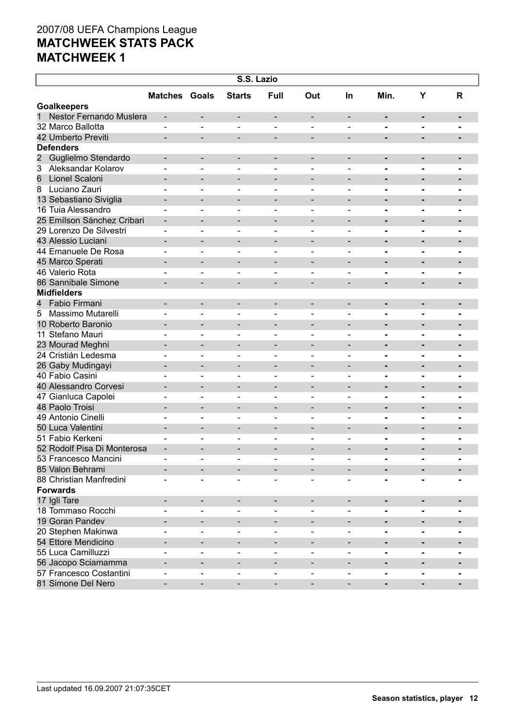2007/08 UEFA Champions League

**MATCHWEEK STATS PACK**

**MATCHWEEK 1**

| S.S. Lazio | Matches | Goals | Starts | Full | Out | In | Min. | Y | R |
|---|---|---|---|---|---|---|---|---|---|
| **Goalkeepers** | | | | | | | | | |
| 1 Nestor Fernando Muslera | - | - | - | - | - | - | - | - | - |
| 32 Marco Ballotta | - | - | - | - | - | - | - | - | - |
| 42 Umberto Previti | - | - | - | - | - | - | - | - | - |
| **Defenders** | | | | | | | | | |
| 2 Guglielmo Stendardo | - | - | - | - | - | - | - | - | - |
| 3 Aleksandar Kolarov | - | - | - | - | - | - | - | - | - |
| 6 Lionel Scaloni | - | - | - | - | - | - | - | - | - |
| 8 Luciano Zauri | - | - | - | - | - | - | - | - | - |
| 13 Sebastiano Siviglia | - | - | - | - | - | - | - | - | - |
| 16 Tuia Alessandro | - | - | - | - | - | - | - | - | - |
| 25 Emílson Sánchez Cribari | - | - | - | - | - | - | - | - | - |
| 29 Lorenzo De Silvestri | - | - | - | - | - | - | - | - | - |
| 43 Alessio Luciani | - | - | - | - | - | - | - | - | - |
| 44 Emanuele De Rosa | - | - | - | - | - | - | - | - | - |
| 45 Marco Sperati | - | - | - | - | - | - | - | - | - |
| 46 Valerio Rota | - | - | - | - | - | - | - | - | - |
| 86 Sannibale Simone | - | - | - | - | - | - | - | - | - |
| **Midfielders** | | | | | | | | | |
| 4 Fabio Firmani | - | - | - | - | - | - | - | - | - |
| 5 Massimo Mutarelli | - | - | - | - | - | - | - | - | - |
| 10 Roberto Baronio | - | - | - | - | - | - | - | - | - |
| 11 Stefano Mauri | - | - | - | - | - | - | - | - | - |
| 23 Mourad Meghni | - | - | - | - | - | - | - | - | - |
| 24 Cristián Ledesma | - | - | - | - | - | - | - | - | - |
| 26 Gaby Mudingayi | - | - | - | - | - | - | - | - | - |
| 40 Fabio Casini | - | - | - | - | - | - | - | - | - |
| 40 Alessandro Corvesi | - | - | - | - | - | - | - | - | - |
| 47 Gianluca Capolei | - | - | - | - | - | - | - | - | - |
| 48 Paolo Troisi | - | - | - | - | - | - | - | - | - |
| 49 Antonio Cinelli | - | - | - | - | - | - | - | - | - |
| 50 Luca Valentini | - | - | - | - | - | - | - | - | - |
| 51 Fabio Kerkeni | - | - | - | - | - | - | - | - | - |
| 52 Rodolf Pisa Di Monterosa | - | - | - | - | - | - | - | - | - |
| 53 Francesco Mancini | - | - | - | - | - | - | - | - | - |
| 85 Valon Behrami | - | - | - | - | - | - | - | - | - |
| 88 Christian Manfredini | - | - | - | - | - | - | - | - | - |
| **Forwards** | | | | | | | | | |
| 17 Igli Tare | - | - | - | - | - | - | - | - | - |
| 18 Tommaso Rocchi | - | - | - | - | - | - | - | - | - |
| 19 Goran Pandev | - | - | - | - | - | - | - | - | - |
| 20 Stephen Makinwa | - | - | - | - | - | - | - | - | - |
| 54 Ettore Mendicino | - | - | - | - | - | - | - | - | - |
| 55 Luca Camilluzzi | - | - | - | - | - | - | - | - | - |
| 56 Jacopo Sciamamma | - | - | - | - | - | - | - | - | - |
| 57 Francesco Costantini | - | - | - | - | - | - | - | - | - |
| 81 Simone Del Nero | - | - | - | - | - | - | - | - | - |

Last updated 16.09.2007 21:07:35CET

**Season statistics, player**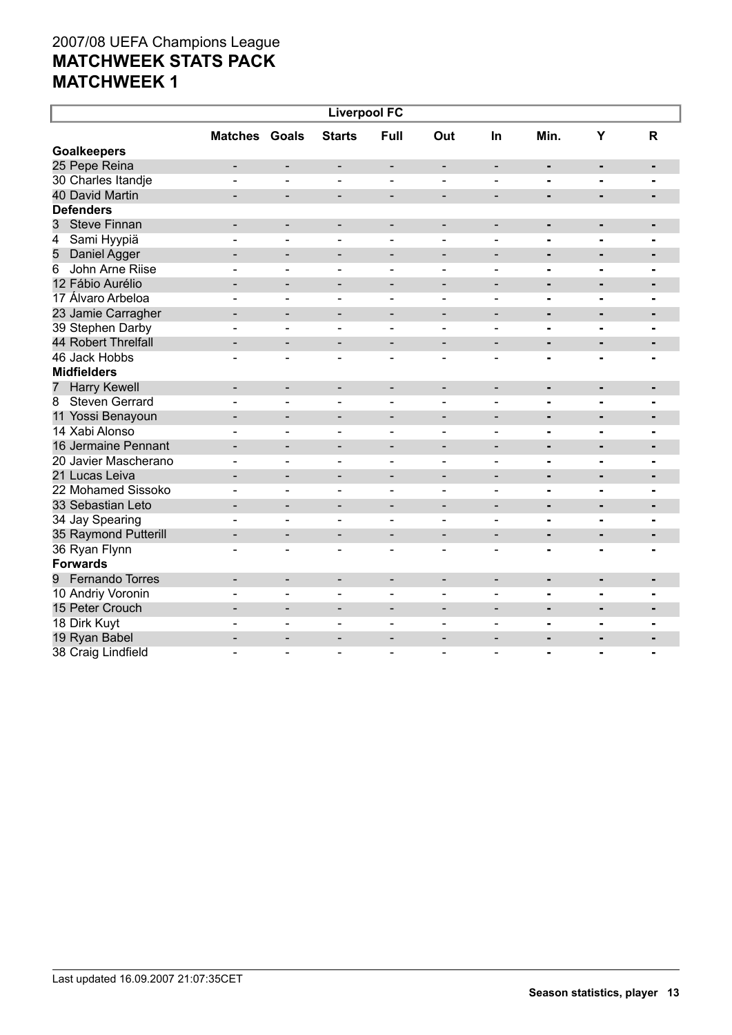2007/08 UEFA Champions League

**MATCHWEEK STATS PACK**

**MATCHWEEK 1**

| Liverpool FC | | | | | | | | | |
|---|---|---|---|---|---|---|---|---|---|
| | Matches | Goals | Starts | Full | Out | In | Min. | Y | R |
| **Goalkeepers** | | | | | | | | | |
| 25 Pepe Reina | - | - | - | - | - | - | - | - | - |
| 30 Charles Itandje | - | - | - | - | - | - | - | - | - |
| 40 David Martin | - | - | - | - | - | - | - | - | - |
| **Defenders** | | | | | | | | | |
| 3 Steve Finnan | - | - | - | - | - | - | - | - | - |
| 4 Sami Hyypiä | - | - | - | - | - | - | - | - | - |
| 5 Daniel Agger | - | - | - | - | - | - | - | - | - |
| 6 John Arne Riise | - | - | - | - | - | - | - | - | - |
| 12 Fábio Aurélio | - | - | - | - | - | - | - | - | - |
| 17 Álvaro Arbeloa | - | - | - | - | - | - | - | - | - |
| 23 Jamie Carragher | - | - | - | - | - | - | - | - | - |
| 39 Stephen Darby | - | - | - | - | - | - | - | - | - |
| 44 Robert Threlfall | - | - | - | - | - | - | - | - | - |
| 46 Jack Hobbs | - | - | - | - | - | - | - | - | - |
| **Midfielders** | | | | | | | | | |
| 7 Harry Kewell | - | - | - | - | - | - | - | - | - |
| 8 Steven Gerrard | - | - | - | - | - | - | - | - | - |
| 11 Yossi Benayoun | - | - | - | - | - | - | - | - | - |
| 14 Xabi Alonso | - | - | - | - | - | - | - | - | - |
| 16 Jermaine Pennant | - | - | - | - | - | - | - | - | - |
| 20 Javier Mascherano | - | - | - | - | - | - | - | - | - |
| 21 Lucas Leiva | - | - | - | - | - | - | - | - | - |
| 22 Mohamed Sissoko | - | - | - | - | - | - | - | - | - |
| 33 Sebastian Leto | - | - | - | - | - | - | - | - | - |
| 34 Jay Spearing | - | - | - | - | - | - | - | - | - |
| 35 Raymond Putterill | - | - | - | - | - | - | - | - | - |
| 36 Ryan Flynn | - | - | - | - | - | - | - | - | - |
| **Forwards** | | | | | | | | | |
| 9 Fernando Torres | - | - | - | - | - | - | - | - | - |
| 10 Andriy Voronin | - | - | - | - | - | - | - | - | - |
| 15 Peter Crouch | - | - | - | - | - | - | - | - | - |
| 18 Dirk Kuyt | - | - | - | - | - | - | - | - | - |
| 19 Ryan Babel | - | - | - | - | - | - | - | - | - |
| 38 Craig Lindfield | - | - | - | - | - | - | - | - | - |

Last updated 16.09.2007 21:07:35CET

**Season statistics, player**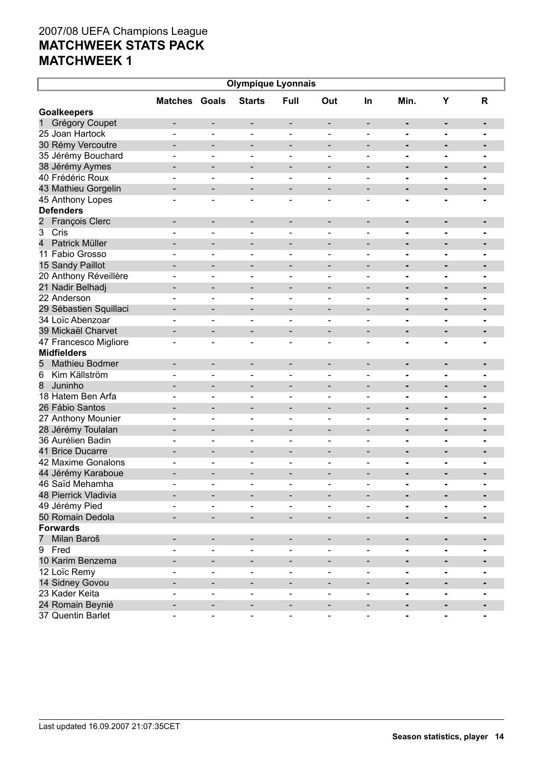2007/08 UEFA Champions League

**MATCHWEEK STATS PACK**

**MATCHWEEK 1**

| Olympique Lyonnais | Matches | Goals | Starts | Full | Out | In | Min. | Y | R |
|---|---|---|---|---|---|---|---|---|---|
| **Goalkeepers** | | | | | | | | | |
| 1 Grégory Coupet | - | - | - | - | - | - | - | - | - |
| 25 Joan Hartock | - | - | - | - | - | - | - | - | - |
| 30 Rémy Vercoutre | - | - | - | - | - | - | - | - | - |
| 35 Jérémy Bouchard | - | - | - | - | - | - | - | - | - |
| 38 Jérémy Aymes | - | - | - | - | - | - | - | - | - |
| 40 Frédéric Roux | - | - | - | - | - | - | - | - | - |
| 43 Mathieu Gorgelin | - | - | - | - | - | - | - | - | - |
| 45 Anthony Lopes | - | - | - | - | - | - | - | - | - |
| **Defenders** | | | | | | | | | |
| 2 François Clerc | - | - | - | - | - | - | - | - | - |
| 3 Cris | - | - | - | - | - | - | - | - | - |
| 4 Patrick Müller | - | - | - | - | - | - | - | - | - |
| 11 Fabio Grosso | - | - | - | - | - | - | - | - | - |
| 15 Sandy Paillot | - | - | - | - | - | - | - | - | - |
| 20 Anthony Réveillère | - | - | - | - | - | - | - | - | - |
| 21 Nadir Belhadj | - | - | - | - | - | - | - | - | - |
| 22 Anderson | - | - | - | - | - | - | - | - | - |
| 29 Sébastien Squillaci | - | - | - | - | - | - | - | - | - |
| 34 Loïc Abenzoar | - | - | - | - | - | - | - | - | - |
| 39 Mickaël Charvet | - | - | - | - | - | - | - | - | - |
| 47 Francesco Migliore | - | - | - | - | - | - | - | - | - |
| **Midfielders** | | | | | | | | | |
| 5 Mathieu Bodmer | - | - | - | - | - | - | - | - | - |
| 6 Kim Källström | - | - | - | - | - | - | - | - | - |
| 8 Juninho | - | - | - | - | - | - | - | - | - |
| 18 Hatem Ben Arfa | - | - | - | - | - | - | - | - | - |
| 26 Fábio Santos | - | - | - | - | - | - | - | - | - |
| 27 Anthony Mounier | - | - | - | - | - | - | - | - | - |
| 28 Jérémy Toulalan | - | - | - | - | - | - | - | - | - |
| 36 Aurélien Badin | - | - | - | - | - | - | - | - | - |
| 41 Brice Ducarre | - | - | - | - | - | - | - | - | - |
| 42 Maxime Gonalons | - | - | - | - | - | - | - | - | - |
| 44 Jérémy Karaboue | - | - | - | - | - | - | - | - | - |
| 46 Saïd Mehamha | - | - | - | - | - | - | - | - | - |
| 48 Pierrick Vladivia | - | - | - | - | - | - | - | - | - |
| 49 Jérémy Pied | - | - | - | - | - | - | - | - | - |
| 50 Romain Dedola | - | - | - | - | - | - | - | - | - |
| **Forwards** | | | | | | | | | |
| 7 Milan Baroš | - | - | - | - | - | - | - | - | - |
| 9 Fred | - | - | - | - | - | - | - | - | - |
| 10 Karim Benzema | - | - | - | - | - | - | - | - | - |
| 12 Loïc Remy | - | - | - | - | - | - | - | - | - |
| 14 Sidney Govou | - | - | - | - | - | - | - | - | - |
| 23 Kader Keita | - | - | - | - | - | - | - | - | - |
| 24 Romain Beynié | - | - | - | - | - | - | - | - | - |
| 37 Quentin Barlet | - | - | - | - | - | - | - | - | - |

Last updated 16.09.2007 21:07:35CET

**Season statistics, player**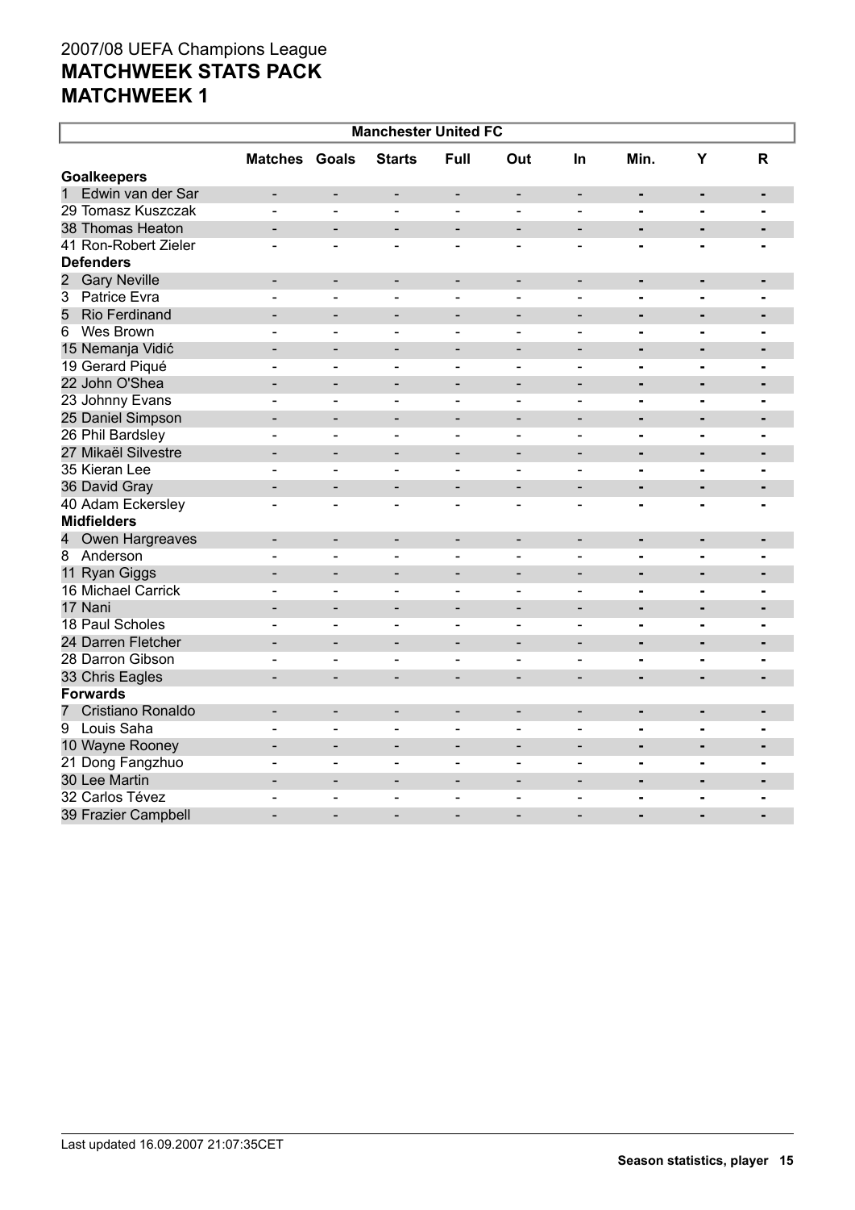2007/08 UEFA Champions League

**MATCHWEEK STATS PACK**

**MATCHWEEK 1**

| Manchester United FC | | | | | | | | | |
|---|---|---|---|---|---|---|---|---|---|
| | Matches | Goals | Starts | Full | Out | In | Min. | Y | R |
| **Goalkeepers** | | | | | | | | | |
| 1 Edwin van der Sar | - | - | - | - | - | - | - | - | - |
| 29 Tomasz Kuszczak | - | - | - | - | - | - | - | - | - |
| 38 Thomas Heaton | - | - | - | - | - | - | - | - | - |
| 41 Ron-Robert Zieler | - | - | - | - | - | - | - | - | - |
| **Defenders** | | | | | | | | | |
| 2 Gary Neville | - | - | - | - | - | - | - | - | - |
| 3 Patrice Evra | - | - | - | - | - | - | - | - | - |
| 5 Rio Ferdinand | - | - | - | - | - | - | - | - | - |
| 6 Wes Brown | - | - | - | - | - | - | - | - | - |
| 15 Nemanja Vidić | - | - | - | - | - | - | - | - | - |
| 19 Gerard Piqué | - | - | - | - | - | - | - | - | - |
| 22 John O'Shea | - | - | - | - | - | - | - | - | - |
| 23 Johnny Evans | - | - | - | - | - | - | - | - | - |
| 25 Daniel Simpson | - | - | - | - | - | - | - | - | - |
| 26 Phil Bardsley | - | - | - | - | - | - | - | - | - |
| 27 Mikaël Silvestre | - | - | - | - | - | - | - | - | - |
| 35 Kieran Lee | - | - | - | - | - | - | - | - | - |
| 36 David Gray | - | - | - | - | - | - | - | - | - |
| 40 Adam Eckersley | - | - | - | - | - | - | - | - | - |
| **Midfielders** | | | | | | | | | |
| 4 Owen Hargreaves | - | - | - | - | - | - | - | - | - |
| 8 Anderson | - | - | - | - | - | - | - | - | - |
| 11 Ryan Giggs | - | - | - | - | - | - | - | - | - |
| 16 Michael Carrick | - | - | - | - | - | - | - | - | - |
| 17 Nani | - | - | - | - | - | - | - | - | - |
| 18 Paul Scholes | - | - | - | - | - | - | - | - | - |
| 24 Darren Fletcher | - | - | - | - | - | - | - | - | - |
| 28 Darron Gibson | - | - | - | - | - | - | - | - | - |
| 33 Chris Eagles | - | - | - | - | - | - | - | - | - |
| **Forwards** | | | | | | | | | |
| 7 Cristiano Ronaldo | - | - | - | - | - | - | - | - | - |
| 9 Louis Saha | - | - | - | - | - | - | - | - | - |
| 10 Wayne Rooney | - | - | - | - | - | - | - | - | - |
| 21 Dong Fangzhuo | - | - | - | - | - | - | - | - | - |
| 30 Lee Martin | - | - | - | - | - | - | - | - | - |
| 32 Carlos Tévez | - | - | - | - | - | - | - | - | - |
| 39 Frazier Campbell | - | - | - | - | - | - | - | - | - |

Last updated 16.09.2007 21:07:35CET

**Season statistics, player**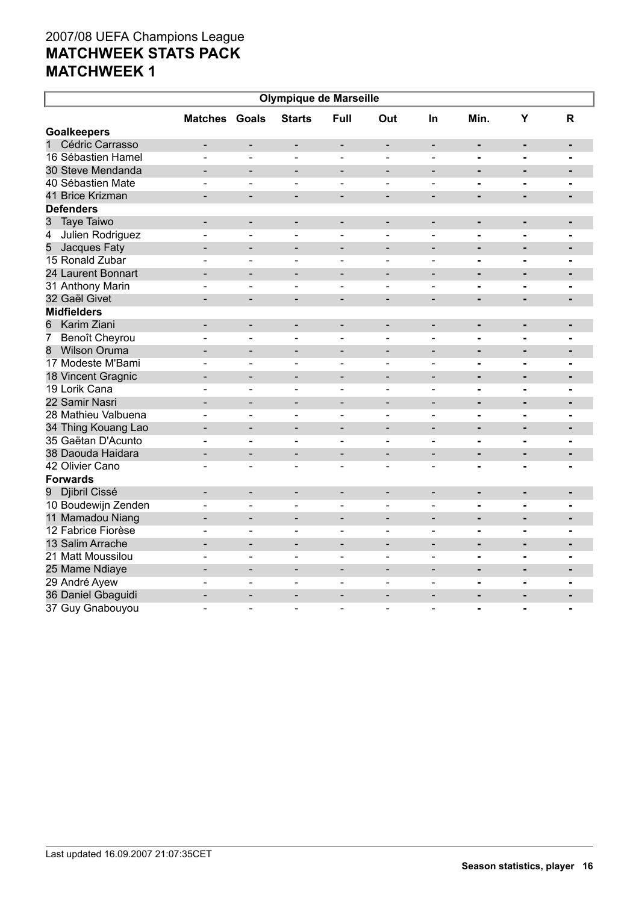2007/08 UEFA Champions League

**MATCHWEEK STATS PACK**

**MATCHWEEK 1**

| Olympique de Marseille | Matches | Goals | Starts | Full | Out | In | Min. | Y | R |
|---|---|---|---|---|---|---|---|---|---|
| **Goalkeepers** | | | | | | | | | |
| 1 Cédric Carrasso | - | - | - | - | - | - | - | - | - |
| 16 Sébastien Hamel | - | - | - | - | - | - | - | - | - |
| 30 Steve Mendanda | - | - | - | - | - | - | - | - | - |
| 40 Sébastien Mate | - | - | - | - | - | - | - | - | - |
| 41 Brice Krizman | - | - | - | - | - | - | - | - | - |
| **Defenders** | | | | | | | | | |
| 3 Taye Taiwo | - | - | - | - | - | - | - | - | - |
| 4 Julien Rodriguez | - | - | - | - | - | - | - | - | - |
| 5 Jacques Faty | - | - | - | - | - | - | - | - | - |
| 15 Ronald Zubar | - | - | - | - | - | - | - | - | - |
| 24 Laurent Bonnart | - | - | - | - | - | - | - | - | - |
| 31 Anthony Marin | - | - | - | - | - | - | - | - | - |
| 32 Gaël Givet | - | - | - | - | - | - | - | - | - |
| **Midfielders** | | | | | | | | | |
| 6 Karim Ziani | - | - | - | - | - | - | - | - | - |
| 7 Benoît Cheyrou | - | - | - | - | - | - | - | - | - |
| 8 Wilson Oruma | - | - | - | - | - | - | - | - | - |
| 17 Modeste M'Bami | - | - | - | - | - | - | - | - | - |
| 18 Vincent Gragnic | - | - | - | - | - | - | - | - | - |
| 19 Lorik Cana | - | - | - | - | - | - | - | - | - |
| 22 Samir Nasri | - | - | - | - | - | - | - | - | - |
| 28 Mathieu Valbuena | - | - | - | - | - | - | - | - | - |
| 34 Thing Kouang Lao | - | - | - | - | - | - | - | - | - |
| 35 Gaëtan D'Acunto | - | - | - | - | - | - | - | - | - |
| 38 Daouda Haidara | - | - | - | - | - | - | - | - | - |
| 42 Olivier Cano | - | - | - | - | - | - | - | - | - |
| **Forwards** | | | | | | | | | |
| 9 Djibril Cissé | - | - | - | - | - | - | - | - | - |
| 10 Boudewijn Zenden | - | - | - | - | - | - | - | - | - |
| 11 Mamadou Niang | - | - | - | - | - | - | - | - | - |
| 12 Fabrice Fiorèse | - | - | - | - | - | - | - | - | - |
| 13 Salim Arrache | - | - | - | - | - | - | - | - | - |
| 21 Matt Moussilou | - | - | - | - | - | - | - | - | - |
| 25 Mame Ndiaye | - | - | - | - | - | - | - | - | - |
| 29 André Ayew | - | - | - | - | - | - | - | - | - |
| 36 Daniel Gbaguidi | - | - | - | - | - | - | - | - | - |
| 37 Guy Gnabouyou | - | - | - | - | - | - | - | - | - |

Last updated 16.09.2007 21:07:35CET

**Season statistics, player**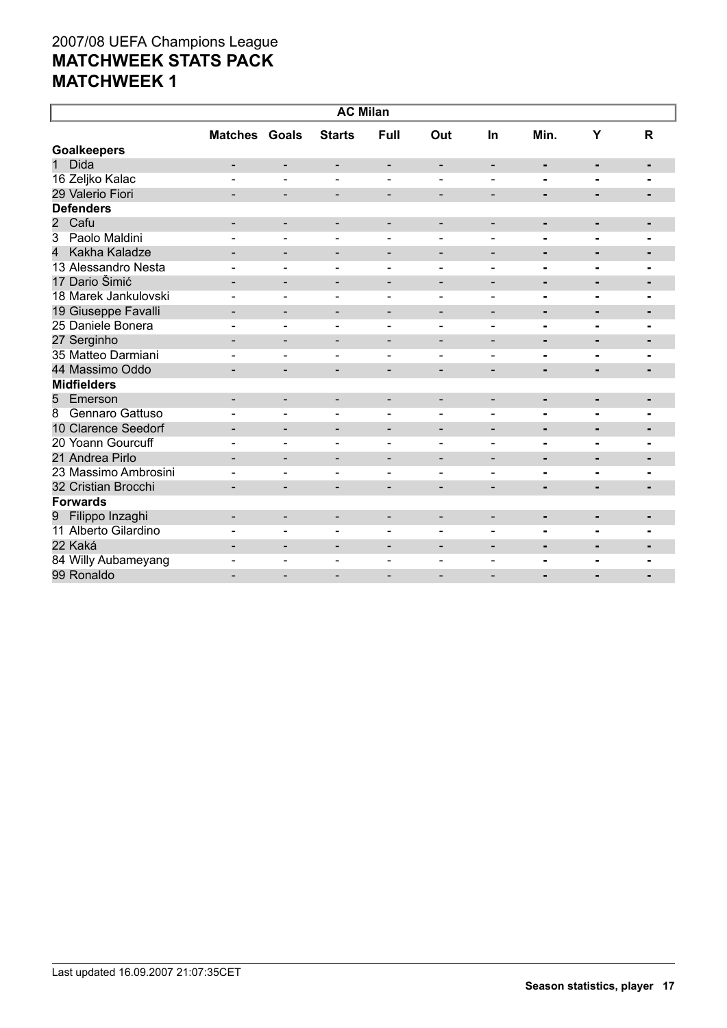2007/08 UEFA Champions League

**MATCHWEEK STATS PACK**

**MATCHWEEK 1**

| AC Milan | | | | | | | | | |
|---|---|---|---|---|---|---|---|---|---|
| | Matches | Goals | Starts | Full | Out | In | Min. | Y | R |
| **Goalkeepers** | | | | | | | | | |
| 1 Dida | - | - | - | - | - | - | - | - | - |
| 16 Zeljko Kalac | - | - | - | - | - | - | - | - | - |
| 29 Valerio Fiori | - | - | - | - | - | - | - | - | - |
| **Defenders** | | | | | | | | | |
| 2 Cafu | - | - | - | - | - | - | - | - | - |
| 3 Paolo Maldini | - | - | - | - | - | - | - | - | - |
| 4 Kakha Kaladze | - | - | - | - | - | - | - | - | - |
| 13 Alessandro Nesta | - | - | - | - | - | - | - | - | - |
| 17 Dario Šimić | - | - | - | - | - | - | - | - | - |
| 18 Marek Jankulovski | - | - | - | - | - | - | - | - | - |
| 19 Giuseppe Favalli | - | - | - | - | - | - | - | - | - |
| 25 Daniele Bonera | - | - | - | - | - | - | - | - | - |
| 27 Serginho | - | - | - | - | - | - | - | - | - |
| 35 Matteo Darmiani | - | - | - | - | - | - | - | - | - |
| 44 Massimo Oddo | - | - | - | - | - | - | - | - | - |
| **Midfielders** | | | | | | | | | |
| 5 Emerson | - | - | - | - | - | - | - | - | - |
| 8 Gennaro Gattuso | - | - | - | - | - | - | - | - | - |
| 10 Clarence Seedorf | - | - | - | - | - | - | - | - | - |
| 20 Yoann Gourcuff | - | - | - | - | - | - | - | - | - |
| 21 Andrea Pirlo | - | - | - | - | - | - | - | - | - |
| 23 Massimo Ambrosini | - | - | - | - | - | - | - | - | - |
| 32 Cristian Brocchi | - | - | - | - | - | - | - | - | - |
| **Forwards** | | | | | | | | | |
| 9 Filippo Inzaghi | - | - | - | - | - | - | - | - | - |
| 11 Alberto Gilardino | - | - | - | - | - | - | - | - | - |
| 22 Kaká | - | - | - | - | - | - | - | - | - |
| 84 Willy Aubameyang | - | - | - | - | - | - | - | - | - |
| 99 Ronaldo | - | - | - | - | - | - | - | - | - |

Last updated 16.09.2007 21:07:35CET

**Season statistics, player**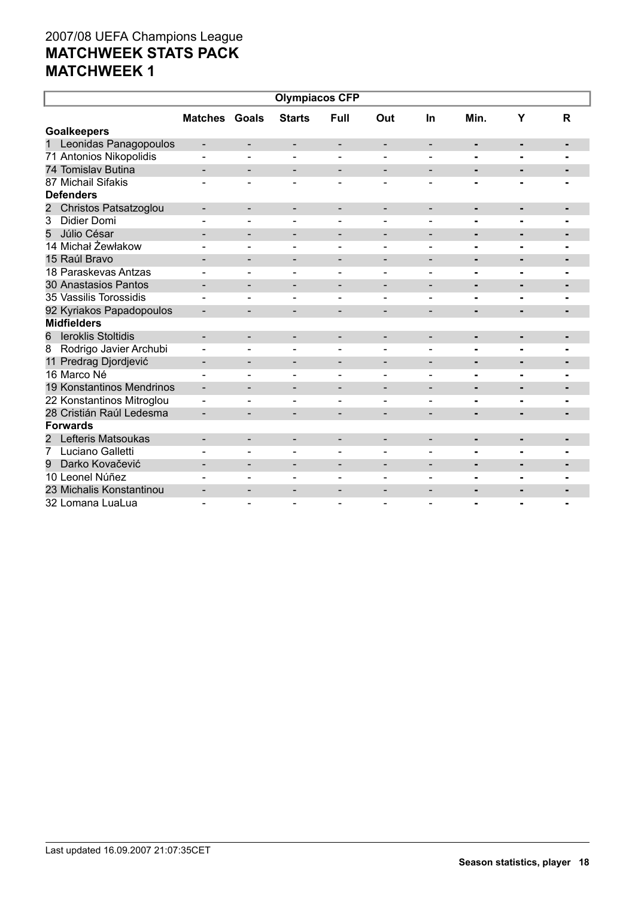2007/08 UEFA Champions League
# MATCHWEEK STATS PACK
# MATCHWEEK 1

| Olympiacos CFP | | | | | | | | | |
|---|---|---|---|---|---|---|---|---|---|
| | Matches | Goals | Starts | Full | Out | In | Min. | Y | R |
| **Goalkeepers** | | | | | | | | | |
| 1 Leonidas Panagopoulos | - | - | - | - | - | - | - | - | - |
| 71 Antonios Nikopolidis | - | - | - | - | - | - | - | - | - |
| 74 Tomislav Butina | - | - | - | - | - | - | - | - | - |
| 87 Michail Sifakis | - | - | - | - | - | - | - | - | - |
| **Defenders** | | | | | | | | | |
| 2 Christos Patsatzoglou | - | - | - | - | - | - | - | - | - |
| 3 Didier Domi | - | - | - | - | - | - | - | - | - |
| 5 Júlio César | - | - | - | - | - | - | - | - | - |
| 14 Michał Żewłakow | - | - | - | - | - | - | - | - | - |
| 15 Raúl Bravo | - | - | - | - | - | - | - | - | - |
| 18 Paraskevas Antzas | - | - | - | - | - | - | - | - | - |
| 30 Anastasios Pantos | - | - | - | - | - | - | - | - | - |
| 35 Vassilis Torossidis | - | - | - | - | - | - | - | - | - |
| 92 Kyriakos Papadopoulos | - | - | - | - | - | - | - | - | - |
| **Midfielders** | | | | | | | | | |
| 6 Ieroklis Stoltidis | - | - | - | - | - | - | - | - | - |
| 8 Rodrigo Javier Archubi | - | - | - | - | - | - | - | - | - |
| 11 Predrag Djordjević | - | - | - | - | - | - | - | - | - |
| 16 Marco Né | - | - | - | - | - | - | - | - | - |
| 19 Konstantinos Mendrinos | - | - | - | - | - | - | - | - | - |
| 22 Konstantinos Mitroglou | - | - | - | - | - | - | - | - | - |
| 28 Cristián Raúl Ledesma | - | - | - | - | - | - | - | - | - |
| **Forwards** | | | | | | | | | |
| 2 Lefteris Matsoukas | - | - | - | - | - | - | - | - | - |
| 7 Luciano Galletti | - | - | - | - | - | - | - | - | - |
| 9 Darko Kovačević | - | - | - | - | - | - | - | - | - |
| 10 Leonel Núñez | - | - | - | - | - | - | - | - | - |
| 23 Michalis Konstantinou | - | - | - | - | - | - | - | - | - |
| 32 Lomana LuaLua | - | - | - | - | - | - | - | - | - |

Last updated 16.09.2007 21:07:35CET

**Season statistics, player**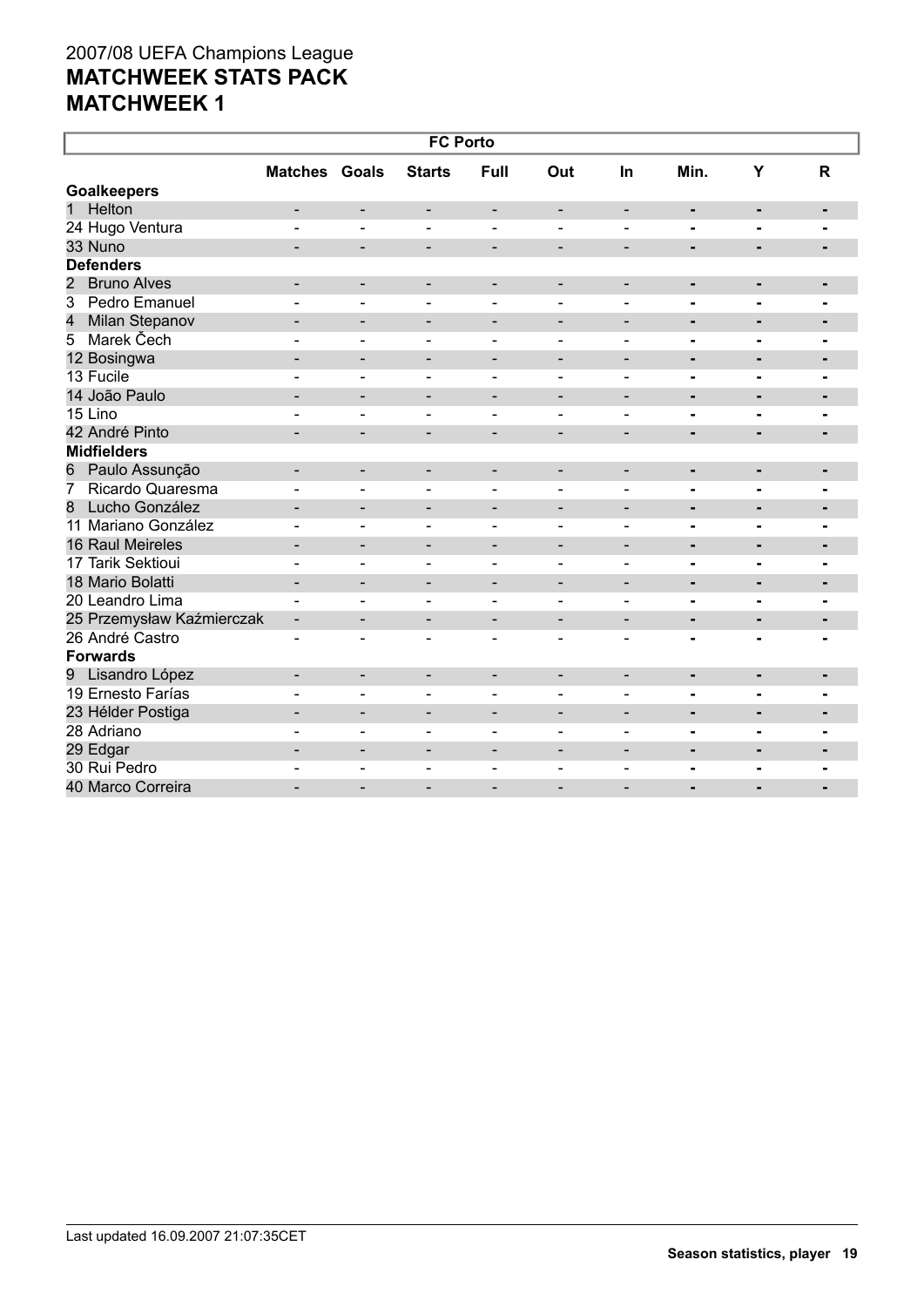# 2007/08 UEFA Champions League
# MATCHWEEK STATS PACK
# MATCHWEEK 1

| FC Porto | | | | | | | | | |
|---|---|---|---|---|---|---|---|---|---|
| | Matches | Goals | Starts | Full | Out | In | Min. | Y | R |
| **Goalkeepers** | | | | | | | | | |
| 1 Helton | - | - | - | - | - | - | - | - | - |
| 24 Hugo Ventura | - | - | - | - | - | - | - | - | - |
| 33 Nuno | - | - | - | - | - | - | - | - | - |
| **Defenders** | | | | | | | | | |
| 2 Bruno Alves | - | - | - | - | - | - | - | - | - |
| 3 Pedro Emanuel | - | - | - | - | - | - | - | - | - |
| 4 Milan Stepanov | - | - | - | - | - | - | - | - | - |
| 5 Marek Čech | - | - | - | - | - | - | - | - | - |
| 12 Bosingwa | - | - | - | - | - | - | - | - | - |
| 13 Fucile | - | - | - | - | - | - | - | - | - |
| 14 João Paulo | - | - | - | - | - | - | - | - | - |
| 15 Lino | - | - | - | - | - | - | - | - | - |
| 42 André Pinto | - | - | - | - | - | - | - | - | - |
| **Midfielders** | | | | | | | | | |
| 6 Paulo Assunção | - | - | - | - | - | - | - | - | - |
| 7 Ricardo Quaresma | - | - | - | - | - | - | - | - | - |
| 8 Lucho González | - | - | - | - | - | - | - | - | - |
| 11 Mariano González | - | - | - | - | - | - | - | - | - |
| 16 Raul Meireles | - | - | - | - | - | - | - | - | - |
| 17 Tarik Sektioui | - | - | - | - | - | - | - | - | - |
| 18 Mario Bolatti | - | - | - | - | - | - | - | - | - |
| 20 Leandro Lima | - | - | - | - | - | - | - | - | - |
| 25 Przemysław Kaźmierczak | - | - | - | - | - | - | - | - | - |
| 26 André Castro | - | - | - | - | - | - | - | - | - |
| **Forwards** | | | | | | | | | |
| 9 Lisandro López | - | - | - | - | - | - | - | - | - |
| 19 Ernesto Farías | - | - | - | - | - | - | - | - | - |
| 23 Hélder Postiga | - | - | - | - | - | - | - | - | - |
| 28 Adriano | - | - | - | - | - | - | - | - | - |
| 29 Edgar | - | - | - | - | - | - | - | - | - |
| 30 Rui Pedro | - | - | - | - | - | - | - | - | - |
| 40 Marco Correira | - | - | - | - | - | - | - | - | - |

Last updated 16.09.2007 21:07:35CET

**Season statistics, player**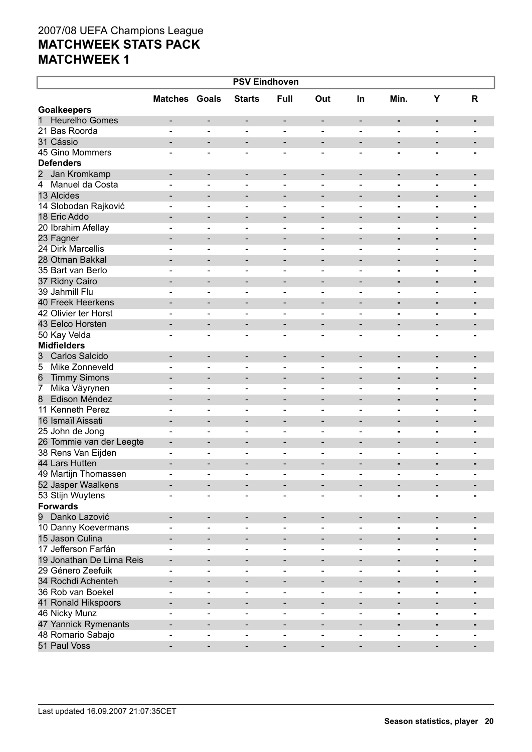2007/08 UEFA Champions League
# MATCHWEEK STATS PACK
# MATCHWEEK 1

| PSV Eindhoven | Matches | Goals | Starts | Full | Out | In | Min. | Y | R |
|---|---|---|---|---|---|---|---|---|---|
| **Goalkeepers** | | | | | | | | | |
| 1 Heurelho Gomes | - | - | - | - | - | - | - | - | - |
| 21 Bas Roorda | - | - | - | - | - | - | - | - | - |
| 31 Cássio | - | - | - | - | - | - | - | - | - |
| 45 Gino Mommers | - | - | - | - | - | - | - | - | - |
| **Defenders** | | | | | | | | | |
| 2 Jan Kromkamp | - | - | - | - | - | - | - | - | - |
| 4 Manuel da Costa | - | - | - | - | - | - | - | - | - |
| 13 Alcides | - | - | - | - | - | - | - | - | - |
| 14 Slobodan Rajković | - | - | - | - | - | - | - | - | - |
| 18 Eric Addo | - | - | - | - | - | - | - | - | - |
| 20 Ibrahim Afellay | - | - | - | - | - | - | - | - | - |
| 23 Fagner | - | - | - | - | - | - | - | - | - |
| 24 Dirk Marcellis | - | - | - | - | - | - | - | - | - |
| 28 Otman Bakkal | - | - | - | - | - | - | - | - | - |
| 35 Bart van Berlo | - | - | - | - | - | - | - | - | - |
| 37 Ridny Cairo | - | - | - | - | - | - | - | - | - |
| 39 Jahmill Flu | - | - | - | - | - | - | - | - | - |
| 40 Freek Heerkens | - | - | - | - | - | - | - | - | - |
| 42 Olivier ter Horst | - | - | - | - | - | - | - | - | - |
| 43 Eelco Horsten | - | - | - | - | - | - | - | - | - |
| 50 Kay Velda | - | - | - | - | - | - | - | - | - |
| **Midfielders** | | | | | | | | | |
| 3 Carlos Salcido | - | - | - | - | - | - | - | - | - |
| 5 Mike Zonneveld | - | - | - | - | - | - | - | - | - |
| 6 Timmy Simons | - | - | - | - | - | - | - | - | - |
| 7 Mika Väyrynen | - | - | - | - | - | - | - | - | - |
| 8 Edison Méndez | - | - | - | - | - | - | - | - | - |
| 11 Kenneth Perez | - | - | - | - | - | - | - | - | - |
| 16 Ismaïl Aissati | - | - | - | - | - | - | - | - | - |
| 25 John de Jong | - | - | - | - | - | - | - | - | - |
| 26 Tommie van der Leegte | - | - | - | - | - | - | - | - | - |
| 38 Rens Van Eijden | - | - | - | - | - | - | - | - | - |
| 44 Lars Hutten | - | - | - | - | - | - | - | - | - |
| 49 Martijn Thomassen | - | - | - | - | - | - | - | - | - |
| 52 Jasper Waalkens | - | - | - | - | - | - | - | - | - |
| 53 Stijn Wuytens | - | - | - | - | - | - | - | - | - |
| **Forwards** | | | | | | | | | |
| 9 Danko Lazović | - | - | - | - | - | - | - | - | - |
| 10 Danny Koevermans | - | - | - | - | - | - | - | - | - |
| 15 Jason Culina | - | - | - | - | - | - | - | - | - |
| 17 Jefferson Farfán | - | - | - | - | - | - | - | - | - |
| 19 Jonathan De Lima Reis | - | - | - | - | - | - | - | - | - |
| 29 Génerо Zeefuik | - | - | - | - | - | - | - | - | - |
| 34 Rochdi Achenteh | - | - | - | - | - | - | - | - | - |
| 36 Rob van Boekel | - | - | - | - | - | - | - | - | - |
| 41 Ronald Hikspoors | - | - | - | - | - | - | - | - | - |
| 46 Nicky Munz | - | - | - | - | - | - | - | - | - |
| 47 Yannick Rymenants | - | - | - | - | - | - | - | - | - |
| 48 Romario Sabajo | - | - | - | - | - | - | - | - | - |
| 51 Paul Voss | - | - | - | - | - | - | - | - | - |

Last updated 16.09.2007 21:07:35CET

**Season statistics, player**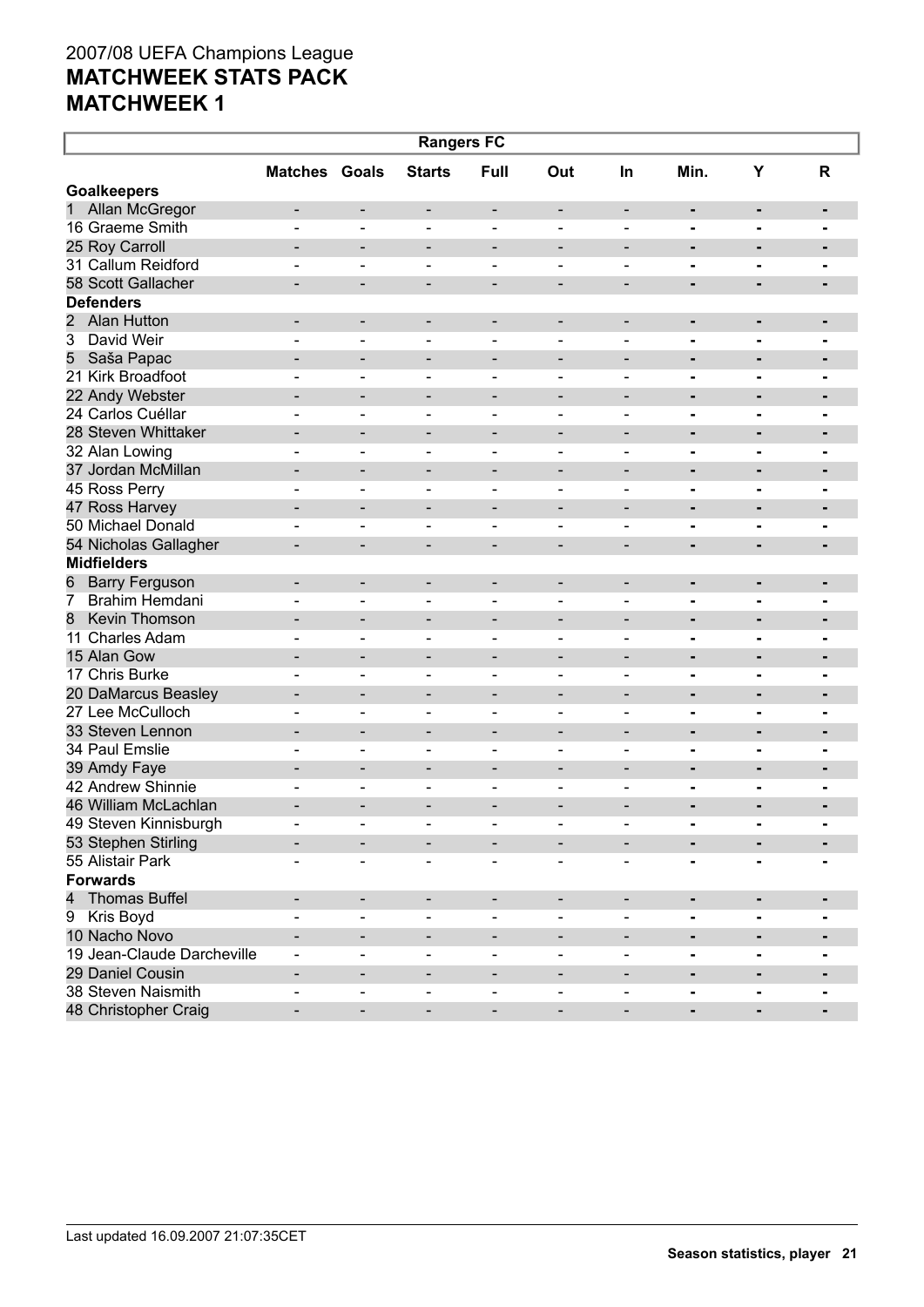2007/08 UEFA Champions League
# MATCHWEEK STATS PACK
# MATCHWEEK 1

| Rangers FC | Matches | Goals | Starts | Full | Out | In | Min. | Y | R |
|---|---|---|---|---|---|---|---|---|---|
| **Goalkeepers** | | | | | | | | | |
| 1 Allan McGregor | - | - | - | - | - | - | - | - | - |
| 16 Graeme Smith | - | - | - | - | - | - | - | - | - |
| 25 Roy Carroll | - | - | - | - | - | - | - | - | - |
| 31 Callum Reidford | - | - | - | - | - | - | - | - | - |
| 58 Scott Gallacher | - | - | - | - | - | - | - | - | - |
| **Defenders** | | | | | | | | | |
| 2 Alan Hutton | - | - | - | - | - | - | - | - | - |
| 3 David Weir | - | - | - | - | - | - | - | - | - |
| 5 Saša Papac | - | - | - | - | - | - | - | - | - |
| 21 Kirk Broadfoot | - | - | - | - | - | - | - | - | - |
| 22 Andy Webster | - | - | - | - | - | - | - | - | - |
| 24 Carlos Cuéllar | - | - | - | - | - | - | - | - | - |
| 28 Steven Whittaker | - | - | - | - | - | - | - | - | - |
| 32 Alan Lowing | - | - | - | - | - | - | - | - | - |
| 37 Jordan McMillan | - | - | - | - | - | - | - | - | - |
| 45 Ross Perry | - | - | - | - | - | - | - | - | - |
| 47 Ross Harvey | - | - | - | - | - | - | - | - | - |
| 50 Michael Donald | - | - | - | - | - | - | - | - | - |
| 54 Nicholas Gallagher | - | - | - | - | - | - | - | - | - |
| **Midfielders** | | | | | | | | | |
| 6 Barry Ferguson | - | - | - | - | - | - | - | - | - |
| 7 Brahim Hemdani | - | - | - | - | - | - | - | - | - |
| 8 Kevin Thomson | - | - | - | - | - | - | - | - | - |
| 11 Charles Adam | - | - | - | - | - | - | - | - | - |
| 15 Alan Gow | - | - | - | - | - | - | - | - | - |
| 17 Chris Burke | - | - | - | - | - | - | - | - | - |
| 20 DaMarcus Beasley | - | - | - | - | - | - | - | - | - |
| 27 Lee McCulloch | - | - | - | - | - | - | - | - | - |
| 33 Steven Lennon | - | - | - | - | - | - | - | - | - |
| 34 Paul Emslie | - | - | - | - | - | - | - | - | - |
| 39 Amdy Faye | - | - | - | - | - | - | - | - | - |
| 42 Andrew Shinnie | - | - | - | - | - | - | - | - | - |
| 46 William McLachlan | - | - | - | - | - | - | - | - | - |
| 49 Steven Kinnisburgh | - | - | - | - | - | - | - | - | - |
| 53 Stephen Stirling | - | - | - | - | - | - | - | - | - |
| 55 Alistair Park | - | - | - | - | - | - | - | - | - |
| **Forwards** | | | | | | | | | |
| 4 Thomas Buffel | - | - | - | - | - | - | - | - | - |
| 9 Kris Boyd | - | - | - | - | - | - | - | - | - |
| 10 Nacho Novo | - | - | - | - | - | - | - | - | - |
| 19 Jean-Claude Darcheville | - | - | - | - | - | - | - | - | - |
| 29 Daniel Cousin | - | - | - | - | - | - | - | - | - |
| 38 Steven Naismith | - | - | - | - | - | - | - | - | - |
| 48 Christopher Craig | - | - | - | - | - | - | - | - | - |

Last updated 16.09.2007 21:07:35CET

**Season statistics, player**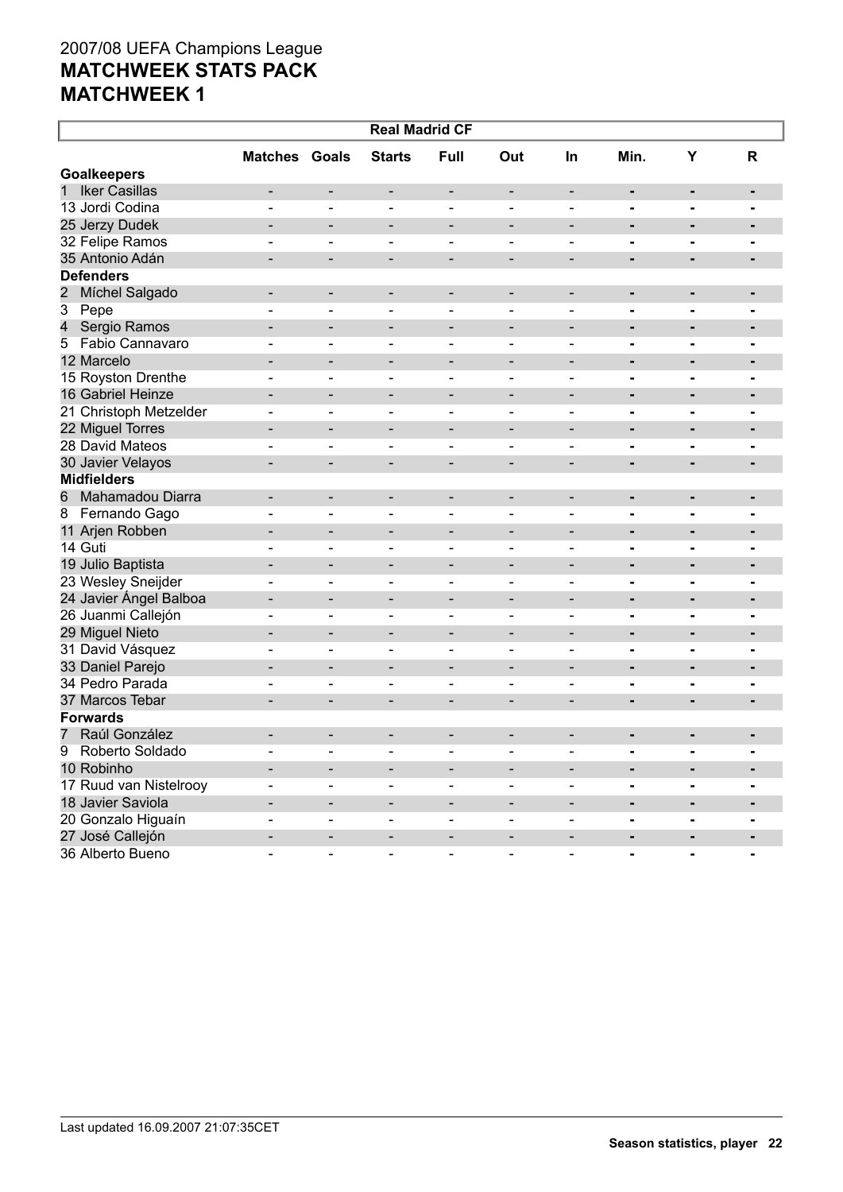# 2007/08 UEFA Champions League

## MATCHWEEK STATS PACK

## MATCHWEEK 1

| Real Madrid CF | Matches | Goals | Starts | Full | Out | In | Min. | Y | R |
|---|---|---|---|---|---|---|---|---|---|
| **Goalkeepers** | | | | | | | | | |
| 1 Iker Casillas | - | - | - | - | - | - | - | - | - |
| 13 Jordi Codina | - | - | - | - | - | - | - | - | - |
| 25 Jerzy Dudek | - | - | - | - | - | - | - | - | - |
| 32 Felipe Ramos | - | - | - | - | - | - | - | - | - |
| 35 Antonio Adán | - | - | - | - | - | - | - | - | - |
| **Defenders** | | | | | | | | | |
| 2 Míchel Salgado | - | - | - | - | - | - | - | - | - |
| 3 Pepe | - | - | - | - | - | - | - | - | - |
| 4 Sergio Ramos | - | - | - | - | - | - | - | - | - |
| 5 Fabio Cannavaro | - | - | - | - | - | - | - | - | - |
| 12 Marcelo | - | - | - | - | - | - | - | - | - |
| 15 Royston Drenthe | - | - | - | - | - | - | - | - | - |
| 16 Gabriel Heinze | - | - | - | - | - | - | - | - | - |
| 21 Christoph Metzelder | - | - | - | - | - | - | - | - | - |
| 22 Miguel Torres | - | - | - | - | - | - | - | - | - |
| 28 David Mateos | - | - | - | - | - | - | - | - | - |
| 30 Javier Velayos | - | - | - | - | - | - | - | - | - |
| **Midfielders** | | | | | | | | | |
| 6 Mahamadou Diarra | - | - | - | - | - | - | - | - | - |
| 8 Fernando Gago | - | - | - | - | - | - | - | - | - |
| 11 Arjen Robben | - | - | - | - | - | - | - | - | - |
| 14 Guti | - | - | - | - | - | - | - | - | - |
| 19 Julio Baptista | - | - | - | - | - | - | - | - | - |
| 23 Wesley Sneijder | - | - | - | - | - | - | - | - | - |
| 24 Javier Ángel Balboa | - | - | - | - | - | - | - | - | - |
| 26 Juanmi Callejón | - | - | - | - | - | - | - | - | - |
| 29 Miguel Nieto | - | - | - | - | - | - | - | - | - |
| 31 David Vásquez | - | - | - | - | - | - | - | - | - |
| 33 Daniel Parejo | - | - | - | - | - | - | - | - | - |
| 34 Pedro Parada | - | - | - | - | - | - | - | - | - |
| 37 Marcos Tebar | - | - | - | - | - | - | - | - | - |
| **Forwards** | | | | | | | | | |
| 7 Raúl González | - | - | - | - | - | - | - | - | - |
| 9 Roberto Soldado | - | - | - | - | - | - | - | - | - |
| 10 Robinho | - | - | - | - | - | - | - | - | - |
| 17 Ruud van Nistelrooy | - | - | - | - | - | - | - | - | - |
| 18 Javier Saviola | - | - | - | - | - | - | - | - | - |
| 20 Gonzalo Higuaín | - | - | - | - | - | - | - | - | - |
| 27 José Callejón | - | - | - | - | - | - | - | - | - |
| 36 Alberto Bueno | - | - | - | - | - | - | - | - | - |

Last updated 16.09.2007 21:07:35CET

**Season statistics, player**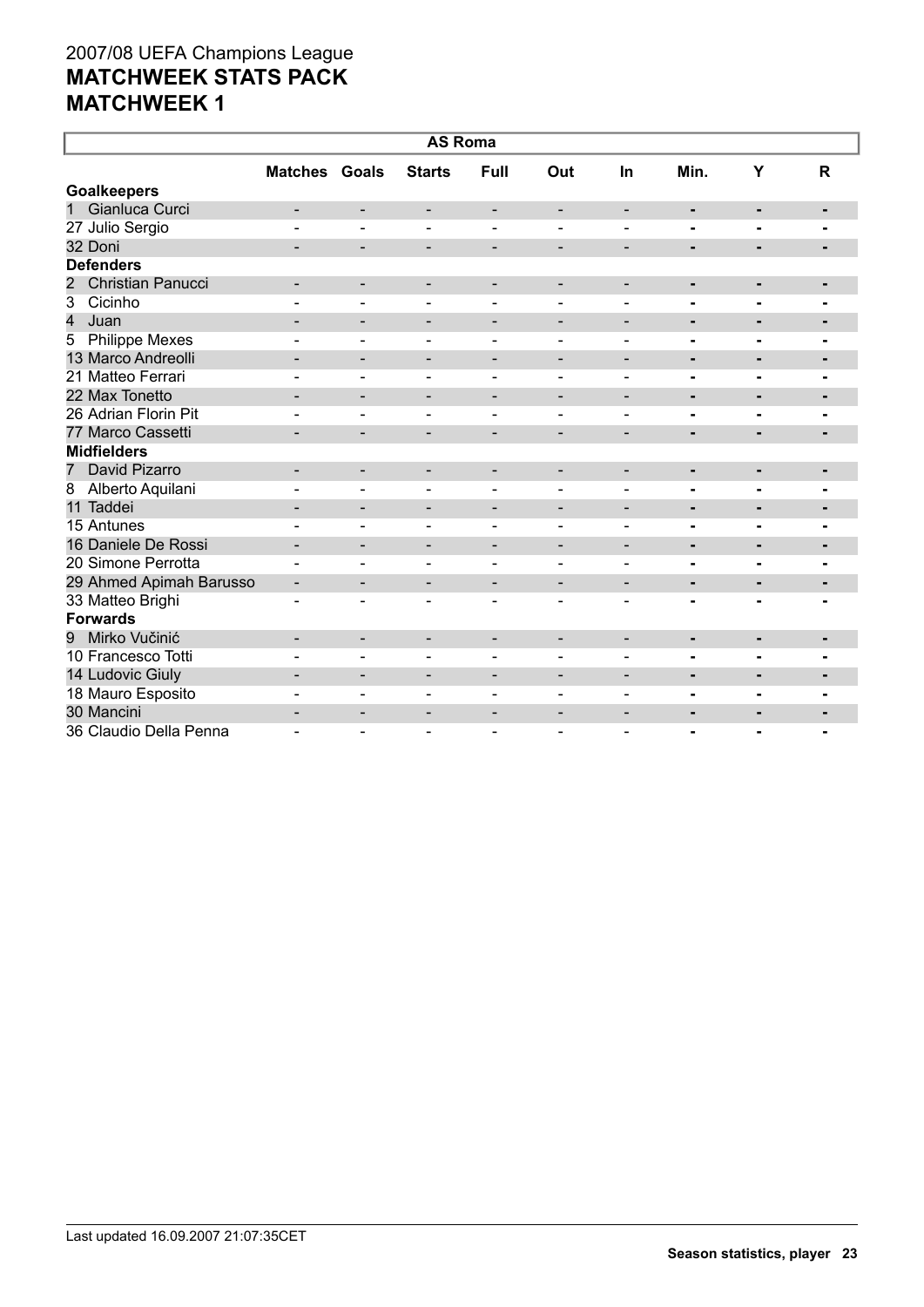2007/08 UEFA Champions League
**MATCHWEEK STATS PACK**
**MATCHWEEK 1**

| AS Roma | Matches | Goals | Starts | Full | Out | In | Min. | Y | R |
|---|---|---|---|---|---|---|---|---|---|
| **Goalkeepers** | | | | | | | | | |
| 1 Gianluca Curci | - | - | - | - | - | - | - | - | - |
| 27 Julio Sergio | - | - | - | - | - | - | - | - | - |
| 32 Doni | - | - | - | - | - | - | - | - | - |
| **Defenders** | | | | | | | | | |
| 2 Christian Panucci | - | - | - | - | - | - | - | - | - |
| 3 Cicinho | - | - | - | - | - | - | - | - | - |
| 4 Juan | - | - | - | - | - | - | - | - | - |
| 5 Philippe Mexes | - | - | - | - | - | - | - | - | - |
| 13 Marco Andreolli | - | - | - | - | - | - | - | - | - |
| 21 Matteo Ferrari | - | - | - | - | - | - | - | - | - |
| 22 Max Tonetto | - | - | - | - | - | - | - | - | - |
| 26 Adrian Florin Pit | - | - | - | - | - | - | - | - | - |
| 77 Marco Cassetti | - | - | - | - | - | - | - | - | - |
| **Midfielders** | | | | | | | | | |
| 7 David Pizarro | - | - | - | - | - | - | - | - | - |
| 8 Alberto Aquilani | - | - | - | - | - | - | - | - | - |
| 11 Taddei | - | - | - | - | - | - | - | - | - |
| 15 Antunes | - | - | - | - | - | - | - | - | - |
| 16 Daniele De Rossi | - | - | - | - | - | - | - | - | - |
| 20 Simone Perrotta | - | - | - | - | - | - | - | - | - |
| 29 Ahmed Apimah Barusso | - | - | - | - | - | - | - | - | - |
| 33 Matteo Brighi | - | - | - | - | - | - | - | - | - |
| **Forwards** | | | | | | | | | |
| 9 Mirko Vučinić | - | - | - | - | - | - | - | - | - |
| 10 Francesco Totti | - | - | - | - | - | - | - | - | - |
| 14 Ludovic Giuly | - | - | - | - | - | - | - | - | - |
| 18 Mauro Esposito | - | - | - | - | - | - | - | - | - |
| 30 Mancini | - | - | - | - | - | - | - | - | - |
| 36 Claudio Della Penna | - | - | - | - | - | - | - | - | - |

Last updated 16.09.2007 21:07:35CET

**Season statistics, player**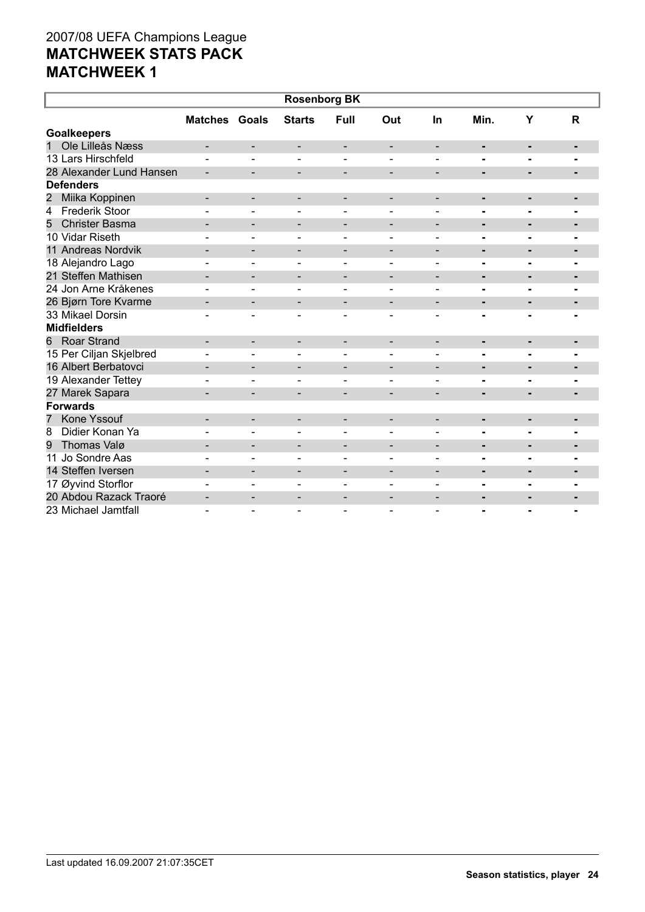2007/08 UEFA Champions League
# MATCHWEEK STATS PACK
# MATCHWEEK 1

| Rosenborg BK | Matches | Goals | Starts | Full | Out | In | Min. | Y | R |
|---|---|---|---|---|---|---|---|---|---|
| **Goalkeepers** | | | | | | | | | |
| 1 Ole Lilleås Næss | - | - | - | - | - | - | - | - | - |
| 13 Lars Hirschfeld | - | - | - | - | - | - | - | - | - |
| 28 Alexander Lund Hansen | - | - | - | - | - | - | - | - | - |
| **Defenders** | | | | | | | | | |
| 2 Miika Koppinen | - | - | - | - | - | - | - | - | - |
| 4 Frederik Stoor | - | - | - | - | - | - | - | - | - |
| 5 Christer Basma | - | - | - | - | - | - | - | - | - |
| 10 Vidar Riseth | - | - | - | - | - | - | - | - | - |
| 11 Andreas Nordvik | - | - | - | - | - | - | - | - | - |
| 18 Alejandro Lago | - | - | - | - | - | - | - | - | - |
| 21 Steffen Mathisen | - | - | - | - | - | - | - | - | - |
| 24 Jon Arne Kråkenes | - | - | - | - | - | - | - | - | - |
| 26 Bjørn Tore Kvarme | - | - | - | - | - | - | - | - | - |
| 33 Mikael Dorsin | - | - | - | - | - | - | - | - | - |
| **Midfielders** | | | | | | | | | |
| 6 Roar Strand | - | - | - | - | - | - | - | - | - |
| 15 Per Ciljan Skjelbred | - | - | - | - | - | - | - | - | - |
| 16 Albert Berbatovci | - | - | - | - | - | - | - | - | - |
| 19 Alexander Tettey | - | - | - | - | - | - | - | - | - |
| 27 Marek Sapara | - | - | - | - | - | - | - | - | - |
| **Forwards** | | | | | | | | | |
| 7 Kone Yssouf | - | - | - | - | - | - | - | - | - |
| 8 Didier Konan Ya | - | - | - | - | - | - | - | - | - |
| 9 Thomas Valø | - | - | - | - | - | - | - | - | - |
| 11 Jo Sondre Aas | - | - | - | - | - | - | - | - | - |
| 14 Steffen Iversen | - | - | - | - | - | - | - | - | - |
| 17 Øyvind Storflor | - | - | - | - | - | - | - | - | - |
| 20 Abdou Razack Traoré | - | - | - | - | - | - | - | - | - |
| 23 Michael Jamtfall | - | - | - | - | - | - | - | - | - |

Last updated 16.09.2007 21:07:35CET

**Season statistics, player**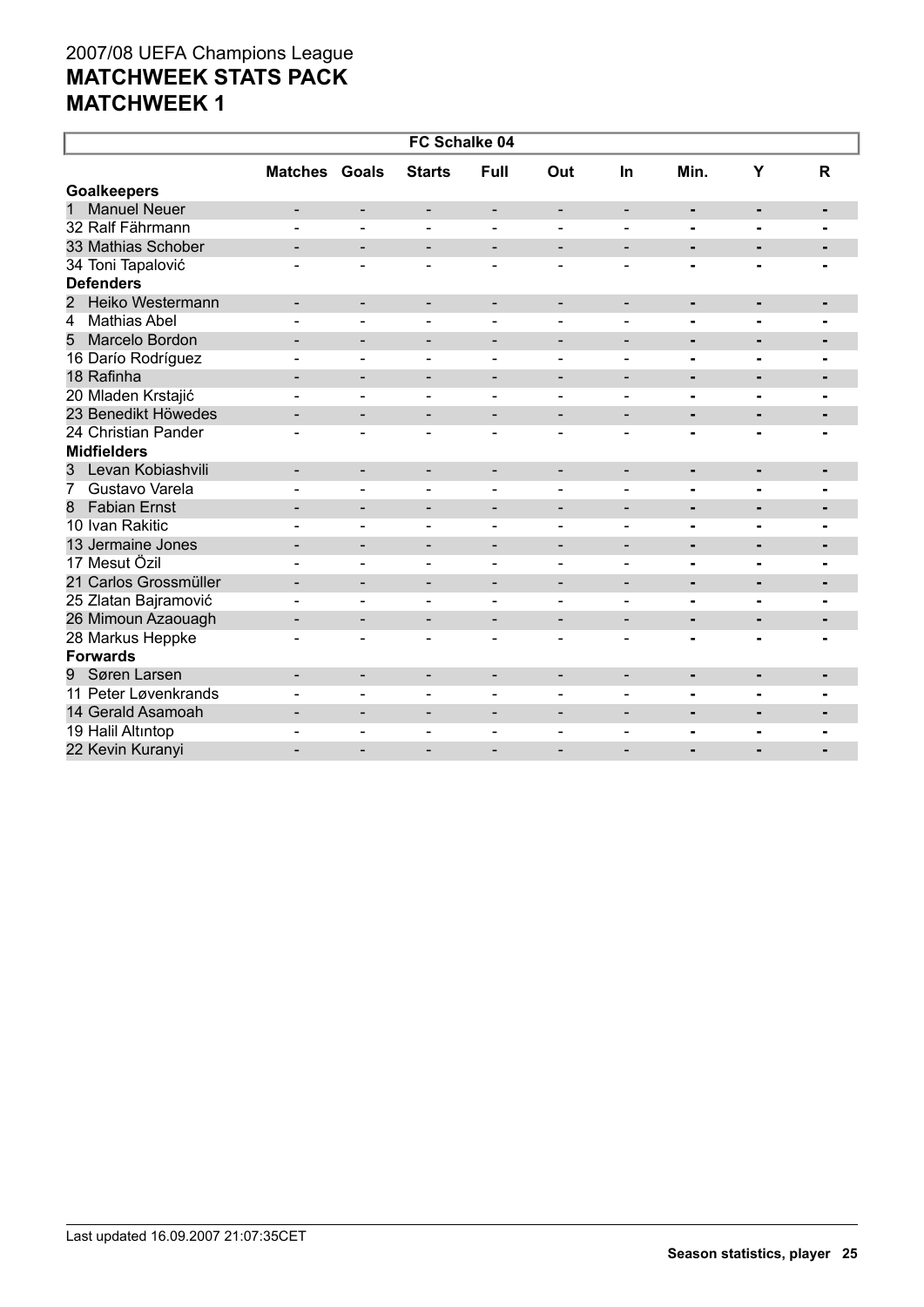# 2007/08 UEFA Champions League
## MATCHWEEK STATS PACK
## MATCHWEEK 1

| FC Schalke 04 | | | | | | | | | |
|---|---|---|---|---|---|---|---|---|---|
| | Matches | Goals | Starts | Full | Out | In | Min. | Y | R |
| **Goalkeepers** | | | | | | | | | |
| 1 Manuel Neuer | - | - | - | - | - | - | - | - | - |
| 32 Ralf Fährmann | - | - | - | - | - | - | - | - | - |
| 33 Mathias Schober | - | - | - | - | - | - | - | - | - |
| 34 Toni Tapalović | - | - | - | - | - | - | - | - | - |
| **Defenders** | | | | | | | | | |
| 2 Heiko Westermann | - | - | - | - | - | - | - | - | - |
| 4 Mathias Abel | - | - | - | - | - | - | - | - | - |
| 5 Marcelo Bordon | - | - | - | - | - | - | - | - | - |
| 16 Darío Rodríguez | - | - | - | - | - | - | - | - | - |
| 18 Rafinha | - | - | - | - | - | - | - | - | - |
| 20 Mladen Krstajić | - | - | - | - | - | - | - | - | - |
| 23 Benedikt Höwedes | - | - | - | - | - | - | - | - | - |
| 24 Christian Pander | - | - | - | - | - | - | - | - | - |
| **Midfielders** | | | | | | | | | |
| 3 Levan Kobiashvili | - | - | - | - | - | - | - | - | - |
| 7 Gustavo Varela | - | - | - | - | - | - | - | - | - |
| 8 Fabian Ernst | - | - | - | - | - | - | - | - | - |
| 10 Ivan Rakitic | - | - | - | - | - | - | - | - | - |
| 13 Jermaine Jones | - | - | - | - | - | - | - | - | - |
| 17 Mesut Özil | - | - | - | - | - | - | - | - | - |
| 21 Carlos Grossmüller | - | - | - | - | - | - | - | - | - |
| 25 Zlatan Bajramović | - | - | - | - | - | - | - | - | - |
| 26 Mimoun Azaouagh | - | - | - | - | - | - | - | - | - |
| 28 Markus Heppke | - | - | - | - | - | - | - | - | - |
| **Forwards** | | | | | | | | | |
| 9 Søren Larsen | - | - | - | - | - | - | - | - | - |
| 11 Peter Løvenkrands | - | - | - | - | - | - | - | - | - |
| 14 Gerald Asamoah | - | - | - | - | - | - | - | - | - |
| 19 Halil Altıntop | - | - | - | - | - | - | - | - | - |
| 22 Kevin Kuranyi | - | - | - | - | - | - | - | - | - |

Last updated 16.09.2007 21:07:35CET

**Season statistics, player**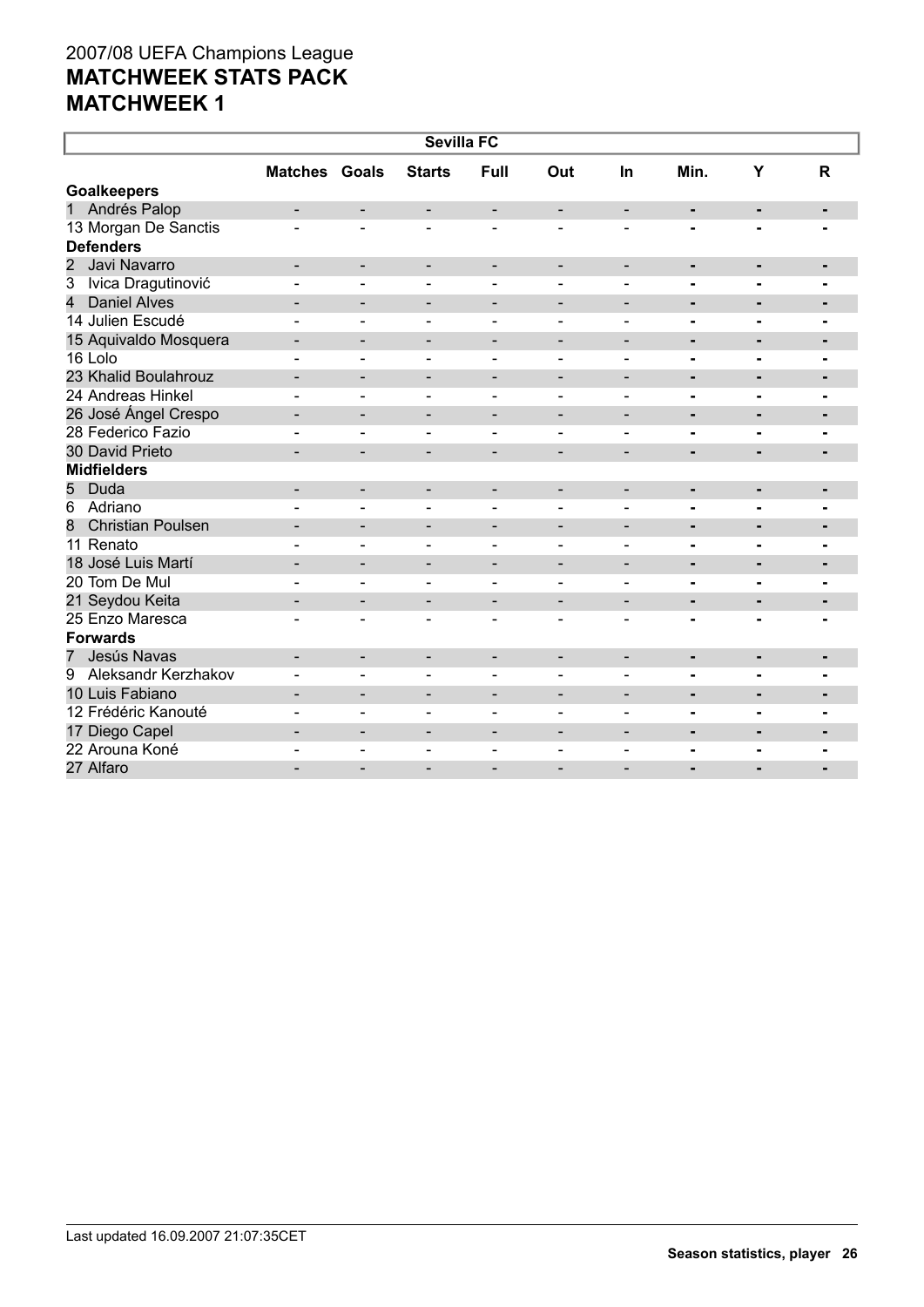2007/08 UEFA Champions League

# MATCHWEEK STATS PACK

# MATCHWEEK 1

| Sevilla FC | | | | | | | | | |
|---|---|---|---|---|---|---|---|---|---|
| | Matches | Goals | Starts | Full | Out | In | Min. | Y | R |
| **Goalkeepers** | | | | | | | | | |
| 1 Andrés Palop | - | - | - | - | - | - | - | - | - |
| 13 Morgan De Sanctis | - | - | - | - | - | - | - | - | - |
| **Defenders** | | | | | | | | | |
| 2 Javi Navarro | - | - | - | - | - | - | - | - | - |
| 3 Ivica Dragutinović | - | - | - | - | - | - | - | - | - |
| 4 Daniel Alves | - | - | - | - | - | - | - | - | - |
| 14 Julien Escudé | - | - | - | - | - | - | - | - | - |
| 15 Aquivaldo Mosquera | - | - | - | - | - | - | - | - | - |
| 16 Lolo | - | - | - | - | - | - | - | - | - |
| 23 Khalid Boulahrouz | - | - | - | - | - | - | - | - | - |
| 24 Andreas Hinkel | - | - | - | - | - | - | - | - | - |
| 26 José Ángel Crespo | - | - | - | - | - | - | - | - | - |
| 28 Federico Fazio | - | - | - | - | - | - | - | - | - |
| 30 David Prieto | - | - | - | - | - | - | - | - | - |
| **Midfielders** | | | | | | | | | |
| 5 Duda | - | - | - | - | - | - | - | - | - |
| 6 Adriano | - | - | - | - | - | - | - | - | - |
| 8 Christian Poulsen | - | - | - | - | - | - | - | - | - |
| 11 Renato | - | - | - | - | - | - | - | - | - |
| 18 José Luis Martí | - | - | - | - | - | - | - | - | - |
| 20 Tom De Mul | - | - | - | - | - | - | - | - | - |
| 21 Seydou Keita | - | - | - | - | - | - | - | - | - |
| 25 Enzo Maresca | - | - | - | - | - | - | - | - | - |
| **Forwards** | | | | | | | | | |
| 7 Jesús Navas | - | - | - | - | - | - | - | - | - |
| 9 Aleksandr Kerzhakov | - | - | - | - | - | - | - | - | - |
| 10 Luis Fabiano | - | - | - | - | - | - | - | - | - |
| 12 Frédéric Kanouté | - | - | - | - | - | - | - | - | - |
| 17 Diego Capel | - | - | - | - | - | - | - | - | - |
| 22 Arouna Koné | - | - | - | - | - | - | - | - | - |
| 27 Alfaro | - | - | - | - | - | - | - | - | - |

Last updated 16.09.2007 21:07:35CET

**Season statistics, player**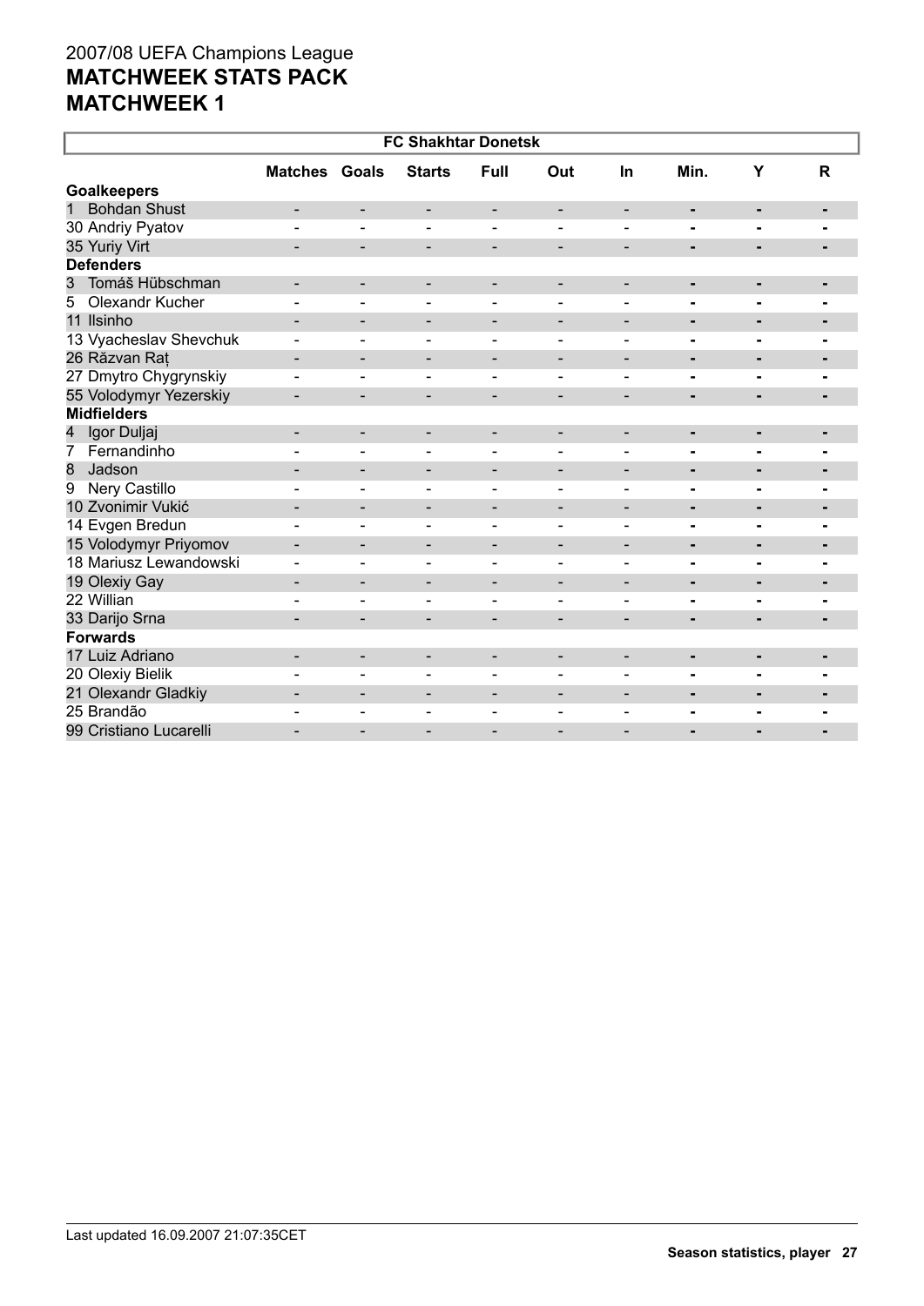2007/08 UEFA Champions League

# MATCHWEEK STATS PACK

# MATCHWEEK 1

| FC Shakhtar Donetsk | | | | | | | | | |
|---|---|---|---|---|---|---|---|---|---|
| | Matches | Goals | Starts | Full | Out | In | Min. | Y | R |
| **Goalkeepers** | | | | | | | | | |
| 1 Bohdan Shust | - | - | - | - | - | - | - | - | - |
| 30 Andriy Pyatov | - | - | - | - | - | - | - | - | - |
| 35 Yuriy Virt | - | - | - | - | - | - | - | - | - |
| **Defenders** | | | | | | | | | |
| 3 Tomáš Hübschman | - | - | - | - | - | - | - | - | - |
| 5 Olexandr Kucher | - | - | - | - | - | - | - | - | - |
| 11 Ilsinho | - | - | - | - | - | - | - | - | - |
| 13 Vyacheslav Shevchuk | - | - | - | - | - | - | - | - | - |
| 26 Răzvan Raț | - | - | - | - | - | - | - | - | - |
| 27 Dmytro Chygrynskiy | - | - | - | - | - | - | - | - | - |
| 55 Volodymyr Yezerskiy | - | - | - | - | - | - | - | - | - |
| **Midfielders** | | | | | | | | | |
| 4 Igor Duljaj | - | - | - | - | - | - | - | - | - |
| 7 Fernandinho | - | - | - | - | - | - | - | - | - |
| 8 Jadson | - | - | - | - | - | - | - | - | - |
| 9 Nery Castillo | - | - | - | - | - | - | - | - | - |
| 10 Zvonimir Vukić | - | - | - | - | - | - | - | - | - |
| 14 Evgen Bredun | - | - | - | - | - | - | - | - | - |
| 15 Volodymyr Priyomov | - | - | - | - | - | - | - | - | - |
| 18 Mariusz Lewandowski | - | - | - | - | - | - | - | - | - |
| 19 Olexiy Gay | - | - | - | - | - | - | - | - | - |
| 22 Willian | - | - | - | - | - | - | - | - | - |
| 33 Darijo Srna | - | - | - | - | - | - | - | - | - |
| **Forwards** | | | | | | | | | |
| 17 Luiz Adriano | - | - | - | - | - | - | - | - | - |
| 20 Olexiy Bielik | - | - | - | - | - | - | - | - | - |
| 21 Olexandr Gladkiy | - | - | - | - | - | - | - | - | - |
| 25 Brandão | - | - | - | - | - | - | - | - | - |
| 99 Cristiano Lucarelli | - | - | - | - | - | - | - | - | - |

Last updated 16.09.2007 21:07:35CET

**Season statistics, player**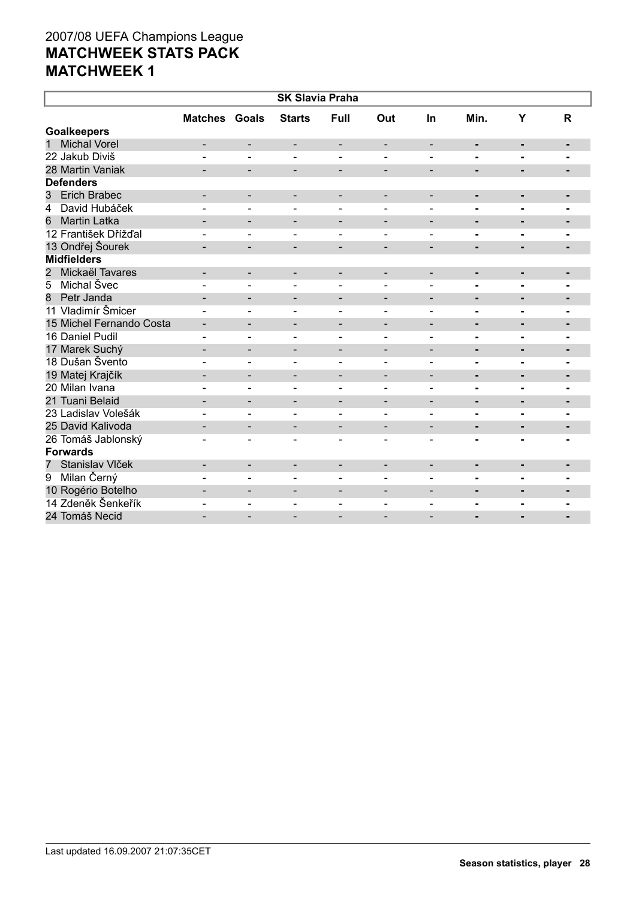# 2007/08 UEFA Champions League
## MATCHWEEK STATS PACK
## MATCHWEEK 1

| SK Slavia Praha | | | | | | | | | |
|---|---|---|---|---|---|---|---|---|---|
| | Matches | Goals | Starts | Full | Out | In | Min. | Y | R |
| **Goalkeepers** | | | | | | | | | |
| 1 Michal Vorel | - | - | - | - | - | - | - | - | - |
| 22 Jakub Diviš | - | - | - | - | - | - | - | - | - |
| 28 Martin Vaniak | - | - | - | - | - | - | - | - | - |
| **Defenders** | | | | | | | | | |
| 3 Erich Brabec | - | - | - | - | - | - | - | - | - |
| 4 David Hubáček | - | - | - | - | - | - | - | - | - |
| 6 Martin Latka | - | - | - | - | - | - | - | - | - |
| 12 František Dřížďal | - | - | - | - | - | - | - | - | - |
| 13 Ondřej Šourek | - | - | - | - | - | - | - | - | - |
| **Midfielders** | | | | | | | | | |
| 2 Mickaël Tavares | - | - | - | - | - | - | - | - | - |
| 5 Michal Švec | - | - | - | - | - | - | - | - | - |
| 8 Petr Janda | - | - | - | - | - | - | - | - | - |
| 11 Vladimír Šmicer | - | - | - | - | - | - | - | - | - |
| 15 Michel Fernando Costa | - | - | - | - | - | - | - | - | - |
| 16 Daniel Pudil | - | - | - | - | - | - | - | - | - |
| 17 Marek Suchý | - | - | - | - | - | - | - | - | - |
| 18 Dušan Švento | - | - | - | - | - | - | - | - | - |
| 19 Matej Krajčík | - | - | - | - | - | - | - | - | - |
| 20 Milan Ivana | - | - | - | - | - | - | - | - | - |
| 21 Tuani Belaid | - | - | - | - | - | - | - | - | - |
| 23 Ladislav Volešák | - | - | - | - | - | - | - | - | - |
| 25 David Kalivoda | - | - | - | - | - | - | - | - | - |
| 26 Tomáš Jablonský | - | - | - | - | - | - | - | - | - |
| **Forwards** | | | | | | | | | |
| 7 Stanislav Vlček | - | - | - | - | - | - | - | - | - |
| 9 Milan Černý | - | - | - | - | - | - | - | - | - |
| 10 Rogério Botelho | - | - | - | - | - | - | - | - | - |
| 14 Zdeněk Šenkeřík | - | - | - | - | - | - | - | - | - |
| 24 Tomáš Necid | - | - | - | - | - | - | - | - | - |

Last updated 16.09.2007 21:07:35CET

**Season statistics, player**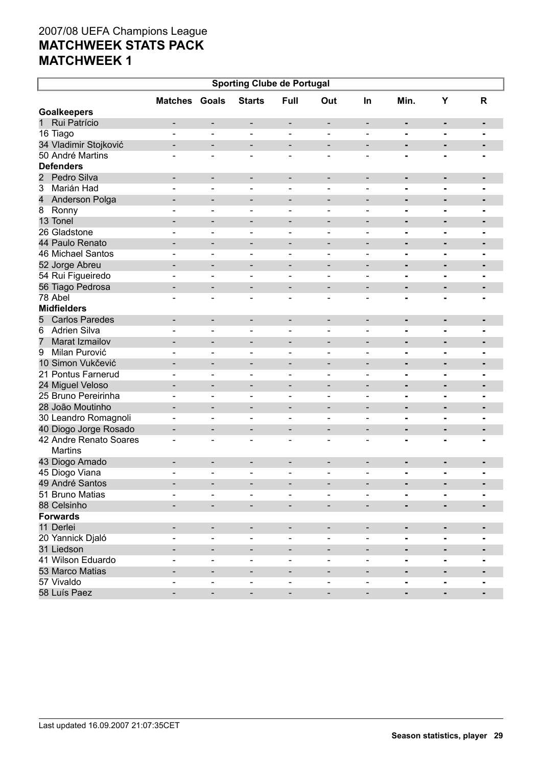# 2007/08 UEFA Champions League
# MATCHWEEK STATS PACK
# MATCHWEEK 1

| Sporting Clube de Portugal | Matches | Goals | Starts | Full | Out | In | Min. | Y | R |
|---|---|---|---|---|---|---|---|---|---|
| **Goalkeepers** | | | | | | | | | |
| 1 Rui Patrício | - | - | - | - | - | - | - | - | - |
| 16 Tiago | - | - | - | - | - | - | - | - | - |
| 34 Vladimir Stojković | - | - | - | - | - | - | - | - | - |
| 50 André Martins | - | - | - | - | - | - | - | - | - |
| **Defenders** | | | | | | | | | |
| 2 Pedro Silva | - | - | - | - | - | - | - | - | - |
| 3 Marián Had | - | - | - | - | - | - | - | - | - |
| 4 Anderson Polga | - | - | - | - | - | - | - | - | - |
| 8 Ronny | - | - | - | - | - | - | - | - | - |
| 13 Tonel | - | - | - | - | - | - | - | - | - |
| 26 Gladstone | - | - | - | - | - | - | - | - | - |
| 44 Paulo Renato | - | - | - | - | - | - | - | - | - |
| 46 Michael Santos | - | - | - | - | - | - | - | - | - |
| 52 Jorge Abreu | - | - | - | - | - | - | - | - | - |
| 54 Rui Figueiredo | - | - | - | - | - | - | - | - | - |
| 56 Tiago Pedrosa | - | - | - | - | - | - | - | - | - |
| 78 Abel | - | - | - | - | - | - | - | - | - |
| **Midfielders** | | | | | | | | | |
| 5 Carlos Paredes | - | - | - | - | - | - | - | - | - |
| 6 Adrien Silva | - | - | - | - | - | - | - | - | - |
| 7 Marat Izmailov | - | - | - | - | - | - | - | - | - |
| 9 Milan Purović | - | - | - | - | - | - | - | - | - |
| 10 Simon Vukčević | - | - | - | - | - | - | - | - | - |
| 21 Pontus Farnerud | - | - | - | - | - | - | - | - | - |
| 24 Miguel Veloso | - | - | - | - | - | - | - | - | - |
| 25 Bruno Pereirinha | - | - | - | - | - | - | - | - | - |
| 28 João Moutinho | - | - | - | - | - | - | - | - | - |
| 30 Leandro Romagnoli | - | - | - | - | - | - | - | - | - |
| 40 Diogo Jorge Rosado | - | - | - | - | - | - | - | - | - |
| 42 Andre Renato Soares Martins | - | - | - | - | - | - | - | - | - |
| 43 Diogo Amado | - | - | - | - | - | - | - | - | - |
| 45 Diogo Viana | - | - | - | - | - | - | - | - | - |
| 49 André Santos | - | - | - | - | - | - | - | - | - |
| 51 Bruno Matias | - | - | - | - | - | - | - | - | - |
| 88 Celsinho | - | - | - | - | - | - | - | - | - |
| **Forwards** | | | | | | | | | |
| 11 Derlei | - | - | - | - | - | - | - | - | - |
| 20 Yannick Djaló | - | - | - | - | - | - | - | - | - |
| 31 Liedson | - | - | - | - | - | - | - | - | - |
| 41 Wilson Eduardo | - | - | - | - | - | - | - | - | - |
| 53 Marco Matias | - | - | - | - | - | - | - | - | - |
| 57 Vivaldo | - | - | - | - | - | - | - | - | - |
| 58 Luís Paez | - | - | - | - | - | - | - | - | - |

Last updated 16.09.2007 21:07:35CET

**Season statistics, player**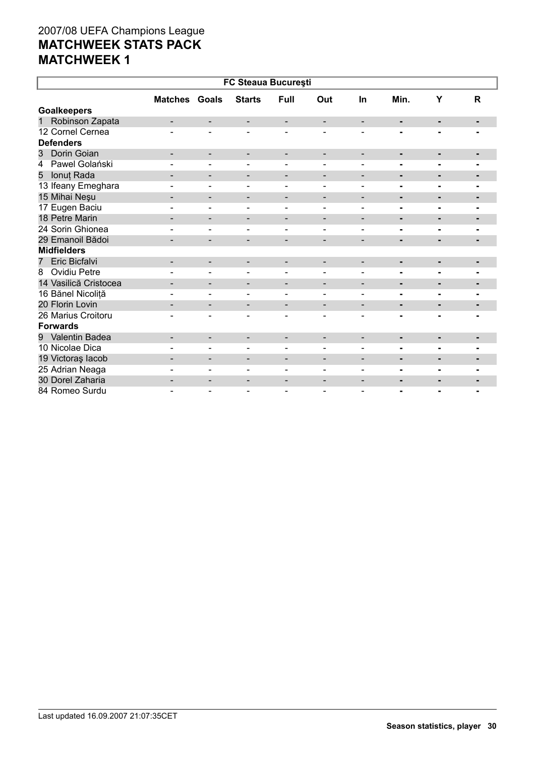2007/08 UEFA Champions League

# MATCHWEEK STATS PACK

# MATCHWEEK 1

| FC Steaua Bucureşti | | | | | | | | | |
|---|---|---|---|---|---|---|---|---|---|
| | Matches | Goals | Starts | Full | Out | In | Min. | Y | R |
| **Goalkeepers** | | | | | | | | | |
| 1 Robinson Zapata | - | - | - | - | - | - | - | - | - |
| 12 Cornel Cernea | - | - | - | - | - | - | - | - | - |
| **Defenders** | | | | | | | | | |
| 3 Dorin Goian | - | - | - | - | - | - | - | - | - |
| 4 Pawel Golański | - | - | - | - | - | - | - | - | - |
| 5 Ionuț Rada | - | - | - | - | - | - | - | - | - |
| 13 Ifeany Emeghara | - | - | - | - | - | - | - | - | - |
| 15 Mihai Neşu | - | - | - | - | - | - | - | - | - |
| 17 Eugen Baciu | - | - | - | - | - | - | - | - | - |
| 18 Petre Marin | - | - | - | - | - | - | - | - | - |
| 24 Sorin Ghionea | - | - | - | - | - | - | - | - | - |
| 29 Emanoil Bădoi | - | - | - | - | - | - | - | - | - |
| **Midfielders** | | | | | | | | | |
| 7 Eric Bicfalvi | - | - | - | - | - | - | - | - | - |
| 8 Ovidiu Petre | - | - | - | - | - | - | - | - | - |
| 14 Vasilică Cristocea | - | - | - | - | - | - | - | - | - |
| 16 Bănel Nicoliță | - | - | - | - | - | - | - | - | - |
| 20 Florin Lovin | - | - | - | - | - | - | - | - | - |
| 26 Marius Croitoru | - | - | - | - | - | - | - | - | - |
| **Forwards** | | | | | | | | | |
| 9 Valentin Badea | - | - | - | - | - | - | - | - | - |
| 10 Nicolae Dica | - | - | - | - | - | - | - | - | - |
| 19 Victoraş Iacob | - | - | - | - | - | - | - | - | - |
| 25 Adrian Neaga | - | - | - | - | - | - | - | - | - |
| 30 Dorel Zaharia | - | - | - | - | - | - | - | - | - |
| 84 Romeo Surdu | - | - | - | - | - | - | - | - | - |

Last updated 16.09.2007 21:07:35CET

**Season statistics, player**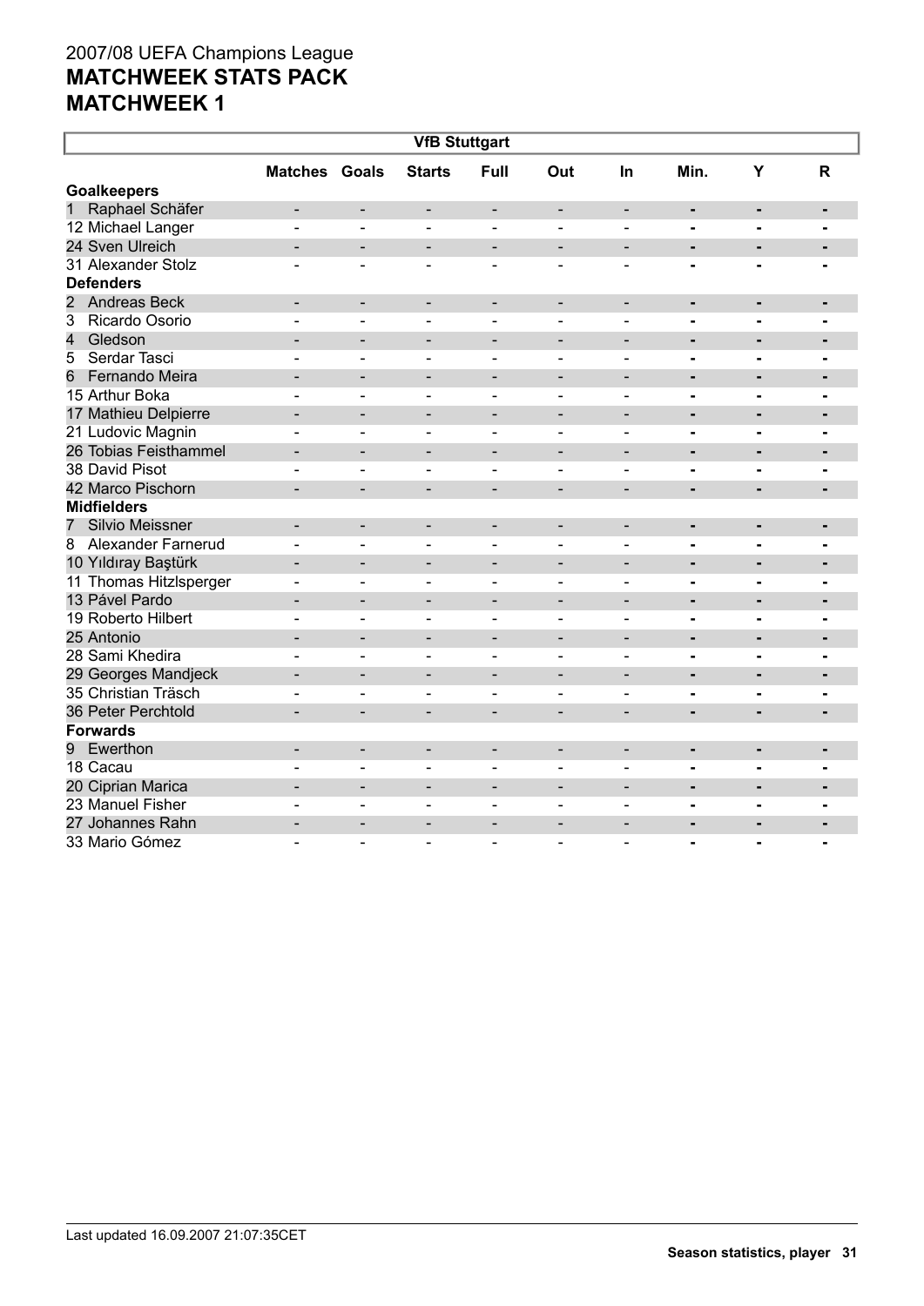2007/08 UEFA Champions League

# MATCHWEEK STATS PACK
# MATCHWEEK 1

| VfB Stuttgart | | | | | | | | | |
|---|---|---|---|---|---|---|---|---|---|
| | Matches | Goals | Starts | Full | Out | In | Min. | Y | R |
| **Goalkeepers** | | | | | | | | | |
| 1 Raphael Schäfer | - | - | - | - | - | - | - | - | - |
| 12 Michael Langer | - | - | - | - | - | - | - | - | - |
| 24 Sven Ulreich | - | - | - | - | - | - | - | - | - |
| 31 Alexander Stolz | - | - | - | - | - | - | - | - | - |
| **Defenders** | | | | | | | | | |
| 2 Andreas Beck | - | - | - | - | - | - | - | - | - |
| 3 Ricardo Osorio | - | - | - | - | - | - | - | - | - |
| 4 Gledson | - | - | - | - | - | - | - | - | - |
| 5 Serdar Tasci | - | - | - | - | - | - | - | - | - |
| 6 Fernando Meira | - | - | - | - | - | - | - | - | - |
| 15 Arthur Boka | - | - | - | - | - | - | - | - | - |
| 17 Mathieu Delpierre | - | - | - | - | - | - | - | - | - |
| 21 Ludovic Magnin | - | - | - | - | - | - | - | - | - |
| 26 Tobias Feisthammel | - | - | - | - | - | - | - | - | - |
| 38 David Pisot | - | - | - | - | - | - | - | - | - |
| 42 Marco Pischorn | - | - | - | - | - | - | - | - | - |
| **Midfielders** | | | | | | | | | |
| 7 Silvio Meissner | - | - | - | - | - | - | - | - | - |
| 8 Alexander Farnerud | - | - | - | - | - | - | - | - | - |
| 10 Yıldıray Baştürk | - | - | - | - | - | - | - | - | - |
| 11 Thomas Hitzlsperger | - | - | - | - | - | - | - | - | - |
| 13 Pável Pardo | - | - | - | - | - | - | - | - | - |
| 19 Roberto Hilbert | - | - | - | - | - | - | - | - | - |
| 25 Antonio | - | - | - | - | - | - | - | - | - |
| 28 Sami Khedira | - | - | - | - | - | - | - | - | - |
| 29 Georges Mandjeck | - | - | - | - | - | - | - | - | - |
| 35 Christian Träsch | - | - | - | - | - | - | - | - | - |
| 36 Peter Perchtold | - | - | - | - | - | - | - | - | - |
| **Forwards** | | | | | | | | | |
| 9 Ewerthon | - | - | - | - | - | - | - | - | - |
| 18 Cacau | - | - | - | - | - | - | - | - | - |
| 20 Ciprian Marica | - | - | - | - | - | - | - | - | - |
| 23 Manuel Fisher | - | - | - | - | - | - | - | - | - |
| 27 Johannes Rahn | - | - | - | - | - | - | - | - | - |
| 33 Mario Gómez | - | - | - | - | - | - | - | - | - |

Last updated 16.09.2007 21:07:35CET

**Season statistics, player**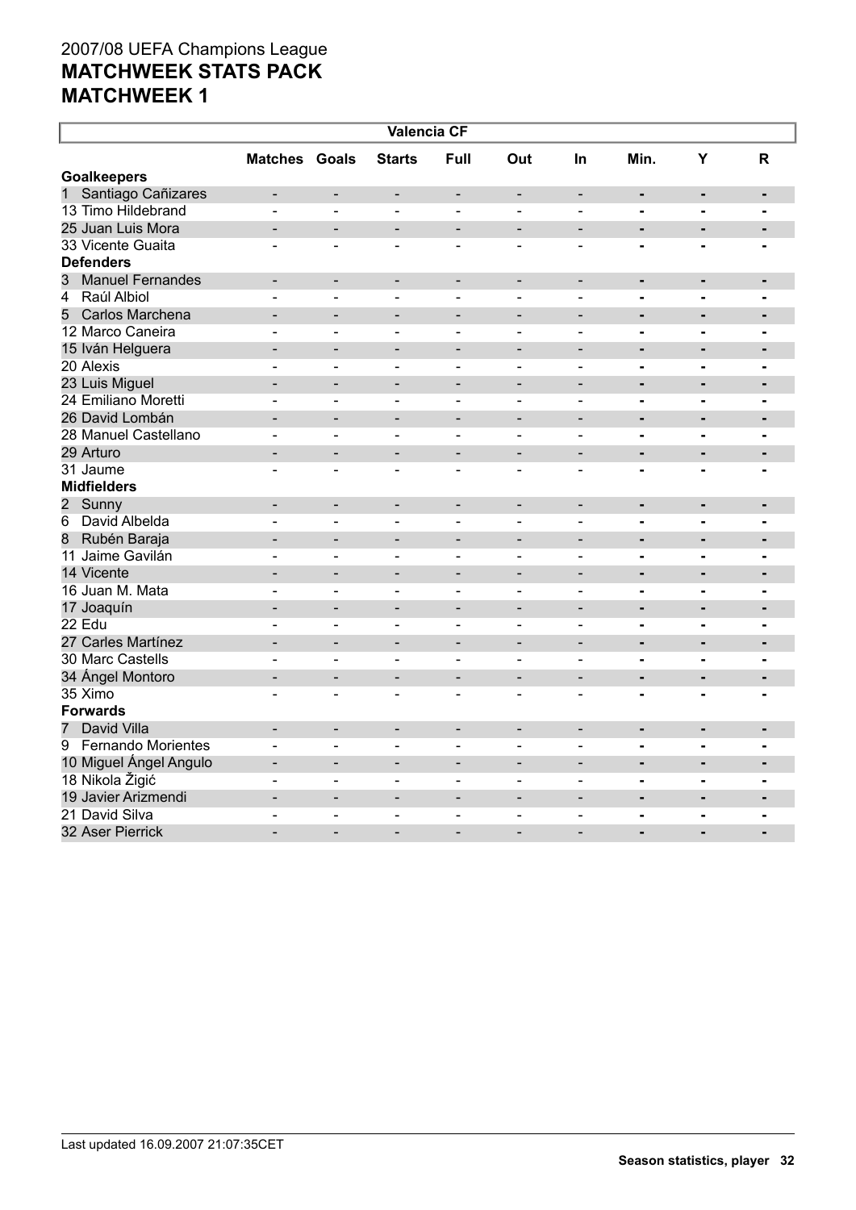2007/08 UEFA Champions League

# MATCHWEEK STATS PACK

# MATCHWEEK 1

| Valencia CF | | | | | | | | | |
|---|---|---|---|---|---|---|---|---|---|
| | Matches | Goals | Starts | Full | Out | In | Min. | Y | R |
| **Goalkeepers** | | | | | | | | | |
| 1 Santiago Cañizares | - | - | - | - | - | - | - | - | - |
| 13 Timo Hildebrand | - | - | - | - | - | - | - | - | - |
| 25 Juan Luis Mora | - | - | - | - | - | - | - | - | - |
| 33 Vicente Guaita | - | - | - | - | - | - | - | - | - |
| **Defenders** | | | | | | | | | |
| 3 Manuel Fernandes | - | - | - | - | - | - | - | - | - |
| 4 Raúl Albiol | - | - | - | - | - | - | - | - | - |
| 5 Carlos Marchena | - | - | - | - | - | - | - | - | - |
| 12 Marco Caneira | - | - | - | - | - | - | - | - | - |
| 15 Iván Helguera | - | - | - | - | - | - | - | - | - |
| 20 Alexis | - | - | - | - | - | - | - | - | - |
| 23 Luis Miguel | - | - | - | - | - | - | - | - | - |
| 24 Emiliano Moretti | - | - | - | - | - | - | - | - | - |
| 26 David Lombán | - | - | - | - | - | - | - | - | - |
| 28 Manuel Castellano | - | - | - | - | - | - | - | - | - |
| 29 Arturo | - | - | - | - | - | - | - | - | - |
| 31 Jaume | - | - | - | - | - | - | - | - | - |
| **Midfielders** | | | | | | | | | |
| 2 Sunny | - | - | - | - | - | - | - | - | - |
| 6 David Albelda | - | - | - | - | - | - | - | - | - |
| 8 Rubén Baraja | - | - | - | - | - | - | - | - | - |
| 11 Jaime Gavilán | - | - | - | - | - | - | - | - | - |
| 14 Vicente | - | - | - | - | - | - | - | - | - |
| 16 Juan M. Mata | - | - | - | - | - | - | - | - | - |
| 17 Joaquín | - | - | - | - | - | - | - | - | - |
| 22 Edu | - | - | - | - | - | - | - | - | - |
| 27 Carles Martínez | - | - | - | - | - | - | - | - | - |
| 30 Marc Castells | - | - | - | - | - | - | - | - | - |
| 34 Ángel Montoro | - | - | - | - | - | - | - | - | - |
| 35 Ximo | - | - | - | - | - | - | - | - | - |
| **Forwards** | | | | | | | | | |
| 7 David Villa | - | - | - | - | - | - | - | - | - |
| 9 Fernando Morientes | - | - | - | - | - | - | - | - | - |
| 10 Miguel Ángel Angulo | - | - | - | - | - | - | - | - | - |
| 18 Nikola Žigić | - | - | - | - | - | - | - | - | - |
| 19 Javier Arizmendi | - | - | - | - | - | - | - | - | - |
| 21 David Silva | - | - | - | - | - | - | - | - | - |
| 32 Aser Pierrick | - | - | - | - | - | - | - | - | - |

Last updated 16.09.2007 21:07:35CET

**Season statistics, player**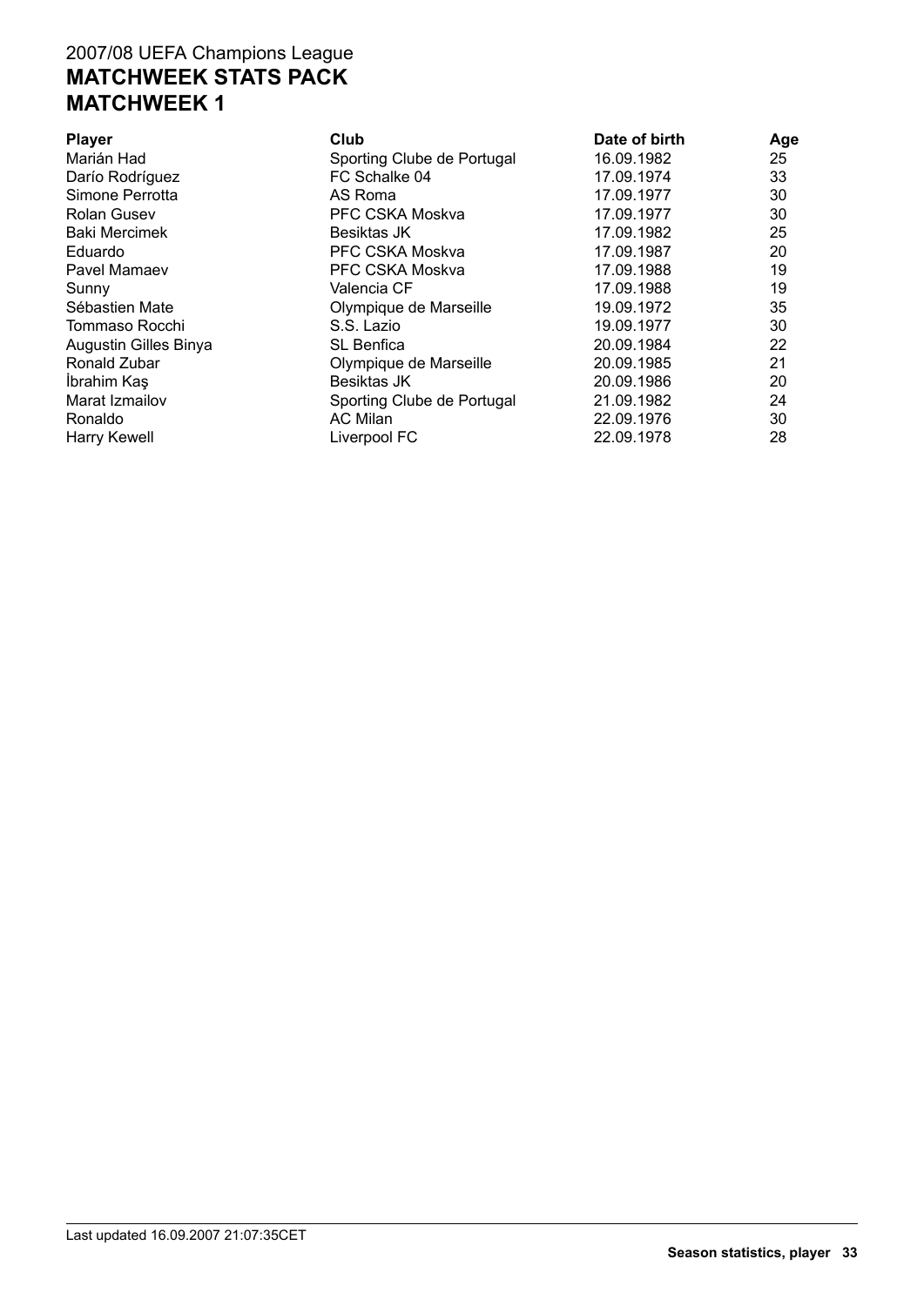2007/08 UEFA Champions League

**MATCHWEEK STATS PACK**

**MATCHWEEK 1**

| Player | Club | Date of birth | Age |
| --- | --- | --- | --- |
| Marián Had | Sporting Clube de Portugal | 16.09.1982 | 25 |
| Darío Rodríguez | FC Schalke 04 | 17.09.1974 | 33 |
| Simone Perrotta | AS Roma | 17.09.1977 | 30 |
| Rolan Gusev | PFC CSKA Moskva | 17.09.1977 | 30 |
| Baki Mercimek | Besiktas JK | 17.09.1982 | 25 |
| Eduardo | PFC CSKA Moskva | 17.09.1987 | 20 |
| Pavel Mamaev | PFC CSKA Moskva | 17.09.1988 | 19 |
| Sunny | Valencia CF | 17.09.1988 | 19 |
| Sébastien Mate | Olympique de Marseille | 19.09.1972 | 35 |
| Tommaso Rocchi | S.S. Lazio | 19.09.1977 | 30 |
| Augustin Gilles Binya | SL Benfica | 20.09.1984 | 22 |
| Ronald Zubar | Olympique de Marseille | 20.09.1985 | 21 |
| İbrahim Kaş | Besiktas JK | 20.09.1986 | 20 |
| Marat Izmailov | Sporting Clube de Portugal | 21.09.1982 | 24 |
| Ronaldo | AC Milan | 22.09.1976 | 30 |
| Harry Kewell | Liverpool FC | 22.09.1978 | 28 |

Last updated 16.09.2007 21:07:35CET

**Season statistics, player**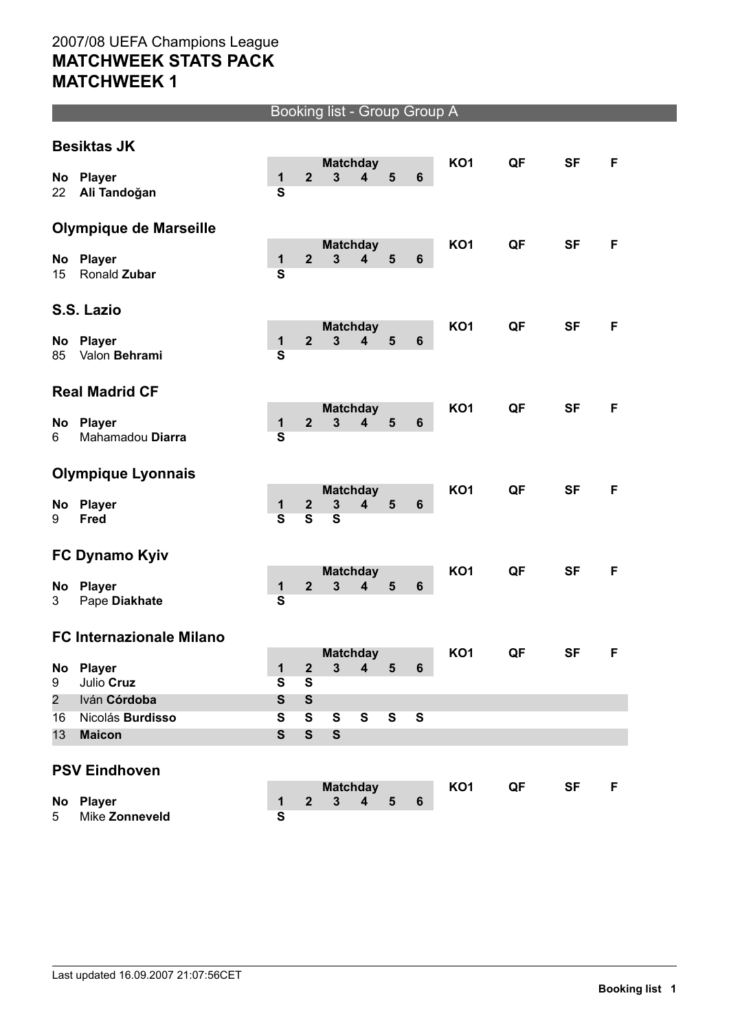2007/08 UEFA Champions League

# MATCHWEEK STATS PACK
# MATCHWEEK 1

## Booking list - Group Group A

### Besiktas JK

| No | Player | Matchday 1 | 2 | 3 | 4 | 5 | 6 | KO1 | QF | SF | F |
|---|---|---|---|---|---|---|---|---|---|---|---|
| 22 | **Ali Tandoğan** | S | | | | | | | | | |

### Olympique de Marseille

| No | Player | Matchday 1 | 2 | 3 | 4 | 5 | 6 | KO1 | QF | SF | F |
|---|---|---|---|---|---|---|---|---|---|---|---|
| 15 | Ronald **Zubar** | S | | | | | | | | | |

### S.S. Lazio

| No | Player | Matchday 1 | 2 | 3 | 4 | 5 | 6 | KO1 | QF | SF | F |
|---|---|---|---|---|---|---|---|---|---|---|---|
| 85 | Valon **Behrami** | S | | | | | | | | | |

### Real Madrid CF

| No | Player | Matchday 1 | 2 | 3 | 4 | 5 | 6 | KO1 | QF | SF | F |
|---|---|---|---|---|---|---|---|---|---|---|---|
| 6 | Mahamadou **Diarra** | S | | | | | | | | | |

### Olympique Lyonnais

| No | Player | Matchday 1 | 2 | 3 | 4 | 5 | 6 | KO1 | QF | SF | F |
|---|---|---|---|---|---|---|---|---|---|---|---|
| 9 | **Fred** | S | S | S | | | | | | | |

### FC Dynamo Kyiv

| No | Player | Matchday 1 | 2 | 3 | 4 | 5 | 6 | KO1 | QF | SF | F |
|---|---|---|---|---|---|---|---|---|---|---|---|
| 3 | Pape **Diakhate** | S | | | | | | | | | |

### FC Internazionale Milano

| No | Player | Matchday 1 | 2 | 3 | 4 | 5 | 6 | KO1 | QF | SF | F |
|---|---|---|---|---|---|---|---|---|---|---|---|
| 9 | Julio **Cruz** | S | S | | | | | | | | |
| 2 | Iván **Córdoba** | S | S | | | | | | | | |
| 16 | Nicolás **Burdisso** | S | S | S | S | S | S | | | | |
| 13 | **Maicon** | S | S | S | | | | | | | |

### PSV Eindhoven

| No | Player | Matchday 1 | 2 | 3 | 4 | 5 | 6 | KO1 | QF | SF | F |
|---|---|---|---|---|---|---|---|---|---|---|---|
| 5 | Mike **Zonneveld** | S | | | | | | | | | |

Last updated 16.09.2007 21:07:56CET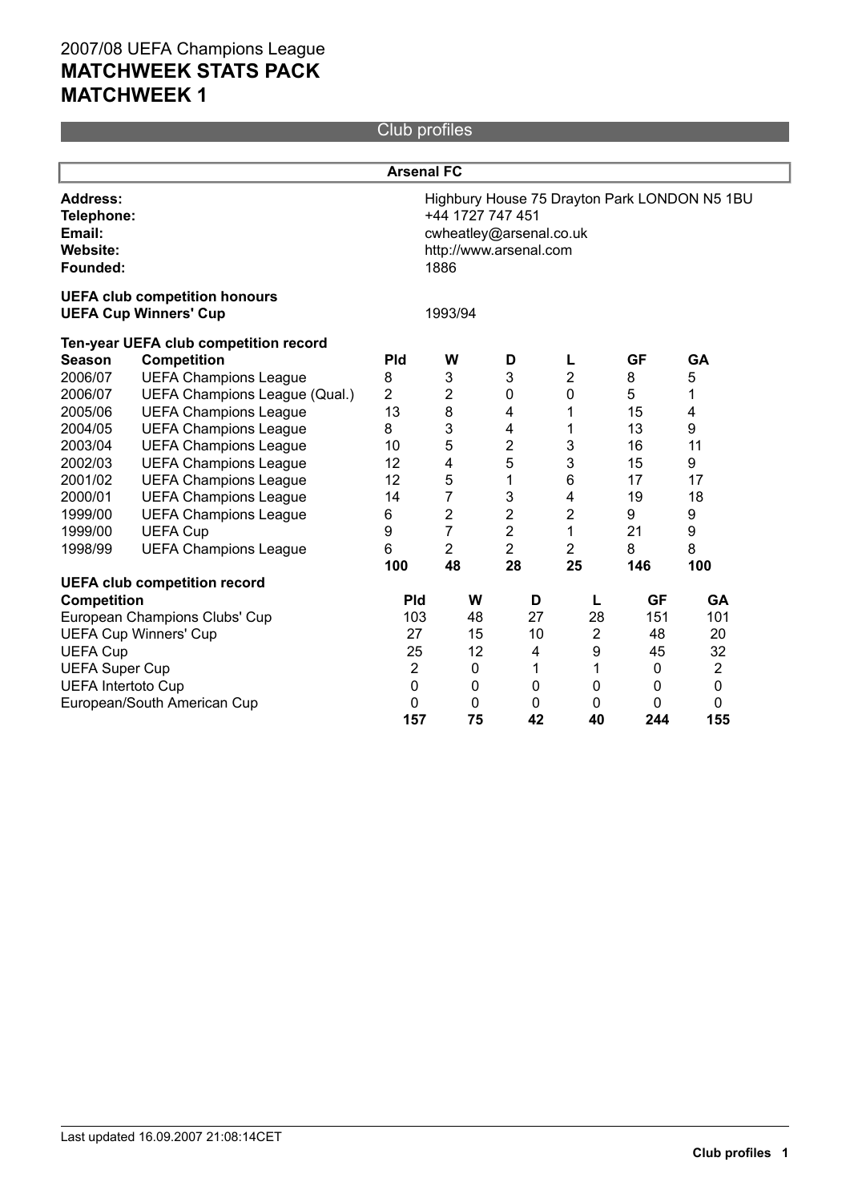# 2007/08 UEFA Champions League
# MATCHWEEK STATS PACK
# MATCHWEEK 1

## Club profiles

### Arsenal FC

**Address:** Highbury House 75 Drayton Park LONDON N5 1BU
**Telephone:** +44 1727 747 451
**Email:** cwheatley@arsenal.co.uk
**Website:** http://www.arsenal.com
**Founded:** 1886

**UEFA club competition honours**
**UEFA Cup Winners' Cup** 1993/94

**Ten-year UEFA club competition record**

| Season | Competition | Pld | W | D | L | GF | GA |
|---|---|---|---|---|---|---|---|
| 2006/07 | UEFA Champions League | 8 | 3 | 3 | 2 | 8 | 5 |
| 2006/07 | UEFA Champions League (Qual.) | 2 | 2 | 0 | 0 | 5 | 1 |
| 2005/06 | UEFA Champions League | 13 | 8 | 4 | 1 | 15 | 4 |
| 2004/05 | UEFA Champions League | 8 | 3 | 4 | 1 | 13 | 9 |
| 2003/04 | UEFA Champions League | 10 | 5 | 2 | 3 | 16 | 11 |
| 2002/03 | UEFA Champions League | 12 | 4 | 5 | 3 | 15 | 9 |
| 2001/02 | UEFA Champions League | 12 | 5 | 1 | 6 | 17 | 17 |
| 2000/01 | UEFA Champions League | 14 | 7 | 3 | 4 | 19 | 18 |
| 1999/00 | UEFA Champions League | 6 | 2 | 2 | 2 | 9 | 9 |
| 1999/00 | UEFA Cup | 9 | 7 | 2 | 1 | 21 | 9 |
| 1998/99 | UEFA Champions League | 6 | 2 | 2 | 2 | 8 | 8 |
| | | **100** | **48** | **28** | **25** | **146** | **100** |

**UEFA club competition record**

| Competition | Pld | W | D | L | GF | GA |
|---|---|---|---|---|---|---|
| European Champions Clubs' Cup | 103 | 48 | 27 | 28 | 151 | 101 |
| UEFA Cup Winners' Cup | 27 | 15 | 10 | 2 | 48 | 20 |
| UEFA Cup | 25 | 12 | 4 | 9 | 45 | 32 |
| UEFA Super Cup | 2 | 0 | 1 | 1 | 0 | 2 |
| UEFA Intertoto Cup | 0 | 0 | 0 | 0 | 0 | 0 |
| European/South American Cup | 0 | 0 | 0 | 0 | 0 | 0 |
| | **157** | **75** | **42** | **40** | **244** | **155** |

Last updated 16.09.2007 21:08:14CET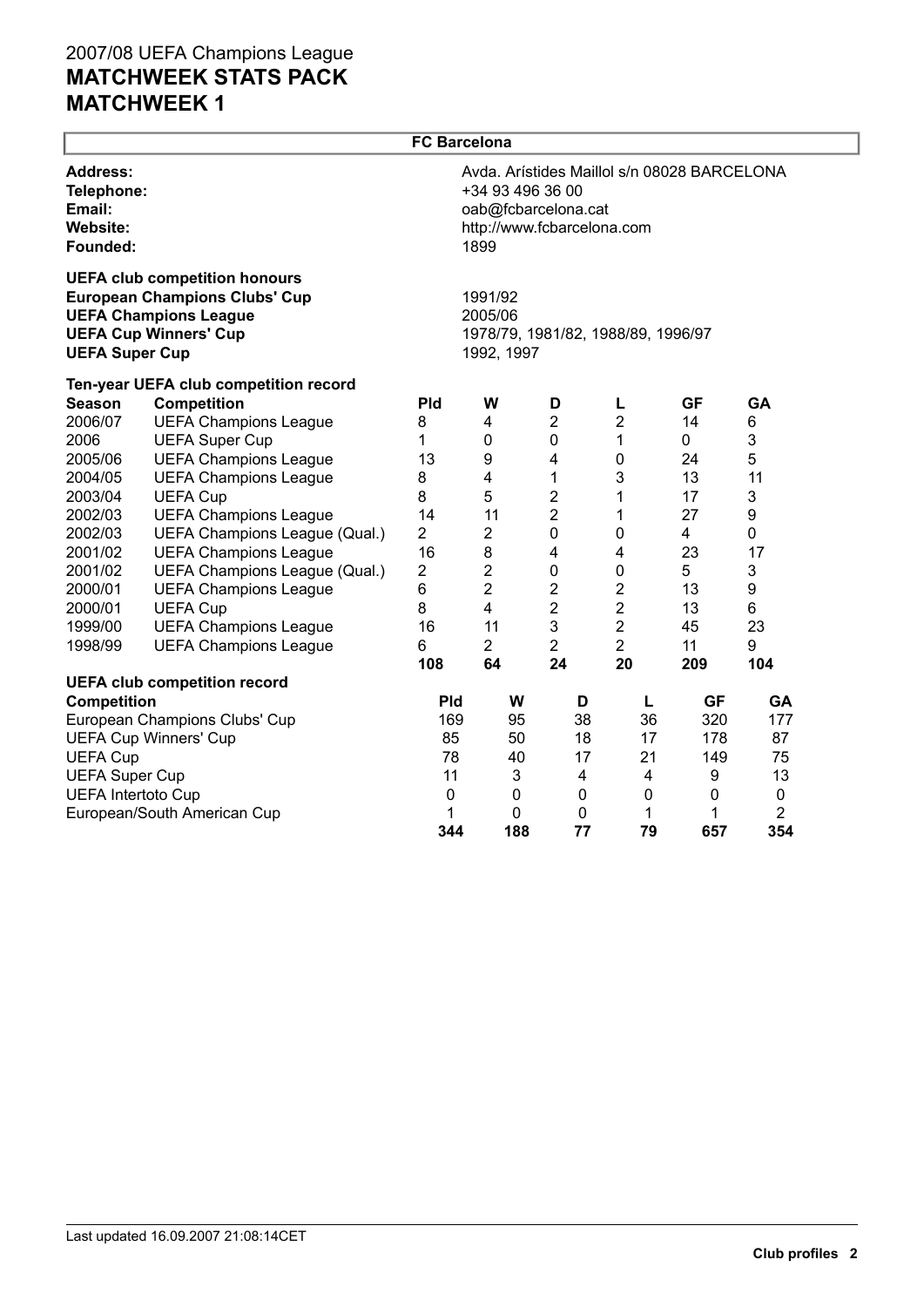2007/08 UEFA Champions League
# MATCHWEEK STATS PACK
# MATCHWEEK 1

## FC Barcelona

| | |
|---|---|
| **Address:** | Avda. Arístides Maillol s/n 08028 BARCELONA |
| **Telephone:** | +34 93 496 36 00 |
| **Email:** | oab@fcbarcelona.cat |
| **Website:** | http://www.fcbarcelona.com |
| **Founded:** | 1899 |

**UEFA club competition honours**

| | |
|---|---|
| **European Champions Clubs' Cup** | 1991/92 |
| **UEFA Champions League** | 2005/06 |
| **UEFA Cup Winners' Cup** | 1978/79, 1981/82, 1988/89, 1996/97 |
| **UEFA Super Cup** | 1992, 1997 |

**Ten-year UEFA club competition record**

| Season | Competition | Pld | W | D | L | GF | GA |
|---|---|---|---|---|---|---|---|
| 2006/07 | UEFA Champions League | 8 | 4 | 2 | 2 | 14 | 6 |
| 2006 | UEFA Super Cup | 1 | 0 | 0 | 1 | 0 | 3 |
| 2005/06 | UEFA Champions League | 13 | 9 | 4 | 0 | 24 | 5 |
| 2004/05 | UEFA Champions League | 8 | 4 | 1 | 3 | 13 | 11 |
| 2003/04 | UEFA Cup | 8 | 5 | 2 | 1 | 17 | 3 |
| 2002/03 | UEFA Champions League | 14 | 11 | 2 | 1 | 27 | 9 |
| 2002/03 | UEFA Champions League (Qual.) | 2 | 2 | 0 | 0 | 4 | 0 |
| 2001/02 | UEFA Champions League | 16 | 8 | 4 | 4 | 23 | 17 |
| 2001/02 | UEFA Champions League (Qual.) | 2 | 2 | 0 | 0 | 5 | 3 |
| 2000/01 | UEFA Champions League | 6 | 2 | 2 | 2 | 13 | 9 |
| 2000/01 | UEFA Cup | 8 | 4 | 2 | 2 | 13 | 6 |
| 1999/00 | UEFA Champions League | 16 | 11 | 3 | 2 | 45 | 23 |
| 1998/99 | UEFA Champions League | 6 | 2 | 2 | 2 | 11 | 9 |
| | | **108** | **64** | **24** | **20** | **209** | **104** |

**UEFA club competition record**

| Competition | Pld | W | D | L | GF | GA |
|---|---|---|---|---|---|---|
| European Champions Clubs' Cup | 169 | 95 | 38 | 36 | 320 | 177 |
| UEFA Cup Winners' Cup | 85 | 50 | 18 | 17 | 178 | 87 |
| UEFA Cup | 78 | 40 | 17 | 21 | 149 | 75 |
| UEFA Super Cup | 11 | 3 | 4 | 4 | 9 | 13 |
| UEFA Intertoto Cup | 0 | 0 | 0 | 0 | 0 | 0 |
| European/South American Cup | 1 | 0 | 0 | 1 | 1 | 2 |
| | **344** | **188** | **77** | **79** | **657** | **354** |

Last updated 16.09.2007 21:08:14CET

**Club profiles**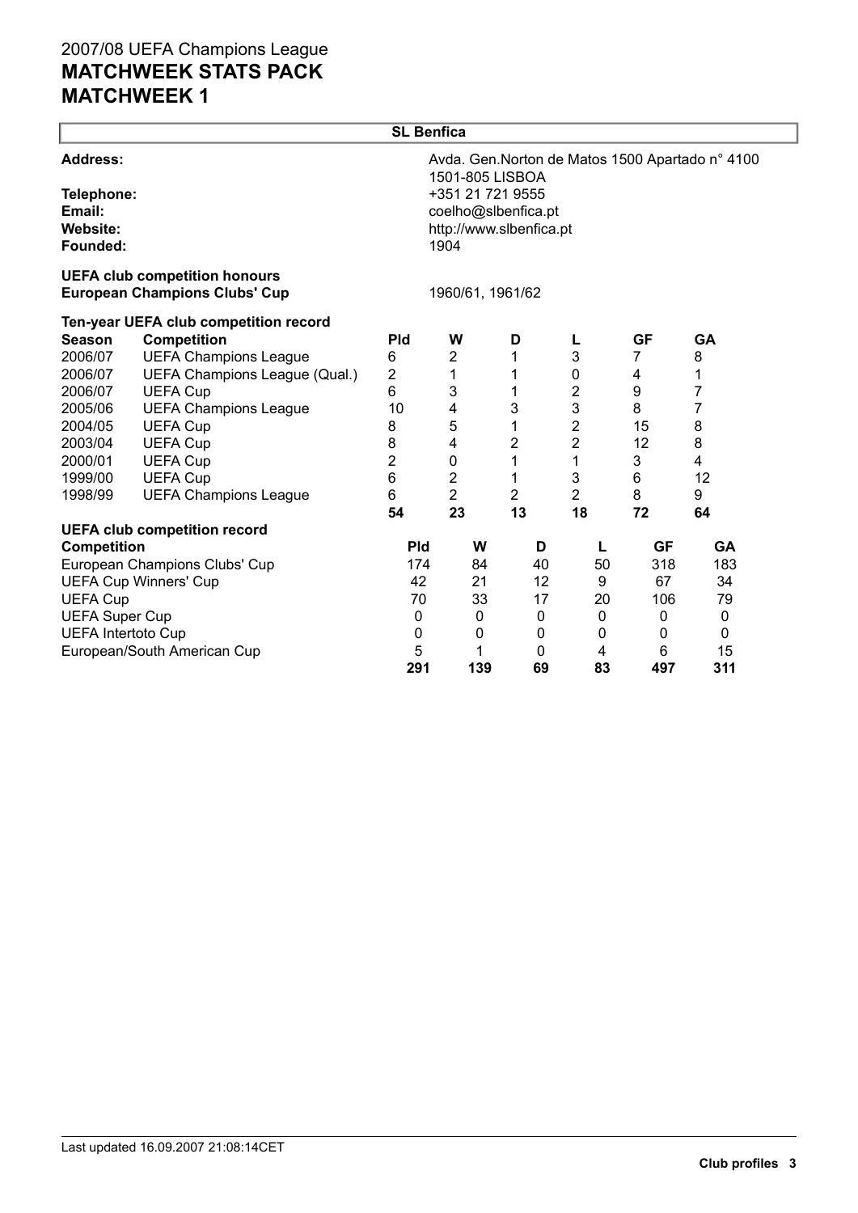2007/08 UEFA Champions League
# MATCHWEEK STATS PACK
# MATCHWEEK 1

## SL Benfica

**Address:** Avda. Gen.Norton de Matos 1500 Apartado n° 4100 1501-805 LISBOA
**Telephone:** +351 21 721 9555
**Email:** coelho@slbenfica.pt
**Website:** http://www.slbenfica.pt
**Founded:** 1904

**UEFA club competition honours**
**European Champions Clubs' Cup** 1960/61, 1961/62

**Ten-year UEFA club competition record**

| Season | Competition | Pld | W | D | L | GF | GA |
|---|---|---|---|---|---|---|---|
| 2006/07 | UEFA Champions League | 6 | 2 | 1 | 3 | 7 | 8 |
| 2006/07 | UEFA Champions League (Qual.) | 2 | 1 | 1 | 0 | 4 | 1 |
| 2006/07 | UEFA Cup | 6 | 3 | 1 | 2 | 9 | 7 |
| 2005/06 | UEFA Champions League | 10 | 4 | 3 | 3 | 8 | 7 |
| 2004/05 | UEFA Cup | 8 | 5 | 1 | 2 | 15 | 8 |
| 2003/04 | UEFA Cup | 8 | 4 | 2 | 2 | 12 | 8 |
| 2000/01 | UEFA Cup | 2 | 0 | 1 | 1 | 3 | 4 |
| 1999/00 | UEFA Cup | 6 | 2 | 1 | 3 | 6 | 12 |
| 1998/99 | UEFA Champions League | 6 | 2 | 2 | 2 | 8 | 9 |
| | | **54** | **23** | **13** | **18** | **72** | **64** |

**UEFA club competition record**

| Competition | Pld | W | D | L | GF | GA |
|---|---|---|---|---|---|---|
| European Champions Clubs' Cup | 174 | 84 | 40 | 50 | 318 | 183 |
| UEFA Cup Winners' Cup | 42 | 21 | 12 | 9 | 67 | 34 |
| UEFA Cup | 70 | 33 | 17 | 20 | 106 | 79 |
| UEFA Super Cup | 0 | 0 | 0 | 0 | 0 | 0 |
| UEFA Intertoto Cup | 0 | 0 | 0 | 0 | 0 | 0 |
| European/South American Cup | 5 | 1 | 0 | 4 | 6 | 15 |
| | **291** | **139** | **69** | **83** | **497** | **311** |

Last updated 16.09.2007 21:08:14CET

Club profiles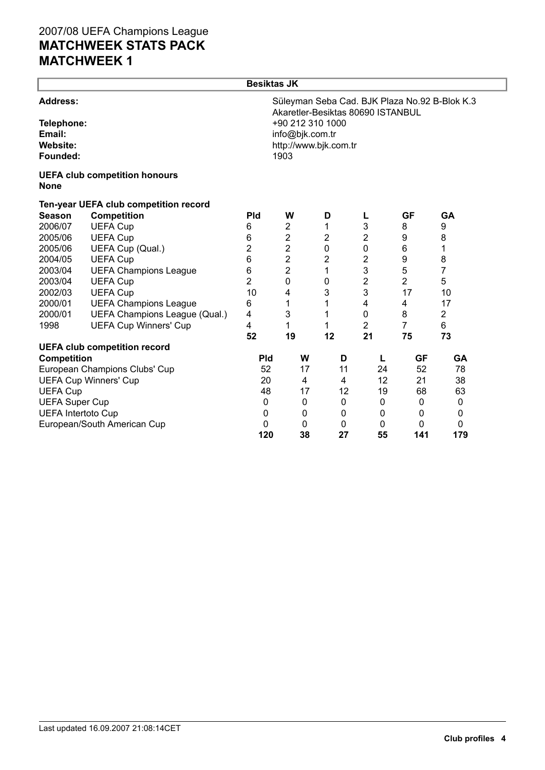2007/08 UEFA Champions League

# MATCHWEEK STATS PACK
# MATCHWEEK 1

## Besiktas JK

| | |
|---|---|
| **Address:** | Süleyman Seba Cad. BJK Plaza No.92 B-Blok K.3 Akaretler-Besiktas 80690 ISTANBUL |
| **Telephone:** | +90 212 310 1000 |
| **Email:** | info@bjk.com.tr |
| **Website:** | http://www.bjk.com.tr |
| **Founded:** | 1903 |

**UEFA club competition honours**
**None**

**Ten-year UEFA club competition record**

| Season | Competition | Pld | W | D | L | GF | GA |
|---|---|---|---|---|---|---|---|
| 2006/07 | UEFA Cup | 6 | 2 | 1 | 3 | 8 | 9 |
| 2005/06 | UEFA Cup | 6 | 2 | 2 | 2 | 9 | 8 |
| 2005/06 | UEFA Cup (Qual.) | 2 | 2 | 0 | 0 | 6 | 1 |
| 2004/05 | UEFA Cup | 6 | 2 | 2 | 2 | 9 | 8 |
| 2003/04 | UEFA Champions League | 6 | 2 | 1 | 3 | 5 | 7 |
| 2003/04 | UEFA Cup | 2 | 0 | 0 | 2 | 2 | 5 |
| 2002/03 | UEFA Cup | 10 | 4 | 3 | 3 | 17 | 10 |
| 2000/01 | UEFA Champions League | 6 | 1 | 1 | 4 | 4 | 17 |
| 2000/01 | UEFA Champions League (Qual.) | 4 | 3 | 1 | 0 | 8 | 2 |
| 1998 | UEFA Cup Winners' Cup | 4 | 1 | 1 | 2 | 7 | 6 |
| | | **52** | **19** | **12** | **21** | **75** | **73** |

**UEFA club competition record**

| Competition | Pld | W | D | L | GF | GA |
|---|---|---|---|---|---|---|
| European Champions Clubs' Cup | 52 | 17 | 11 | 24 | 52 | 78 |
| UEFA Cup Winners' Cup | 20 | 4 | 4 | 12 | 21 | 38 |
| UEFA Cup | 48 | 17 | 12 | 19 | 68 | 63 |
| UEFA Super Cup | 0 | 0 | 0 | 0 | 0 | 0 |
| UEFA Intertoto Cup | 0 | 0 | 0 | 0 | 0 | 0 |
| European/South American Cup | 0 | 0 | 0 | 0 | 0 | 0 |
| | **120** | **38** | **27** | **55** | **141** | **179** |

Last updated 16.09.2007 21:08:14CET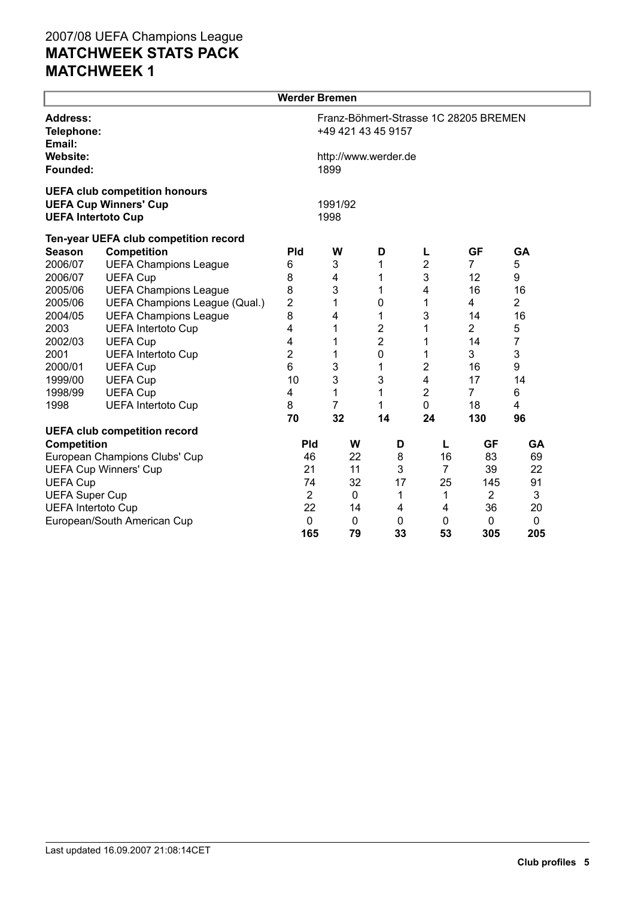# 2007/08 UEFA Champions League
## MATCHWEEK STATS PACK
## MATCHWEEK 1

### Werder Bremen

**Address:** Franz-Böhmert-Strasse 1C 28205 BREMEN
**Telephone:** +49 421 43 45 9157
**Email:**
**Website:** http://www.werder.de
**Founded:** 1899

**UEFA club competition honours**

**UEFA Cup Winners' Cup** 1991/92
**UEFA Intertoto Cup** 1998

**Ten-year UEFA club competition record**

| Season | Competition | Pld | W | D | L | GF | GA |
|---|---|---|---|---|---|---|---|
| 2006/07 | UEFA Champions League | 6 | 3 | 1 | 2 | 7 | 5 |
| 2006/07 | UEFA Cup | 8 | 4 | 1 | 3 | 12 | 9 |
| 2005/06 | UEFA Champions League | 8 | 3 | 1 | 4 | 16 | 16 |
| 2005/06 | UEFA Champions League (Qual.) | 2 | 1 | 0 | 1 | 4 | 2 |
| 2004/05 | UEFA Champions League | 8 | 4 | 1 | 3 | 14 | 16 |
| 2003 | UEFA Intertoto Cup | 4 | 1 | 2 | 1 | 2 | 5 |
| 2002/03 | UEFA Cup | 4 | 1 | 2 | 1 | 14 | 7 |
| 2001 | UEFA Intertoto Cup | 2 | 1 | 0 | 1 | 3 | 3 |
| 2000/01 | UEFA Cup | 6 | 3 | 1 | 2 | 16 | 9 |
| 1999/00 | UEFA Cup | 10 | 3 | 3 | 4 | 17 | 14 |
| 1998/99 | UEFA Cup | 4 | 1 | 1 | 2 | 7 | 6 |
| 1998 | UEFA Intertoto Cup | 8 | 7 | 1 | 0 | 18 | 4 |
| | | **70** | **32** | **14** | **24** | **130** | **96** |

**UEFA club competition record**

| Competition | Pld | W | D | L | GF | GA |
|---|---|---|---|---|---|---|
| European Champions Clubs' Cup | 46 | 22 | 8 | 16 | 83 | 69 |
| UEFA Cup Winners' Cup | 21 | 11 | 3 | 7 | 39 | 22 |
| UEFA Cup | 74 | 32 | 17 | 25 | 145 | 91 |
| UEFA Super Cup | 2 | 0 | 1 | 1 | 2 | 3 |
| UEFA Intertoto Cup | 22 | 14 | 4 | 4 | 36 | 20 |
| European/South American Cup | 0 | 0 | 0 | 0 | 0 | 0 |
| | **165** | **79** | **33** | **53** | **305** | **205** |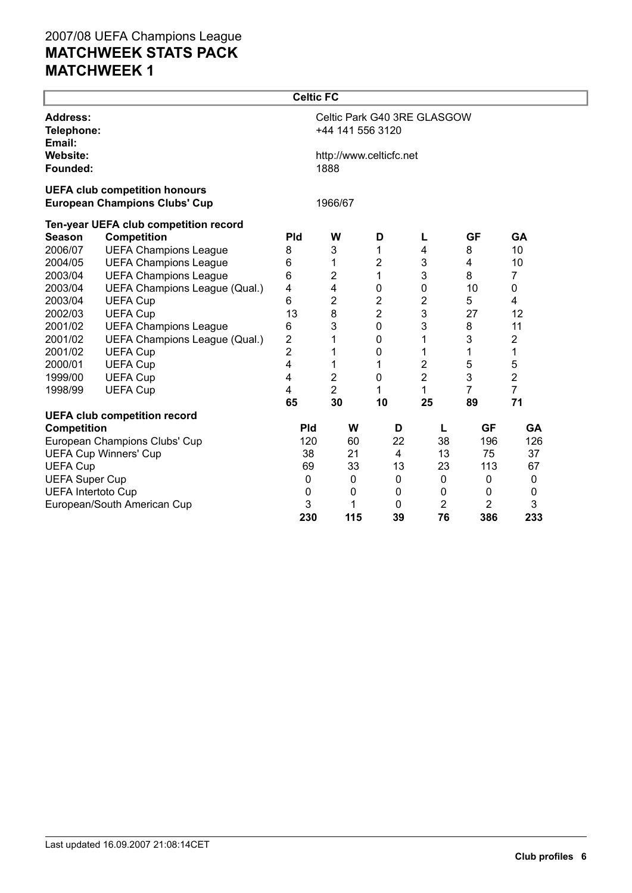2007/08 UEFA Champions League

**MATCHWEEK STATS PACK**

**MATCHWEEK 1**

## Celtic FC

| | |
|---|---|
| **Address:** | Celtic Park G40 3RE GLASGOW |
| **Telephone:** | +44 141 556 3120 |
| **Email:** | |
| **Website:** | http://www.celticfc.net |
| **Founded:** | 1888 |

**UEFA club competition honours**

| | |
|---|---|
| **European Champions Clubs' Cup** | 1966/67 |

**Ten-year UEFA club competition record**

| Season | Competition | Pld | W | D | L | GF | GA |
|---|---|---|---|---|---|---|---|
| 2006/07 | UEFA Champions League | 8 | 3 | 1 | 4 | 8 | 10 |
| 2004/05 | UEFA Champions League | 6 | 1 | 2 | 3 | 4 | 10 |
| 2003/04 | UEFA Champions League | 6 | 2 | 1 | 3 | 8 | 7 |
| 2003/04 | UEFA Champions League (Qual.) | 4 | 4 | 0 | 0 | 10 | 0 |
| 2003/04 | UEFA Cup | 6 | 2 | 2 | 2 | 5 | 4 |
| 2002/03 | UEFA Cup | 13 | 8 | 2 | 3 | 27 | 12 |
| 2001/02 | UEFA Champions League | 6 | 3 | 0 | 3 | 8 | 11 |
| 2001/02 | UEFA Champions League (Qual.) | 2 | 1 | 0 | 1 | 3 | 2 |
| 2001/02 | UEFA Cup | 2 | 1 | 0 | 1 | 1 | 1 |
| 2000/01 | UEFA Cup | 4 | 1 | 1 | 2 | 5 | 5 |
| 1999/00 | UEFA Cup | 4 | 2 | 0 | 2 | 3 | 2 |
| 1998/99 | UEFA Cup | 4 | 2 | 1 | 1 | 7 | 7 |
| | | **65** | **30** | **10** | **25** | **89** | **71** |

**UEFA club competition record**

| Competition | Pld | W | D | L | GF | GA |
|---|---|---|---|---|---|---|
| European Champions Clubs' Cup | 120 | 60 | 22 | 38 | 196 | 126 |
| UEFA Cup Winners' Cup | 38 | 21 | 4 | 13 | 75 | 37 |
| UEFA Cup | 69 | 33 | 13 | 23 | 113 | 67 |
| UEFA Super Cup | 0 | 0 | 0 | 0 | 0 | 0 |
| UEFA Intertoto Cup | 0 | 0 | 0 | 0 | 0 | 0 |
| European/South American Cup | 3 | 1 | 0 | 2 | 2 | 3 |
| | **230** | **115** | **39** | **76** | **386** | **233** |

Last updated 16.09.2007 21:08:14CET

**Club profiles**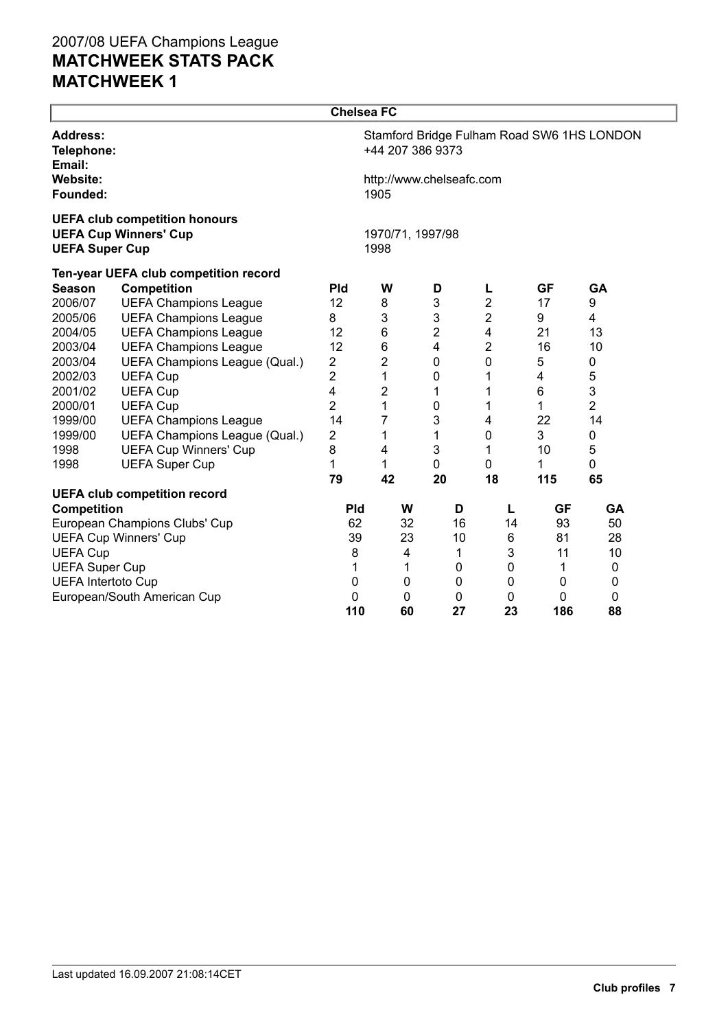# 2007/08 UEFA Champions League
# MATCHWEEK STATS PACK
# MATCHWEEK 1

## Chelsea FC

**Address:** Stamford Bridge Fulham Road SW6 1HS LONDON
**Telephone:** +44 207 386 9373
**Email:**
**Website:** http://www.chelseafc.com
**Founded:** 1905

**UEFA club competition honours**
**UEFA Cup Winners' Cup** 1970/71, 1997/98
**UEFA Super Cup** 1998

**Ten-year UEFA club competition record**

| Season | Competition | Pld | W | D | L | GF | GA |
|---|---|---|---|---|---|---|---|
| 2006/07 | UEFA Champions League | 12 | 8 | 3 | 2 | 17 | 9 |
| 2005/06 | UEFA Champions League | 8 | 3 | 3 | 2 | 9 | 4 |
| 2004/05 | UEFA Champions League | 12 | 6 | 2 | 4 | 21 | 13 |
| 2003/04 | UEFA Champions League | 12 | 6 | 4 | 2 | 16 | 10 |
| 2003/04 | UEFA Champions League (Qual.) | 2 | 2 | 0 | 0 | 5 | 0 |
| 2002/03 | UEFA Cup | 2 | 1 | 0 | 1 | 4 | 5 |
| 2001/02 | UEFA Cup | 4 | 2 | 1 | 1 | 6 | 3 |
| 2000/01 | UEFA Cup | 2 | 1 | 0 | 1 | 1 | 2 |
| 1999/00 | UEFA Champions League | 14 | 7 | 3 | 4 | 22 | 14 |
| 1999/00 | UEFA Champions League (Qual.) | 2 | 1 | 1 | 0 | 3 | 0 |
| 1998 | UEFA Cup Winners' Cup | 8 | 4 | 3 | 1 | 10 | 5 |
| 1998 | UEFA Super Cup | 1 | 1 | 0 | 0 | 1 | 0 |
| | | **79** | **42** | **20** | **18** | **115** | **65** |

**UEFA club competition record**

| Competition | Pld | W | D | L | GF | GA |
|---|---|---|---|---|---|---|
| European Champions Clubs' Cup | 62 | 32 | 16 | 14 | 93 | 50 |
| UEFA Cup Winners' Cup | 39 | 23 | 10 | 6 | 81 | 28 |
| UEFA Cup | 8 | 4 | 1 | 3 | 11 | 10 |
| UEFA Super Cup | 1 | 1 | 0 | 0 | 1 | 0 |
| UEFA Intertoto Cup | 0 | 0 | 0 | 0 | 0 | 0 |
| European/South American Cup | 0 | 0 | 0 | 0 | 0 | 0 |
| | **110** | **60** | **27** | **23** | **186** | **88** |

Last updated 16.09.2007 21:08:14CET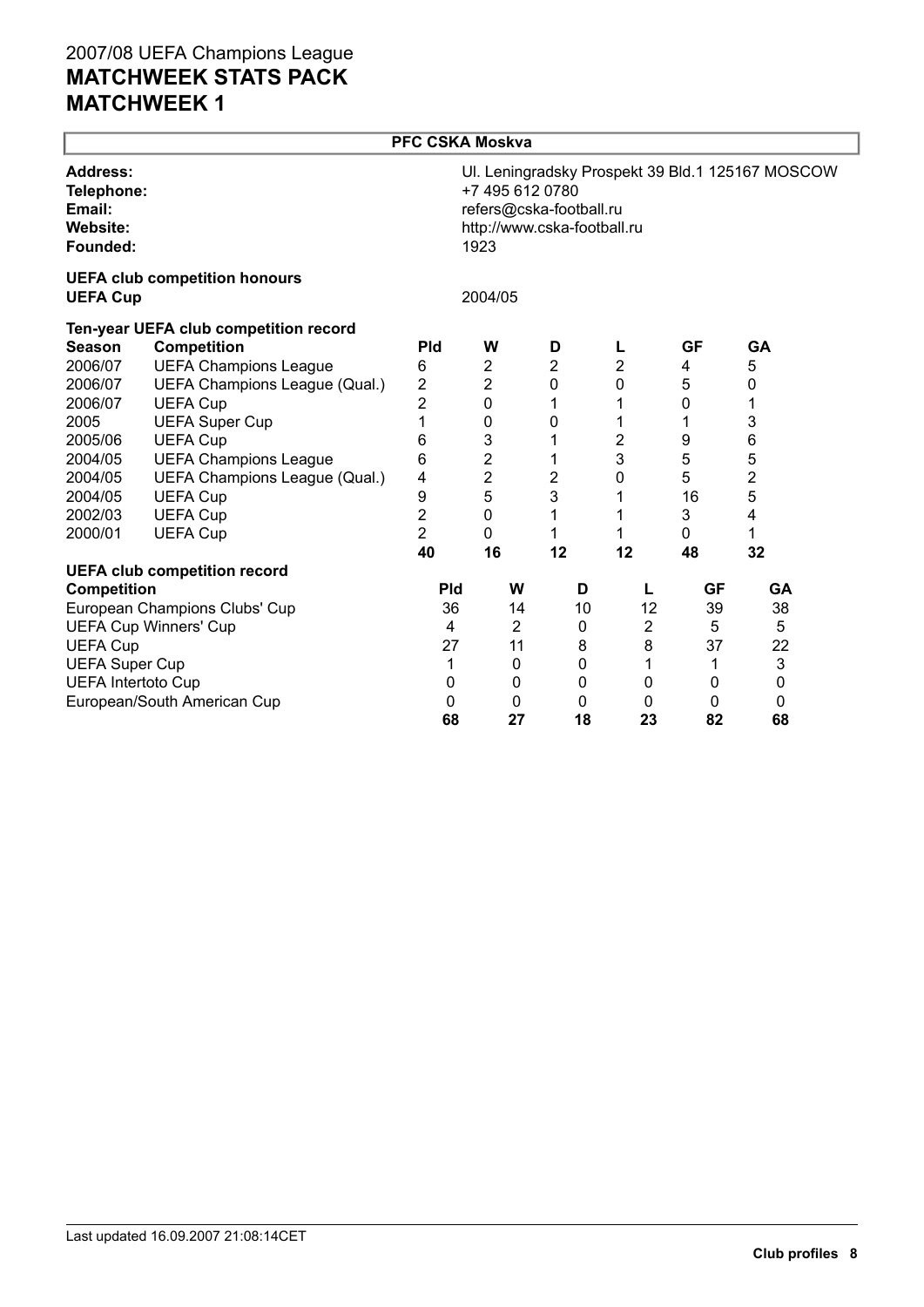# 2007/08 UEFA Champions League
## MATCHWEEK STATS PACK
## MATCHWEEK 1

### PFC CSKA Moskva

**Address:** Ul. Leningradsky Prospekt 39 Bld.1 125167 MOSCOW
**Telephone:** +7 495 612 0780
**Email:** refers@cska-football.ru
**Website:** http://www.cska-football.ru
**Founded:** 1923

**UEFA club competition honours**

**UEFA Cup** 2004/05

**Ten-year UEFA club competition record**

| Season | Competition | Pld | W | D | L | GF | GA |
|---|---|---|---|---|---|---|---|
| 2006/07 | UEFA Champions League | 6 | 2 | 2 | 2 | 4 | 5 |
| 2006/07 | UEFA Champions League (Qual.) | 2 | 2 | 0 | 0 | 5 | 0 |
| 2006/07 | UEFA Cup | 2 | 0 | 1 | 1 | 0 | 1 |
| 2005 | UEFA Super Cup | 1 | 0 | 0 | 1 | 1 | 3 |
| 2005/06 | UEFA Cup | 6 | 3 | 1 | 2 | 9 | 6 |
| 2004/05 | UEFA Champions League | 6 | 2 | 1 | 3 | 5 | 5 |
| 2004/05 | UEFA Champions League (Qual.) | 4 | 2 | 2 | 0 | 5 | 2 |
| 2004/05 | UEFA Cup | 9 | 5 | 3 | 1 | 16 | 5 |
| 2002/03 | UEFA Cup | 2 | 0 | 1 | 1 | 3 | 4 |
| 2000/01 | UEFA Cup | 2 | 0 | 1 | 1 | 0 | 1 |
| | | **40** | **16** | **12** | **12** | **48** | **32** |

**UEFA club competition record**

| Competition | Pld | W | D | L | GF | GA |
|---|---|---|---|---|---|---|
| European Champions Clubs' Cup | 36 | 14 | 10 | 12 | 39 | 38 |
| UEFA Cup Winners' Cup | 4 | 2 | 0 | 2 | 5 | 5 |
| UEFA Cup | 27 | 11 | 8 | 8 | 37 | 22 |
| UEFA Super Cup | 1 | 0 | 0 | 1 | 1 | 3 |
| UEFA Intertoto Cup | 0 | 0 | 0 | 0 | 0 | 0 |
| European/South American Cup | 0 | 0 | 0 | 0 | 0 | 0 |
| | **68** | **27** | **18** | **23** | **82** | **68** |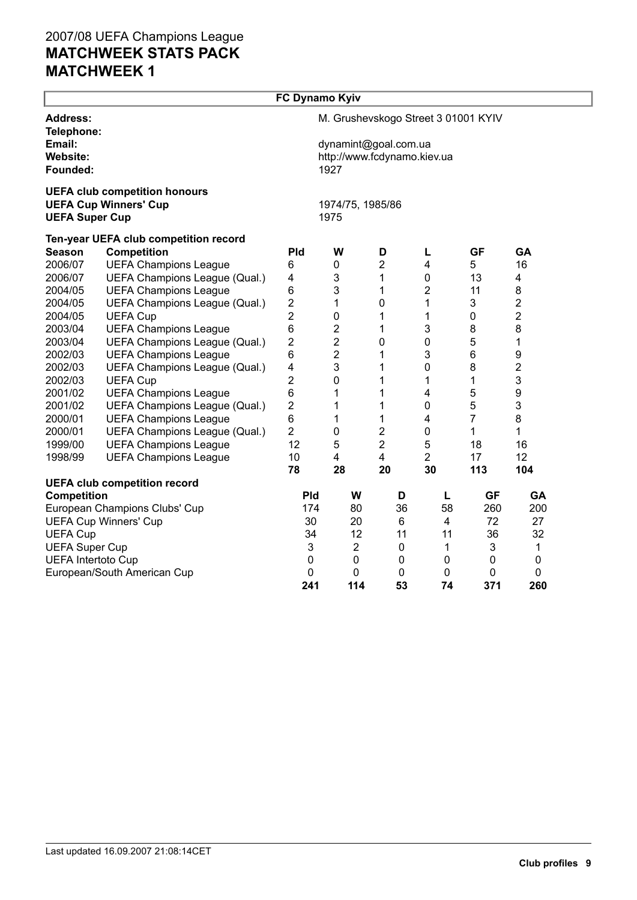# 2007/08 UEFA Champions League
# MATCHWEEK STATS PACK
# MATCHWEEK 1

## FC Dynamo Kyiv

**Address:** M. Grushevskogo Street 3 01001 KYIV
**Telephone:**
**Email:** dynamint@goal.com.ua
**Website:** http://www.fcdynamo.kiev.ua
**Founded:** 1927

**UEFA club competition honours**
**UEFA Cup Winners' Cup** 1974/75, 1985/86
**UEFA Super Cup** 1975

**Ten-year UEFA club competition record**

| Season | Competition | Pld | W | D | L | GF | GA |
|---|---|---|---|---|---|---|---|
| 2006/07 | UEFA Champions League | 6 | 0 | 2 | 4 | 5 | 16 |
| 2006/07 | UEFA Champions League (Qual.) | 4 | 3 | 1 | 0 | 13 | 4 |
| 2004/05 | UEFA Champions League | 6 | 3 | 1 | 2 | 11 | 8 |
| 2004/05 | UEFA Champions League (Qual.) | 2 | 1 | 0 | 1 | 3 | 2 |
| 2004/05 | UEFA Cup | 2 | 0 | 1 | 1 | 0 | 2 |
| 2003/04 | UEFA Champions League | 6 | 2 | 1 | 3 | 8 | 8 |
| 2003/04 | UEFA Champions League (Qual.) | 2 | 2 | 0 | 0 | 5 | 1 |
| 2002/03 | UEFA Champions League | 6 | 2 | 1 | 3 | 6 | 9 |
| 2002/03 | UEFA Champions League (Qual.) | 4 | 3 | 1 | 0 | 8 | 2 |
| 2002/03 | UEFA Cup | 2 | 0 | 1 | 1 | 1 | 3 |
| 2001/02 | UEFA Champions League | 6 | 1 | 1 | 4 | 5 | 9 |
| 2001/02 | UEFA Champions League (Qual.) | 2 | 1 | 1 | 0 | 5 | 3 |
| 2000/01 | UEFA Champions League | 6 | 1 | 1 | 4 | 7 | 8 |
| 2000/01 | UEFA Champions League (Qual.) | 2 | 0 | 2 | 0 | 1 | 1 |
| 1999/00 | UEFA Champions League | 12 | 5 | 2 | 5 | 18 | 16 |
| 1998/99 | UEFA Champions League | 10 | 4 | 4 | 2 | 17 | 12 |
| | | **78** | **28** | **20** | **30** | **113** | **104** |

**UEFA club competition record**

| Competition | Pld | W | D | L | GF | GA |
|---|---|---|---|---|---|---|
| European Champions Clubs' Cup | 174 | 80 | 36 | 58 | 260 | 200 |
| UEFA Cup Winners' Cup | 30 | 20 | 6 | 4 | 72 | 27 |
| UEFA Cup | 34 | 12 | 11 | 11 | 36 | 32 |
| UEFA Super Cup | 3 | 2 | 0 | 1 | 3 | 1 |
| UEFA Intertoto Cup | 0 | 0 | 0 | 0 | 0 | 0 |
| European/South American Cup | 0 | 0 | 0 | 0 | 0 | 0 |
| | **241** | **114** | **53** | **74** | **371** | **260** |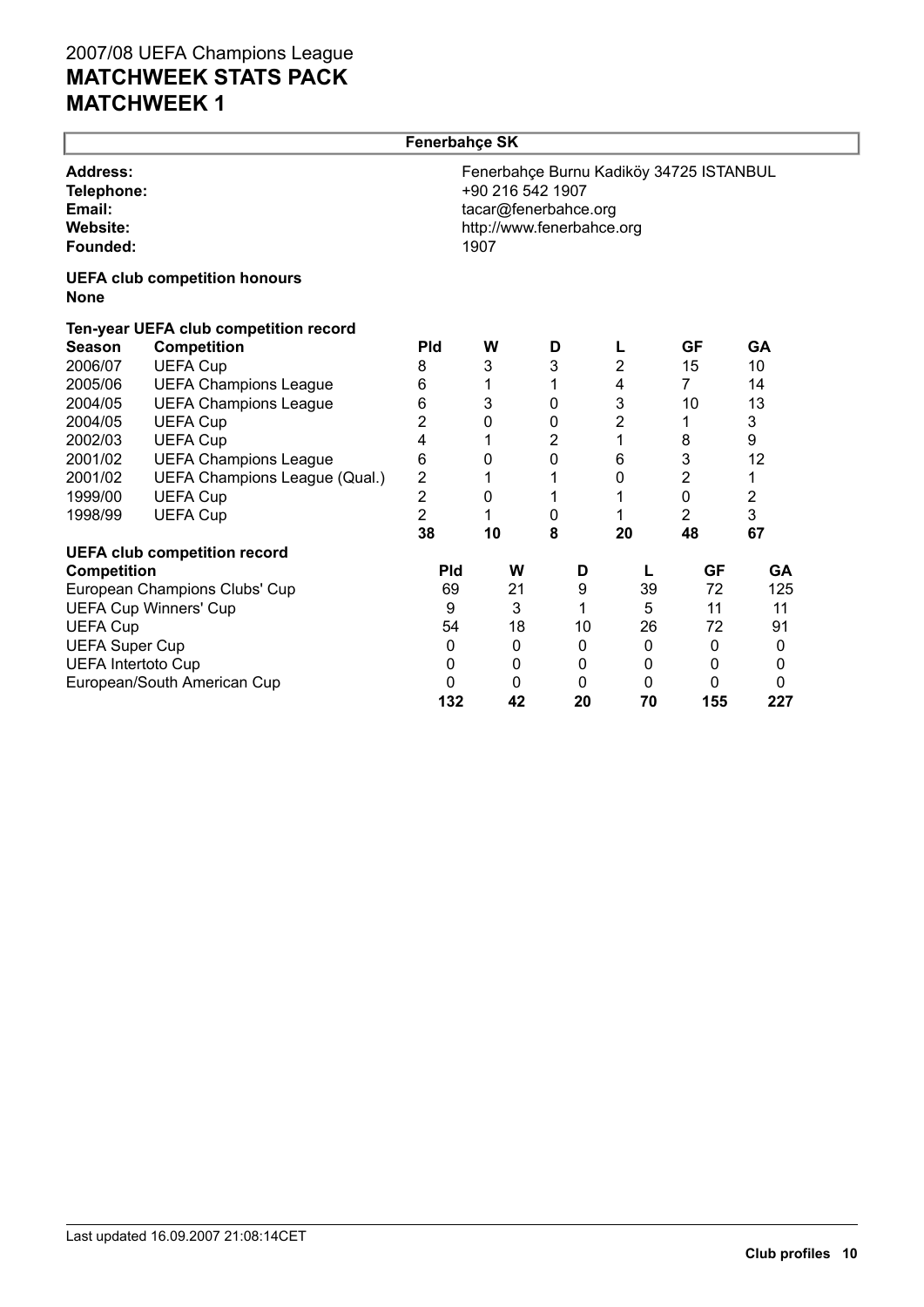# 2007/08 UEFA Champions League
# MATCHWEEK STATS PACK
# MATCHWEEK 1

## Fenerbahçe SK

**Address:** Fenerbahçe Burnu Kadiköy 34725 ISTANBUL
**Telephone:** +90 216 542 1907
**Email:** tacar@fenerbahce.org
**Website:** http://www.fenerbahce.org
**Founded:** 1907

**UEFA club competition honours**
**None**

**Ten-year UEFA club competition record**

| Season | Competition | Pld | W | D | L | GF | GA |
|---|---|---|---|---|---|---|---|
| 2006/07 | UEFA Cup | 8 | 3 | 3 | 2 | 15 | 10 |
| 2005/06 | UEFA Champions League | 6 | 1 | 1 | 4 | 7 | 14 |
| 2004/05 | UEFA Champions League | 6 | 3 | 0 | 3 | 10 | 13 |
| 2004/05 | UEFA Cup | 2 | 0 | 0 | 2 | 1 | 3 |
| 2002/03 | UEFA Cup | 4 | 1 | 2 | 1 | 8 | 9 |
| 2001/02 | UEFA Champions League | 6 | 0 | 0 | 6 | 3 | 12 |
| 2001/02 | UEFA Champions League (Qual.) | 2 | 1 | 1 | 0 | 2 | 1 |
| 1999/00 | UEFA Cup | 2 | 0 | 1 | 1 | 0 | 2 |
| 1998/99 | UEFA Cup | 2 | 1 | 0 | 1 | 2 | 3 |
| | | **38** | **10** | **8** | **20** | **48** | **67** |

**UEFA club competition record**

| Competition | Pld | W | D | L | GF | GA |
|---|---|---|---|---|---|---|
| European Champions Clubs' Cup | 69 | 21 | 9 | 39 | 72 | 125 |
| UEFA Cup Winners' Cup | 9 | 3 | 1 | 5 | 11 | 11 |
| UEFA Cup | 54 | 18 | 10 | 26 | 72 | 91 |
| UEFA Super Cup | 0 | 0 | 0 | 0 | 0 | 0 |
| UEFA Intertoto Cup | 0 | 0 | 0 | 0 | 0 | 0 |
| European/South American Cup | 0 | 0 | 0 | 0 | 0 | 0 |
| | **132** | **42** | **20** | **70** | **155** | **227** |

Last updated 16.09.2007 21:08:14CET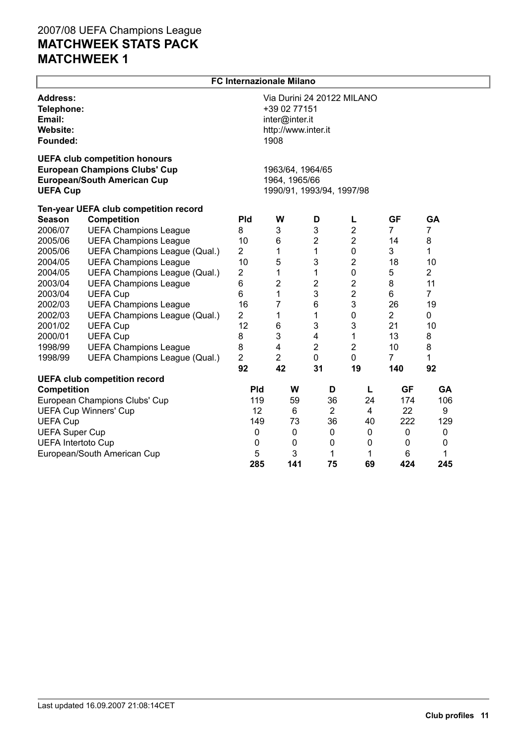# 2007/08 UEFA Champions League
# MATCHWEEK STATS PACK
# MATCHWEEK 1

## FC Internazionale Milano

| | |
|---|---|
| **Address:** | Via Durini 24 20122 MILANO |
| **Telephone:** | +39 02 77151 |
| **Email:** | inter@inter.it |
| **Website:** | http://www.inter.it |
| **Founded:** | 1908 |

**UEFA club competition honours**

| | |
|---|---|
| **European Champions Clubs' Cup** | 1963/64, 1964/65 |
| **European/South American Cup** | 1964, 1965/66 |
| **UEFA Cup** | 1990/91, 1993/94, 1997/98 |

**Ten-year UEFA club competition record**

| Season | Competition | Pld | W | D | L | GF | GA |
|---|---|---|---|---|---|---|---|
| 2006/07 | UEFA Champions League | 8 | 3 | 3 | 2 | 7 | 7 |
| 2005/06 | UEFA Champions League | 10 | 6 | 2 | 2 | 14 | 8 |
| 2005/06 | UEFA Champions League (Qual.) | 2 | 1 | 1 | 0 | 3 | 1 |
| 2004/05 | UEFA Champions League | 10 | 5 | 3 | 2 | 18 | 10 |
| 2004/05 | UEFA Champions League (Qual.) | 2 | 1 | 1 | 0 | 5 | 2 |
| 2003/04 | UEFA Champions League | 6 | 2 | 2 | 2 | 8 | 11 |
| 2003/04 | UEFA Cup | 6 | 1 | 3 | 2 | 6 | 7 |
| 2002/03 | UEFA Champions League | 16 | 7 | 6 | 3 | 26 | 19 |
| 2002/03 | UEFA Champions League (Qual.) | 2 | 1 | 1 | 0 | 2 | 0 |
| 2001/02 | UEFA Cup | 12 | 6 | 3 | 3 | 21 | 10 |
| 2000/01 | UEFA Cup | 8 | 3 | 4 | 1 | 13 | 8 |
| 1998/99 | UEFA Champions League | 8 | 4 | 2 | 2 | 10 | 8 |
| 1998/99 | UEFA Champions League (Qual.) | 2 | 2 | 0 | 0 | 7 | 1 |
| | | **92** | **42** | **31** | **19** | **140** | **92** |

**UEFA club competition record**

| Competition | Pld | W | D | L | GF | GA |
|---|---|---|---|---|---|---|
| European Champions Clubs' Cup | 119 | 59 | 36 | 24 | 174 | 106 |
| UEFA Cup Winners' Cup | 12 | 6 | 2 | 4 | 22 | 9 |
| UEFA Cup | 149 | 73 | 36 | 40 | 222 | 129 |
| UEFA Super Cup | 0 | 0 | 0 | 0 | 0 | 0 |
| UEFA Intertoto Cup | 0 | 0 | 0 | 0 | 0 | 0 |
| European/South American Cup | 5 | 3 | 1 | 1 | 6 | 1 |
| | **285** | **141** | **75** | **69** | **424** | **245** |

Last updated 16.09.2007 21:08:14CET

**Club profiles**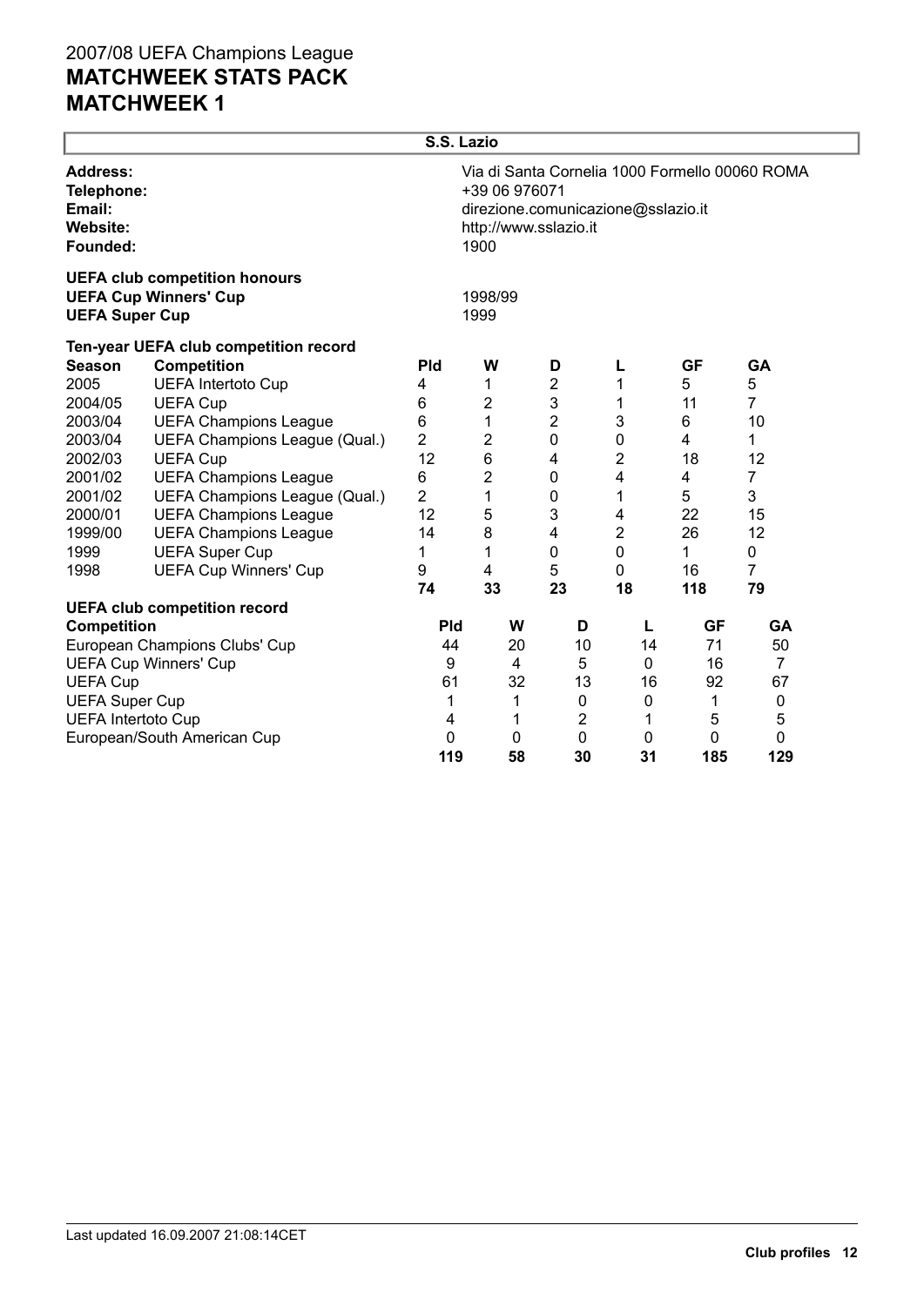# 2007/08 UEFA Champions League

# MATCHWEEK STATS PACK

# MATCHWEEK 1

## S.S. Lazio

**Address:** Via di Santa Cornelia 1000 Formello 00060 ROMA
**Telephone:** +39 06 976071
**Email:** direzione.comunicazione@sslazio.it
**Website:** http://www.sslazio.it
**Founded:** 1900

**UEFA club competition honours**

**UEFA Cup Winners' Cup** 1998/99
**UEFA Super Cup** 1999

**Ten-year UEFA club competition record**

| Season | Competition | Pld | W | D | L | GF | GA |
|---|---|---|---|---|---|---|---|
| 2005 | UEFA Intertoto Cup | 4 | 1 | 2 | 1 | 5 | 5 |
| 2004/05 | UEFA Cup | 6 | 2 | 3 | 1 | 11 | 7 |
| 2003/04 | UEFA Champions League | 6 | 1 | 2 | 3 | 6 | 10 |
| 2003/04 | UEFA Champions League (Qual.) | 2 | 2 | 0 | 0 | 4 | 1 |
| 2002/03 | UEFA Cup | 12 | 6 | 4 | 2 | 18 | 12 |
| 2001/02 | UEFA Champions League | 6 | 2 | 0 | 4 | 4 | 7 |
| 2001/02 | UEFA Champions League (Qual.) | 2 | 1 | 0 | 1 | 5 | 3 |
| 2000/01 | UEFA Champions League | 12 | 5 | 3 | 4 | 22 | 15 |
| 1999/00 | UEFA Champions League | 14 | 8 | 4 | 2 | 26 | 12 |
| 1999 | UEFA Super Cup | 1 | 1 | 0 | 0 | 1 | 0 |
| 1998 | UEFA Cup Winners' Cup | 9 | 4 | 5 | 0 | 16 | 7 |
| | | **74** | **33** | **23** | **18** | **118** | **79** |

**UEFA club competition record**

| Competition | Pld | W | D | L | GF | GA |
|---|---|---|---|---|---|---|
| European Champions Clubs' Cup | 44 | 20 | 10 | 14 | 71 | 50 |
| UEFA Cup Winners' Cup | 9 | 4 | 5 | 0 | 16 | 7 |
| UEFA Cup | 61 | 32 | 13 | 16 | 92 | 67 |
| UEFA Super Cup | 1 | 1 | 0 | 0 | 1 | 0 |
| UEFA Intertoto Cup | 4 | 1 | 2 | 1 | 5 | 5 |
| European/South American Cup | 0 | 0 | 0 | 0 | 0 | 0 |
| | **119** | **58** | **30** | **31** | **185** | **129** |

Last updated 16.09.2007 21:08:14CET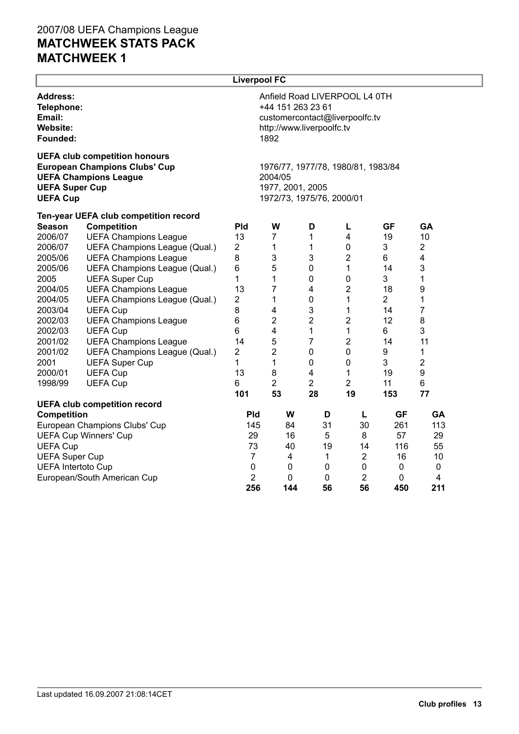# 2007/08 UEFA Champions League

# MATCHWEEK STATS PACK

# MATCHWEEK 1

## Liverpool FC

**Address:** Anfield Road LIVERPOOL L4 0TH
**Telephone:** +44 151 263 23 61
**Email:** customercontact@liverpoolfc.tv
**Website:** http://www.liverpoolfc.tv
**Founded:** 1892

### UEFA club competition honours

**European Champions Clubs' Cup** 1976/77, 1977/78, 1980/81, 1983/84
**UEFA Champions League** 2004/05
**UEFA Super Cup** 1977, 2001, 2005
**UEFA Cup** 1972/73, 1975/76, 2000/01

### Ten-year UEFA club competition record

| Season | Competition | Pld | W | D | L | GF | GA |
|---|---|---|---|---|---|---|---|
| 2006/07 | UEFA Champions League | 13 | 7 | 1 | 4 | 19 | 10 |
| 2006/07 | UEFA Champions League (Qual.) | 2 | 1 | 1 | 0 | 3 | 2 |
| 2005/06 | UEFA Champions League | 8 | 3 | 3 | 2 | 6 | 4 |
| 2005/06 | UEFA Champions League (Qual.) | 6 | 5 | 0 | 1 | 14 | 3 |
| 2005 | UEFA Super Cup | 1 | 1 | 0 | 0 | 3 | 1 |
| 2004/05 | UEFA Champions League | 13 | 7 | 4 | 2 | 18 | 9 |
| 2004/05 | UEFA Champions League (Qual.) | 2 | 1 | 0 | 1 | 2 | 1 |
| 2003/04 | UEFA Cup | 8 | 4 | 3 | 1 | 14 | 7 |
| 2002/03 | UEFA Champions League | 6 | 2 | 2 | 2 | 12 | 8 |
| 2002/03 | UEFA Cup | 6 | 4 | 1 | 1 | 6 | 3 |
| 2001/02 | UEFA Champions League | 14 | 5 | 7 | 2 | 14 | 11 |
| 2001/02 | UEFA Champions League (Qual.) | 2 | 2 | 0 | 0 | 9 | 1 |
| 2001 | UEFA Super Cup | 1 | 1 | 0 | 0 | 3 | 2 |
| 2000/01 | UEFA Cup | 13 | 8 | 4 | 1 | 19 | 9 |
| 1998/99 | UEFA Cup | 6 | 2 | 2 | 2 | 11 | 6 |
| | | **101** | **53** | **28** | **19** | **153** | **77** |

### UEFA club competition record

| Competition | Pld | W | D | L | GF | GA |
|---|---|---|---|---|---|---|
| European Champions Clubs' Cup | 145 | 84 | 31 | 30 | 261 | 113 |
| UEFA Cup Winners' Cup | 29 | 16 | 5 | 8 | 57 | 29 |
| UEFA Cup | 73 | 40 | 19 | 14 | 116 | 55 |
| UEFA Super Cup | 7 | 4 | 1 | 2 | 16 | 10 |
| UEFA Intertoto Cup | 0 | 0 | 0 | 0 | 0 | 0 |
| European/South American Cup | 2 | 0 | 0 | 2 | 0 | 4 |
| | **256** | **144** | **56** | **56** | **450** | **211** |

Last updated 16.09.2007 21:08:14CET

Club profiles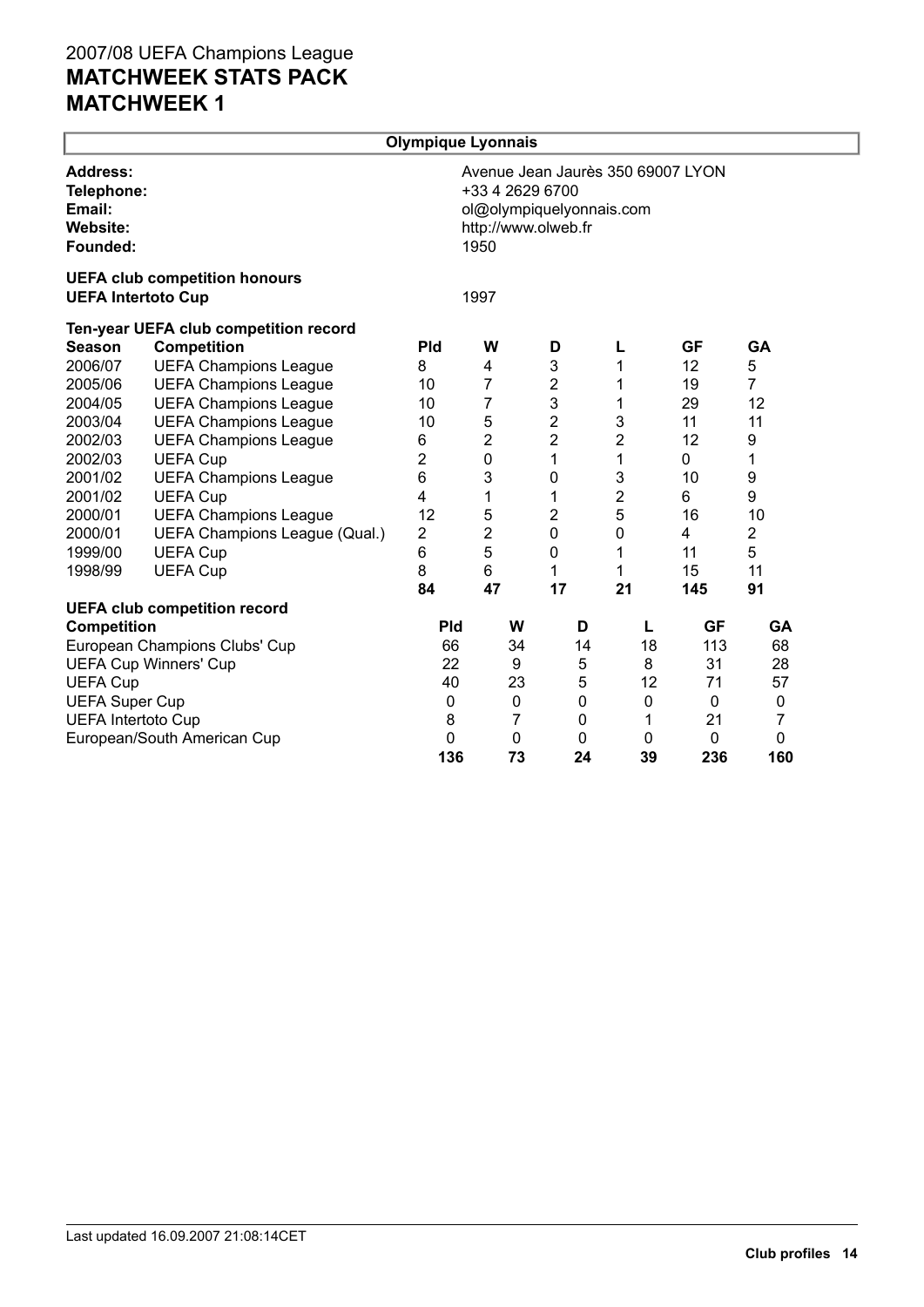# 2007/08 UEFA Champions League
## MATCHWEEK STATS PACK
## MATCHWEEK 1

### Olympique Lyonnais

**Address:** Avenue Jean Jaurès 350 69007 LYON
**Telephone:** +33 4 2629 6700
**Email:** ol@olympiquelyonnais.com
**Website:** http://www.olweb.fr
**Founded:** 1950

**UEFA club competition honours**
**UEFA Intertoto Cup** 1997

**Ten-year UEFA club competition record**

| Season | Competition | Pld | W | D | L | GF | GA |
|---|---|---|---|---|---|---|---|
| 2006/07 | UEFA Champions League | 8 | 4 | 3 | 1 | 12 | 5 |
| 2005/06 | UEFA Champions League | 10 | 7 | 2 | 1 | 19 | 7 |
| 2004/05 | UEFA Champions League | 10 | 7 | 3 | 1 | 29 | 12 |
| 2003/04 | UEFA Champions League | 10 | 5 | 2 | 3 | 11 | 11 |
| 2002/03 | UEFA Champions League | 6 | 2 | 2 | 2 | 12 | 9 |
| 2002/03 | UEFA Cup | 2 | 0 | 1 | 1 | 0 | 1 |
| 2001/02 | UEFA Champions League | 6 | 3 | 0 | 3 | 10 | 9 |
| 2001/02 | UEFA Cup | 4 | 1 | 1 | 2 | 6 | 9 |
| 2000/01 | UEFA Champions League | 12 | 5 | 2 | 5 | 16 | 10 |
| 2000/01 | UEFA Champions League (Qual.) | 2 | 2 | 0 | 0 | 4 | 2 |
| 1999/00 | UEFA Cup | 6 | 5 | 0 | 1 | 11 | 5 |
| 1998/99 | UEFA Cup | 8 | 6 | 1 | 1 | 15 | 11 |
| | | **84** | **47** | **17** | **21** | **145** | **91** |

**UEFA club competition record**

| Competition | Pld | W | D | L | GF | GA |
|---|---|---|---|---|---|---|
| European Champions Clubs' Cup | 66 | 34 | 14 | 18 | 113 | 68 |
| UEFA Cup Winners' Cup | 22 | 9 | 5 | 8 | 31 | 28 |
| UEFA Cup | 40 | 23 | 5 | 12 | 71 | 57 |
| UEFA Super Cup | 0 | 0 | 0 | 0 | 0 | 0 |
| UEFA Intertoto Cup | 8 | 7 | 0 | 1 | 21 | 7 |
| European/South American Cup | 0 | 0 | 0 | 0 | 0 | 0 |
| | **136** | **73** | **24** | **39** | **236** | **160** |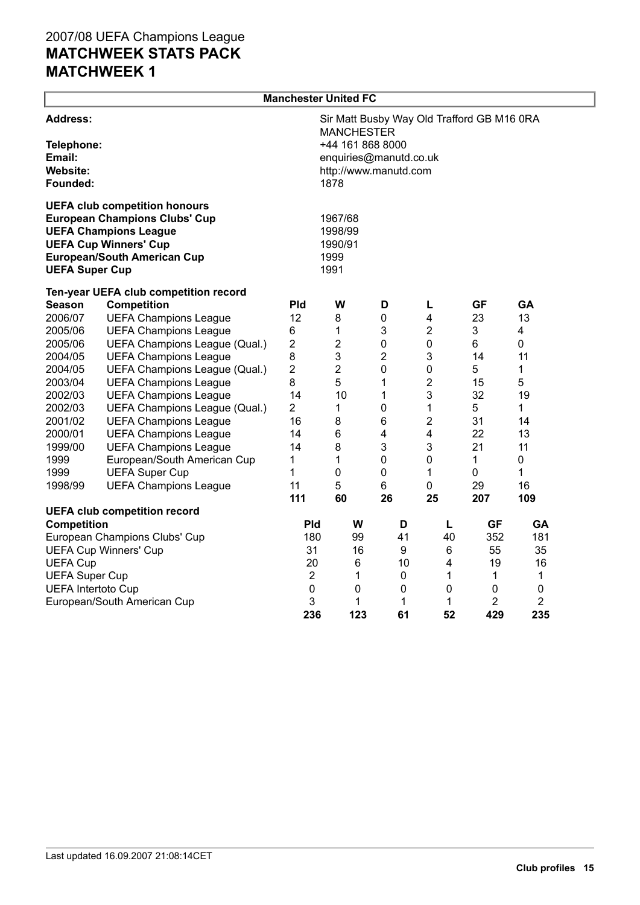## Manchester United FC

**Address:** Sir Matt Busby Way Old Trafford GB M16 0RA MANCHESTER
**Telephone:** +44 161 868 8000
**Email:** enquiries@manutd.co.uk
**Website:** http://www.manutd.com
**Founded:** 1878

### UEFA club competition honours

| | |
|---|---|
| **European Champions Clubs' Cup** | 1967/68 |
| **UEFA Champions League** | 1998/99 |
| **UEFA Cup Winners' Cup** | 1990/91 |
| **European/South American Cup** | 1999 |
| **UEFA Super Cup** | 1991 |

### Ten-year UEFA club competition record

| Season | Competition | Pld | W | D | L | GF | GA |
|---|---|---|---|---|---|---|---|
| 2006/07 | UEFA Champions League | 12 | 8 | 0 | 4 | 23 | 13 |
| 2005/06 | UEFA Champions League | 6 | 1 | 3 | 2 | 3 | 4 |
| 2005/06 | UEFA Champions League (Qual.) | 2 | 2 | 0 | 0 | 6 | 0 |
| 2004/05 | UEFA Champions League | 8 | 3 | 2 | 3 | 14 | 11 |
| 2004/05 | UEFA Champions League (Qual.) | 2 | 2 | 0 | 0 | 5 | 1 |
| 2003/04 | UEFA Champions League | 8 | 5 | 1 | 2 | 15 | 5 |
| 2002/03 | UEFA Champions League | 14 | 10 | 1 | 3 | 32 | 19 |
| 2002/03 | UEFA Champions League (Qual.) | 2 | 1 | 0 | 1 | 5 | 1 |
| 2001/02 | UEFA Champions League | 16 | 8 | 6 | 2 | 31 | 14 |
| 2000/01 | UEFA Champions League | 14 | 6 | 4 | 4 | 22 | 13 |
| 1999/00 | UEFA Champions League | 14 | 8 | 3 | 3 | 21 | 11 |
| 1999 | European/South American Cup | 1 | 1 | 0 | 0 | 1 | 0 |
| 1999 | UEFA Super Cup | 1 | 0 | 0 | 1 | 0 | 1 |
| 1998/99 | UEFA Champions League | 11 | 5 | 6 | 0 | 29 | 16 |
| | | **111** | **60** | **26** | **25** | **207** | **109** |

### UEFA club competition record

| Competition | Pld | W | D | L | GF | GA |
|---|---|---|---|---|---|---|
| European Champions Clubs' Cup | 180 | 99 | 41 | 40 | 352 | 181 |
| UEFA Cup Winners' Cup | 31 | 16 | 9 | 6 | 55 | 35 |
| UEFA Cup | 20 | 6 | 10 | 4 | 19 | 16 |
| UEFA Super Cup | 2 | 1 | 0 | 1 | 1 | 1 |
| UEFA Intertoto Cup | 0 | 0 | 0 | 0 | 0 | 0 |
| European/South American Cup | 3 | 1 | 1 | 1 | 2 | 2 |
| | **236** | **123** | **61** | **52** | **429** | **235** |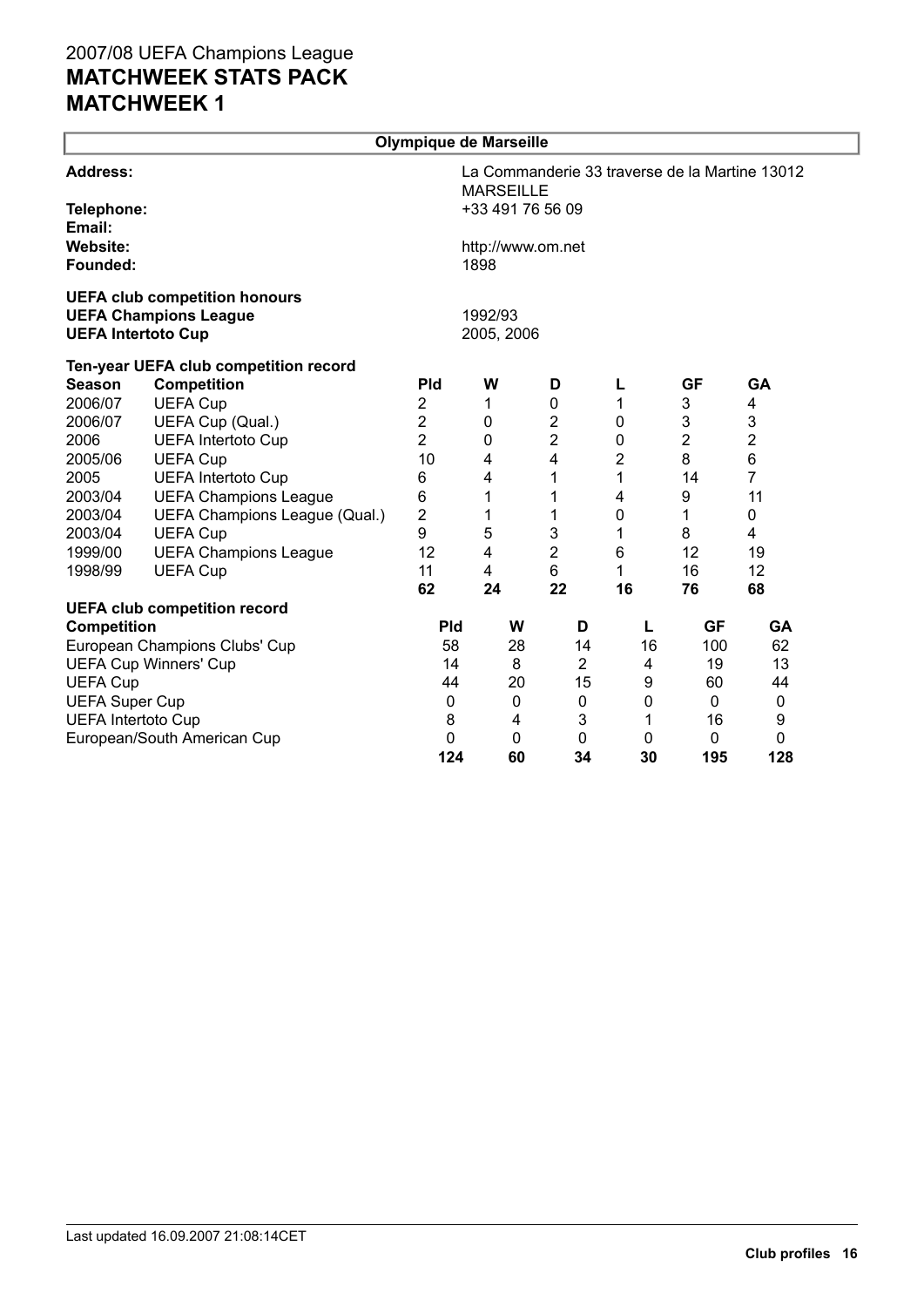# 2007/08 UEFA Champions League
# MATCHWEEK STATS PACK
# MATCHWEEK 1

## Olympique de Marseille

**Address:** La Commanderie 33 traverse de la Martine 13012 MARSEILLE
**Telephone:** +33 491 76 56 09
**Email:**
**Website:** http://www.om.net
**Founded:** 1898

**UEFA club competition honours**
**UEFA Champions League** 1992/93
**UEFA Intertoto Cup** 2005, 2006

**Ten-year UEFA club competition record**

| Season | Competition | Pld | W | D | L | GF | GA |
|---|---|---|---|---|---|---|---|
| 2006/07 | UEFA Cup | 2 | 1 | 0 | 1 | 3 | 4 |
| 2006/07 | UEFA Cup (Qual.) | 2 | 0 | 2 | 0 | 3 | 3 |
| 2006 | UEFA Intertoto Cup | 2 | 0 | 2 | 0 | 2 | 2 |
| 2005/06 | UEFA Cup | 10 | 4 | 4 | 2 | 8 | 6 |
| 2005 | UEFA Intertoto Cup | 6 | 4 | 1 | 1 | 14 | 7 |
| 2003/04 | UEFA Champions League | 6 | 1 | 1 | 4 | 9 | 11 |
| 2003/04 | UEFA Champions League (Qual.) | 2 | 1 | 1 | 0 | 1 | 0 |
| 2003/04 | UEFA Cup | 9 | 5 | 3 | 1 | 8 | 4 |
| 1999/00 | UEFA Champions League | 12 | 4 | 2 | 6 | 12 | 19 |
| 1998/99 | UEFA Cup | 11 | 4 | 6 | 1 | 16 | 12 |
| | | **62** | **24** | **22** | **16** | **76** | **68** |

**UEFA club competition record**

| Competition | Pld | W | D | L | GF | GA |
|---|---|---|---|---|---|---|
| European Champions Clubs' Cup | 58 | 28 | 14 | 16 | 100 | 62 |
| UEFA Cup Winners' Cup | 14 | 8 | 2 | 4 | 19 | 13 |
| UEFA Cup | 44 | 20 | 15 | 9 | 60 | 44 |
| UEFA Super Cup | 0 | 0 | 0 | 0 | 0 | 0 |
| UEFA Intertoto Cup | 8 | 4 | 3 | 1 | 16 | 9 |
| European/South American Cup | 0 | 0 | 0 | 0 | 0 | 0 |
| | **124** | **60** | **34** | **30** | **195** | **128** |

Last updated 16.09.2007 21:08:14CET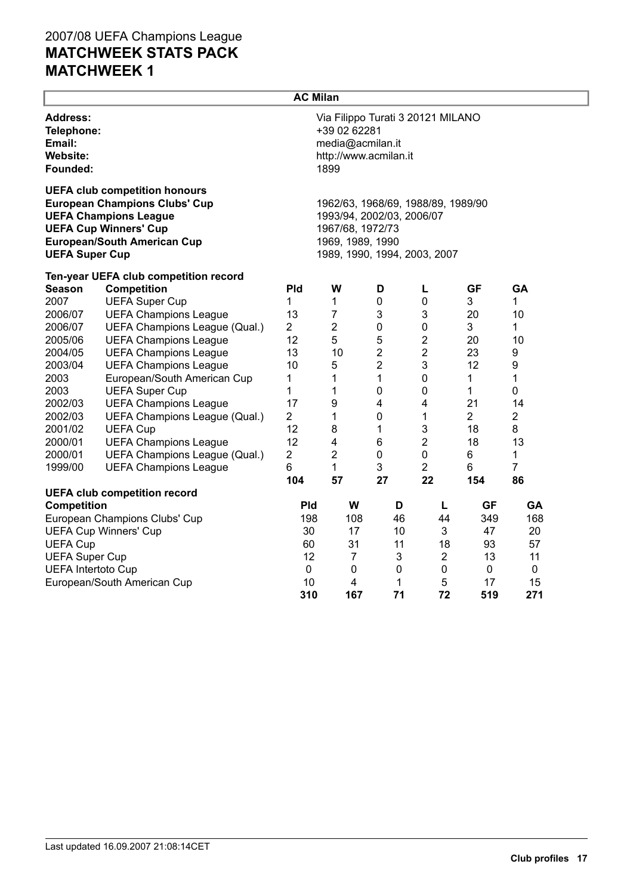# 2007/08 UEFA Champions League
# MATCHWEEK STATS PACK
# MATCHWEEK 1

## AC Milan

| | |
|---|---|
| **Address:** | Via Filippo Turati 3 20121 MILANO |
| **Telephone:** | +39 02 62281 |
| **Email:** | media@acmilan.it |
| **Website:** | http://www.acmilan.it |
| **Founded:** | 1899 |

**UEFA club competition honours**

| | |
|---|---|
| **European Champions Clubs' Cup** | 1962/63, 1968/69, 1988/89, 1989/90 |
| **UEFA Champions League** | 1993/94, 2002/03, 2006/07 |
| **UEFA Cup Winners' Cup** | 1967/68, 1972/73 |
| **European/South American Cup** | 1969, 1989, 1990 |
| **UEFA Super Cup** | 1989, 1990, 1994, 2003, 2007 |

**Ten-year UEFA club competition record**

| Season | Competition | Pld | W | D | L | GF | GA |
|---|---|---|---|---|---|---|---|
| 2007 | UEFA Super Cup | 1 | 1 | 0 | 0 | 3 | 1 |
| 2006/07 | UEFA Champions League | 13 | 7 | 3 | 3 | 20 | 10 |
| 2006/07 | UEFA Champions League (Qual.) | 2 | 2 | 0 | 0 | 3 | 1 |
| 2005/06 | UEFA Champions League | 12 | 5 | 5 | 2 | 20 | 10 |
| 2004/05 | UEFA Champions League | 13 | 10 | 2 | 2 | 23 | 9 |
| 2003/04 | UEFA Champions League | 10 | 5 | 2 | 3 | 12 | 9 |
| 2003 | European/South American Cup | 1 | 1 | 1 | 0 | 1 | 1 |
| 2003 | UEFA Super Cup | 1 | 1 | 0 | 0 | 1 | 0 |
| 2002/03 | UEFA Champions League | 17 | 9 | 4 | 4 | 21 | 14 |
| 2002/03 | UEFA Champions League (Qual.) | 2 | 1 | 0 | 1 | 2 | 2 |
| 2001/02 | UEFA Cup | 12 | 8 | 1 | 3 | 18 | 8 |
| 2000/01 | UEFA Champions League | 12 | 4 | 6 | 2 | 18 | 13 |
| 2000/01 | UEFA Champions League (Qual.) | 2 | 2 | 0 | 0 | 6 | 1 |
| 1999/00 | UEFA Champions League | 6 | 1 | 3 | 2 | 6 | 7 |
| | | **104** | **57** | **27** | **22** | **154** | **86** |

**UEFA club competition record**

| Competition | Pld | W | D | L | GF | GA |
|---|---|---|---|---|---|---|
| European Champions Clubs' Cup | 198 | 108 | 46 | 44 | 349 | 168 |
| UEFA Cup Winners' Cup | 30 | 17 | 10 | 3 | 47 | 20 |
| UEFA Cup | 60 | 31 | 11 | 18 | 93 | 57 |
| UEFA Super Cup | 12 | 7 | 3 | 2 | 13 | 11 |
| UEFA Intertoto Cup | 0 | 0 | 0 | 0 | 0 | 0 |
| European/South American Cup | 10 | 4 | 1 | 5 | 17 | 15 |
| | **310** | **167** | **71** | **72** | **519** | **271** |

Last updated 16.09.2007 21:08:14CET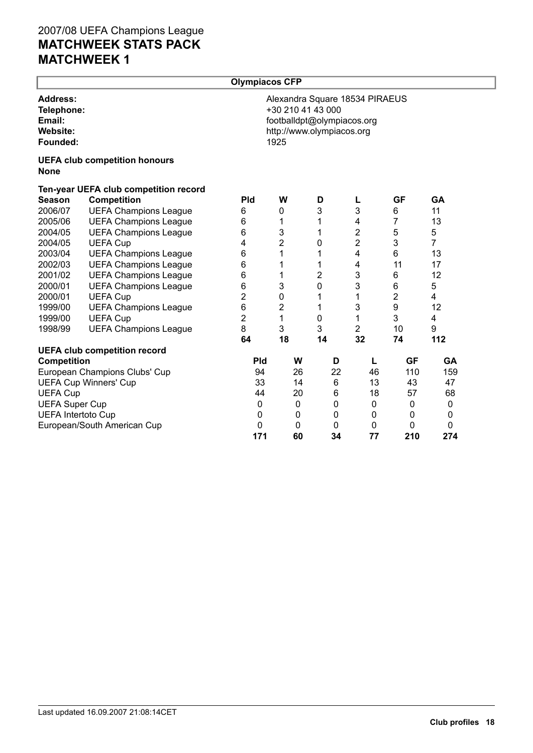# 2007/08 UEFA Champions League
# MATCHWEEK STATS PACK
# MATCHWEEK 1

## Olympiacos CFP

**Address:** Alexandra Square 18534 PIRAEUS
**Telephone:** +30 210 41 43 000
**Email:** footballdpt@olympiacos.org
**Website:** http://www.olympiacos.org
**Founded:** 1925

**UEFA club competition honours**
**None**

**Ten-year UEFA club competition record**

| Season | Competition | Pld | W | D | L | GF | GA |
|---|---|---|---|---|---|---|---|
| 2006/07 | UEFA Champions League | 6 | 0 | 3 | 3 | 6 | 11 |
| 2005/06 | UEFA Champions League | 6 | 1 | 1 | 4 | 7 | 13 |
| 2004/05 | UEFA Champions League | 6 | 3 | 1 | 2 | 5 | 5 |
| 2004/05 | UEFA Cup | 4 | 2 | 0 | 2 | 3 | 7 |
| 2003/04 | UEFA Champions League | 6 | 1 | 1 | 4 | 6 | 13 |
| 2002/03 | UEFA Champions League | 6 | 1 | 1 | 4 | 11 | 17 |
| 2001/02 | UEFA Champions League | 6 | 1 | 2 | 3 | 6 | 12 |
| 2000/01 | UEFA Champions League | 6 | 3 | 0 | 3 | 6 | 5 |
| 2000/01 | UEFA Cup | 2 | 0 | 1 | 1 | 2 | 4 |
| 1999/00 | UEFA Champions League | 6 | 2 | 1 | 3 | 9 | 12 |
| 1999/00 | UEFA Cup | 2 | 1 | 0 | 1 | 3 | 4 |
| 1998/99 | UEFA Champions League | 8 | 3 | 3 | 2 | 10 | 9 |
| | | **64** | **18** | **14** | **32** | **74** | **112** |

**UEFA club competition record**

| Competition | Pld | W | D | L | GF | GA |
|---|---|---|---|---|---|---|
| European Champions Clubs' Cup | 94 | 26 | 22 | 46 | 110 | 159 |
| UEFA Cup Winners' Cup | 33 | 14 | 6 | 13 | 43 | 47 |
| UEFA Cup | 44 | 20 | 6 | 18 | 57 | 68 |
| UEFA Super Cup | 0 | 0 | 0 | 0 | 0 | 0 |
| UEFA Intertoto Cup | 0 | 0 | 0 | 0 | 0 | 0 |
| European/South American Cup | 0 | 0 | 0 | 0 | 0 | 0 |
| | **171** | **60** | **34** | **77** | **210** | **274** |

Last updated 16.09.2007 21:08:14CET

**Club profiles**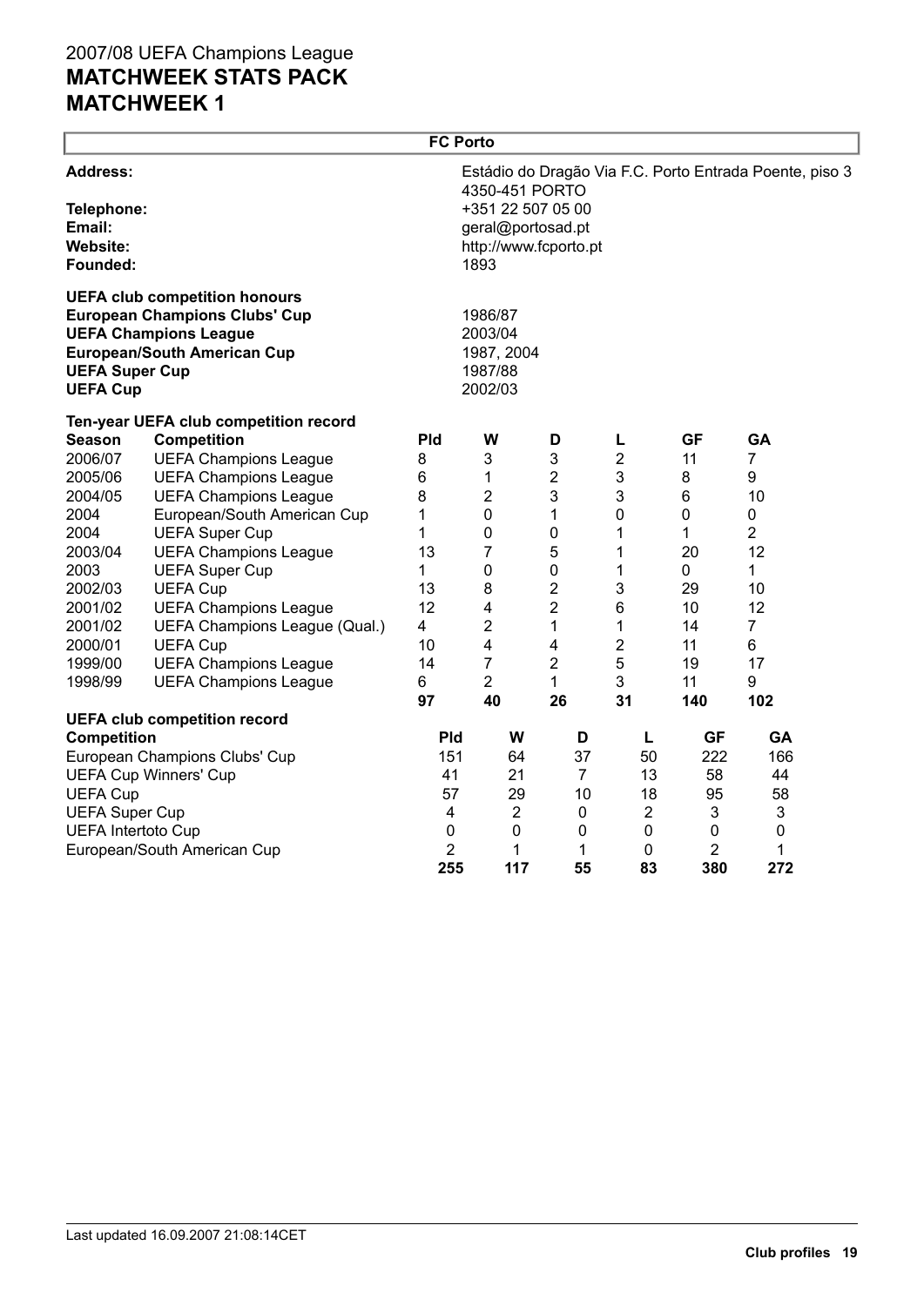## FC Porto

**Address:** Estádio do Dragão Via F.C. Porto Entrada Poente, piso 3 4350-451 PORTO

**Telephone:** +351 22 507 05 00

**Email:** geral@portosad.pt

**Website:** http://www.fcporto.pt

**Founded:** 1893

**UEFA club competition honours**

| | |
|---|---|
| **European Champions Clubs' Cup** | 1986/87 |
| **UEFA Champions League** | 2003/04 |
| **European/South American Cup** | 1987, 2004 |
| **UEFA Super Cup** | 1987/88 |
| **UEFA Cup** | 2002/03 |

**Ten-year UEFA club competition record**

| Season | Competition | Pld | W | D | L | GF | GA |
|---|---|---|---|---|---|---|---|
| 2006/07 | UEFA Champions League | 8 | 3 | 3 | 2 | 11 | 7 |
| 2005/06 | UEFA Champions League | 6 | 1 | 2 | 3 | 8 | 9 |
| 2004/05 | UEFA Champions League | 8 | 2 | 3 | 3 | 6 | 10 |
| 2004 | European/South American Cup | 1 | 0 | 1 | 0 | 0 | 0 |
| 2004 | UEFA Super Cup | 1 | 0 | 0 | 1 | 1 | 2 |
| 2003/04 | UEFA Champions League | 13 | 7 | 5 | 1 | 20 | 12 |
| 2003 | UEFA Super Cup | 1 | 0 | 0 | 1 | 0 | 1 |
| 2002/03 | UEFA Cup | 13 | 8 | 2 | 3 | 29 | 10 |
| 2001/02 | UEFA Champions League | 12 | 4 | 2 | 6 | 10 | 12 |
| 2001/02 | UEFA Champions League (Qual.) | 4 | 2 | 1 | 1 | 14 | 7 |
| 2000/01 | UEFA Cup | 10 | 4 | 4 | 2 | 11 | 6 |
| 1999/00 | UEFA Champions League | 14 | 7 | 2 | 5 | 19 | 17 |
| 1998/99 | UEFA Champions League | 6 | 2 | 1 | 3 | 11 | 9 |
| | | **97** | **40** | **26** | **31** | **140** | **102** |

**UEFA club competition record**

| Competition | Pld | W | D | L | GF | GA |
|---|---|---|---|---|---|---|
| European Champions Clubs' Cup | 151 | 64 | 37 | 50 | 222 | 166 |
| UEFA Cup Winners' Cup | 41 | 21 | 7 | 13 | 58 | 44 |
| UEFA Cup | 57 | 29 | 10 | 18 | 95 | 58 |
| UEFA Super Cup | 4 | 2 | 0 | 2 | 3 | 3 |
| UEFA Intertoto Cup | 0 | 0 | 0 | 0 | 0 | 0 |
| European/South American Cup | 2 | 1 | 1 | 0 | 2 | 1 |
| | **255** | **117** | **55** | **83** | **380** | **272** |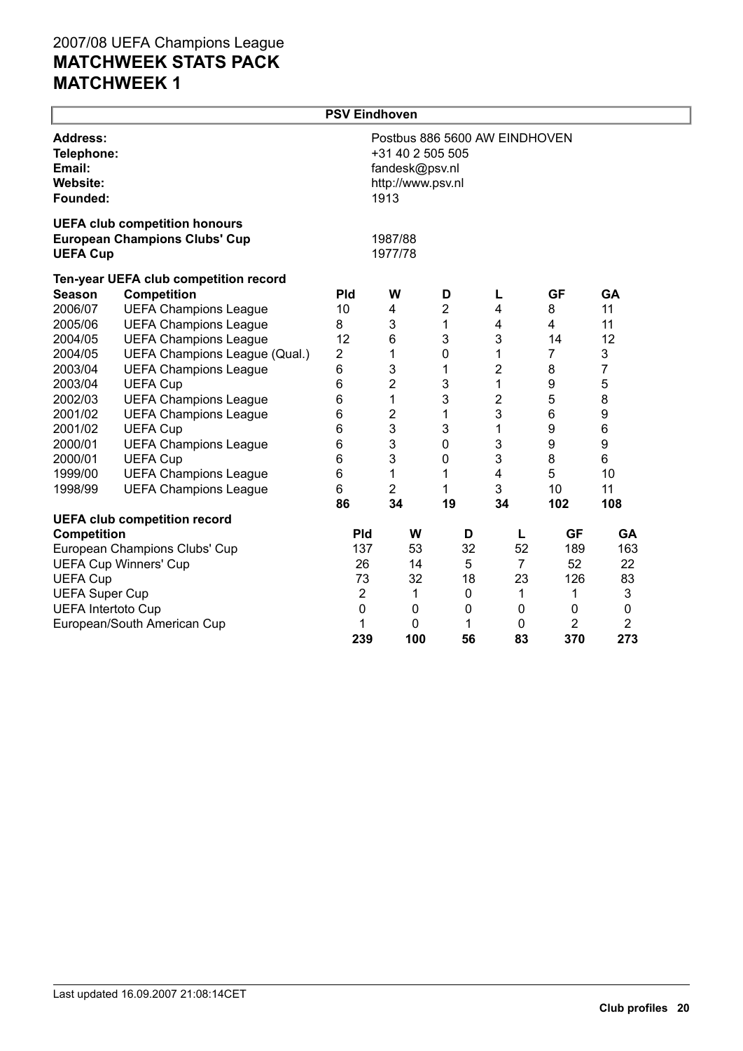# 2007/08 UEFA Champions League
# MATCHWEEK STATS PACK
# MATCHWEEK 1

## PSV Eindhoven

**Address:** Postbus 886 5600 AW EINDHOVEN
**Telephone:** +31 40 2 505 505
**Email:** fandesk@psv.nl
**Website:** http://www.psv.nl
**Founded:** 1913

**UEFA club competition honours**

| | |
|---|---|
| **European Champions Clubs' Cup** | 1987/88 |
| **UEFA Cup** | 1977/78 |

**Ten-year UEFA club competition record**

| Season | Competition | Pld | W | D | L | GF | GA |
|---|---|---|---|---|---|---|---|
| 2006/07 | UEFA Champions League | 10 | 4 | 2 | 4 | 8 | 11 |
| 2005/06 | UEFA Champions League | 8 | 3 | 1 | 4 | 4 | 11 |
| 2004/05 | UEFA Champions League | 12 | 6 | 3 | 3 | 14 | 12 |
| 2004/05 | UEFA Champions League (Qual.) | 2 | 1 | 0 | 1 | 7 | 3 |
| 2003/04 | UEFA Champions League | 6 | 3 | 1 | 2 | 8 | 7 |
| 2003/04 | UEFA Cup | 6 | 2 | 3 | 1 | 9 | 5 |
| 2002/03 | UEFA Champions League | 6 | 1 | 3 | 2 | 5 | 8 |
| 2001/02 | UEFA Champions League | 6 | 2 | 1 | 3 | 6 | 9 |
| 2001/02 | UEFA Cup | 6 | 3 | 3 | 1 | 9 | 6 |
| 2000/01 | UEFA Champions League | 6 | 3 | 0 | 3 | 9 | 9 |
| 2000/01 | UEFA Cup | 6 | 3 | 0 | 3 | 8 | 6 |
| 1999/00 | UEFA Champions League | 6 | 1 | 1 | 4 | 5 | 10 |
| 1998/99 | UEFA Champions League | 6 | 2 | 1 | 3 | 10 | 11 |
| | | **86** | **34** | **19** | **34** | **102** | **108** |

**UEFA club competition record**

| Competition | Pld | W | D | L | GF | GA |
|---|---|---|---|---|---|---|
| European Champions Clubs' Cup | 137 | 53 | 32 | 52 | 189 | 163 |
| UEFA Cup Winners' Cup | 26 | 14 | 5 | 7 | 52 | 22 |
| UEFA Cup | 73 | 32 | 18 | 23 | 126 | 83 |
| UEFA Super Cup | 2 | 1 | 0 | 1 | 1 | 3 |
| UEFA Intertoto Cup | 0 | 0 | 0 | 0 | 0 | 0 |
| European/South American Cup | 1 | 0 | 1 | 0 | 2 | 2 |
| | **239** | **100** | **56** | **83** | **370** | **273** |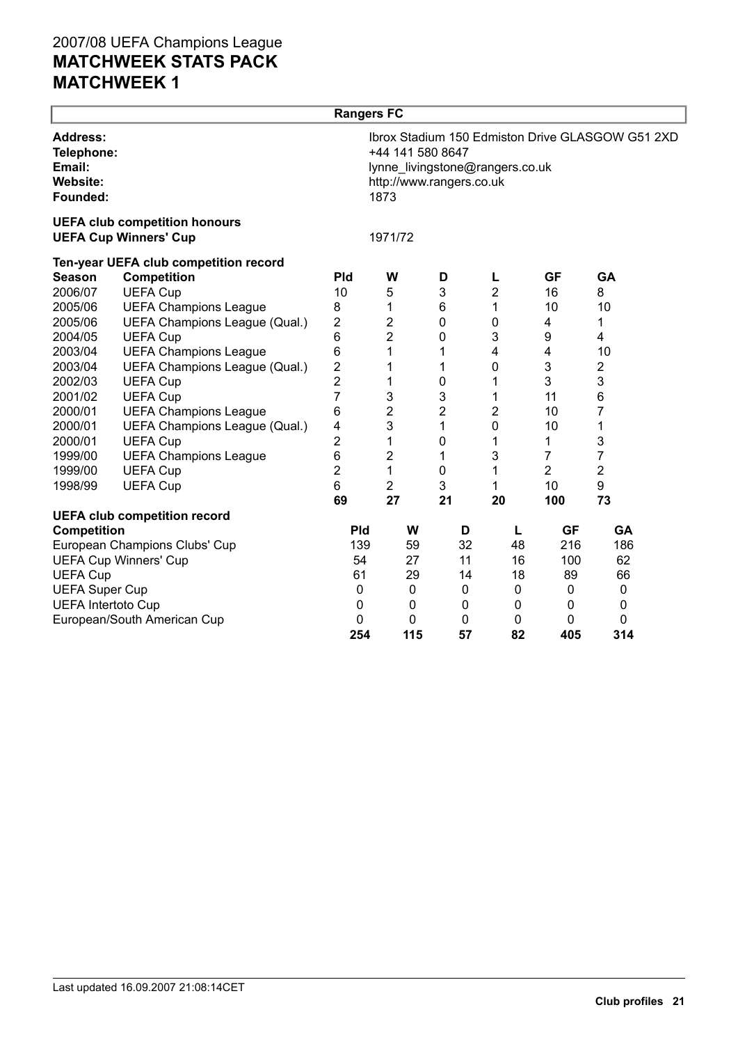# 2007/08 UEFA Champions League
# MATCHWEEK STATS PACK
# MATCHWEEK 1

## Rangers FC

**Address:** Ibrox Stadium 150 Edmiston Drive GLASGOW G51 2XD
**Telephone:** +44 141 580 8647
**Email:** lynne_livingstone@rangers.co.uk
**Website:** http://www.rangers.co.uk
**Founded:** 1873

**UEFA club competition honours**

**UEFA Cup Winners' Cup** 1971/72

**Ten-year UEFA club competition record**

| Season | Competition | Pld | W | D | L | GF | GA |
|---|---|---|---|---|---|---|---|
| 2006/07 | UEFA Cup | 10 | 5 | 3 | 2 | 16 | 8 |
| 2005/06 | UEFA Champions League | 8 | 1 | 6 | 1 | 10 | 10 |
| 2005/06 | UEFA Champions League (Qual.) | 2 | 2 | 0 | 0 | 4 | 1 |
| 2004/05 | UEFA Cup | 6 | 2 | 0 | 3 | 9 | 4 |
| 2003/04 | UEFA Champions League | 6 | 1 | 1 | 4 | 4 | 10 |
| 2003/04 | UEFA Champions League (Qual.) | 2 | 1 | 1 | 0 | 3 | 2 |
| 2002/03 | UEFA Cup | 2 | 1 | 0 | 1 | 3 | 3 |
| 2001/02 | UEFA Cup | 7 | 3 | 3 | 1 | 11 | 6 |
| 2000/01 | UEFA Champions League | 6 | 2 | 2 | 2 | 10 | 7 |
| 2000/01 | UEFA Champions League (Qual.) | 4 | 3 | 1 | 0 | 10 | 1 |
| 2000/01 | UEFA Cup | 2 | 1 | 0 | 1 | 1 | 3 |
| 1999/00 | UEFA Champions League | 6 | 2 | 1 | 3 | 7 | 7 |
| 1999/00 | UEFA Cup | 2 | 1 | 0 | 1 | 2 | 2 |
| 1998/99 | UEFA Cup | 6 | 2 | 3 | 1 | 10 | 9 |
| | | **69** | **27** | **21** | **20** | **100** | **73** |

**UEFA club competition record**

| Competition | Pld | W | D | L | GF | GA |
|---|---|---|---|---|---|---|
| European Champions Clubs' Cup | 139 | 59 | 32 | 48 | 216 | 186 |
| UEFA Cup Winners' Cup | 54 | 27 | 11 | 16 | 100 | 62 |
| UEFA Cup | 61 | 29 | 14 | 18 | 89 | 66 |
| UEFA Super Cup | 0 | 0 | 0 | 0 | 0 | 0 |
| UEFA Intertoto Cup | 0 | 0 | 0 | 0 | 0 | 0 |
| European/South American Cup | 0 | 0 | 0 | 0 | 0 | 0 |
| | **254** | **115** | **57** | **82** | **405** | **314** |

Last updated 16.09.2007 21:08:14CET

**Club profiles**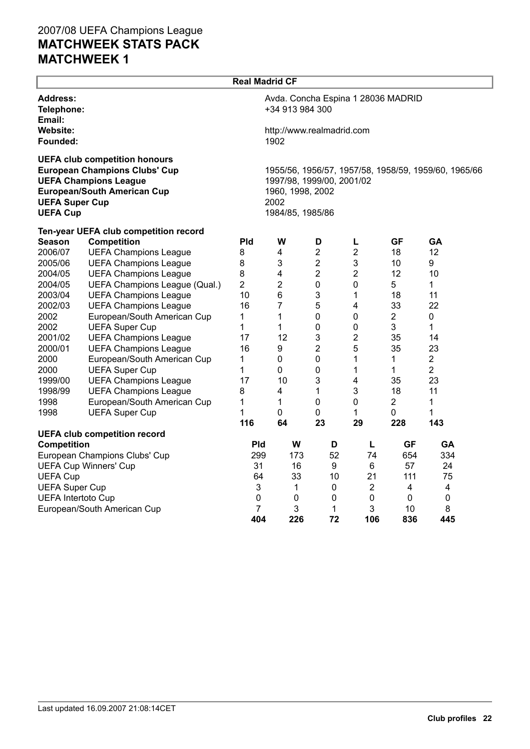# 2007/08 UEFA Champions League
# MATCHWEEK STATS PACK
# MATCHWEEK 1

## Real Madrid CF

**Address:** Avda. Concha Espina 1 28036 MADRID
**Telephone:** +34 913 984 300
**Email:**
**Website:** http://www.realmadrid.com
**Founded:** 1902

**UEFA club competition honours**

| | |
|---|---|
| **European Champions Clubs' Cup** | 1955/56, 1956/57, 1957/58, 1958/59, 1959/60, 1965/66 |
| **UEFA Champions League** | 1997/98, 1999/00, 2001/02 |
| **European/South American Cup** | 1960, 1998, 2002 |
| **UEFA Super Cup** | 2002 |
| **UEFA Cup** | 1984/85, 1985/86 |

**Ten-year UEFA club competition record**

| Season | Competition | Pld | W | D | L | GF | GA |
|---|---|---|---|---|---|---|---|
| 2006/07 | UEFA Champions League | 8 | 4 | 2 | 2 | 18 | 12 |
| 2005/06 | UEFA Champions League | 8 | 3 | 2 | 3 | 10 | 9 |
| 2004/05 | UEFA Champions League | 8 | 4 | 2 | 2 | 12 | 10 |
| 2004/05 | UEFA Champions League (Qual.) | 2 | 2 | 0 | 0 | 5 | 1 |
| 2003/04 | UEFA Champions League | 10 | 6 | 3 | 1 | 18 | 11 |
| 2002/03 | UEFA Champions League | 16 | 7 | 5 | 4 | 33 | 22 |
| 2002 | European/South American Cup | 1 | 1 | 0 | 0 | 2 | 0 |
| 2002 | UEFA Super Cup | 1 | 1 | 0 | 0 | 3 | 1 |
| 2001/02 | UEFA Champions League | 17 | 12 | 3 | 2 | 35 | 14 |
| 2000/01 | UEFA Champions League | 16 | 9 | 2 | 5 | 35 | 23 |
| 2000 | European/South American Cup | 1 | 0 | 0 | 1 | 1 | 2 |
| 2000 | UEFA Super Cup | 1 | 0 | 0 | 1 | 1 | 2 |
| 1999/00 | UEFA Champions League | 17 | 10 | 3 | 4 | 35 | 23 |
| 1998/99 | UEFA Champions League | 8 | 4 | 1 | 3 | 18 | 11 |
| 1998 | European/South American Cup | 1 | 1 | 0 | 0 | 2 | 1 |
| 1998 | UEFA Super Cup | 1 | 0 | 0 | 1 | 0 | 1 |
| | | **116** | **64** | **23** | **29** | **228** | **143** |

**UEFA club competition record**

| Competition | Pld | W | D | L | GF | GA |
|---|---|---|---|---|---|---|
| European Champions Clubs' Cup | 299 | 173 | 52 | 74 | 654 | 334 |
| UEFA Cup Winners' Cup | 31 | 16 | 9 | 6 | 57 | 24 |
| UEFA Cup | 64 | 33 | 10 | 21 | 111 | 75 |
| UEFA Super Cup | 3 | 1 | 0 | 2 | 4 | 4 |
| UEFA Intertoto Cup | 0 | 0 | 0 | 0 | 0 | 0 |
| European/South American Cup | 7 | 3 | 1 | 3 | 10 | 8 |
| | **404** | **226** | **72** | **106** | **836** | **445** |

Last updated 16.09.2007 21:08:14CET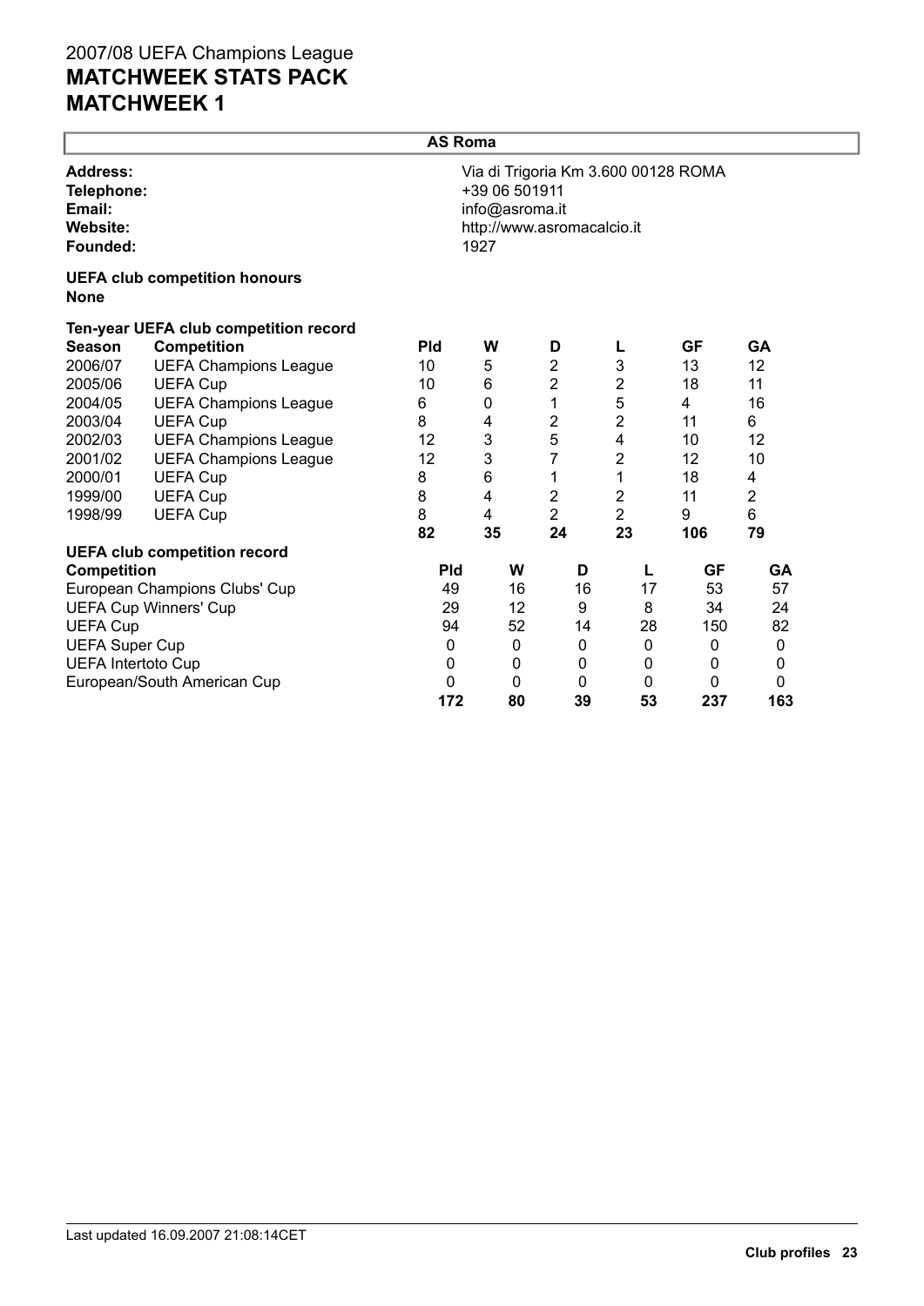2007/08 UEFA Champions League

# MATCHWEEK STATS PACK
# MATCHWEEK 1

## AS Roma

**Address:** Via di Trigoria Km 3.600 00128 ROMA
**Telephone:** +39 06 501911
**Email:** info@asroma.it
**Website:** http://www.asromacalcio.it
**Founded:** 1927

**UEFA club competition honours**
**None**

**Ten-year UEFA club competition record**

| Season | Competition | Pld | W | D | L | GF | GA |
|---|---|---|---|---|---|---|---|
| 2006/07 | UEFA Champions League | 10 | 5 | 2 | 3 | 13 | 12 |
| 2005/06 | UEFA Cup | 10 | 6 | 2 | 2 | 18 | 11 |
| 2004/05 | UEFA Champions League | 6 | 0 | 1 | 5 | 4 | 16 |
| 2003/04 | UEFA Cup | 8 | 4 | 2 | 2 | 11 | 6 |
| 2002/03 | UEFA Champions League | 12 | 3 | 5 | 4 | 10 | 12 |
| 2001/02 | UEFA Champions League | 12 | 3 | 7 | 2 | 12 | 10 |
| 2000/01 | UEFA Cup | 8 | 6 | 1 | 1 | 18 | 4 |
| 1999/00 | UEFA Cup | 8 | 4 | 2 | 2 | 11 | 2 |
| 1998/99 | UEFA Cup | 8 | 4 | 2 | 2 | 9 | 6 |
| | | **82** | **35** | **24** | **23** | **106** | **79** |

**UEFA club competition record**

| Competition | Pld | W | D | L | GF | GA |
|---|---|---|---|---|---|---|
| European Champions Clubs' Cup | 49 | 16 | 16 | 17 | 53 | 57 |
| UEFA Cup Winners' Cup | 29 | 12 | 9 | 8 | 34 | 24 |
| UEFA Cup | 94 | 52 | 14 | 28 | 150 | 82 |
| UEFA Super Cup | 0 | 0 | 0 | 0 | 0 | 0 |
| UEFA Intertoto Cup | 0 | 0 | 0 | 0 | 0 | 0 |
| European/South American Cup | 0 | 0 | 0 | 0 | 0 | 0 |
| | **172** | **80** | **39** | **53** | **237** | **163** |

Last updated 16.09.2007 21:08:14CET

**Club profiles**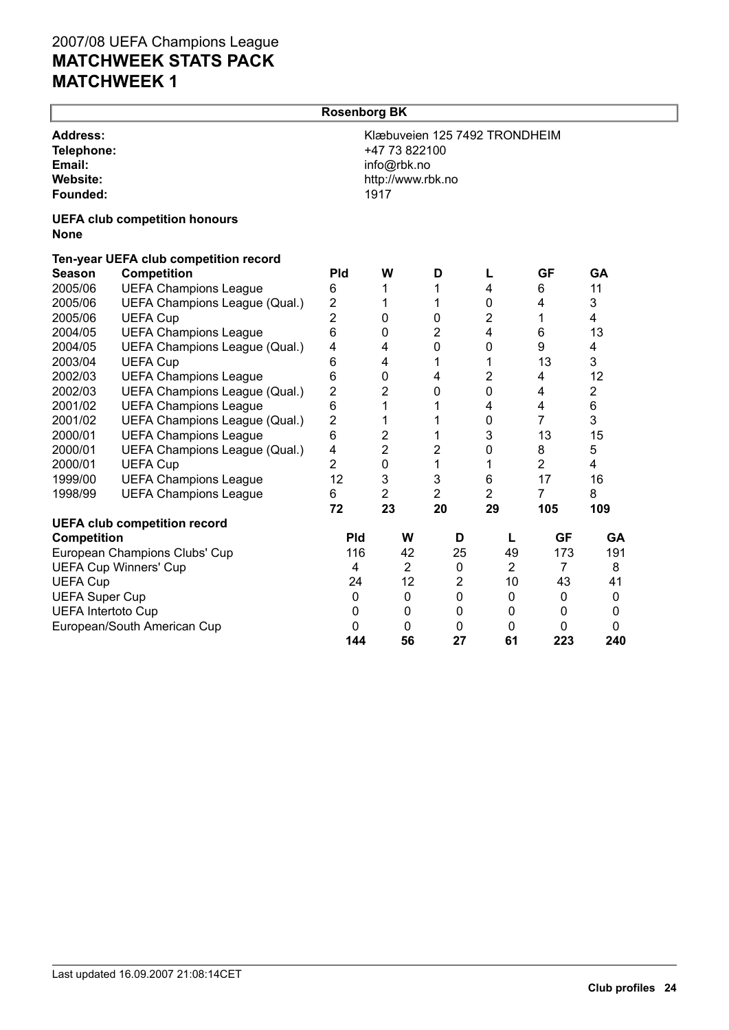# 2007/08 UEFA Champions League
# MATCHWEEK STATS PACK
# MATCHWEEK 1

## Rosenborg BK

**Address:** Klæbuveien 125 7492 TRONDHEIM
**Telephone:** +47 73 822100
**Email:** info@rbk.no
**Website:** http://www.rbk.no
**Founded:** 1917

**UEFA club competition honours**
**None**

**Ten-year UEFA club competition record**

| Season | Competition | Pld | W | D | L | GF | GA |
|---|---|---|---|---|---|---|---|
| 2005/06 | UEFA Champions League | 6 | 1 | 1 | 4 | 6 | 11 |
| 2005/06 | UEFA Champions League (Qual.) | 2 | 1 | 1 | 0 | 4 | 3 |
| 2005/06 | UEFA Cup | 2 | 0 | 0 | 2 | 1 | 4 |
| 2004/05 | UEFA Champions League | 6 | 0 | 2 | 4 | 6 | 13 |
| 2004/05 | UEFA Champions League (Qual.) | 4 | 4 | 0 | 0 | 9 | 4 |
| 2003/04 | UEFA Cup | 6 | 4 | 1 | 1 | 13 | 3 |
| 2002/03 | UEFA Champions League | 6 | 0 | 4 | 2 | 4 | 12 |
| 2002/03 | UEFA Champions League (Qual.) | 2 | 2 | 0 | 0 | 4 | 2 |
| 2001/02 | UEFA Champions League | 6 | 1 | 1 | 4 | 4 | 6 |
| 2001/02 | UEFA Champions League (Qual.) | 2 | 1 | 1 | 0 | 7 | 3 |
| 2000/01 | UEFA Champions League | 6 | 2 | 1 | 3 | 13 | 15 |
| 2000/01 | UEFA Champions League (Qual.) | 4 | 2 | 2 | 0 | 8 | 5 |
| 2000/01 | UEFA Cup | 2 | 0 | 1 | 1 | 2 | 4 |
| 1999/00 | UEFA Champions League | 12 | 3 | 3 | 6 | 17 | 16 |
| 1998/99 | UEFA Champions League | 6 | 2 | 2 | 2 | 7 | 8 |
| | | **72** | **23** | **20** | **29** | **105** | **109** |

**UEFA club competition record**

| Competition | Pld | W | D | L | GF | GA |
|---|---|---|---|---|---|---|
| European Champions Clubs' Cup | 116 | 42 | 25 | 49 | 173 | 191 |
| UEFA Cup Winners' Cup | 4 | 2 | 0 | 2 | 7 | 8 |
| UEFA Cup | 24 | 12 | 2 | 10 | 43 | 41 |
| UEFA Super Cup | 0 | 0 | 0 | 0 | 0 | 0 |
| UEFA Intertoto Cup | 0 | 0 | 0 | 0 | 0 | 0 |
| European/South American Cup | 0 | 0 | 0 | 0 | 0 | 0 |
| | **144** | **56** | **27** | **61** | **223** | **240** |

Last updated 16.09.2007 21:08:14CET

**Club profiles**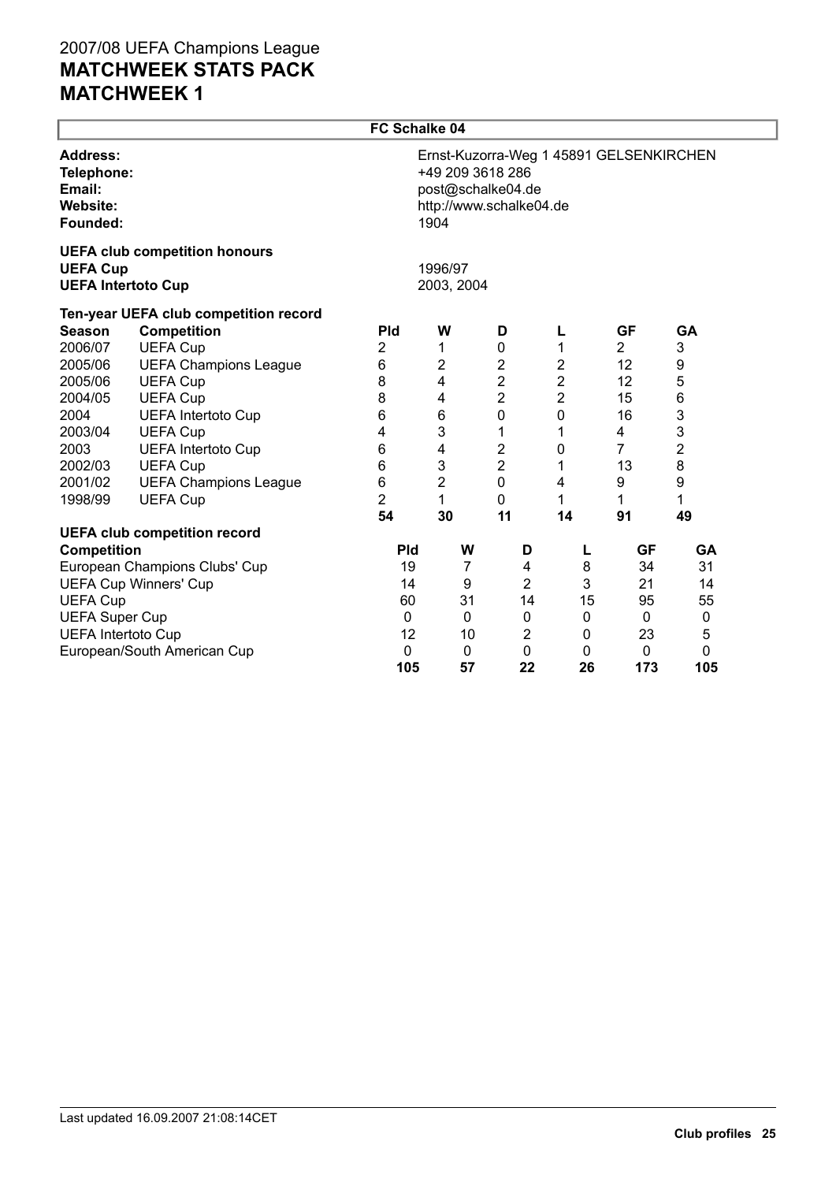# 2007/08 UEFA Champions League
# MATCHWEEK STATS PACK
# MATCHWEEK 1

## FC Schalke 04

**Address:** Ernst-Kuzorra-Weg 1 45891 GELSENKIRCHEN
**Telephone:** +49 209 3618 286
**Email:** post@schalke04.de
**Website:** http://www.schalke04.de
**Founded:** 1904

### UEFA club competition honours

**UEFA Cup** 1996/97
**UEFA Intertoto Cup** 2003, 2004

### Ten-year UEFA club competition record

| Season | Competition | Pld | W | D | L | GF | GA |
|---|---|---|---|---|---|---|---|
| 2006/07 | UEFA Cup | 2 | 1 | 0 | 1 | 2 | 3 |
| 2005/06 | UEFA Champions League | 6 | 2 | 2 | 2 | 12 | 9 |
| 2005/06 | UEFA Cup | 8 | 4 | 2 | 2 | 12 | 5 |
| 2004/05 | UEFA Cup | 8 | 4 | 2 | 2 | 15 | 6 |
| 2004 | UEFA Intertoto Cup | 6 | 6 | 0 | 0 | 16 | 3 |
| 2003/04 | UEFA Cup | 4 | 3 | 1 | 1 | 4 | 3 |
| 2003 | UEFA Intertoto Cup | 6 | 4 | 2 | 0 | 7 | 2 |
| 2002/03 | UEFA Cup | 6 | 3 | 2 | 1 | 13 | 8 |
| 2001/02 | UEFA Champions League | 6 | 2 | 0 | 4 | 9 | 9 |
| 1998/99 | UEFA Cup | 2 | 1 | 0 | 1 | 1 | 1 |
| | | **54** | **30** | **11** | **14** | **91** | **49** |

### UEFA club competition record

| Competition | Pld | W | D | L | GF | GA |
|---|---|---|---|---|---|---|
| European Champions Clubs' Cup | 19 | 7 | 4 | 8 | 34 | 31 |
| UEFA Cup Winners' Cup | 14 | 9 | 2 | 3 | 21 | 14 |
| UEFA Cup | 60 | 31 | 14 | 15 | 95 | 55 |
| UEFA Super Cup | 0 | 0 | 0 | 0 | 0 | 0 |
| UEFA Intertoto Cup | 12 | 10 | 2 | 0 | 23 | 5 |
| European/South American Cup | 0 | 0 | 0 | 0 | 0 | 0 |
| | **105** | **57** | **22** | **26** | **173** | **105** |

Last updated 16.09.2007 21:08:14CET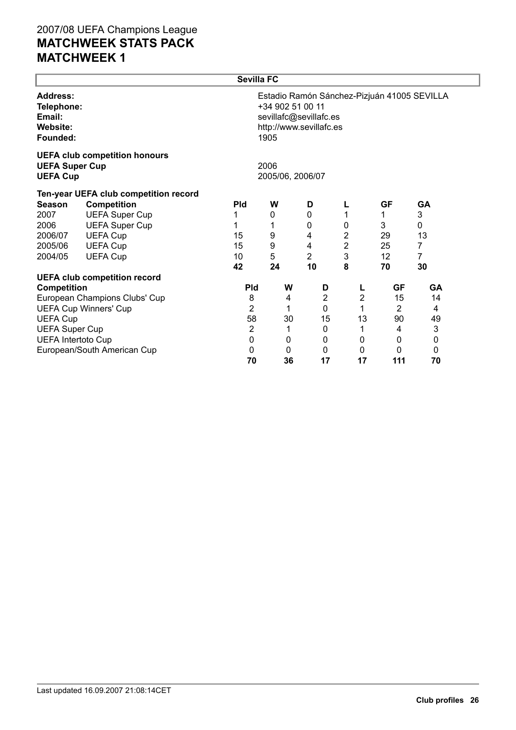2007/08 UEFA Champions League

# MATCHWEEK STATS PACK
# MATCHWEEK 1

## Sevilla FC

| | |
|---|---|
| **Address:** | Estadio Ramón Sánchez-Pizjuán 41005 SEVILLA |
| **Telephone:** | +34 902 51 00 11 |
| **Email:** | sevillafc@sevillafc.es |
| **Website:** | http://www.sevillafc.es |
| **Founded:** | 1905 |

**UEFA club competition honours**

| | |
|---|---|
| **UEFA Super Cup** | 2006 |
| **UEFA Cup** | 2005/06, 2006/07 |

**Ten-year UEFA club competition record**

| Season | Competition | Pld | W | D | L | GF | GA |
|---|---|---|---|---|---|---|---|
| 2007 | UEFA Super Cup | 1 | 0 | 0 | 1 | 1 | 3 |
| 2006 | UEFA Super Cup | 1 | 1 | 0 | 0 | 3 | 0 |
| 2006/07 | UEFA Cup | 15 | 9 | 4 | 2 | 29 | 13 |
| 2005/06 | UEFA Cup | 15 | 9 | 4 | 2 | 25 | 7 |
| 2004/05 | UEFA Cup | 10 | 5 | 2 | 3 | 12 | 7 |
| | | **42** | **24** | **10** | **8** | **70** | **30** |

**UEFA club competition record**

| Competition | Pld | W | D | L | GF | GA |
|---|---|---|---|---|---|---|
| European Champions Clubs' Cup | 8 | 4 | 2 | 2 | 15 | 14 |
| UEFA Cup Winners' Cup | 2 | 1 | 0 | 1 | 2 | 4 |
| UEFA Cup | 58 | 30 | 15 | 13 | 90 | 49 |
| UEFA Super Cup | 2 | 1 | 0 | 1 | 4 | 3 |
| UEFA Intertoto Cup | 0 | 0 | 0 | 0 | 0 | 0 |
| European/South American Cup | 0 | 0 | 0 | 0 | 0 | 0 |
| | **70** | **36** | **17** | **17** | **111** | **70** |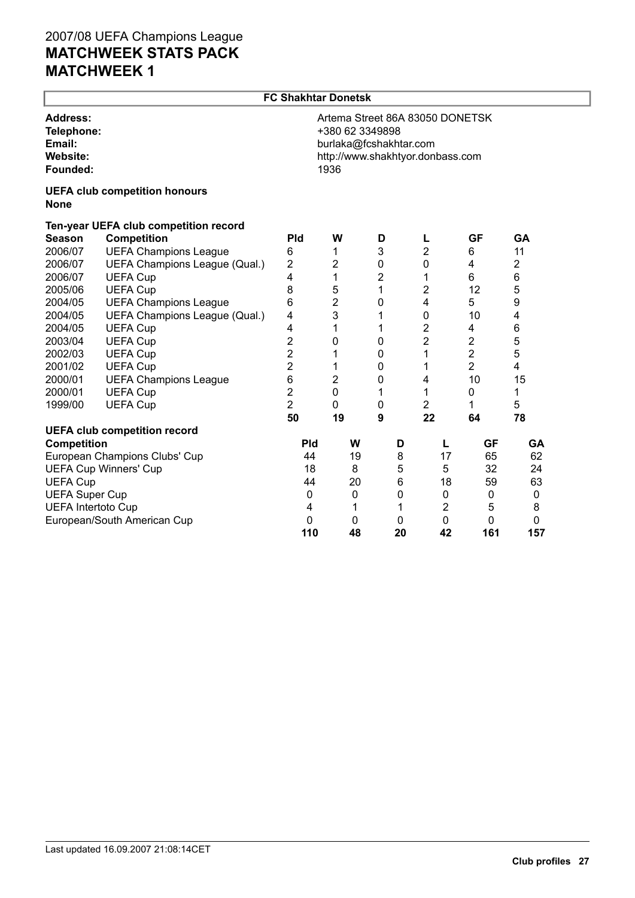## FC Shakhtar Donetsk

**Address:** Artema Street 86A 83050 DONETSK
**Telephone:** +380 62 3349898
**Email:** burlaka@fcshakhtar.com
**Website:** http://www.shakhtyor.donbass.com
**Founded:** 1936

**UEFA club competition honours**
**None**

**Ten-year UEFA club competition record**

| Season | Competition | Pld | W | D | L | GF | GA |
|---|---|---|---|---|---|---|---|
| 2006/07 | UEFA Champions League | 6 | 1 | 3 | 2 | 6 | 11 |
| 2006/07 | UEFA Champions League (Qual.) | 2 | 2 | 0 | 0 | 4 | 2 |
| 2006/07 | UEFA Cup | 4 | 1 | 2 | 1 | 6 | 6 |
| 2005/06 | UEFA Cup | 8 | 5 | 1 | 2 | 12 | 5 |
| 2004/05 | UEFA Champions League | 6 | 2 | 0 | 4 | 5 | 9 |
| 2004/05 | UEFA Champions League (Qual.) | 4 | 3 | 1 | 0 | 10 | 4 |
| 2004/05 | UEFA Cup | 4 | 1 | 1 | 2 | 4 | 6 |
| 2003/04 | UEFA Cup | 2 | 0 | 0 | 2 | 2 | 5 |
| 2002/03 | UEFA Cup | 2 | 1 | 0 | 1 | 2 | 5 |
| 2001/02 | UEFA Cup | 2 | 1 | 0 | 1 | 2 | 4 |
| 2000/01 | UEFA Champions League | 6 | 2 | 0 | 4 | 10 | 15 |
| 2000/01 | UEFA Cup | 2 | 0 | 1 | 1 | 0 | 1 |
| 1999/00 | UEFA Cup | 2 | 0 | 0 | 2 | 1 | 5 |
| | | **50** | **19** | **9** | **22** | **64** | **78** |

**UEFA club competition record**

| Competition | Pld | W | D | L | GF | GA |
|---|---|---|---|---|---|---|
| European Champions Clubs' Cup | 44 | 19 | 8 | 17 | 65 | 62 |
| UEFA Cup Winners' Cup | 18 | 8 | 5 | 5 | 32 | 24 |
| UEFA Cup | 44 | 20 | 6 | 18 | 59 | 63 |
| UEFA Super Cup | 0 | 0 | 0 | 0 | 0 | 0 |
| UEFA Intertoto Cup | 4 | 1 | 1 | 2 | 5 | 8 |
| European/South American Cup | 0 | 0 | 0 | 0 | 0 | 0 |
| | **110** | **48** | **20** | **42** | **161** | **157** |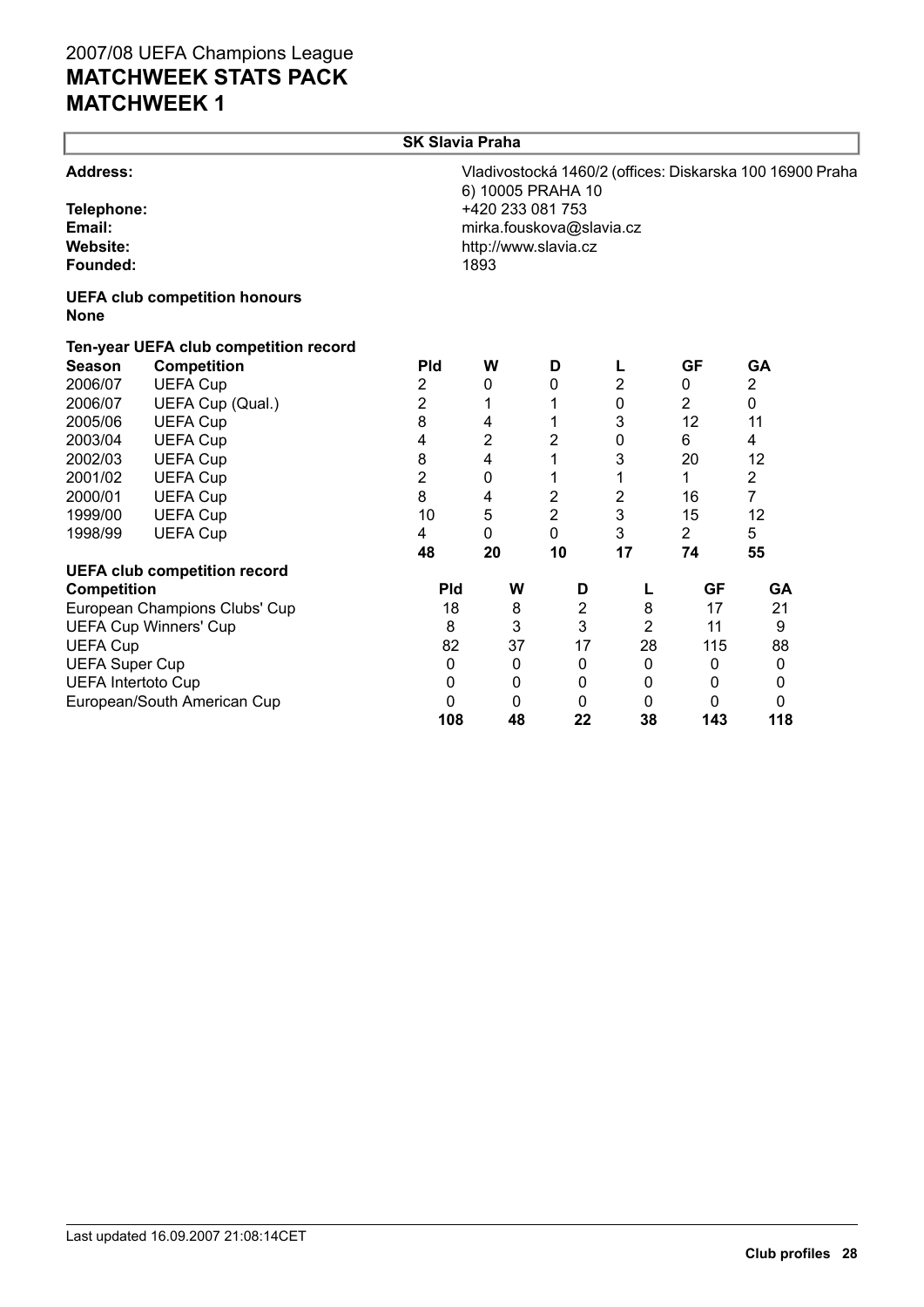2007/08 UEFA Champions League
# MATCHWEEK STATS PACK
# MATCHWEEK 1

## SK Slavia Praha

**Address:** Vladivostocká 1460/2 (offices: Diskarska 100 16900 Praha 6) 10005 PRAHA 10

**Telephone:** +420 233 081 753

**Email:** mirka.fouskova@slavia.cz

**Website:** http://www.slavia.cz

**Founded:** 1893

**UEFA club competition honours**
**None**

**Ten-year UEFA club competition record**

| Season | Competition | Pld | W | D | L | GF | GA |
|---|---|---|---|---|---|---|---|
| 2006/07 | UEFA Cup | 2 | 0 | 0 | 2 | 0 | 2 |
| 2006/07 | UEFA Cup (Qual.) | 2 | 1 | 1 | 0 | 2 | 0 |
| 2005/06 | UEFA Cup | 8 | 4 | 1 | 3 | 12 | 11 |
| 2003/04 | UEFA Cup | 4 | 2 | 2 | 0 | 6 | 4 |
| 2002/03 | UEFA Cup | 8 | 4 | 1 | 3 | 20 | 12 |
| 2001/02 | UEFA Cup | 2 | 0 | 1 | 1 | 1 | 2 |
| 2000/01 | UEFA Cup | 8 | 4 | 2 | 2 | 16 | 7 |
| 1999/00 | UEFA Cup | 10 | 5 | 2 | 3 | 15 | 12 |
| 1998/99 | UEFA Cup | 4 | 0 | 0 | 3 | 2 | 5 |
| | | **48** | **20** | **10** | **17** | **74** | **55** |

**UEFA club competition record**

| Competition | Pld | W | D | L | GF | GA |
|---|---|---|---|---|---|---|
| European Champions Clubs' Cup | 18 | 8 | 2 | 8 | 17 | 21 |
| UEFA Cup Winners' Cup | 8 | 3 | 3 | 2 | 11 | 9 |
| UEFA Cup | 82 | 37 | 17 | 28 | 115 | 88 |
| UEFA Super Cup | 0 | 0 | 0 | 0 | 0 | 0 |
| UEFA Intertoto Cup | 0 | 0 | 0 | 0 | 0 | 0 |
| European/South American Cup | 0 | 0 | 0 | 0 | 0 | 0 |
| | **108** | **48** | **22** | **38** | **143** | **118** |

Last updated 16.09.2007 21:08:14CET

**Club profiles**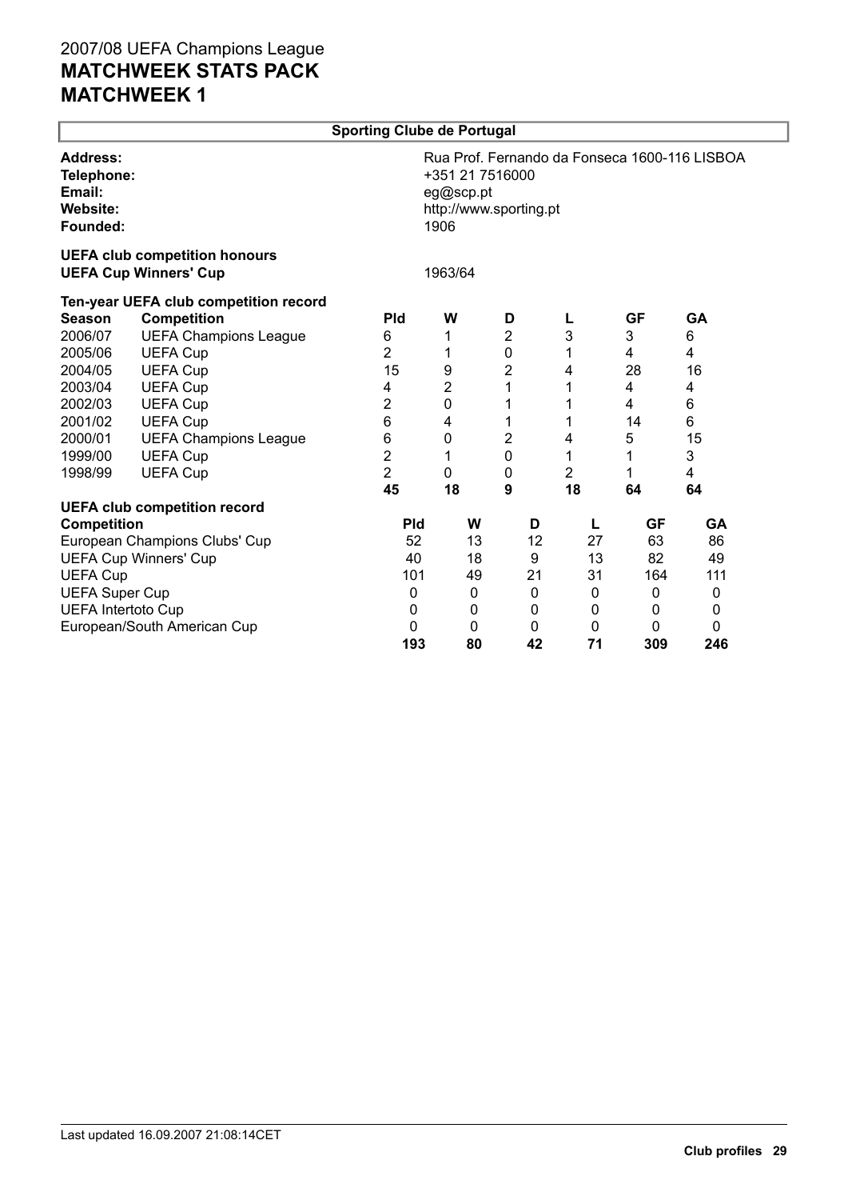# 2007/08 UEFA Champions League
# MATCHWEEK STATS PACK
# MATCHWEEK 1

## Sporting Clube de Portugal

**Address:** Rua Prof. Fernando da Fonseca 1600-116 LISBOA
**Telephone:** +351 21 7516000
**Email:** eg@scp.pt
**Website:** http://www.sporting.pt
**Founded:** 1906

**UEFA club competition honours**
**UEFA Cup Winners' Cup** 1963/64

**Ten-year UEFA club competition record**

| Season | Competition | Pld | W | D | L | GF | GA |
|---|---|---|---|---|---|---|---|
| 2006/07 | UEFA Champions League | 6 | 1 | 2 | 3 | 3 | 6 |
| 2005/06 | UEFA Cup | 2 | 1 | 0 | 1 | 4 | 4 |
| 2004/05 | UEFA Cup | 15 | 9 | 2 | 4 | 28 | 16 |
| 2003/04 | UEFA Cup | 4 | 2 | 1 | 1 | 4 | 4 |
| 2002/03 | UEFA Cup | 2 | 0 | 1 | 1 | 4 | 6 |
| 2001/02 | UEFA Cup | 6 | 4 | 1 | 1 | 14 | 6 |
| 2000/01 | UEFA Champions League | 6 | 0 | 2 | 4 | 5 | 15 |
| 1999/00 | UEFA Cup | 2 | 1 | 0 | 1 | 1 | 3 |
| 1998/99 | UEFA Cup | 2 | 0 | 0 | 2 | 1 | 4 |
| | | **45** | **18** | **9** | **18** | **64** | **64** |

**UEFA club competition record**

| Competition | Pld | W | D | L | GF | GA |
|---|---|---|---|---|---|---|
| European Champions Clubs' Cup | 52 | 13 | 12 | 27 | 63 | 86 |
| UEFA Cup Winners' Cup | 40 | 18 | 9 | 13 | 82 | 49 |
| UEFA Cup | 101 | 49 | 21 | 31 | 164 | 111 |
| UEFA Super Cup | 0 | 0 | 0 | 0 | 0 | 0 |
| UEFA Intertoto Cup | 0 | 0 | 0 | 0 | 0 | 0 |
| European/South American Cup | 0 | 0 | 0 | 0 | 0 | 0 |
| | **193** | **80** | **42** | **71** | **309** | **246** |

Last updated 16.09.2007 21:08:14CET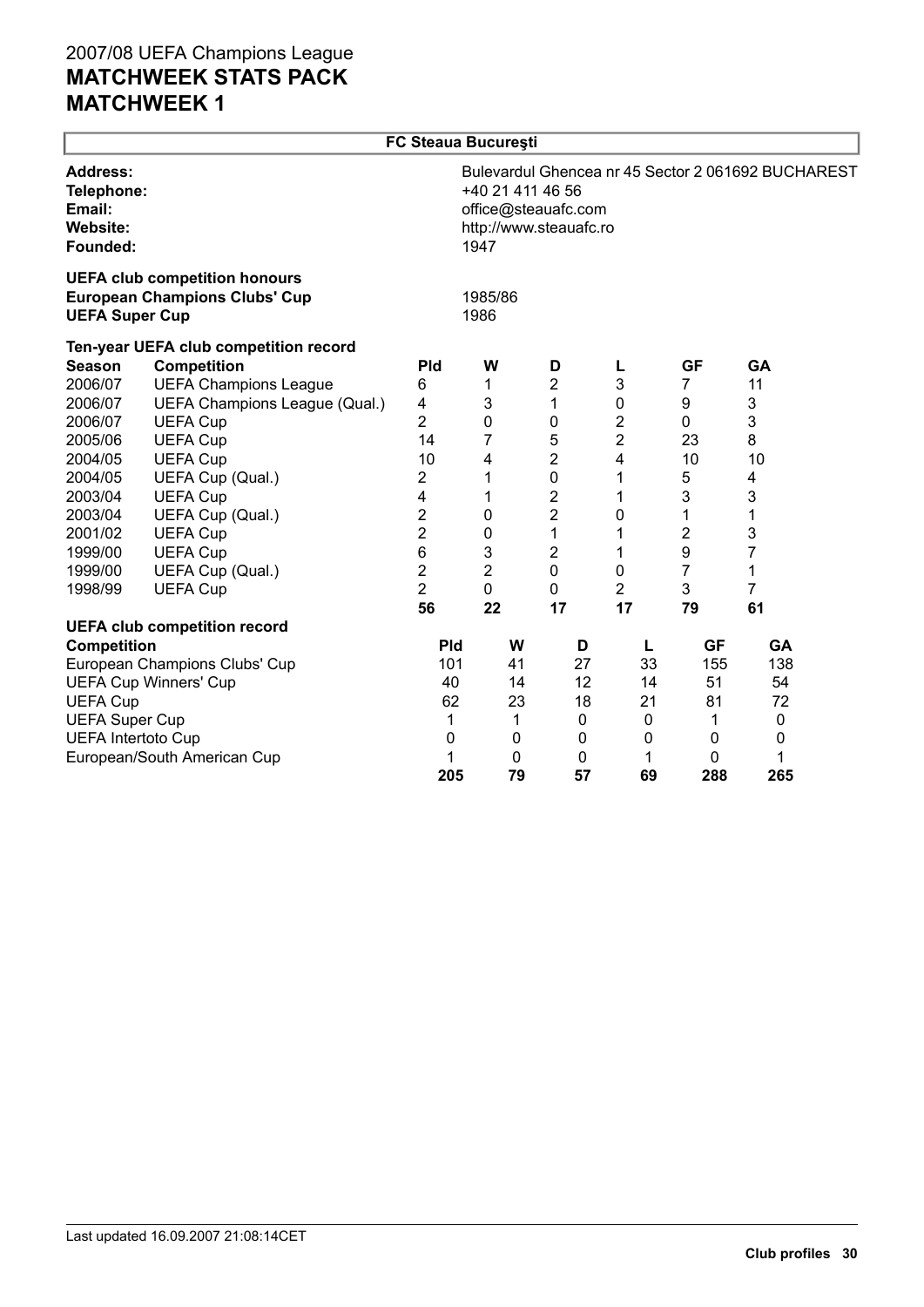# 2007/08 UEFA Champions League
# MATCHWEEK STATS PACK
# MATCHWEEK 1

## FC Steaua Bucureşti

**Address:** Bulevardul Ghencea nr 45 Sector 2 061692 BUCHAREST
**Telephone:** +40 21 411 46 56
**Email:** office@steauafc.com
**Website:** http://www.steauafc.ro
**Founded:** 1947

**UEFA club competition honours**
**European Champions Clubs' Cup** 1985/86
**UEFA Super Cup** 1986

**Ten-year UEFA club competition record**

| Season | Competition | Pld | W | D | L | GF | GA |
|---|---|---|---|---|---|---|---|
| 2006/07 | UEFA Champions League | 6 | 1 | 2 | 3 | 7 | 11 |
| 2006/07 | UEFA Champions League (Qual.) | 4 | 3 | 1 | 0 | 9 | 3 |
| 2006/07 | UEFA Cup | 2 | 0 | 0 | 2 | 0 | 3 |
| 2005/06 | UEFA Cup | 14 | 7 | 5 | 2 | 23 | 8 |
| 2004/05 | UEFA Cup | 10 | 4 | 2 | 4 | 10 | 10 |
| 2004/05 | UEFA Cup (Qual.) | 2 | 1 | 0 | 1 | 5 | 4 |
| 2003/04 | UEFA Cup | 4 | 1 | 2 | 1 | 3 | 3 |
| 2003/04 | UEFA Cup (Qual.) | 2 | 0 | 2 | 0 | 1 | 1 |
| 2001/02 | UEFA Cup | 2 | 0 | 1 | 1 | 2 | 3 |
| 1999/00 | UEFA Cup | 6 | 3 | 2 | 1 | 9 | 7 |
| 1999/00 | UEFA Cup (Qual.) | 2 | 2 | 0 | 0 | 7 | 1 |
| 1998/99 | UEFA Cup | 2 | 0 | 0 | 2 | 3 | 7 |
| | | **56** | **22** | **17** | **17** | **79** | **61** |

**UEFA club competition record**

| Competition | Pld | W | D | L | GF | GA |
|---|---|---|---|---|---|---|
| European Champions Clubs' Cup | 101 | 41 | 27 | 33 | 155 | 138 |
| UEFA Cup Winners' Cup | 40 | 14 | 12 | 14 | 51 | 54 |
| UEFA Cup | 62 | 23 | 18 | 21 | 81 | 72 |
| UEFA Super Cup | 1 | 1 | 0 | 0 | 1 | 0 |
| UEFA Intertoto Cup | 0 | 0 | 0 | 0 | 0 | 0 |
| European/South American Cup | 1 | 0 | 0 | 1 | 0 | 1 |
| | **205** | **79** | **57** | **69** | **288** | **265** |

Last updated 16.09.2007 21:08:14CET

**Club profiles**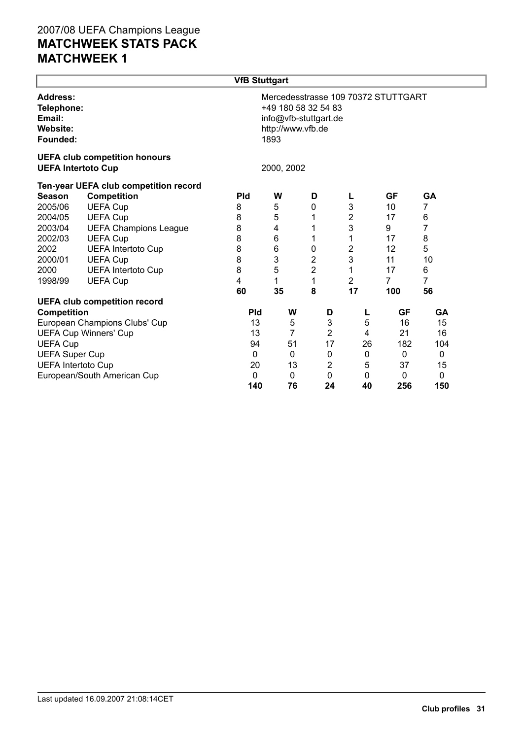# VfB Stuttgart

**Address:** Mercedesstrasse 109 70372 STUTTGART
**Telephone:** +49 180 58 32 54 83
**Email:** info@vfb-stuttgart.de
**Website:** http://www.vfb.de
**Founded:** 1893

**UEFA club competition honours**

**UEFA Intertoto Cup** 2000, 2002

**Ten-year UEFA club competition record**

| Season | Competition | Pld | W | D | L | GF | GA |
|---|---|---|---|---|---|---|---|
| 2005/06 | UEFA Cup | 8 | 5 | 0 | 3 | 10 | 7 |
| 2004/05 | UEFA Cup | 8 | 5 | 1 | 2 | 17 | 6 |
| 2003/04 | UEFA Champions League | 8 | 4 | 1 | 3 | 9 | 7 |
| 2002/03 | UEFA Cup | 8 | 6 | 1 | 1 | 17 | 8 |
| 2002 | UEFA Intertoto Cup | 8 | 6 | 0 | 2 | 12 | 5 |
| 2000/01 | UEFA Cup | 8 | 3 | 2 | 3 | 11 | 10 |
| 2000 | UEFA Intertoto Cup | 8 | 5 | 2 | 1 | 17 | 6 |
| 1998/99 | UEFA Cup | 4 | 1 | 1 | 2 | 7 | 7 |
| | | **60** | **35** | **8** | **17** | **100** | **56** |

**UEFA club competition record**

| Competition | Pld | W | D | L | GF | GA |
|---|---|---|---|---|---|---|
| European Champions Clubs' Cup | 13 | 5 | 3 | 5 | 16 | 15 |
| UEFA Cup Winners' Cup | 13 | 7 | 2 | 4 | 21 | 16 |
| UEFA Cup | 94 | 51 | 17 | 26 | 182 | 104 |
| UEFA Super Cup | 0 | 0 | 0 | 0 | 0 | 0 |
| UEFA Intertoto Cup | 20 | 13 | 2 | 5 | 37 | 15 |
| European/South American Cup | 0 | 0 | 0 | 0 | 0 | 0 |
| | **140** | **76** | **24** | **40** | **256** | **150** |

Last updated 16.09.2007 21:08:14CET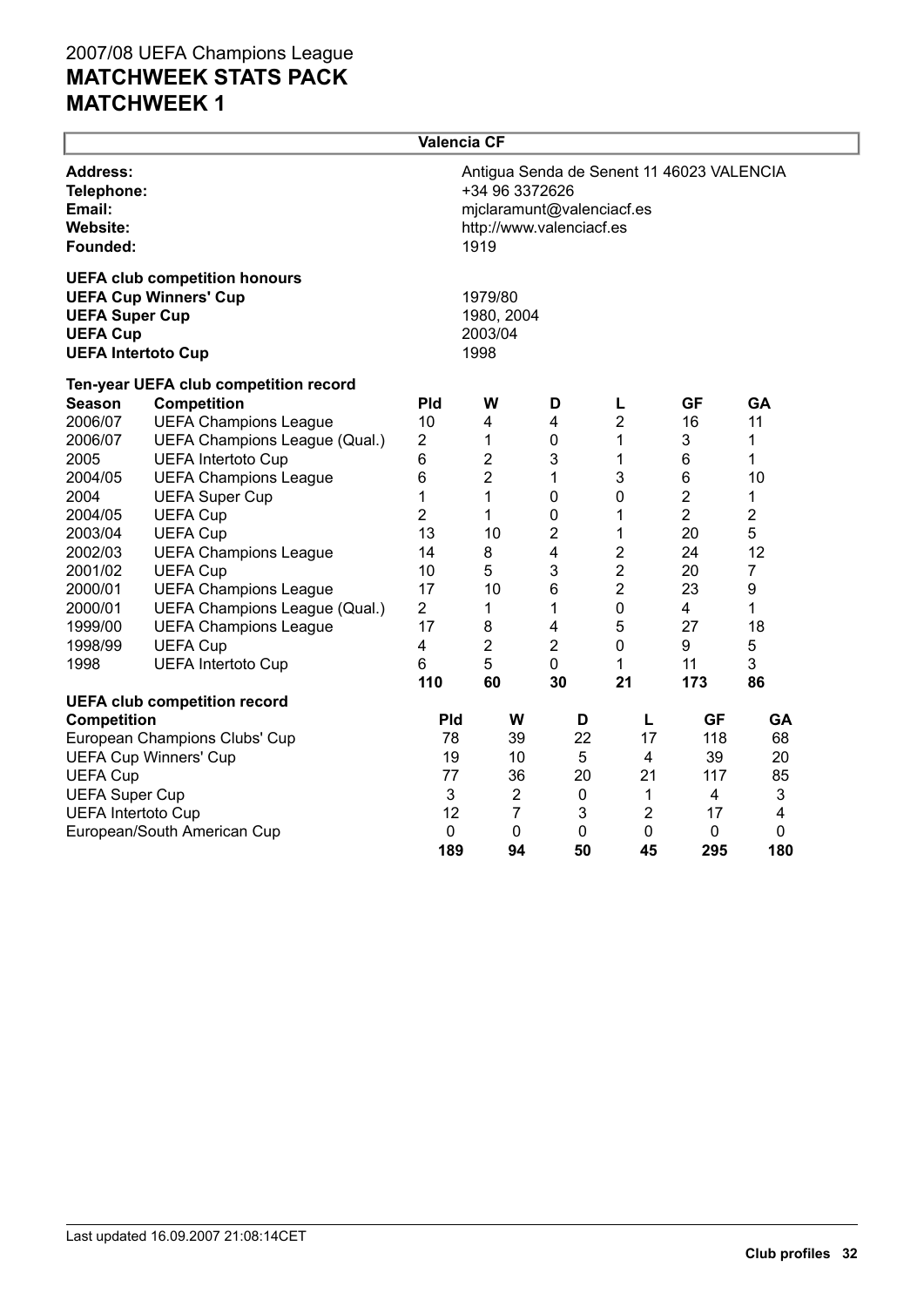2007/08 UEFA Champions League

# MATCHWEEK STATS PACK
# MATCHWEEK 1

## Valencia CF

| | |
|---|---|
| **Address:** | Antigua Senda de Senent 11 46023 VALENCIA |
| **Telephone:** | +34 96 3372626 |
| **Email:** | mjclaramunt@valenciacf.es |
| **Website:** | http://www.valenciacf.es |
| **Founded:** | 1919 |

**UEFA club competition honours**

| | |
|---|---|
| **UEFA Cup Winners' Cup** | 1979/80 |
| **UEFA Super Cup** | 1980, 2004 |
| **UEFA Cup** | 2003/04 |
| **UEFA Intertoto Cup** | 1998 |

**Ten-year UEFA club competition record**

| Season | Competition | Pld | W | D | L | GF | GA |
|---|---|---|---|---|---|---|---|
| 2006/07 | UEFA Champions League | 10 | 4 | 4 | 2 | 16 | 11 |
| 2006/07 | UEFA Champions League (Qual.) | 2 | 1 | 0 | 1 | 3 | 1 |
| 2005 | UEFA Intertoto Cup | 6 | 2 | 3 | 1 | 6 | 1 |
| 2004/05 | UEFA Champions League | 6 | 2 | 1 | 3 | 6 | 10 |
| 2004 | UEFA Super Cup | 1 | 1 | 0 | 0 | 2 | 1 |
| 2004/05 | UEFA Cup | 2 | 1 | 0 | 1 | 2 | 2 |
| 2003/04 | UEFA Cup | 13 | 10 | 2 | 1 | 20 | 5 |
| 2002/03 | UEFA Champions League | 14 | 8 | 4 | 2 | 24 | 12 |
| 2001/02 | UEFA Cup | 10 | 5 | 3 | 2 | 20 | 7 |
| 2000/01 | UEFA Champions League | 17 | 10 | 6 | 2 | 23 | 9 |
| 2000/01 | UEFA Champions League (Qual.) | 2 | 1 | 1 | 0 | 4 | 1 |
| 1999/00 | UEFA Champions League | 17 | 8 | 4 | 5 | 27 | 18 |
| 1998/99 | UEFA Cup | 4 | 2 | 2 | 0 | 9 | 5 |
| 1998 | UEFA Intertoto Cup | 6 | 5 | 0 | 1 | 11 | 3 |
| | | **110** | **60** | **30** | **21** | **173** | **86** |

**UEFA club competition record**

| Competition | Pld | W | D | L | GF | GA |
|---|---|---|---|---|---|---|
| European Champions Clubs' Cup | 78 | 39 | 22 | 17 | 118 | 68 |
| UEFA Cup Winners' Cup | 19 | 10 | 5 | 4 | 39 | 20 |
| UEFA Cup | 77 | 36 | 20 | 21 | 117 | 85 |
| UEFA Super Cup | 3 | 2 | 0 | 1 | 4 | 3 |
| UEFA Intertoto Cup | 12 | 7 | 3 | 2 | 17 | 4 |
| European/South American Cup | 0 | 0 | 0 | 0 | 0 | 0 |
| | **189** | **94** | **50** | **45** | **295** | **180** |

Last updated 16.09.2007 21:08:14CET

**Club profiles**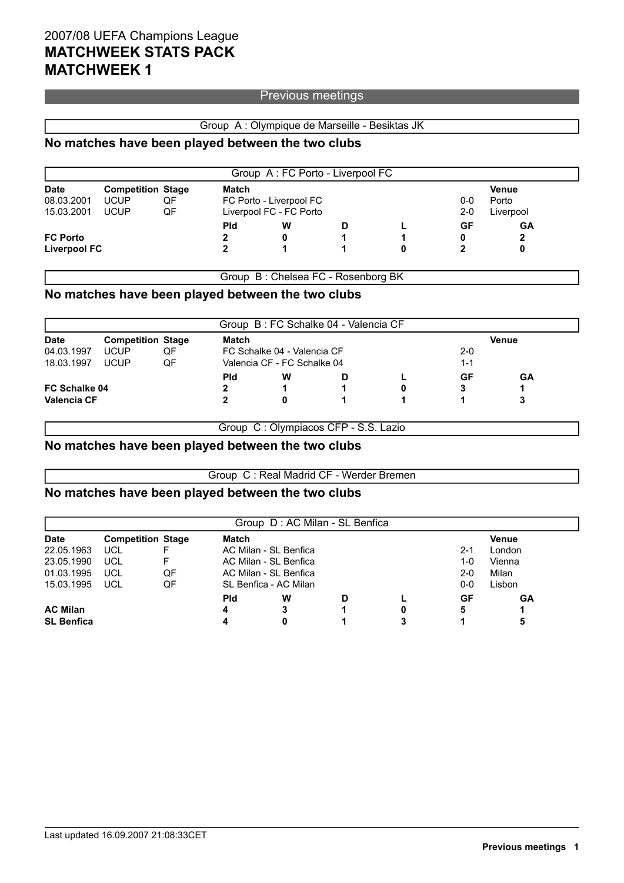# 2007/08 UEFA Champions League
# MATCHWEEK STATS PACK
# MATCHWEEK 1

## Previous meetings

### Group A : Olympique de Marseille - Besiktas JK

**No matches have been played between the two clubs**

### Group A : FC Porto - Liverpool FC

| Date | Competition | Stage | Match | | Venue |
|---|---|---|---|---|---|
| 08.03.2001 | UCUP | QF | FC Porto - Liverpool FC | 0-0 | Porto |
| 15.03.2001 | UCUP | QF | Liverpool FC - FC Porto | 2-0 | Liverpool |

| | Pld | W | D | L | GF | GA |
|---|---|---|---|---|---|---|
| **FC Porto** | 2 | 0 | 1 | 1 | 0 | 2 |
| **Liverpool FC** | 2 | 1 | 1 | 0 | 2 | 0 |

### Group B : Chelsea FC - Rosenborg BK

**No matches have been played between the two clubs**

### Group B : FC Schalke 04 - Valencia CF

| Date | Competition | Stage | Match | | Venue |
|---|---|---|---|---|---|
| 04.03.1997 | UCUP | QF | FC Schalke 04 - Valencia CF | 2-0 | |
| 18.03.1997 | UCUP | QF | Valencia CF - FC Schalke 04 | 1-1 | |

| | Pld | W | D | L | GF | GA |
|---|---|---|---|---|---|---|
| **FC Schalke 04** | 2 | 1 | 1 | 0 | 3 | 1 |
| **Valencia CF** | 2 | 0 | 1 | 1 | 1 | 3 |

### Group C : Olympiacos CFP - S.S. Lazio

**No matches have been played between the two clubs**

### Group C : Real Madrid CF - Werder Bremen

**No matches have been played between the two clubs**

### Group D : AC Milan - SL Benfica

| Date | Competition | Stage | Match | | Venue |
|---|---|---|---|---|---|
| 22.05.1963 | UCL | F | AC Milan - SL Benfica | 2-1 | London |
| 23.05.1990 | UCL | F | AC Milan - SL Benfica | 1-0 | Vienna |
| 01.03.1995 | UCL | QF | AC Milan - SL Benfica | 2-0 | Milan |
| 15.03.1995 | UCL | QF | SL Benfica - AC Milan | 0-0 | Lisbon |

| | Pld | W | D | L | GF | GA |
|---|---|---|---|---|---|---|
| **AC Milan** | 4 | 3 | 1 | 0 | 5 | 1 |
| **SL Benfica** | 4 | 0 | 1 | 3 | 1 | 5 |

Last updated 16.09.2007 21:08:33CET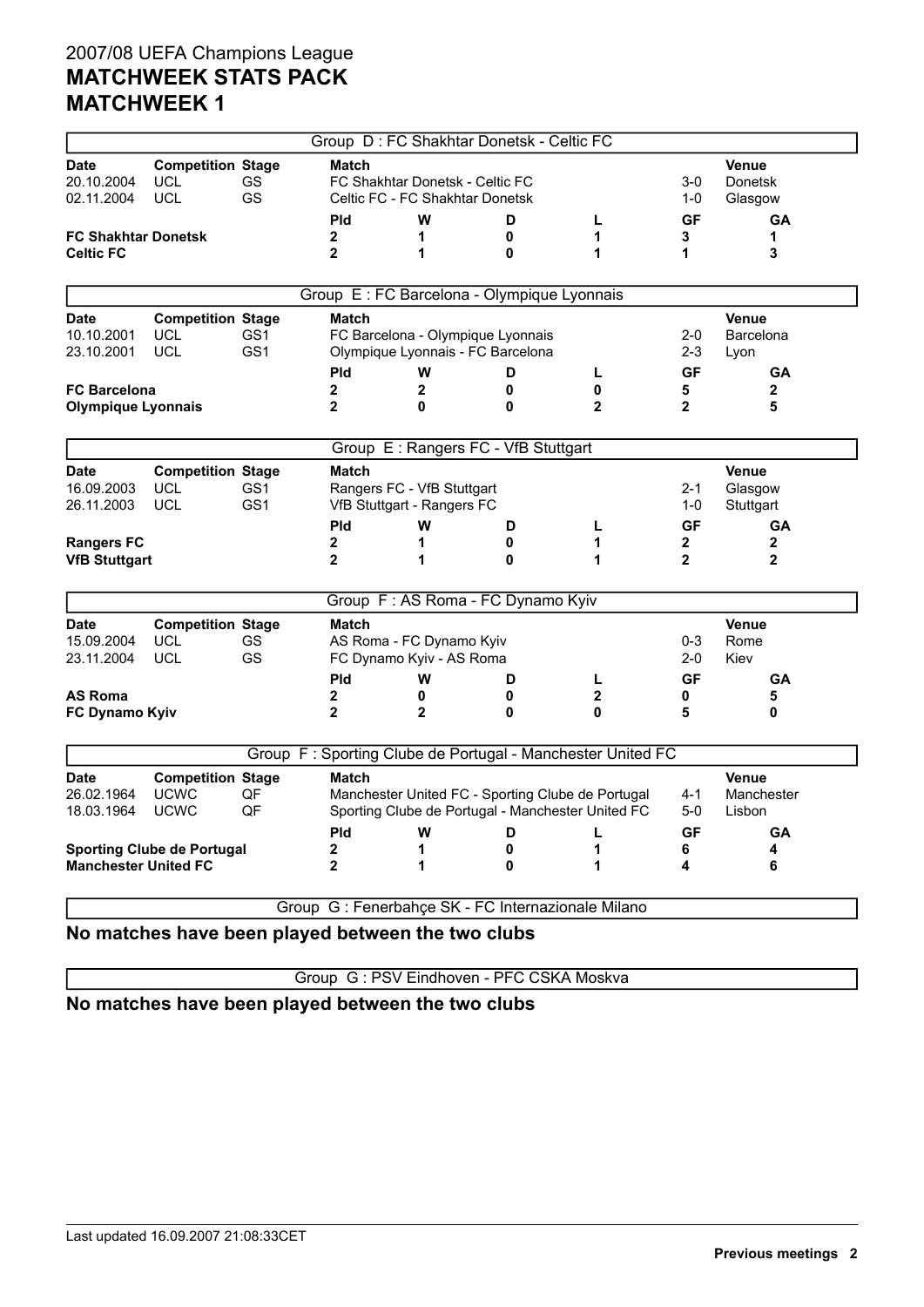2007/08 UEFA Champions League

# MATCHWEEK STATS PACK

# MATCHWEEK 1

### Group D : FC Shakhtar Donetsk - Celtic FC

| Date | Competition | Stage | Match | | Venue |
|---|---|---|---|---|---|
| 20.10.2004 | UCL | GS | FC Shakhtar Donetsk - Celtic FC | 3-0 | Donetsk |
| 02.11.2004 | UCL | GS | Celtic FC - FC Shakhtar Donetsk | 1-0 | Glasgow |

| | Pld | W | D | L | GF | GA |
|---|---|---|---|---|---|---|
| **FC Shakhtar Donetsk** | **2** | **1** | **0** | **1** | **3** | **1** |
| **Celtic FC** | **2** | **1** | **0** | **1** | **1** | **3** |

### Group E : FC Barcelona - Olympique Lyonnais

| Date | Competition | Stage | Match | | Venue |
|---|---|---|---|---|---|
| 10.10.2001 | UCL | GS1 | FC Barcelona - Olympique Lyonnais | 2-0 | Barcelona |
| 23.10.2001 | UCL | GS1 | Olympique Lyonnais - FC Barcelona | 2-3 | Lyon |

| | Pld | W | D | L | GF | GA |
|---|---|---|---|---|---|---|
| **FC Barcelona** | **2** | **2** | **0** | **0** | **5** | **2** |
| **Olympique Lyonnais** | **2** | **0** | **0** | **2** | **2** | **5** |

### Group E : Rangers FC - VfB Stuttgart

| Date | Competition | Stage | Match | | Venue |
|---|---|---|---|---|---|
| 16.09.2003 | UCL | GS1 | Rangers FC - VfB Stuttgart | 2-1 | Glasgow |
| 26.11.2003 | UCL | GS1 | VfB Stuttgart - Rangers FC | 1-0 | Stuttgart |

| | Pld | W | D | L | GF | GA |
|---|---|---|---|---|---|---|
| **Rangers FC** | **2** | **1** | **0** | **1** | **2** | **2** |
| **VfB Stuttgart** | **2** | **1** | **0** | **1** | **2** | **2** |

### Group F : AS Roma - FC Dynamo Kyiv

| Date | Competition | Stage | Match | | Venue |
|---|---|---|---|---|---|
| 15.09.2004 | UCL | GS | AS Roma - FC Dynamo Kyiv | 0-3 | Rome |
| 23.11.2004 | UCL | GS | FC Dynamo Kyiv - AS Roma | 2-0 | Kiev |

| | Pld | W | D | L | GF | GA |
|---|---|---|---|---|---|---|
| **AS Roma** | **2** | **0** | **0** | **2** | **0** | **5** |
| **FC Dynamo Kyiv** | **2** | **2** | **0** | **0** | **5** | **0** |

### Group F : Sporting Clube de Portugal - Manchester United FC

| Date | Competition | Stage | Match | | Venue |
|---|---|---|---|---|---|
| 26.02.1964 | UCWC | QF | Manchester United FC - Sporting Clube de Portugal | 4-1 | Manchester |
| 18.03.1964 | UCWC | QF | Sporting Clube de Portugal - Manchester United FC | 5-0 | Lisbon |

| | Pld | W | D | L | GF | GA |
|---|---|---|---|---|---|---|
| **Sporting Clube de Portugal** | **2** | **1** | **0** | **1** | **6** | **4** |
| **Manchester United FC** | **2** | **1** | **0** | **1** | **4** | **6** |

### Group G : Fenerbahçe SK - FC Internazionale Milano

**No matches have been played between the two clubs**

### Group G : PSV Eindhoven - PFC CSKA Moskva

**No matches have been played between the two clubs**

Last updated 16.09.2007 21:08:33CET

**Previous meetings**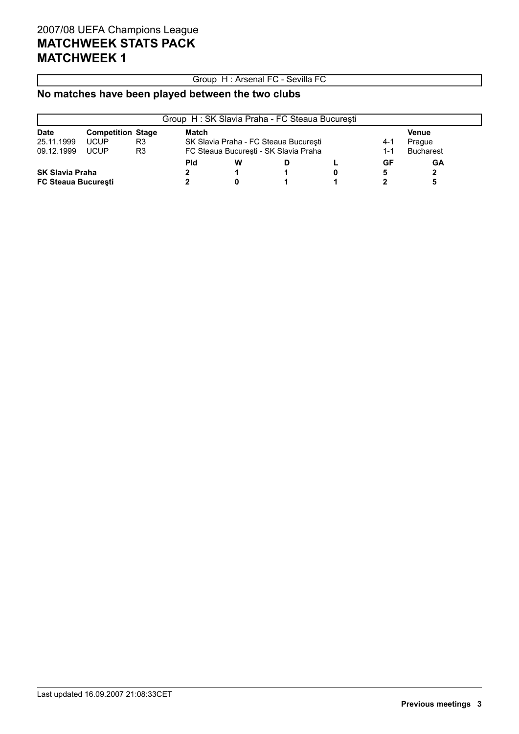2007/08 UEFA Champions League

# MATCHWEEK STATS PACK
# MATCHWEEK 1

Group H : Arsenal FC - Sevilla FC

## No matches have been played between the two clubs

Group H : SK Slavia Praha - FC Steaua Bucureşti

| Date | Competition | Stage | Match | | Venue |
|---|---|---|---|---|---|
| 25.11.1999 | UCUP | R3 | SK Slavia Praha - FC Steaua Bucureşti | 4-1 | Prague |
| 09.12.1999 | UCUP | R3 | FC Steaua Bucureşti - SK Slavia Praha | 1-1 | Bucharest |

| | Pld | W | D | L | GF | GA |
|---|---|---|---|---|---|---|
| **SK Slavia Praha** | **2** | **1** | **1** | **0** | **5** | **2** |
| **FC Steaua Bucureşti** | **2** | **0** | **1** | **1** | **2** | **5** |

Last updated 16.09.2007 21:08:33CET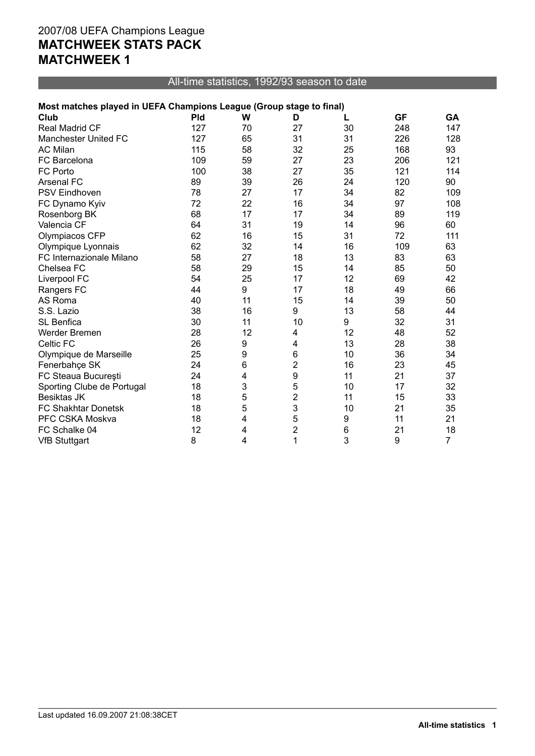2007/08 UEFA Champions League

# MATCHWEEK STATS PACK
# MATCHWEEK 1

## All-time statistics, 1992/93 season to date

**Most matches played in UEFA Champions League (Group stage to final)**

| Club | Pld | W | D | L | GF | GA |
|---|---|---|---|---|---|---|
| Real Madrid CF | 127 | 70 | 27 | 30 | 248 | 147 |
| Manchester United FC | 127 | 65 | 31 | 31 | 226 | 128 |
| AC Milan | 115 | 58 | 32 | 25 | 168 | 93 |
| FC Barcelona | 109 | 59 | 27 | 23 | 206 | 121 |
| FC Porto | 100 | 38 | 27 | 35 | 121 | 114 |
| Arsenal FC | 89 | 39 | 26 | 24 | 120 | 90 |
| PSV Eindhoven | 78 | 27 | 17 | 34 | 82 | 109 |
| FC Dynamo Kyiv | 72 | 22 | 16 | 34 | 97 | 108 |
| Rosenborg BK | 68 | 17 | 17 | 34 | 89 | 119 |
| Valencia CF | 64 | 31 | 19 | 14 | 96 | 60 |
| Olympiacos CFP | 62 | 16 | 15 | 31 | 72 | 111 |
| Olympique Lyonnais | 62 | 32 | 14 | 16 | 109 | 63 |
| FC Internazionale Milano | 58 | 27 | 18 | 13 | 83 | 63 |
| Chelsea FC | 58 | 29 | 15 | 14 | 85 | 50 |
| Liverpool FC | 54 | 25 | 17 | 12 | 69 | 42 |
| Rangers FC | 44 | 9 | 17 | 18 | 49 | 66 |
| AS Roma | 40 | 11 | 15 | 14 | 39 | 50 |
| S.S. Lazio | 38 | 16 | 9 | 13 | 58 | 44 |
| SL Benfica | 30 | 11 | 10 | 9 | 32 | 31 |
| Werder Bremen | 28 | 12 | 4 | 12 | 48 | 52 |
| Celtic FC | 26 | 9 | 4 | 13 | 28 | 38 |
| Olympique de Marseille | 25 | 9 | 6 | 10 | 36 | 34 |
| Fenerbahçe SK | 24 | 6 | 2 | 16 | 23 | 45 |
| FC Steaua Bucureşti | 24 | 4 | 9 | 11 | 21 | 37 |
| Sporting Clube de Portugal | 18 | 3 | 5 | 10 | 17 | 32 |
| Besiktas JK | 18 | 5 | 2 | 11 | 15 | 33 |
| FC Shakhtar Donetsk | 18 | 5 | 3 | 10 | 21 | 35 |
| PFC CSKA Moskva | 18 | 4 | 5 | 9 | 11 | 21 |
| FC Schalke 04 | 12 | 4 | 2 | 6 | 21 | 18 |
| VfB Stuttgart | 8 | 4 | 1 | 3 | 9 | 7 |

Last updated 16.09.2007 21:08:38CET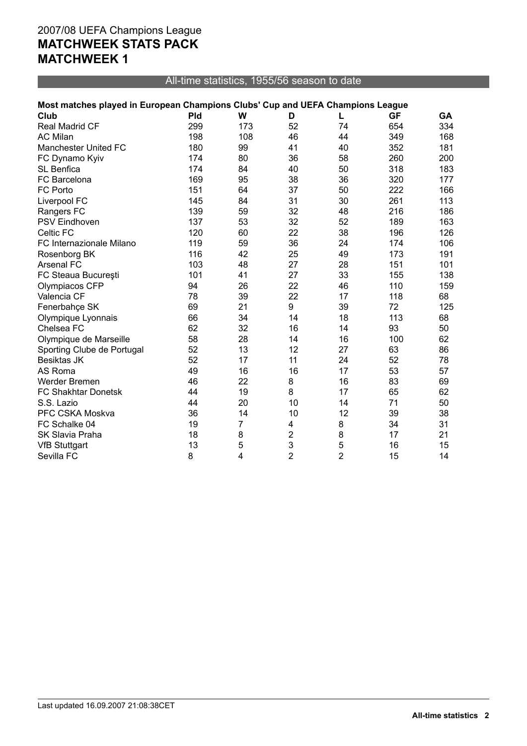## 2007/08 UEFA Champions League
# MATCHWEEK STATS PACK
# MATCHWEEK 1

### All-time statistics, 1955/56 season to date

**Most matches played in European Champions Clubs' Cup and UEFA Champions League**

| Club | Pld | W | D | L | GF | GA |
|---|---|---|---|---|---|---|
| Real Madrid CF | 299 | 173 | 52 | 74 | 654 | 334 |
| AC Milan | 198 | 108 | 46 | 44 | 349 | 168 |
| Manchester United FC | 180 | 99 | 41 | 40 | 352 | 181 |
| FC Dynamo Kyiv | 174 | 80 | 36 | 58 | 260 | 200 |
| SL Benfica | 174 | 84 | 40 | 50 | 318 | 183 |
| FC Barcelona | 169 | 95 | 38 | 36 | 320 | 177 |
| FC Porto | 151 | 64 | 37 | 50 | 222 | 166 |
| Liverpool FC | 145 | 84 | 31 | 30 | 261 | 113 |
| Rangers FC | 139 | 59 | 32 | 48 | 216 | 186 |
| PSV Eindhoven | 137 | 53 | 32 | 52 | 189 | 163 |
| Celtic FC | 120 | 60 | 22 | 38 | 196 | 126 |
| FC Internazionale Milano | 119 | 59 | 36 | 24 | 174 | 106 |
| Rosenborg BK | 116 | 42 | 25 | 49 | 173 | 191 |
| Arsenal FC | 103 | 48 | 27 | 28 | 151 | 101 |
| FC Steaua Bucureşti | 101 | 41 | 27 | 33 | 155 | 138 |
| Olympiacos CFP | 94 | 26 | 22 | 46 | 110 | 159 |
| Valencia CF | 78 | 39 | 22 | 17 | 118 | 68 |
| Fenerbahçe SK | 69 | 21 | 9 | 39 | 72 | 125 |
| Olympique Lyonnais | 66 | 34 | 14 | 18 | 113 | 68 |
| Chelsea FC | 62 | 32 | 16 | 14 | 93 | 50 |
| Olympique de Marseille | 58 | 28 | 14 | 16 | 100 | 62 |
| Sporting Clube de Portugal | 52 | 13 | 12 | 27 | 63 | 86 |
| Besiktas JK | 52 | 17 | 11 | 24 | 52 | 78 |
| AS Roma | 49 | 16 | 16 | 17 | 53 | 57 |
| Werder Bremen | 46 | 22 | 8 | 16 | 83 | 69 |
| FC Shakhtar Donetsk | 44 | 19 | 8 | 17 | 65 | 62 |
| S.S. Lazio | 44 | 20 | 10 | 14 | 71 | 50 |
| PFC CSKA Moskva | 36 | 14 | 10 | 12 | 39 | 38 |
| FC Schalke 04 | 19 | 7 | 4 | 8 | 34 | 31 |
| SK Slavia Praha | 18 | 8 | 2 | 8 | 17 | 21 |
| VfB Stuttgart | 13 | 5 | 3 | 5 | 16 | 15 |
| Sevilla FC | 8 | 4 | 2 | 2 | 15 | 14 |

Last updated 16.09.2007 21:08:38CET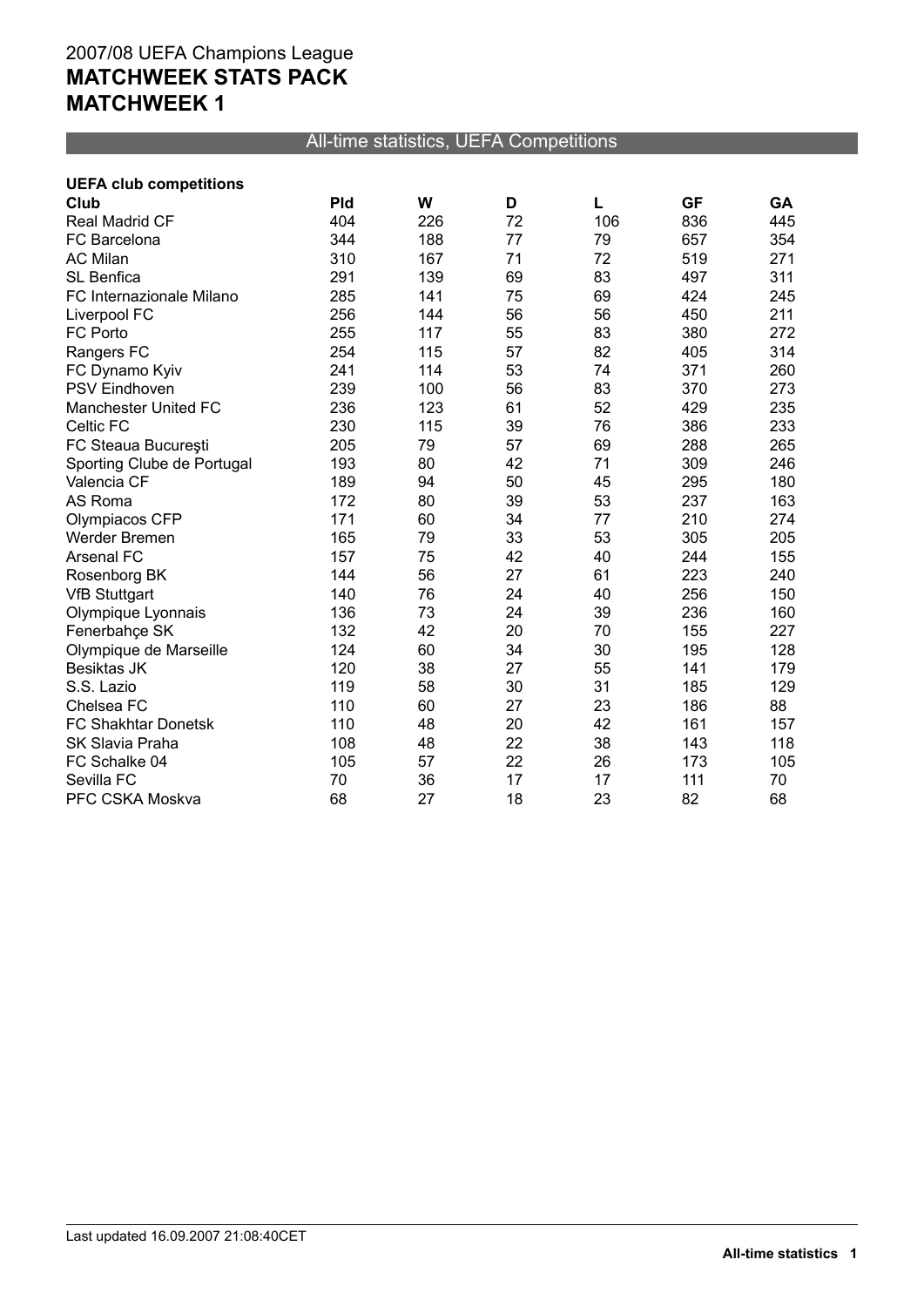2007/08 UEFA Champions League

**MATCHWEEK STATS PACK**

**MATCHWEEK 1**

## All-time statistics, UEFA Competitions

**UEFA club competitions**

| Club | Pld | W | D | L | GF | GA |
|---|---|---|---|---|---|---|
| Real Madrid CF | 404 | 226 | 72 | 106 | 836 | 445 |
| FC Barcelona | 344 | 188 | 77 | 79 | 657 | 354 |
| AC Milan | 310 | 167 | 71 | 72 | 519 | 271 |
| SL Benfica | 291 | 139 | 69 | 83 | 497 | 311 |
| FC Internazionale Milano | 285 | 141 | 75 | 69 | 424 | 245 |
| Liverpool FC | 256 | 144 | 56 | 56 | 450 | 211 |
| FC Porto | 255 | 117 | 55 | 83 | 380 | 272 |
| Rangers FC | 254 | 115 | 57 | 82 | 405 | 314 |
| FC Dynamo Kyiv | 241 | 114 | 53 | 74 | 371 | 260 |
| PSV Eindhoven | 239 | 100 | 56 | 83 | 370 | 273 |
| Manchester United FC | 236 | 123 | 61 | 52 | 429 | 235 |
| Celtic FC | 230 | 115 | 39 | 76 | 386 | 233 |
| FC Steaua Bucureşti | 205 | 79 | 57 | 69 | 288 | 265 |
| Sporting Clube de Portugal | 193 | 80 | 42 | 71 | 309 | 246 |
| Valencia CF | 189 | 94 | 50 | 45 | 295 | 180 |
| AS Roma | 172 | 80 | 39 | 53 | 237 | 163 |
| Olympiacos CFP | 171 | 60 | 34 | 77 | 210 | 274 |
| Werder Bremen | 165 | 79 | 33 | 53 | 305 | 205 |
| Arsenal FC | 157 | 75 | 42 | 40 | 244 | 155 |
| Rosenborg BK | 144 | 56 | 27 | 61 | 223 | 240 |
| VfB Stuttgart | 140 | 76 | 24 | 40 | 256 | 150 |
| Olympique Lyonnais | 136 | 73 | 24 | 39 | 236 | 160 |
| Fenerbahçe SK | 132 | 42 | 20 | 70 | 155 | 227 |
| Olympique de Marseille | 124 | 60 | 34 | 30 | 195 | 128 |
| Besiktas JK | 120 | 38 | 27 | 55 | 141 | 179 |
| S.S. Lazio | 119 | 58 | 30 | 31 | 185 | 129 |
| Chelsea FC | 110 | 60 | 27 | 23 | 186 | 88 |
| FC Shakhtar Donetsk | 110 | 48 | 20 | 42 | 161 | 157 |
| SK Slavia Praha | 108 | 48 | 22 | 38 | 143 | 118 |
| FC Schalke 04 | 105 | 57 | 22 | 26 | 173 | 105 |
| Sevilla FC | 70 | 36 | 17 | 17 | 111 | 70 |
| PFC CSKA Moskva | 68 | 27 | 18 | 23 | 82 | 68 |

Last updated 16.09.2007 21:08:40CET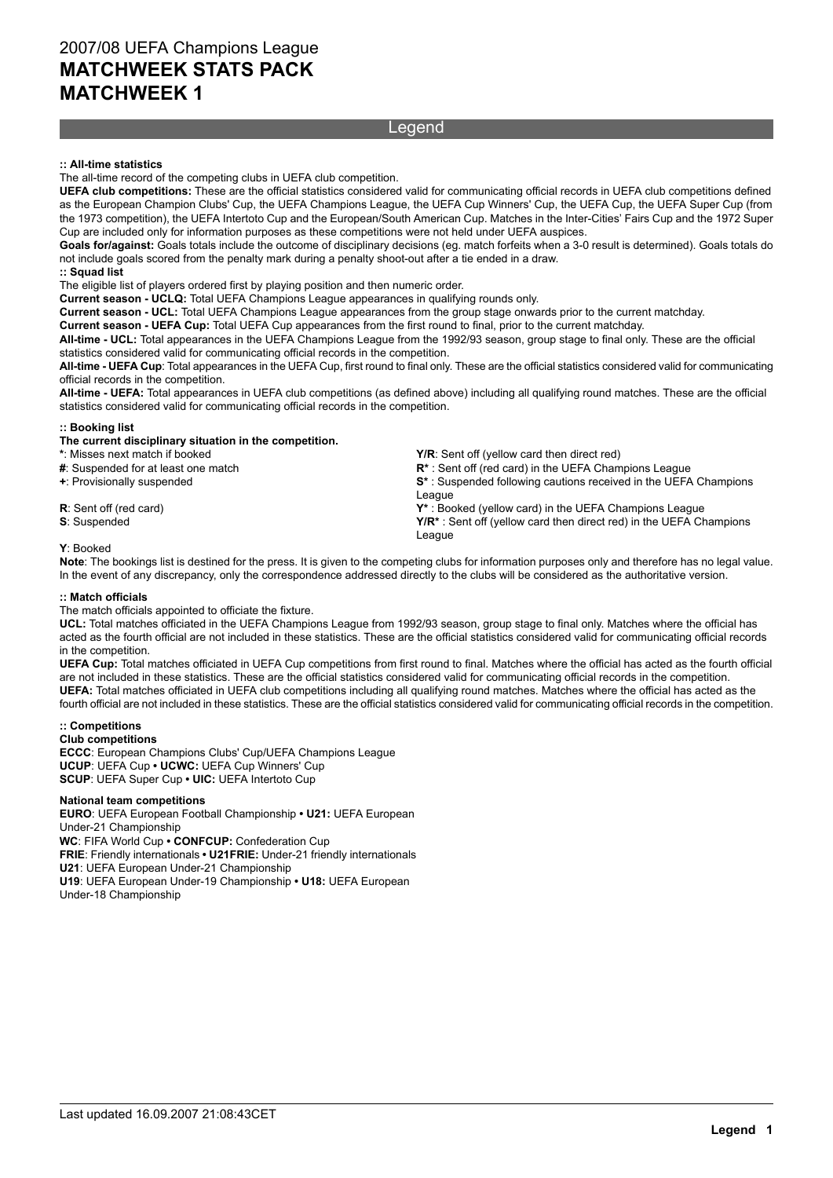# 2007/08 UEFA Champions League
# MATCHWEEK STATS PACK
# MATCHWEEK 1

## Legend

**:: All-time statistics**

The all-time record of the competing clubs in UEFA club competition.

**UEFA club competitions:** These are the official statistics considered valid for communicating official records in UEFA club competitions defined as the European Champion Clubs' Cup, the UEFA Champions League, the UEFA Cup Winners' Cup, the UEFA Cup, the UEFA Super Cup (from the 1973 competition), the UEFA Intertoto Cup and the European/South American Cup. Matches in the Inter-Cities' Fairs Cup and the 1972 Super Cup are included only for information purposes as these competitions were not held under UEFA auspices.

**Goals for/against:** Goals totals include the outcome of disciplinary decisions (eg. match forfeits when a 3-0 result is determined). Goals totals do not include goals scored from the penalty mark during a penalty shoot-out after a tie ended in a draw.

**:: Squad list**

The eligible list of players ordered first by playing position and then numeric order.

**Current season - UCLQ:** Total UEFA Champions League appearances in qualifying rounds only.

**Current season - UCL:** Total UEFA Champions League appearances from the group stage onwards prior to the current matchday.

**Current season - UEFA Cup:** Total UEFA Cup appearances from the first round to final, prior to the current matchday.

**All-time - UCL:** Total appearances in the UEFA Champions League from the 1992/93 season, group stage to final only. These are the official statistics considered valid for communicating official records in the competition.

**All-time - UEFA Cup**: Total appearances in the UEFA Cup, first round to final only. These are the official statistics considered valid for communicating official records in the competition.

**All-time - UEFA:** Total appearances in UEFA club competitions (as defined above) including all qualifying round matches. These are the official statistics considered valid for communicating official records in the competition.

**:: Booking list**

**The current disciplinary situation in the competition.**

*: Misses next match if booked

**#**: Suspended for at least one match

**+**: Provisionally suspended

**R**: Sent off (red card)

**S**: Suspended

**Y**: Booked

**Y/R**: Sent off (yellow card then direct red)

**R***: Sent off (red card) in the UEFA Champions League

**S*** : Suspended following cautions received in the UEFA Champions League

**Y*** : Booked (yellow card) in the UEFA Champions League

**Y/R*** : Sent off (yellow card then direct red) in the UEFA Champions League

**Note**: The bookings list is destined for the press. It is given to the competing clubs for information purposes only and therefore has no legal value. In the event of any discrepancy, only the correspondence addressed directly to the clubs will be considered as the authoritative version.

**:: Match officials**

The match officials appointed to officiate the fixture.

**UCL:** Total matches officiated in the UEFA Champions League from 1992/93 season, group stage to final only. Matches where the official has acted as the fourth official are not included in these statistics. These are the official statistics considered valid for communicating official records in the competition.

**UEFA Cup:** Total matches officiated in UEFA Cup competitions from first round to final. Matches where the official has acted as the fourth official are not included in these statistics. These are the official statistics considered valid for communicating official records in the competition.

**UEFA:** Total matches officiated in UEFA club competitions including all qualifying round matches. Matches where the official has acted as the fourth official are not included in these statistics. These are the official statistics considered valid for communicating official records in the competition.

**:: Competitions**

**Club competitions**

**ECCC**: European Champions Clubs' Cup/UEFA Champions League

**UCUP**: UEFA Cup • **UCWC:** UEFA Cup Winners' Cup

**SCUP**: UEFA Super Cup • **UIC:** UEFA Intertoto Cup

**National team competitions**

**EURO**: UEFA European Football Championship • **U21:** UEFA European Under-21 Championship

**WC**: FIFA World Cup • **CONFCUP:** Confederation Cup

**FRIE**: Friendly internationals • **U21FRIE:** Under-21 friendly internationals

**U21**: UEFA European Under-21 Championship

**U19**: UEFA European Under-19 Championship • **U18:** UEFA European Under-18 Championship

Last updated 16.09.2007 21:08:43CET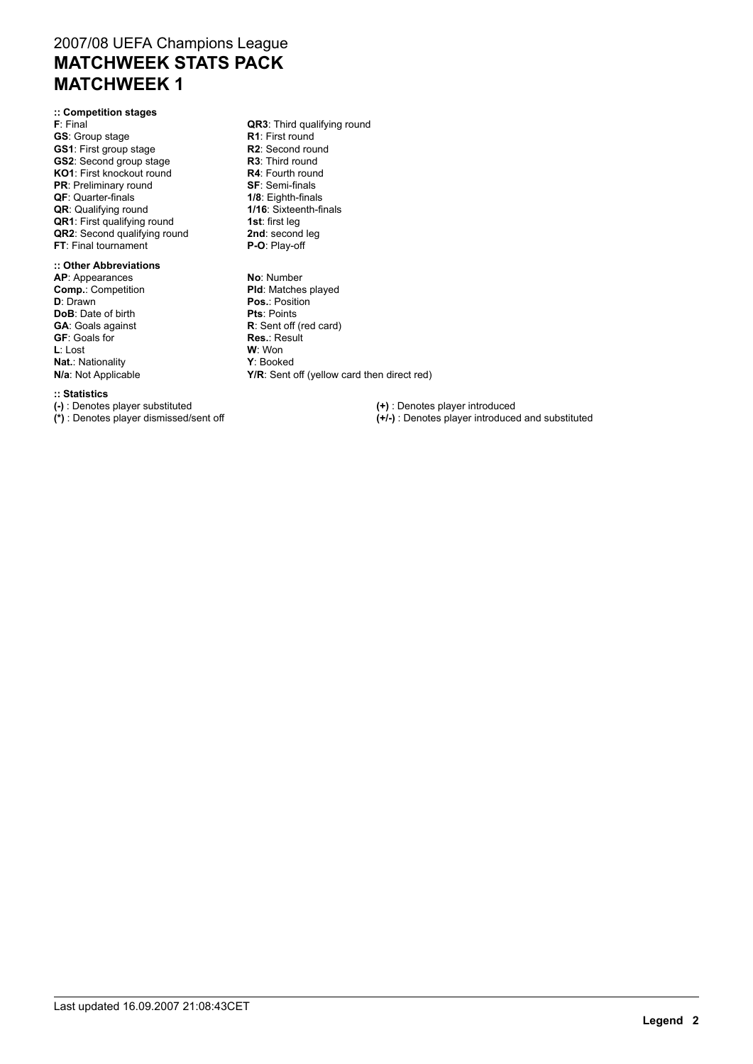2007/08 UEFA Champions League

# MATCHWEEK STATS PACK
# MATCHWEEK 1

**:: Competition stages**

**F**: Final
**GS**: Group stage
**GS1**: First group stage
**GS2**: Second group stage
**KO1**: First knockout round
**PR**: Preliminary round
**QF**: Quarter-finals
**QR**: Qualifying round
**QR1**: First qualifying round
**QR2**: Second qualifying round
**FT**: Final tournament
**QR3**: Third qualifying round
**R1**: First round
**R2**: Second round
**R3**: Third round
**R4**: Fourth round
**SF**: Semi-finals
**1/8**: Eighth-finals
**1/16**: Sixteenth-finals
**1st**: first leg
**2nd**: second leg
**P-O**: Play-off

**:: Other Abbreviations**

**AP**: Appearances
**Comp.**: Competition
**D**: Drawn
**DoB**: Date of birth
**GA**: Goals against
**GF**: Goals for
**L**: Lost
**Nat.**: Nationality
**N/a**: Not Applicable
**No**: Number
**Pld**: Matches played
**Pos.**: Position
**Pts**: Points
**R**: Sent off (red card)
**Res.**: Result
**W**: Won
**Y**: Booked
**Y/R**: Sent off (yellow card then direct red)

**:: Statistics**

**(-)** : Denotes player substituted
**(*)** : Denotes player dismissed/sent off
**(+)** : Denotes player introduced
**(+/-)** : Denotes player introduced and substituted

Last updated 16.09.2007 21:08:43CET

**Legend**